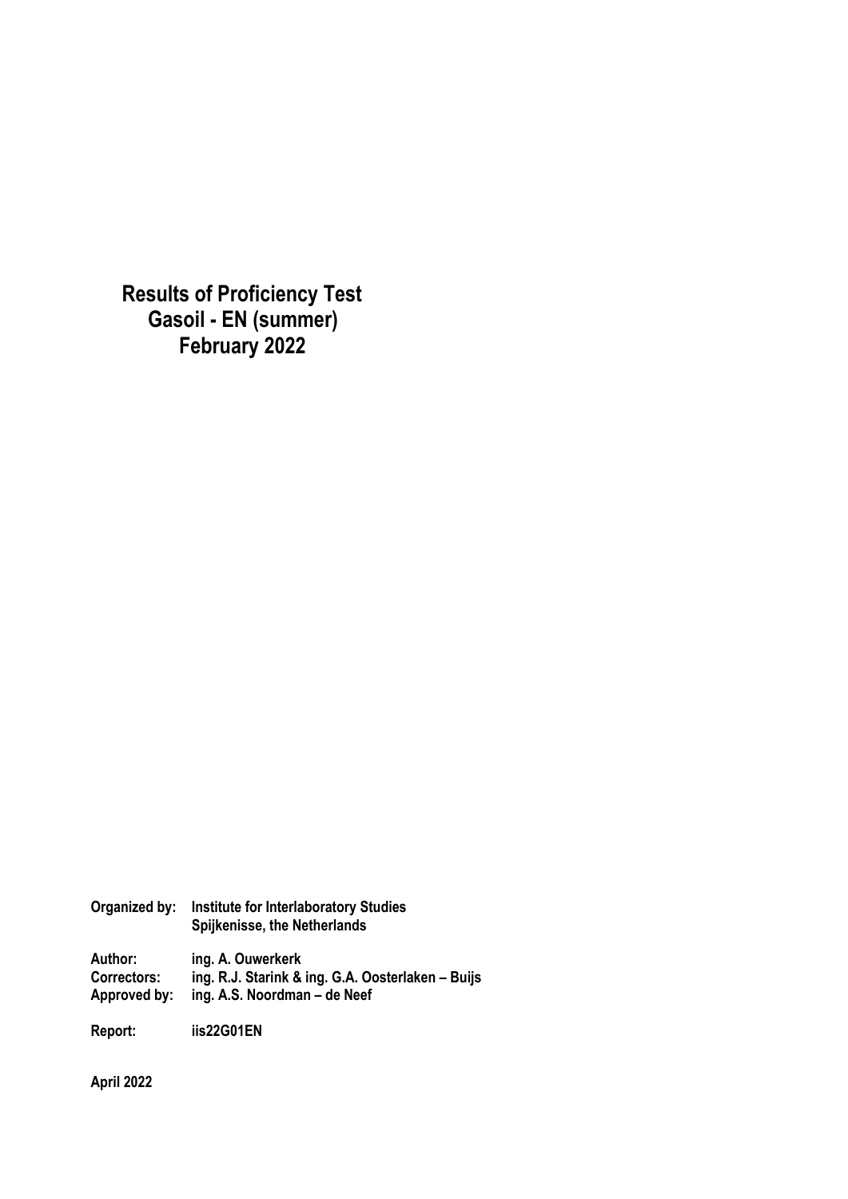# Results of Proficiency Test
# Gasoil - EN (summer)
# February 2022

**Organized by:** **Institute for Interlaboratory Studies**
**Spijkenisse, the Netherlands**

**Author:** **ing. A. Ouwerkerk**
**Correctors:** **ing. R.J. Starink & ing. G.A. Oosterlaken – Buijs**
**Approved by:** **ing. A.S. Noordman – de Neef**

**Report:** **iis22G01EN**

**April 2022**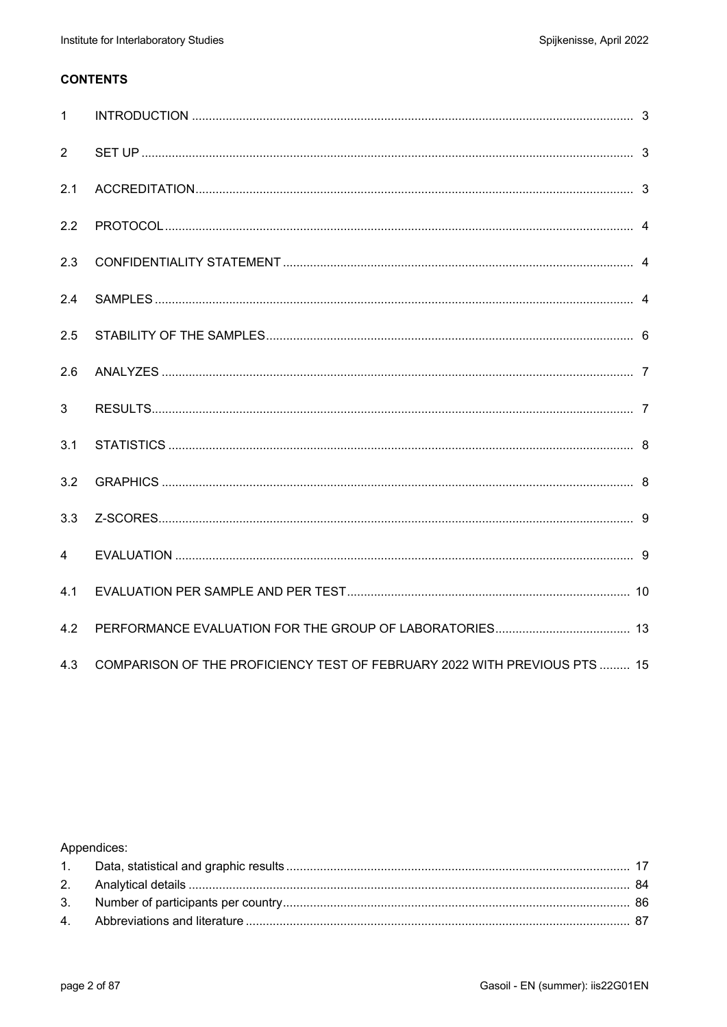## CONTENTS

| | | |
|---|---|---|
| 1 | INTRODUCTION | 3 |
| 2 | SET UP | 3 |
| 2.1 | ACCREDITATION | 3 |
| 2.2 | PROTOCOL | 4 |
| 2.3 | CONFIDENTIALITY STATEMENT | 4 |
| 2.4 | SAMPLES | 4 |
| 2.5 | STABILITY OF THE SAMPLES | 6 |
| 2.6 | ANALYZES | 7 |
| 3 | RESULTS | 7 |
| 3.1 | STATISTICS | 8 |
| 3.2 | GRAPHICS | 8 |
| 3.3 | Z-SCORES | 9 |
| 4 | EVALUATION | 9 |
| 4.1 | EVALUATION PER SAMPLE AND PER TEST | 10 |
| 4.2 | PERFORMANCE EVALUATION FOR THE GROUP OF LABORATORIES | 13 |
| 4.3 | COMPARISON OF THE PROFICIENCY TEST OF FEBRUARY 2022 WITH PREVIOUS PTS | 15 |

Appendices:

| | | |
|---|---|---|
| 1. | Data, statistical and graphic results | 17 |
| 2. | Analytical details | 84 |
| 3. | Number of participants per country | 86 |
| 4. | Abbreviations and literature | 87 |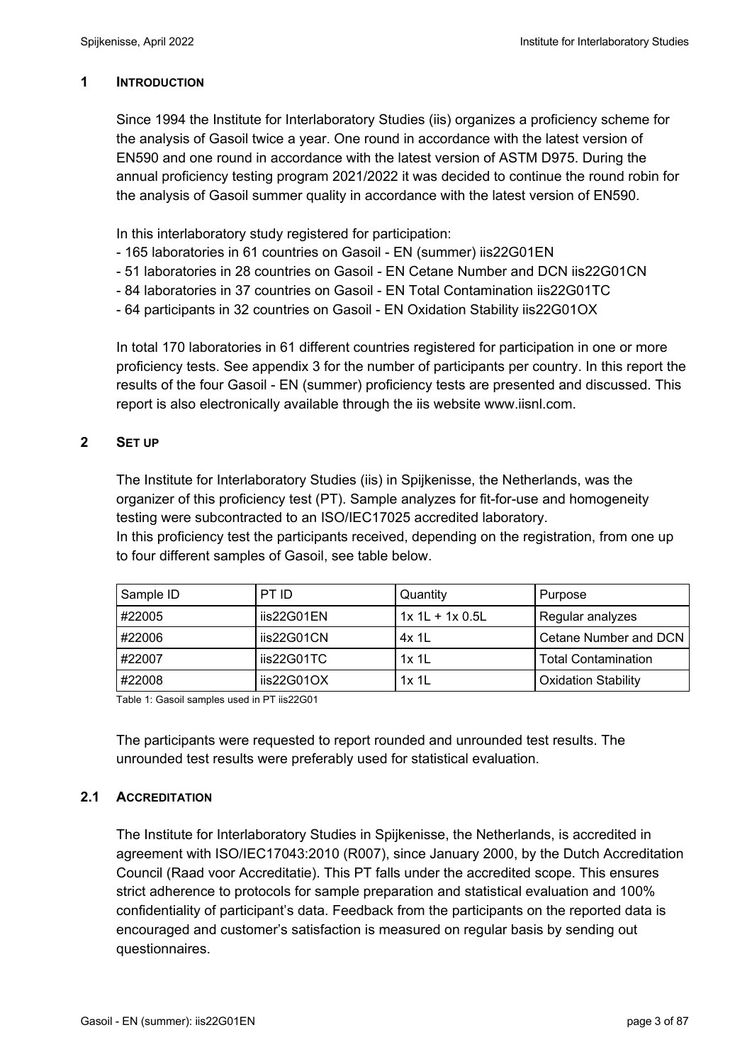## 1 INTRODUCTION

Since 1994 the Institute for Interlaboratory Studies (iis) organizes a proficiency scheme for the analysis of Gasoil twice a year. One round in accordance with the latest version of EN590 and one round in accordance with the latest version of ASTM D975. During the annual proficiency testing program 2021/2022 it was decided to continue the round robin for the analysis of Gasoil summer quality in accordance with the latest version of EN590.

In this interlaboratory study registered for participation:

- 165 laboratories in 61 countries on Gasoil - EN (summer) iis22G01EN
- 51 laboratories in 28 countries on Gasoil - EN Cetane Number and DCN iis22G01CN
- 84 laboratories in 37 countries on Gasoil - EN Total Contamination iis22G01TC
- 64 participants in 32 countries on Gasoil - EN Oxidation Stability iis22G01OX

In total 170 laboratories in 61 different countries registered for participation in one or more proficiency tests. See appendix 3 for the number of participants per country. In this report the results of the four Gasoil - EN (summer) proficiency tests are presented and discussed. This report is also electronically available through the iis website www.iisnl.com.

## 2 SET UP

The Institute for Interlaboratory Studies (iis) in Spijkenisse, the Netherlands, was the organizer of this proficiency test (PT). Sample analyzes for fit-for-use and homogeneity testing were subcontracted to an ISO/IEC17025 accredited laboratory.
In this proficiency test the participants received, depending on the registration, from one up to four different samples of Gasoil, see table below.

| Sample ID | PT ID | Quantity | Purpose |
|---|---|---|---|
| #22005 | iis22G01EN | 1x 1L + 1x 0.5L | Regular analyzes |
| #22006 | iis22G01CN | 4x 1L | Cetane Number and DCN |
| #22007 | iis22G01TC | 1x 1L | Total Contamination |
| #22008 | iis22G01OX | 1x 1L | Oxidation Stability |

Table 1: Gasoil samples used in PT iis22G01

The participants were requested to report rounded and unrounded test results. The unrounded test results were preferably used for statistical evaluation.

### 2.1 ACCREDITATION

The Institute for Interlaboratory Studies in Spijkenisse, the Netherlands, is accredited in agreement with ISO/IEC17043:2010 (R007), since January 2000, by the Dutch Accreditation Council (Raad voor Accreditatie). This PT falls under the accredited scope. This ensures strict adherence to protocols for sample preparation and statistical evaluation and 100% confidentiality of participant's data. Feedback from the participants on the reported data is encouraged and customer's satisfaction is measured on regular basis by sending out questionnaires.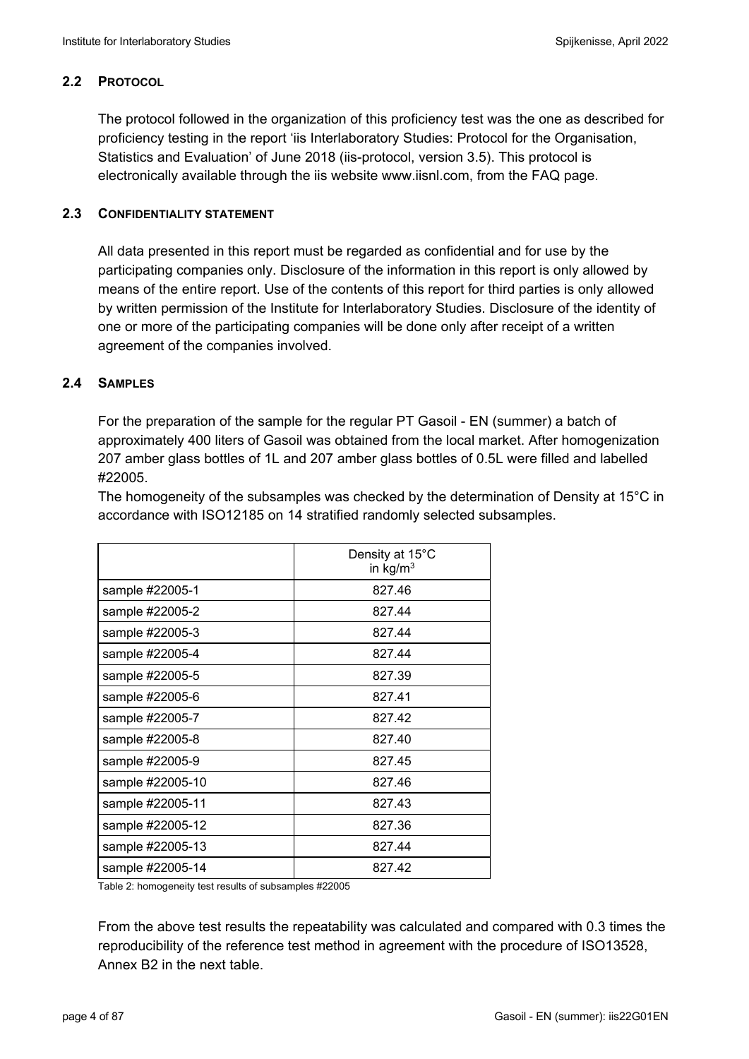### 2.2 PROTOCOL

The protocol followed in the organization of this proficiency test was the one as described for proficiency testing in the report 'iis Interlaboratory Studies: Protocol for the Organisation, Statistics and Evaluation' of June 2018 (iis-protocol, version 3.5). This protocol is electronically available through the iis website www.iisnl.com, from the FAQ page.

### 2.3 CONFIDENTIALITY STATEMENT

All data presented in this report must be regarded as confidential and for use by the participating companies only. Disclosure of the information in this report is only allowed by means of the entire report. Use of the contents of this report for third parties is only allowed by written permission of the Institute for Interlaboratory Studies. Disclosure of the identity of one or more of the participating companies will be done only after receipt of a written agreement of the companies involved.

### 2.4 SAMPLES

For the preparation of the sample for the regular PT Gasoil - EN (summer) a batch of approximately 400 liters of Gasoil was obtained from the local market. After homogenization 207 amber glass bottles of 1L and 207 amber glass bottles of 0.5L were filled and labelled #22005.

The homogeneity of the subsamples was checked by the determination of Density at 15°C in accordance with ISO12185 on 14 stratified randomly selected subsamples.

| | Density at 15°C in $kg/m^3$ |
|---|---|
| sample #22005-1 | 827.46 |
| sample #22005-2 | 827.44 |
| sample #22005-3 | 827.44 |
| sample #22005-4 | 827.44 |
| sample #22005-5 | 827.39 |
| sample #22005-6 | 827.41 |
| sample #22005-7 | 827.42 |
| sample #22005-8 | 827.40 |
| sample #22005-9 | 827.45 |
| sample #22005-10 | 827.46 |
| sample #22005-11 | 827.43 |
| sample #22005-12 | 827.36 |
| sample #22005-13 | 827.44 |
| sample #22005-14 | 827.42 |

Table 2: homogeneity test results of subsamples #22005

From the above test results the repeatability was calculated and compared with 0.3 times the reproducibility of the reference test method in agreement with the procedure of ISO13528, Annex B2 in the next table.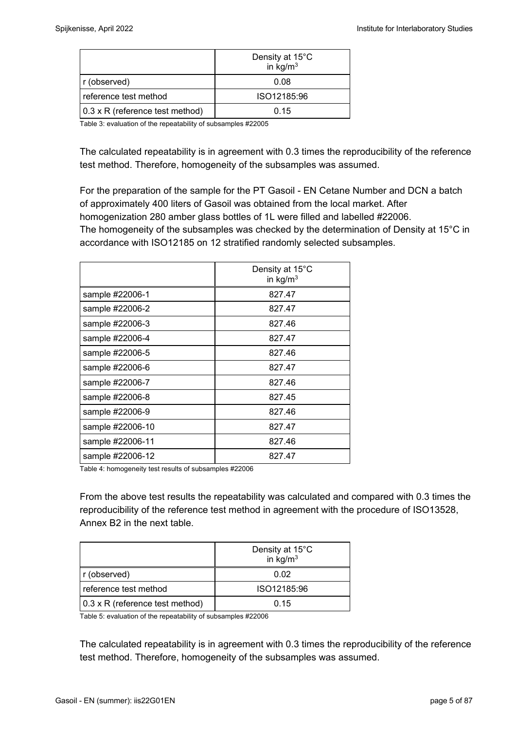| | Density at 15°C in kg/m$^3$ |
|---|---|
| r (observed) | 0.08 |
| reference test method | ISO12185:96 |
| 0.3 x R (reference test method) | 0.15 |

Table 3: evaluation of the repeatability of subsamples #22005

The calculated repeatability is in agreement with 0.3 times the reproducibility of the reference test method. Therefore, homogeneity of the subsamples was assumed.

For the preparation of the sample for the PT Gasoil - EN Cetane Number and DCN a batch of approximately 400 liters of Gasoil was obtained from the local market. After homogenization 280 amber glass bottles of 1L were filled and labelled #22006. The homogeneity of the subsamples was checked by the determination of Density at 15°C in accordance with ISO12185 on 12 stratified randomly selected subsamples.

| | Density at 15°C in kg/m$^3$ |
|---|---|
| sample #22006-1 | 827.47 |
| sample #22006-2 | 827.47 |
| sample #22006-3 | 827.46 |
| sample #22006-4 | 827.47 |
| sample #22006-5 | 827.46 |
| sample #22006-6 | 827.47 |
| sample #22006-7 | 827.46 |
| sample #22006-8 | 827.45 |
| sample #22006-9 | 827.46 |
| sample #22006-10 | 827.47 |
| sample #22006-11 | 827.46 |
| sample #22006-12 | 827.47 |

Table 4: homogeneity test results of subsamples #22006

From the above test results the repeatability was calculated and compared with 0.3 times the reproducibility of the reference test method in agreement with the procedure of ISO13528, Annex B2 in the next table.

| | Density at 15°C in kg/m$^3$ |
|---|---|
| r (observed) | 0.02 |
| reference test method | ISO12185:96 |
| 0.3 x R (reference test method) | 0.15 |

Table 5: evaluation of the repeatability of subsamples #22006

The calculated repeatability is in agreement with 0.3 times the reproducibility of the reference test method. Therefore, homogeneity of the subsamples was assumed.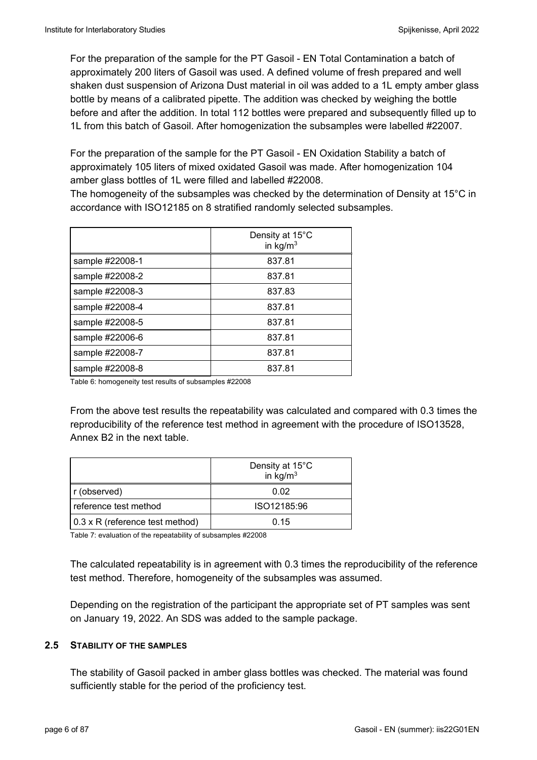For the preparation of the sample for the PT Gasoil - EN Total Contamination a batch of approximately 200 liters of Gasoil was used. A defined volume of fresh prepared and well shaken dust suspension of Arizona Dust material in oil was added to a 1L empty amber glass bottle by means of a calibrated pipette. The addition was checked by weighing the bottle before and after the addition. In total 112 bottles were prepared and subsequently filled up to 1L from this batch of Gasoil. After homogenization the subsamples were labelled #22007.

For the preparation of the sample for the PT Gasoil - EN Oxidation Stability a batch of approximately 105 liters of mixed oxidated Gasoil was made. After homogenization 104 amber glass bottles of 1L were filled and labelled #22008.

The homogeneity of the subsamples was checked by the determination of Density at 15°C in accordance with ISO12185 on 8 stratified randomly selected subsamples.

| | Density at 15°C in $kg/m^3$ |
|---|---|
| sample #22008-1 | 837.81 |
| sample #22008-2 | 837.81 |
| sample #22008-3 | 837.83 |
| sample #22008-4 | 837.81 |
| sample #22008-5 | 837.81 |
| sample #22006-6 | 837.81 |
| sample #22008-7 | 837.81 |
| sample #22008-8 | 837.81 |

Table 6: homogeneity test results of subsamples #22008

From the above test results the repeatability was calculated and compared with 0.3 times the reproducibility of the reference test method in agreement with the procedure of ISO13528, Annex B2 in the next table.

| | Density at 15°C in $kg/m^3$ |
|---|---|
| r (observed) | 0.02 |
| reference test method | ISO12185:96 |
| 0.3 x R (reference test method) | 0.15 |

Table 7: evaluation of the repeatability of subsamples #22008

The calculated repeatability is in agreement with 0.3 times the reproducibility of the reference test method. Therefore, homogeneity of the subsamples was assumed.

Depending on the registration of the participant the appropriate set of PT samples was sent on January 19, 2022. An SDS was added to the sample package.

## 2.5 STABILITY OF THE SAMPLES

The stability of Gasoil packed in amber glass bottles was checked. The material was found sufficiently stable for the period of the proficiency test.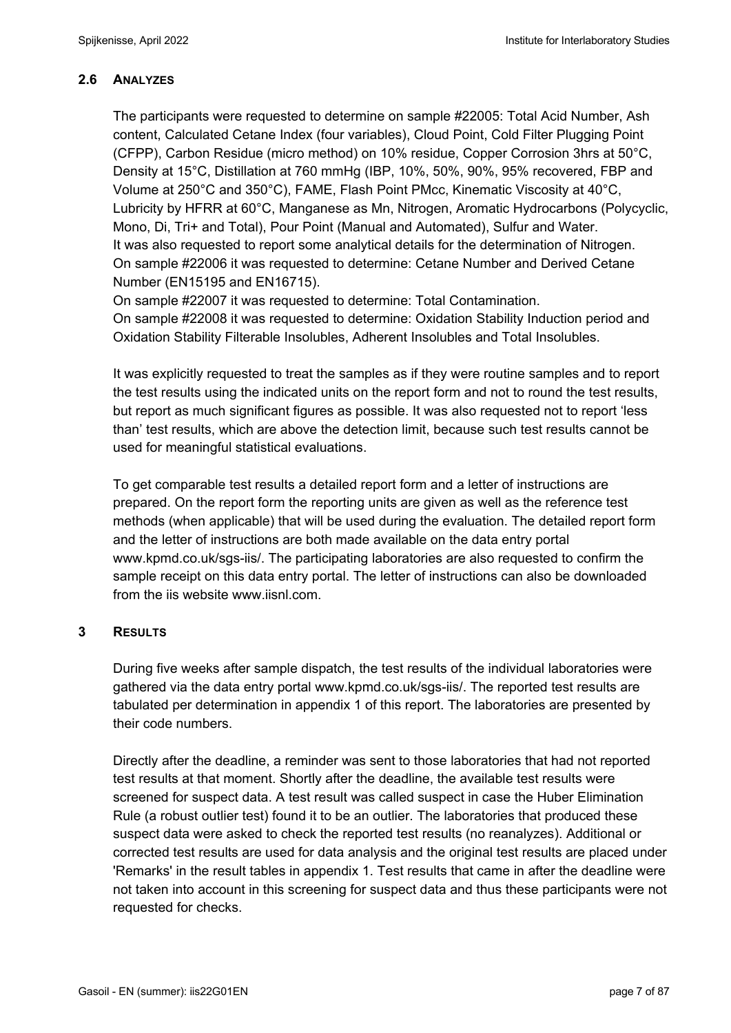## 2.6 ANALYZES

The participants were requested to determine on sample #22005: Total Acid Number, Ash content, Calculated Cetane Index (four variables), Cloud Point, Cold Filter Plugging Point (CFPP), Carbon Residue (micro method) on 10% residue, Copper Corrosion 3hrs at 50°C, Density at 15°C, Distillation at 760 mmHg (IBP, 10%, 50%, 90%, 95% recovered, FBP and Volume at 250°C and 350°C), FAME, Flash Point PMcc, Kinematic Viscosity at 40°C, Lubricity by HFRR at 60°C, Manganese as Mn, Nitrogen, Aromatic Hydrocarbons (Polycyclic, Mono, Di, Tri+ and Total), Pour Point (Manual and Automated), Sulfur and Water. It was also requested to report some analytical details for the determination of Nitrogen. On sample #22006 it was requested to determine: Cetane Number and Derived Cetane Number (EN15195 and EN16715).

On sample #22007 it was requested to determine: Total Contamination.

On sample #22008 it was requested to determine: Oxidation Stability Induction period and Oxidation Stability Filterable Insolubles, Adherent Insolubles and Total Insolubles.

It was explicitly requested to treat the samples as if they were routine samples and to report the test results using the indicated units on the report form and not to round the test results, but report as much significant figures as possible. It was also requested not to report 'less than' test results, which are above the detection limit, because such test results cannot be used for meaningful statistical evaluations.

To get comparable test results a detailed report form and a letter of instructions are prepared. On the report form the reporting units are given as well as the reference test methods (when applicable) that will be used during the evaluation. The detailed report form and the letter of instructions are both made available on the data entry portal www.kpmd.co.uk/sgs-iis/. The participating laboratories are also requested to confirm the sample receipt on this data entry portal. The letter of instructions can also be downloaded from the iis website www.iisnl.com.

# 3 RESULTS

During five weeks after sample dispatch, the test results of the individual laboratories were gathered via the data entry portal www.kpmd.co.uk/sgs-iis/. The reported test results are tabulated per determination in appendix 1 of this report. The laboratories are presented by their code numbers.

Directly after the deadline, a reminder was sent to those laboratories that had not reported test results at that moment. Shortly after the deadline, the available test results were screened for suspect data. A test result was called suspect in case the Huber Elimination Rule (a robust outlier test) found it to be an outlier. The laboratories that produced these suspect data were asked to check the reported test results (no reanalyzes). Additional or corrected test results are used for data analysis and the original test results are placed under 'Remarks' in the result tables in appendix 1. Test results that came in after the deadline were not taken into account in this screening for suspect data and thus these participants were not requested for checks.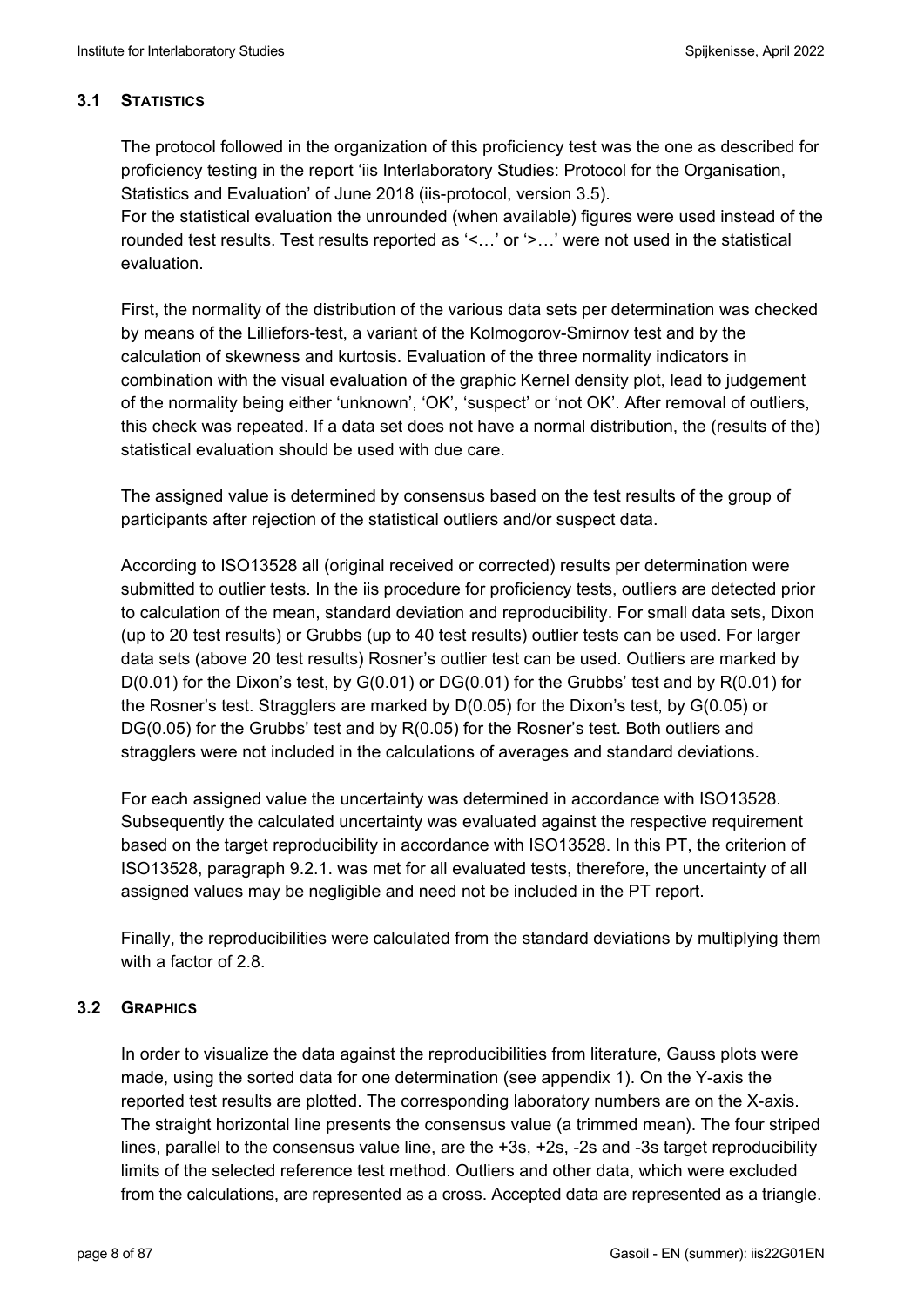### 3.1 STATISTICS

The protocol followed in the organization of this proficiency test was the one as described for proficiency testing in the report 'iis Interlaboratory Studies: Protocol for the Organisation, Statistics and Evaluation' of June 2018 (iis-protocol, version 3.5).
For the statistical evaluation the unrounded (when available) figures were used instead of the rounded test results. Test results reported as '<…' or '>…' were not used in the statistical evaluation.

First, the normality of the distribution of the various data sets per determination was checked by means of the Lilliefors-test, a variant of the Kolmogorov-Smirnov test and by the calculation of skewness and kurtosis. Evaluation of the three normality indicators in combination with the visual evaluation of the graphic Kernel density plot, lead to judgement of the normality being either 'unknown', 'OK', 'suspect' or 'not OK'. After removal of outliers, this check was repeated. If a data set does not have a normal distribution, the (results of the) statistical evaluation should be used with due care.

The assigned value is determined by consensus based on the test results of the group of participants after rejection of the statistical outliers and/or suspect data.

According to ISO13528 all (original received or corrected) results per determination were submitted to outlier tests. In the iis procedure for proficiency tests, outliers are detected prior to calculation of the mean, standard deviation and reproducibility. For small data sets, Dixon (up to 20 test results) or Grubbs (up to 40 test results) outlier tests can be used. For larger data sets (above 20 test results) Rosner's outlier test can be used. Outliers are marked by D(0.01) for the Dixon's test, by G(0.01) or DG(0.01) for the Grubbs' test and by R(0.01) for the Rosner's test. Stragglers are marked by D(0.05) for the Dixon's test, by G(0.05) or DG(0.05) for the Grubbs' test and by R(0.05) for the Rosner's test. Both outliers and stragglers were not included in the calculations of averages and standard deviations.

For each assigned value the uncertainty was determined in accordance with ISO13528. Subsequently the calculated uncertainty was evaluated against the respective requirement based on the target reproducibility in accordance with ISO13528. In this PT, the criterion of ISO13528, paragraph 9.2.1. was met for all evaluated tests, therefore, the uncertainty of all assigned values may be negligible and need not be included in the PT report.

Finally, the reproducibilities were calculated from the standard deviations by multiplying them with a factor of 2.8.

### 3.2 GRAPHICS

In order to visualize the data against the reproducibilities from literature, Gauss plots were made, using the sorted data for one determination (see appendix 1). On the Y-axis the reported test results are plotted. The corresponding laboratory numbers are on the X-axis. The straight horizontal line presents the consensus value (a trimmed mean). The four striped lines, parallel to the consensus value line, are the +3s, +2s, -2s and -3s target reproducibility limits of the selected reference test method. Outliers and other data, which were excluded from the calculations, are represented as a cross. Accepted data are represented as a triangle.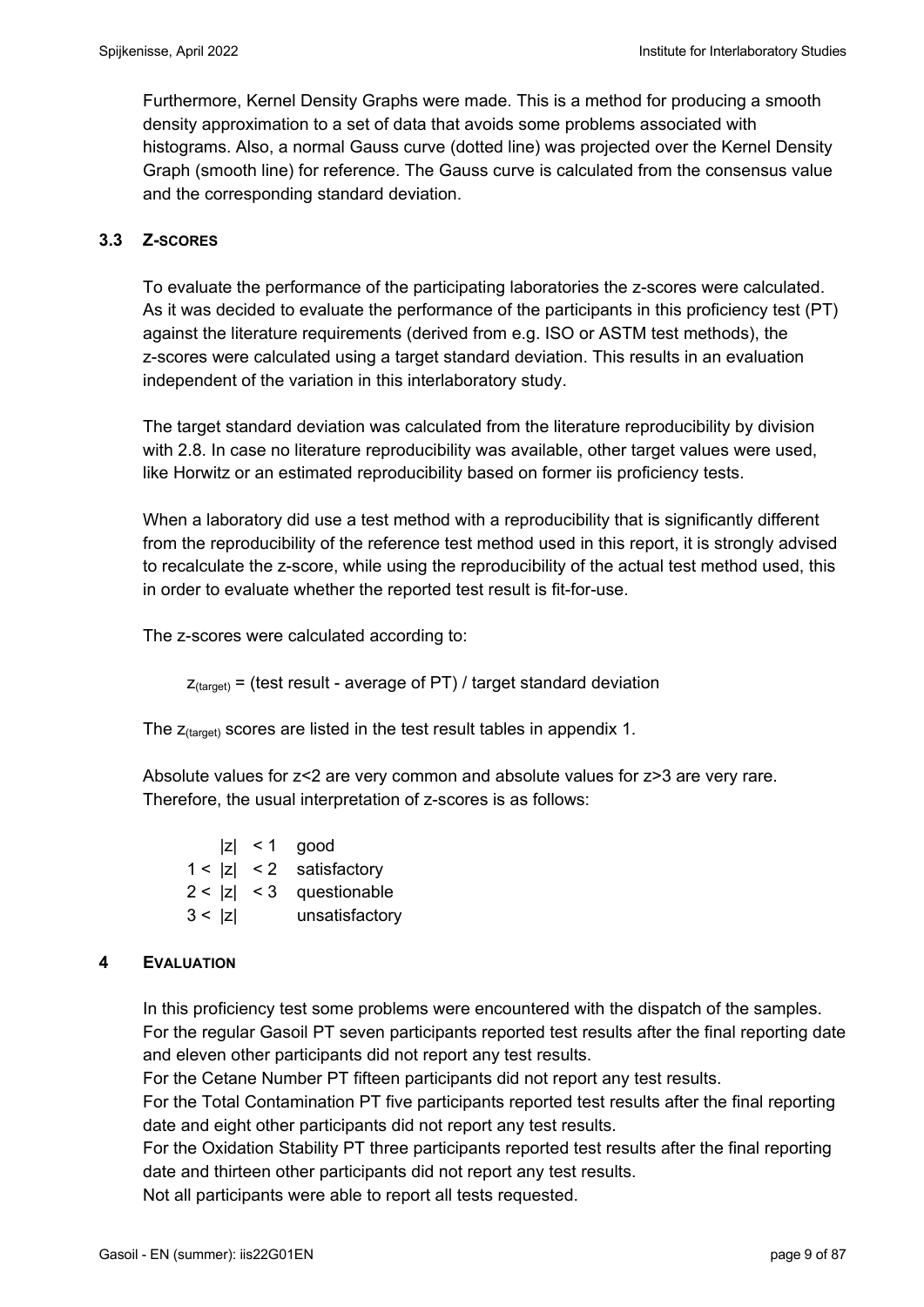Furthermore, Kernel Density Graphs were made. This is a method for producing a smooth density approximation to a set of data that avoids some problems associated with histograms. Also, a normal Gauss curve (dotted line) was projected over the Kernel Density Graph (smooth line) for reference. The Gauss curve is calculated from the consensus value and the corresponding standard deviation.

### 3.3 Z-SCORES

To evaluate the performance of the participating laboratories the z-scores were calculated. As it was decided to evaluate the performance of the participants in this proficiency test (PT) against the literature requirements (derived from e.g. ISO or ASTM test methods), the z-scores were calculated using a target standard deviation. This results in an evaluation independent of the variation in this interlaboratory study.

The target standard deviation was calculated from the literature reproducibility by division with 2.8. In case no literature reproducibility was available, other target values were used, like Horwitz or an estimated reproducibility based on former iis proficiency tests.

When a laboratory did use a test method with a reproducibility that is significantly different from the reproducibility of the reference test method used in this report, it is strongly advised to recalculate the z-score, while using the reproducibility of the actual test method used, this in order to evaluate whether the reported test result is fit-for-use.

The z-scores were calculated according to:

$$z_{(target)} = \text{(test result - average of PT) / target standard deviation}$$

The $z_{(target)}$ scores are listed in the test result tables in appendix 1.

Absolute values for z<2 are very common and absolute values for z>3 are very rare. Therefore, the usual interpretation of z-scores is as follows:

| | |
|---|---|
| $\|z\| < 1$ | good |
| $1 < \|z\| < 2$ | satisfactory |
| $2 < \|z\| < 3$ | questionable |
| $3 < \|z\|$ | unsatisfactory |

## 4 EVALUATION

In this proficiency test some problems were encountered with the dispatch of the samples. For the regular Gasoil PT seven participants reported test results after the final reporting date and eleven other participants did not report any test results.
For the Cetane Number PT fifteen participants did not report any test results.
For the Total Contamination PT five participants reported test results after the final reporting date and eight other participants did not report any test results.
For the Oxidation Stability PT three participants reported test results after the final reporting date and thirteen other participants did not report any test results.
Not all participants were able to report all tests requested.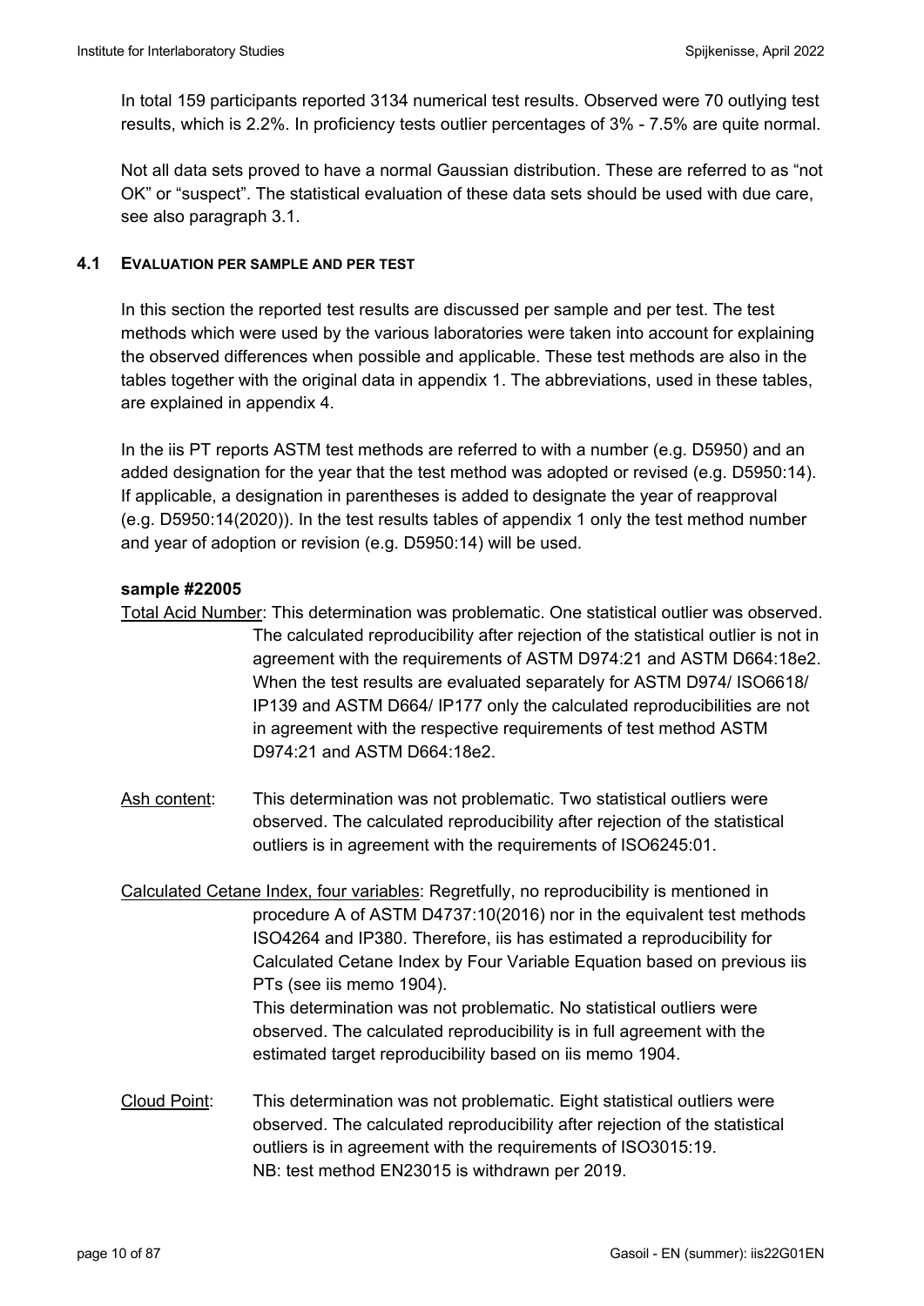In total 159 participants reported 3134 numerical test results. Observed were 70 outlying test results, which is 2.2%. In proficiency tests outlier percentages of 3% - 7.5% are quite normal.

Not all data sets proved to have a normal Gaussian distribution. These are referred to as "not OK" or "suspect". The statistical evaluation of these data sets should be used with due care, see also paragraph 3.1.

### 4.1 EVALUATION PER SAMPLE AND PER TEST

In this section the reported test results are discussed per sample and per test. The test methods which were used by the various laboratories were taken into account for explaining the observed differences when possible and applicable. These test methods are also in the tables together with the original data in appendix 1. The abbreviations, used in these tables, are explained in appendix 4.

In the iis PT reports ASTM test methods are referred to with a number (e.g. D5950) and an added designation for the year that the test method was adopted or revised (e.g. D5950:14). If applicable, a designation in parentheses is added to designate the year of reapproval (e.g. D5950:14(2020)). In the test results tables of appendix 1 only the test method number and year of adoption or revision (e.g. D5950:14) will be used.

**sample #22005**

Total Acid Number: This determination was problematic. One statistical outlier was observed. The calculated reproducibility after rejection of the statistical outlier is not in agreement with the requirements of ASTM D974:21 and ASTM D664:18e2. When the test results are evaluated separately for ASTM D974/ ISO6618/ IP139 and ASTM D664/ IP177 only the calculated reproducibilities are not in agreement with the respective requirements of test method ASTM D974:21 and ASTM D664:18e2.

Ash content: This determination was not problematic. Two statistical outliers were observed. The calculated reproducibility after rejection of the statistical outliers is in agreement with the requirements of ISO6245:01.

Calculated Cetane Index, four variables: Regretfully, no reproducibility is mentioned in procedure A of ASTM D4737:10(2016) nor in the equivalent test methods ISO4264 and IP380. Therefore, iis has estimated a reproducibility for Calculated Cetane Index by Four Variable Equation based on previous iis PTs (see iis memo 1904).
This determination was not problematic. No statistical outliers were observed. The calculated reproducibility is in full agreement with the estimated target reproducibility based on iis memo 1904.

Cloud Point: This determination was not problematic. Eight statistical outliers were observed. The calculated reproducibility after rejection of the statistical outliers is in agreement with the requirements of ISO3015:19.
NB: test method EN23015 is withdrawn per 2019.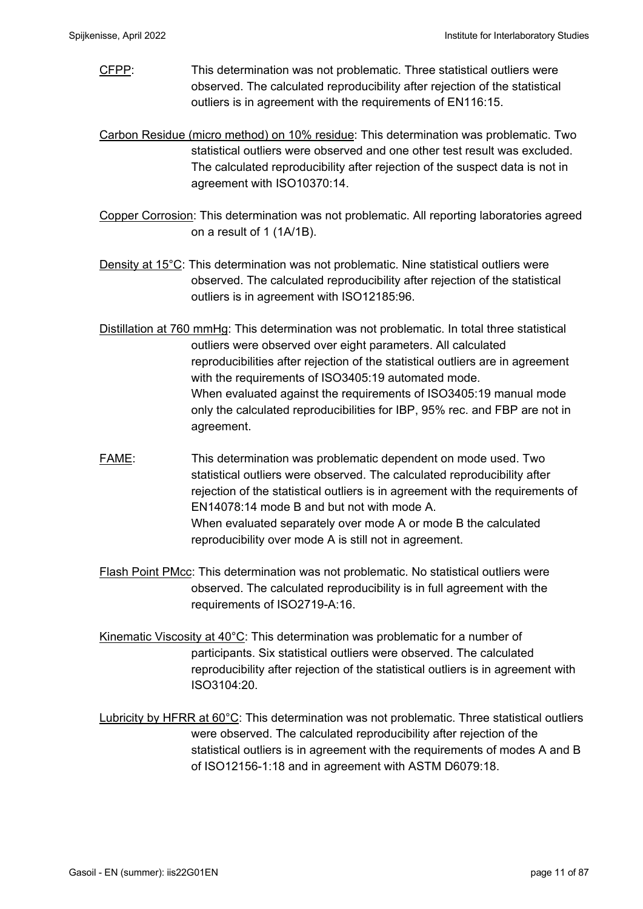<u>CFPP</u>: This determination was not problematic. Three statistical outliers were observed. The calculated reproducibility after rejection of the statistical outliers is in agreement with the requirements of EN116:15.

<u>Carbon Residue (micro method) on 10% residue</u>: This determination was problematic. Two statistical outliers were observed and one other test result was excluded. The calculated reproducibility after rejection of the suspect data is not in agreement with ISO10370:14.

<u>Copper Corrosion</u>: This determination was not problematic. All reporting laboratories agreed on a result of 1 (1A/1B).

<u>Density at 15°C</u>: This determination was not problematic. Nine statistical outliers were observed. The calculated reproducibility after rejection of the statistical outliers is in agreement with ISO12185:96.

<u>Distillation at 760 mmHg</u>: This determination was not problematic. In total three statistical outliers were observed over eight parameters. All calculated reproducibilities after rejection of the statistical outliers are in agreement with the requirements of ISO3405:19 automated mode.
When evaluated against the requirements of ISO3405:19 manual mode only the calculated reproducibilities for IBP, 95% rec. and FBP are not in agreement.

<u>FAME</u>: This determination was problematic dependent on mode used. Two statistical outliers were observed. The calculated reproducibility after rejection of the statistical outliers is in agreement with the requirements of EN14078:14 mode B and but not with mode A.
When evaluated separately over mode A or mode B the calculated reproducibility over mode A is still not in agreement.

<u>Flash Point PMcc</u>: This determination was not problematic. No statistical outliers were observed. The calculated reproducibility is in full agreement with the requirements of ISO2719-A:16.

<u>Kinematic Viscosity at 40°C</u>: This determination was problematic for a number of participants. Six statistical outliers were observed. The calculated reproducibility after rejection of the statistical outliers is in agreement with ISO3104:20.

<u>Lubricity by HFRR at 60°C</u>: This determination was not problematic. Three statistical outliers were observed. The calculated reproducibility after rejection of the statistical outliers is in agreement with the requirements of modes A and B of ISO12156-1:18 and in agreement with ASTM D6079:18.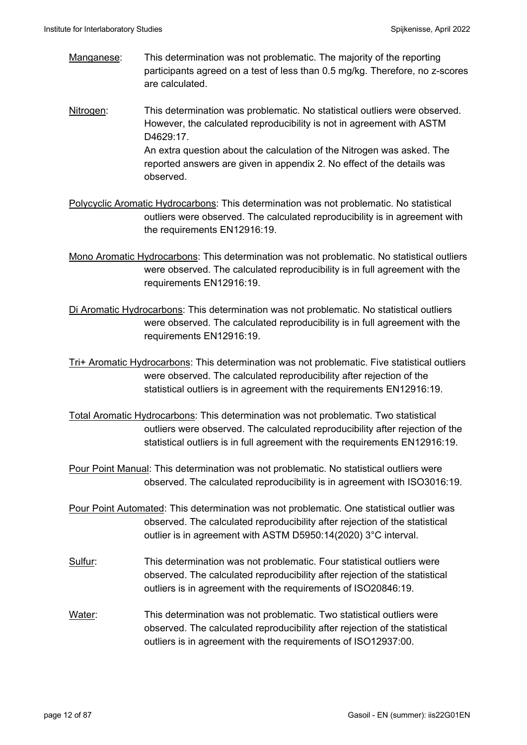Manganese: This determination was not problematic. The majority of the reporting participants agreed on a test of less than 0.5 mg/kg. Therefore, no z-scores are calculated.

Nitrogen: This determination was problematic. No statistical outliers were observed. However, the calculated reproducibility is not in agreement with ASTM D4629:17.
An extra question about the calculation of the Nitrogen was asked. The reported answers are given in appendix 2. No effect of the details was observed.

Polycyclic Aromatic Hydrocarbons: This determination was not problematic. No statistical outliers were observed. The calculated reproducibility is in agreement with the requirements EN12916:19.

Mono Aromatic Hydrocarbons: This determination was not problematic. No statistical outliers were observed. The calculated reproducibility is in full agreement with the requirements EN12916:19.

Di Aromatic Hydrocarbons: This determination was not problematic. No statistical outliers were observed. The calculated reproducibility is in full agreement with the requirements EN12916:19.

Tri+ Aromatic Hydrocarbons: This determination was not problematic. Five statistical outliers were observed. The calculated reproducibility after rejection of the statistical outliers is in agreement with the requirements EN12916:19.

Total Aromatic Hydrocarbons: This determination was not problematic. Two statistical outliers were observed. The calculated reproducibility after rejection of the statistical outliers is in full agreement with the requirements EN12916:19.

Pour Point Manual: This determination was not problematic. No statistical outliers were observed. The calculated reproducibility is in agreement with ISO3016:19.

Pour Point Automated: This determination was not problematic. One statistical outlier was observed. The calculated reproducibility after rejection of the statistical outlier is in agreement with ASTM D5950:14(2020) 3°C interval.

Sulfur: This determination was not problematic. Four statistical outliers were observed. The calculated reproducibility after rejection of the statistical outliers is in agreement with the requirements of ISO20846:19.

Water: This determination was not problematic. Two statistical outliers were observed. The calculated reproducibility after rejection of the statistical outliers is in agreement with the requirements of ISO12937:00.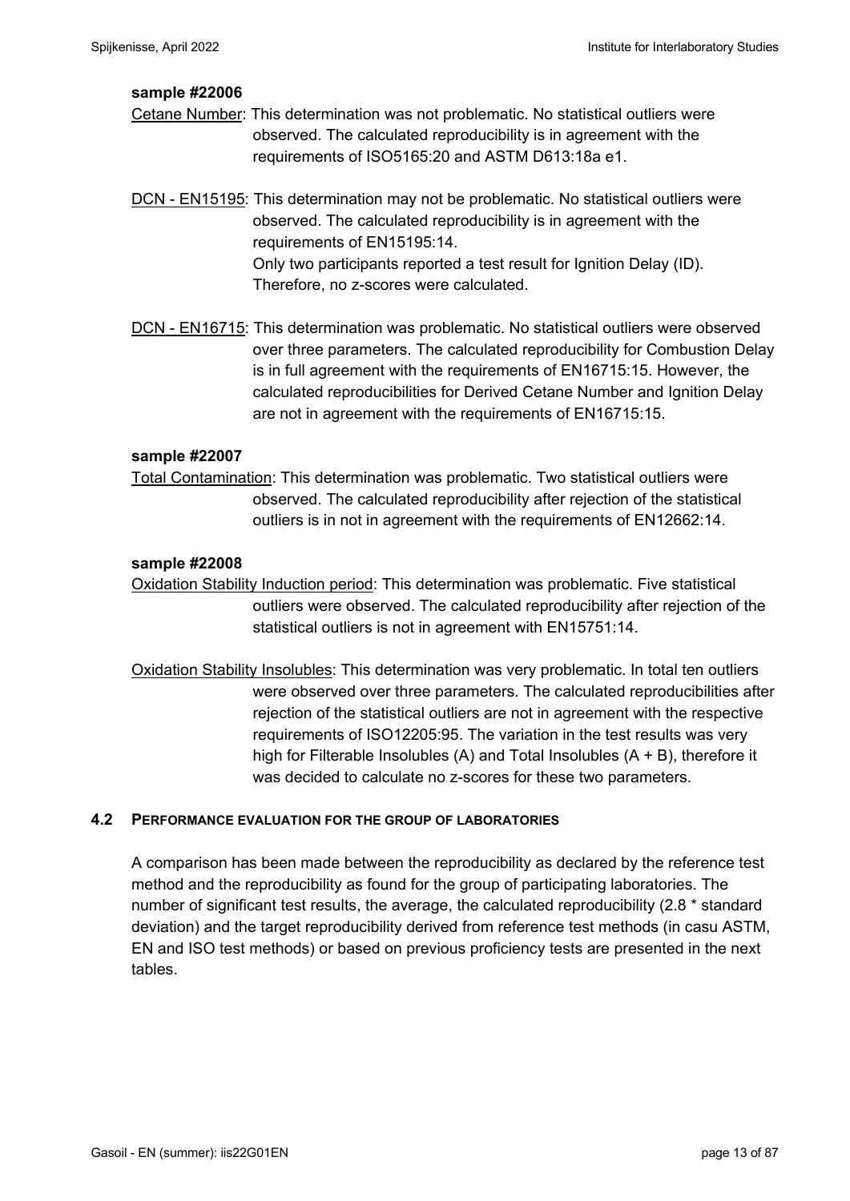**sample #22006**

Cetane Number: This determination was not problematic. No statistical outliers were observed. The calculated reproducibility is in agreement with the requirements of ISO5165:20 and ASTM D613:18a e1.

DCN - EN15195: This determination may not be problematic. No statistical outliers were observed. The calculated reproducibility is in agreement with the requirements of EN15195:14.
Only two participants reported a test result for Ignition Delay (ID). Therefore, no z-scores were calculated.

DCN - EN16715: This determination was problematic. No statistical outliers were observed over three parameters. The calculated reproducibility for Combustion Delay is in full agreement with the requirements of EN16715:15. However, the calculated reproducibilities for Derived Cetane Number and Ignition Delay are not in agreement with the requirements of EN16715:15.

**sample #22007**

Total Contamination: This determination was problematic. Two statistical outliers were observed. The calculated reproducibility after rejection of the statistical outliers is in not in agreement with the requirements of EN12662:14.

**sample #22008**

Oxidation Stability Induction period: This determination was problematic. Five statistical outliers were observed. The calculated reproducibility after rejection of the statistical outliers is not in agreement with EN15751:14.

Oxidation Stability Insolubles: This determination was very problematic. In total ten outliers were observed over three parameters. The calculated reproducibilities after rejection of the statistical outliers are not in agreement with the respective requirements of ISO12205:95. The variation in the test results was very high for Filterable Insolubles (A) and Total Insolubles (A + B), therefore it was decided to calculate no z-scores for these two parameters.

## 4.2 PERFORMANCE EVALUATION FOR THE GROUP OF LABORATORIES

A comparison has been made between the reproducibility as declared by the reference test method and the reproducibility as found for the group of participating laboratories. The number of significant test results, the average, the calculated reproducibility (2.8 * standard deviation) and the target reproducibility derived from reference test methods (in casu ASTM, EN and ISO test methods) or based on previous proficiency tests are presented in the next tables.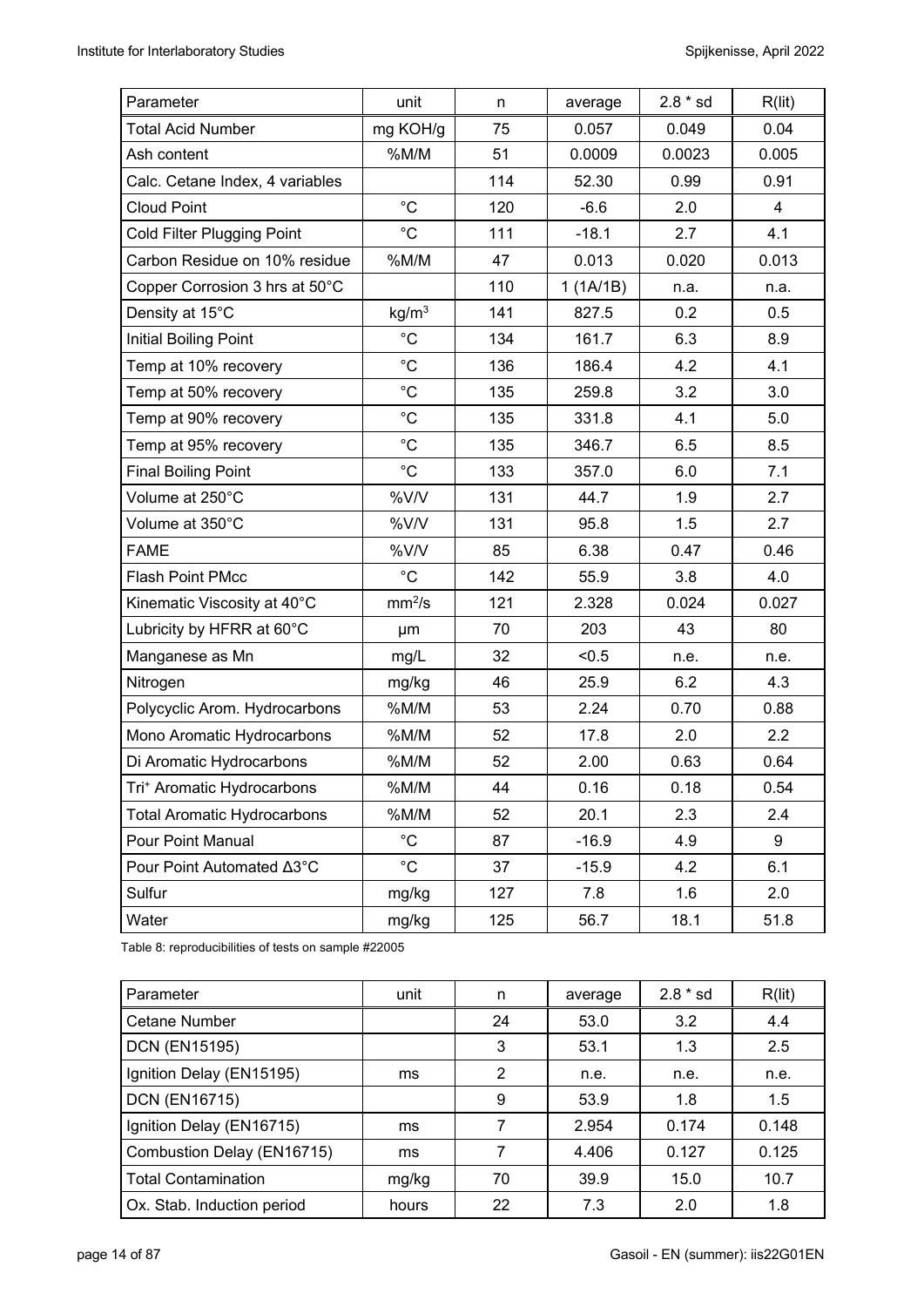| Parameter | unit | n | average | 2.8 * sd | R(lit) |
|---|---|---|---|---|---|
| Total Acid Number | mg KOH/g | 75 | 0.057 | 0.049 | 0.04 |
| Ash content | %M/M | 51 | 0.0009 | 0.0023 | 0.005 |
| Calc. Cetane Index, 4 variables | | 114 | 52.30 | 0.99 | 0.91 |
| Cloud Point | °C | 120 | -6.6 | 2.0 | 4 |
| Cold Filter Plugging Point | °C | 111 | -18.1 | 2.7 | 4.1 |
| Carbon Residue on 10% residue | %M/M | 47 | 0.013 | 0.020 | 0.013 |
| Copper Corrosion 3 hrs at 50°C | | 110 | 1 (1A/1B) | n.a. | n.a. |
| Density at 15°C | $kg/m^3$ | 141 | 827.5 | 0.2 | 0.5 |
| Initial Boiling Point | °C | 134 | 161.7 | 6.3 | 8.9 |
| Temp at 10% recovery | °C | 136 | 186.4 | 4.2 | 4.1 |
| Temp at 50% recovery | °C | 135 | 259.8 | 3.2 | 3.0 |
| Temp at 90% recovery | °C | 135 | 331.8 | 4.1 | 5.0 |
| Temp at 95% recovery | °C | 135 | 346.7 | 6.5 | 8.5 |
| Final Boiling Point | °C | 133 | 357.0 | 6.0 | 7.1 |
| Volume at 250°C | %V/V | 131 | 44.7 | 1.9 | 2.7 |
| Volume at 350°C | %V/V | 131 | 95.8 | 1.5 | 2.7 |
| FAME | %V/V | 85 | 6.38 | 0.47 | 0.46 |
| Flash Point PMcc | °C | 142 | 55.9 | 3.8 | 4.0 |
| Kinematic Viscosity at 40°C | $mm^2/s$ | 121 | 2.328 | 0.024 | 0.027 |
| Lubricity by HFRR at 60°C | µm | 70 | 203 | 43 | 80 |
| Manganese as Mn | mg/L | 32 | <0.5 | n.e. | n.e. |
| Nitrogen | mg/kg | 46 | 25.9 | 6.2 | 4.3 |
| Polycyclic Arom. Hydrocarbons | %M/M | 53 | 2.24 | 0.70 | 0.88 |
| Mono Aromatic Hydrocarbons | %M/M | 52 | 17.8 | 2.0 | 2.2 |
| Di Aromatic Hydrocarbons | %M/M | 52 | 2.00 | 0.63 | 0.64 |
| $Tri^+$ Aromatic Hydrocarbons | %M/M | 44 | 0.16 | 0.18 | 0.54 |
| Total Aromatic Hydrocarbons | %M/M | 52 | 20.1 | 2.3 | 2.4 |
| Pour Point Manual | °C | 87 | -16.9 | 4.9 | 9 |
| Pour Point Automated Δ3°C | °C | 37 | -15.9 | 4.2 | 6.1 |
| Sulfur | mg/kg | 127 | 7.8 | 1.6 | 2.0 |
| Water | mg/kg | 125 | 56.7 | 18.1 | 51.8 |

Table 8: reproducibilities of tests on sample #22005

| Parameter | unit | n | average | 2.8 * sd | R(lit) |
|---|---|---|---|---|---|
| Cetane Number | | 24 | 53.0 | 3.2 | 4.4 |
| DCN (EN15195) | | 3 | 53.1 | 1.3 | 2.5 |
| Ignition Delay (EN15195) | ms | 2 | n.e. | n.e. | n.e. |
| DCN (EN16715) | | 9 | 53.9 | 1.8 | 1.5 |
| Ignition Delay (EN16715) | ms | 7 | 2.954 | 0.174 | 0.148 |
| Combustion Delay (EN16715) | ms | 7 | 4.406 | 0.127 | 0.125 |
| Total Contamination | mg/kg | 70 | 39.9 | 15.0 | 10.7 |
| Ox. Stab. Induction period | hours | 22 | 7.3 | 2.0 | 1.8 |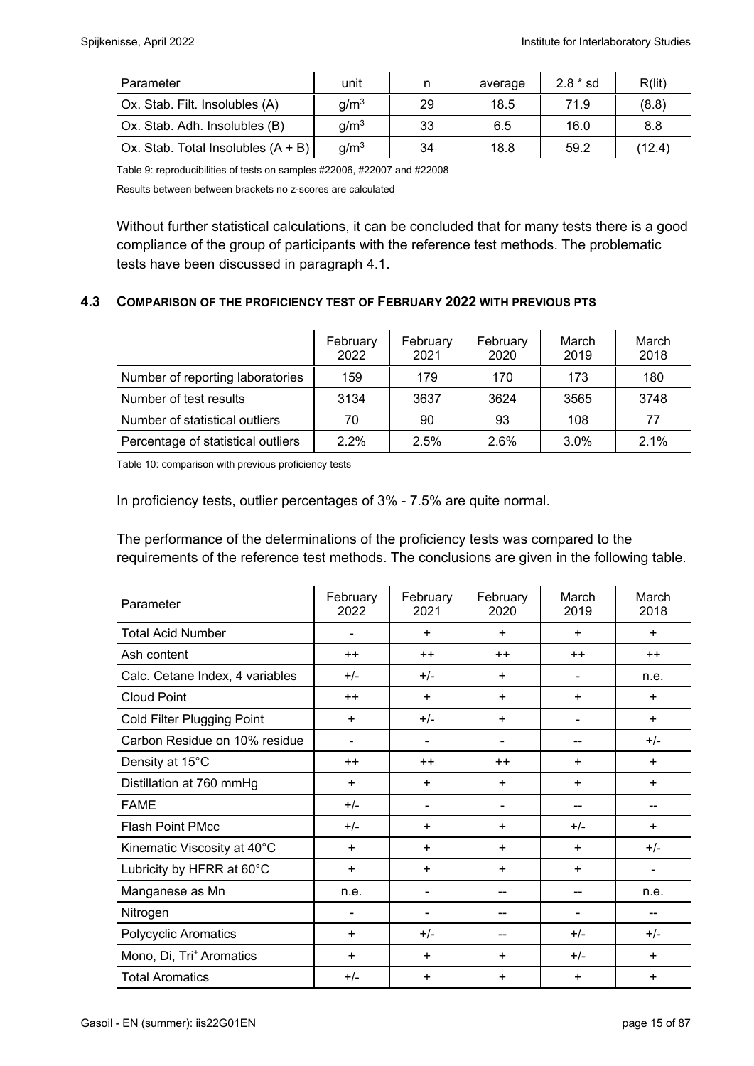| Parameter | unit | n | average | 2.8 * sd | R(lit) |
|---|---|---|---|---|---|
| Ox. Stab. Filt. Insolubles (A) | $g/m^3$ | 29 | 18.5 | 71.9 | (8.8) |
| Ox. Stab. Adh. Insolubles (B) | $g/m^3$ | 33 | 6.5 | 16.0 | 8.8 |
| Ox. Stab. Total Insolubles (A + B) | $g/m^3$ | 34 | 18.8 | 59.2 | (12.4) |

Table 9: reproducibilities of tests on samples #22006, #22007 and #22008

Results between between brackets no z-scores are calculated

Without further statistical calculations, it can be concluded that for many tests there is a good compliance of the group of participants with the reference test methods. The problematic tests have been discussed in paragraph 4.1.

### 4.3 COMPARISON OF THE PROFICIENCY TEST OF FEBRUARY 2022 WITH PREVIOUS PTS

| | February 2022 | February 2021 | February 2020 | March 2019 | March 2018 |
|---|---|---|---|---|---|
| Number of reporting laboratories | 159 | 179 | 170 | 173 | 180 |
| Number of test results | 3134 | 3637 | 3624 | 3565 | 3748 |
| Number of statistical outliers | 70 | 90 | 93 | 108 | 77 |
| Percentage of statistical outliers | 2.2% | 2.5% | 2.6% | 3.0% | 2.1% |

Table 10: comparison with previous proficiency tests

In proficiency tests, outlier percentages of 3% - 7.5% are quite normal.

The performance of the determinations of the proficiency tests was compared to the requirements of the reference test methods. The conclusions are given in the following table.

| Parameter | February 2022 | February 2021 | February 2020 | March 2019 | March 2018 |
|---|---|---|---|---|---|
| Total Acid Number | - | + | + | + | + |
| Ash content | ++ | ++ | ++ | ++ | ++ |
| Calc. Cetane Index, 4 variables | +/- | +/- | + | - | n.e. |
| Cloud Point | ++ | + | + | + | + |
| Cold Filter Plugging Point | + | +/- | + | - | + |
| Carbon Residue on 10% residue | - | - | - | -- | +/- |
| Density at 15°C | ++ | ++ | ++ | + | + |
| Distillation at 760 mmHg | + | + | + | + | + |
| FAME | +/- | - | - | -- | -- |
| Flash Point PMcc | +/- | + | + | +/- | + |
| Kinematic Viscosity at 40°C | + | + | + | + | +/- |
| Lubricity by HFRR at 60°C | + | + | + | + | - |
| Manganese as Mn | n.e. | - | -- | -- | n.e. |
| Nitrogen | - | - | -- | - | -- |
| Polycyclic Aromatics | + | +/- | -- | +/- | +/- |
| Mono, Di, Tri+ Aromatics | + | + | + | +/- | + |
| Total Aromatics | +/- | + | + | + | + |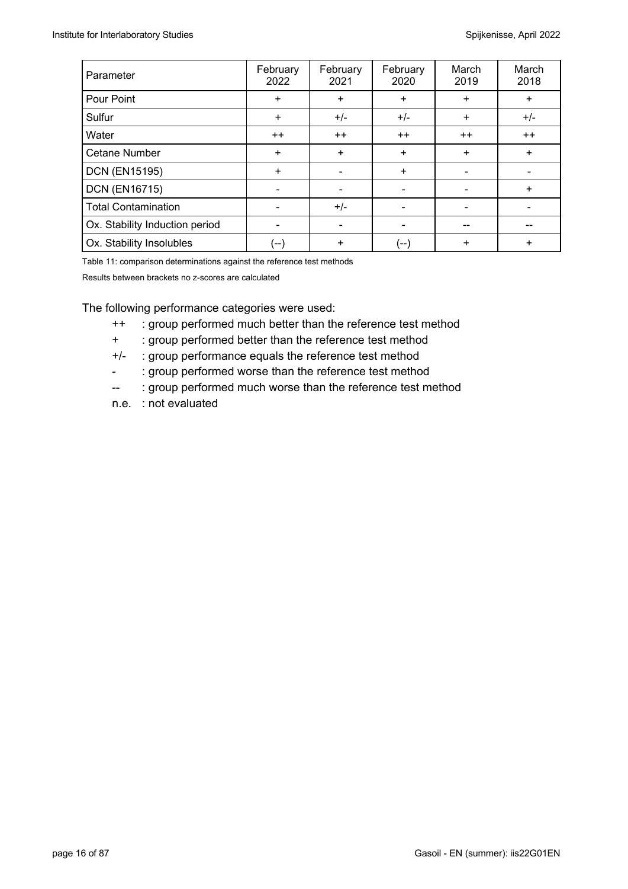| Parameter | February 2022 | February 2021 | February 2020 | March 2019 | March 2018 |
|---|---|---|---|---|---|
| Pour Point | + | + | + | + | + |
| Sulfur | + | +/- | +/- | + | +/- |
| Water | ++ | ++ | ++ | ++ | ++ |
| Cetane Number | + | + | + | + | + |
| DCN (EN15195) | + | - | + | - | - |
| DCN (EN16715) | - | - | - | - | + |
| Total Contamination | - | +/- | - | - | - |
| Ox. Stability Induction period | - | - | - | -- | -- |
| Ox. Stability Insolubles | (--) | + | (--) | + | + |

Table 11: comparison determinations against the reference test methods

Results between brackets no z-scores are calculated

The following performance categories were used:

- ++ : group performed much better than the reference test method
- + : group performed better than the reference test method
- +/- : group performance equals the reference test method
- - : group performed worse than the reference test method
- -- : group performed much worse than the reference test method
- n.e. : not evaluated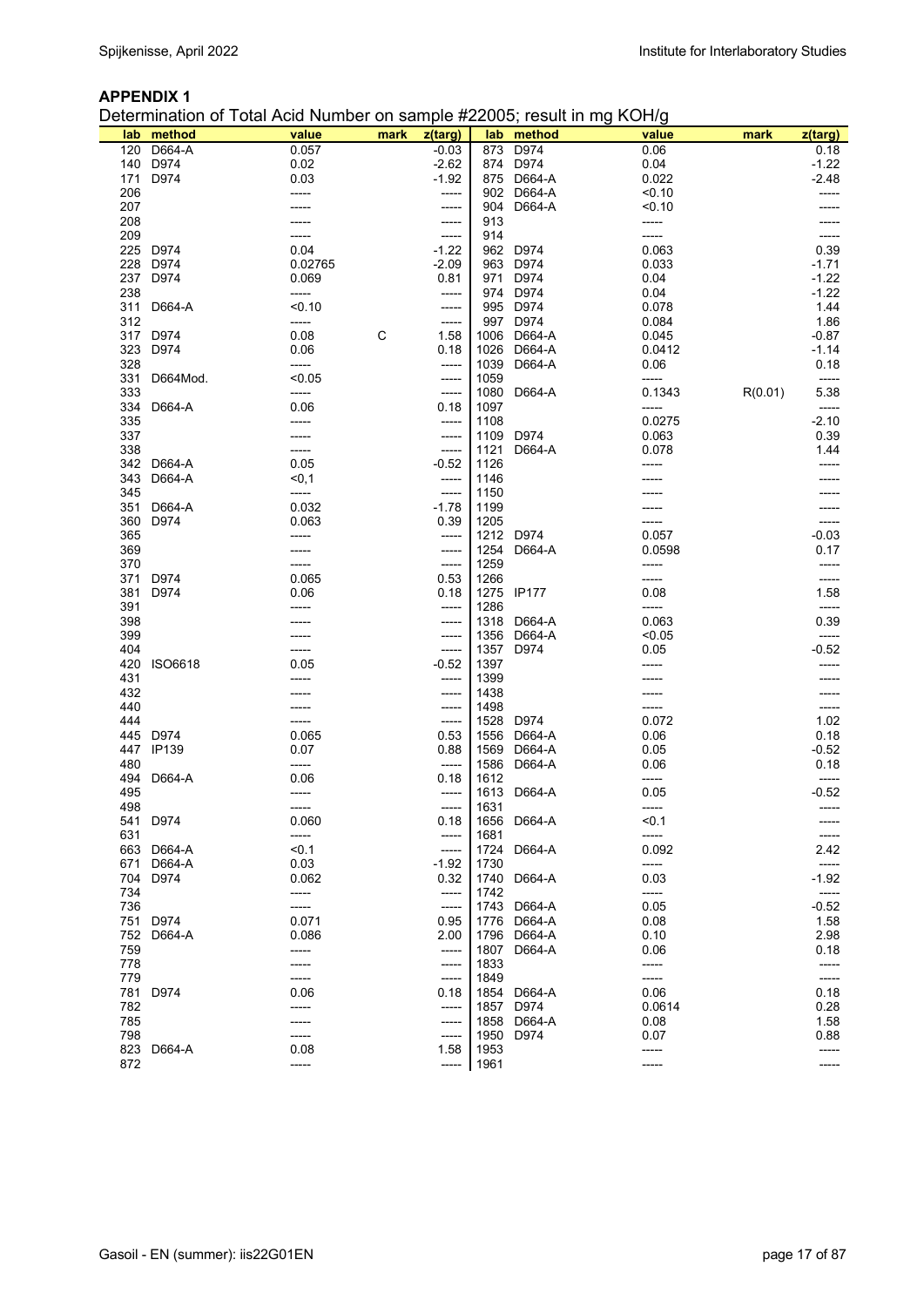## APPENDIX 1

Determination of Total Acid Number on sample #22005; result in mg KOH/g

| lab | method | value | mark | z(targ) | lab | method | value | mark | z(targ) |
|---|---|---|---|---|---|---|---|---|---|
| 120 | D664-A | 0.057 | | -0.03 | 873 | D974 | 0.06 | | 0.18 |
| 140 | D974 | 0.02 | | -2.62 | 874 | D974 | 0.04 | | -1.22 |
| 171 | D974 | 0.03 | | -1.92 | 875 | D664-A | 0.022 | | -2.48 |
| 206 | | ----- | | ----- | 902 | D664-A | <0.10 | | ----- |
| 207 | | ----- | | ----- | 904 | D664-A | <0.10 | | ----- |
| 208 | | ----- | | ----- | 913 | | ----- | | ----- |
| 209 | | ----- | | ----- | 914 | | ----- | | ----- |
| 225 | D974 | 0.04 | | -1.22 | 962 | D974 | 0.063 | | 0.39 |
| 228 | D974 | 0.02765 | | -2.09 | 963 | D974 | 0.033 | | -1.71 |
| 237 | D974 | 0.069 | | 0.81 | 971 | D974 | 0.04 | | -1.22 |
| 238 | | ----- | | ----- | 974 | D974 | 0.04 | | -1.22 |
| 311 | D664-A | <0.10 | | ----- | 995 | D974 | 0.078 | | 1.44 |
| 312 | | ----- | | ----- | 997 | D974 | 0.084 | | 1.86 |
| 317 | D974 | 0.08 | C | 1.58 | 1006 | D664-A | 0.045 | | -0.87 |
| 323 | D974 | 0.06 | | 0.18 | 1026 | D664-A | 0.0412 | | -1.14 |
| 328 | | ----- | | ----- | 1039 | D664-A | 0.06 | | 0.18 |
| 331 | D664Mod. | <0.05 | | ----- | 1059 | | ----- | | ----- |
| 333 | | ----- | | ----- | 1080 | D664-A | 0.1343 | R(0.01) | 5.38 |
| 334 | D664-A | 0.06 | | 0.18 | 1097 | | ----- | | ----- |
| 335 | | ----- | | ----- | 1108 | | 0.0275 | | -2.10 |
| 337 | | ----- | | ----- | 1109 | D974 | 0.063 | | 0.39 |
| 338 | | ----- | | ----- | 1121 | D664-A | 0.078 | | 1.44 |
| 342 | D664-A | 0.05 | | -0.52 | 1126 | | ----- | | ----- |
| 343 | D664-A | <0,1 | | ----- | 1146 | | ----- | | ----- |
| 345 | | ----- | | ----- | 1150 | | ----- | | ----- |
| 351 | D664-A | 0.032 | | -1.78 | 1199 | | ----- | | ----- |
| 360 | D974 | 0.063 | | 0.39 | 1205 | | ----- | | ----- |
| 365 | | ----- | | ----- | 1212 | D974 | 0.057 | | -0.03 |
| 369 | | ----- | | ----- | 1254 | D664-A | 0.0598 | | 0.17 |
| 370 | | ----- | | ----- | 1259 | | ----- | | ----- |
| 371 | D974 | 0.065 | | 0.53 | 1266 | | ----- | | ----- |
| 381 | D974 | 0.06 | | 0.18 | 1275 | IP177 | 0.08 | | 1.58 |
| 391 | | ----- | | ----- | 1286 | | ----- | | ----- |
| 398 | | ----- | | ----- | 1318 | D664-A | 0.063 | | 0.39 |
| 399 | | ----- | | ----- | 1356 | D664-A | <0.05 | | ----- |
| 404 | | ----- | | ----- | 1357 | D974 | 0.05 | | -0.52 |
| 420 | ISO6618 | 0.05 | | -0.52 | 1397 | | ----- | | ----- |
| 431 | | ----- | | ----- | 1399 | | ----- | | ----- |
| 432 | | ----- | | ----- | 1438 | | ----- | | ----- |
| 440 | | ----- | | ----- | 1498 | | ----- | | ----- |
| 444 | | ----- | | ----- | 1528 | D974 | 0.072 | | 1.02 |
| 445 | D974 | 0.065 | | 0.53 | 1556 | D664-A | 0.06 | | 0.18 |
| 447 | IP139 | 0.07 | | 0.88 | 1569 | D664-A | 0.05 | | -0.52 |
| 480 | | ----- | | ----- | 1586 | D664-A | 0.06 | | 0.18 |
| 494 | D664-A | 0.06 | | 0.18 | 1612 | | ----- | | ----- |
| 495 | | ----- | | ----- | 1613 | D664-A | 0.05 | | -0.52 |
| 498 | | ----- | | ----- | 1631 | | ----- | | ----- |
| 541 | D974 | 0.060 | | 0.18 | 1656 | D664-A | <0.1 | | ----- |
| 631 | | ----- | | ----- | 1681 | | ----- | | ----- |
| 663 | D664-A | <0.1 | | ----- | 1724 | D664-A | 0.092 | | 2.42 |
| 671 | D664-A | 0.03 | | -1.92 | 1730 | | ----- | | ----- |
| 704 | D974 | 0.062 | | 0.32 | 1740 | D664-A | 0.03 | | -1.92 |
| 734 | | ----- | | ----- | 1742 | | ----- | | ----- |
| 736 | | ----- | | ----- | 1743 | D664-A | 0.05 | | -0.52 |
| 751 | D974 | 0.071 | | 0.95 | 1776 | D664-A | 0.08 | | 1.58 |
| 752 | D664-A | 0.086 | | 2.00 | 1796 | D664-A | 0.10 | | 2.98 |
| 759 | | ----- | | ----- | 1807 | D664-A | 0.06 | | 0.18 |
| 778 | | ----- | | ----- | 1833 | | ----- | | ----- |
| 779 | | ----- | | ----- | 1849 | | ----- | | ----- |
| 781 | D974 | 0.06 | | 0.18 | 1854 | D664-A | 0.06 | | 0.18 |
| 782 | | ----- | | ----- | 1857 | D974 | 0.0614 | | 0.28 |
| 785 | | ----- | | ----- | 1858 | D664-A | 0.08 | | 1.58 |
| 798 | | ----- | | ----- | 1950 | D974 | 0.07 | | 0.88 |
| 823 | D664-A | 0.08 | | 1.58 | 1953 | | ----- | | ----- |
| 872 | | ----- | | ----- | 1961 | | ----- | | ----- |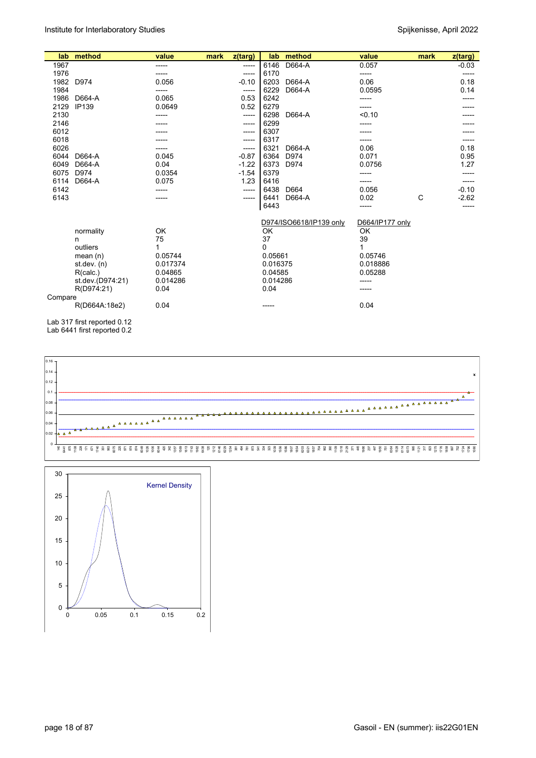| lab | method | value | mark | z(targ) | lab | method | value | mark | z(targ) |
|---|---|---|---|---|---|---|---|---|---|
| 1967 | | ----- | | ----- | 6146 | D664-A | 0.057 | | -0.03 |
| 1976 | | ----- | | ----- | 6170 | | ----- | | ----- |
| 1982 | D974 | 0.056 | | -0.10 | 6203 | D664-A | 0.06 | | 0.18 |
| 1984 | | ----- | | ----- | 6229 | D664-A | 0.0595 | | 0.14 |
| 1986 | D664-A | 0.065 | | 0.53 | 6242 | | ----- | | ----- |
| 2129 | IP139 | 0.0649 | | 0.52 | 6279 | | ----- | | ----- |
| 2130 | | ----- | | ----- | 6298 | D664-A | <0.10 | | ----- |
| 2146 | | ----- | | ----- | 6299 | | ----- | | ----- |
| 6012 | | ----- | | ----- | 6307 | | ----- | | ----- |
| 6018 | | ----- | | ----- | 6317 | | ----- | | ----- |
| 6026 | | ----- | | ----- | 6321 | D664-A | 0.06 | | 0.18 |
| 6044 | D664-A | 0.045 | | -0.87 | 6364 | D974 | 0.071 | | 0.95 |
| 6049 | D664-A | 0.04 | | -1.22 | 6373 | D974 | 0.0756 | | 1.27 |
| 6075 | D974 | 0.0354 | | -1.54 | 6379 | | ----- | | ----- |
| 6114 | D664-A | 0.075 | | 1.23 | 6416 | | ----- | | ----- |
| 6142 | | ----- | | ----- | 6438 | D664 | 0.056 | | -0.10 |
| 6143 | | ----- | | ----- | 6441 | D664-A | 0.02 | C | -2.62 |
| | | | | | 6443 | | ----- | | ----- |

| | | D974/ISO6618/IP139 only | D664/IP177 only |
|---|---|---|---|
| normality | OK | OK | OK |
| n | 75 | 37 | 39 |
| outliers | 1 | 0 | 1 |
| mean (n) | 0.05744 | 0.05661 | 0.05746 |
| st.dev. (n) | 0.017374 | 0.016375 | 0.018886 |
| R(calc.) | 0.04865 | 0.04585 | 0.05288 |
| st.dev.(D974:21) | 0.014286 | 0.014286 | ----- |
| R(D974:21) | 0.04 | 0.04 | ----- |
| Compare | | | |
| R(D664A:18e2) | 0.04 | ----- | 0.04 |

Lab 317 first reported 0.12
Lab 6441 first reported 0.2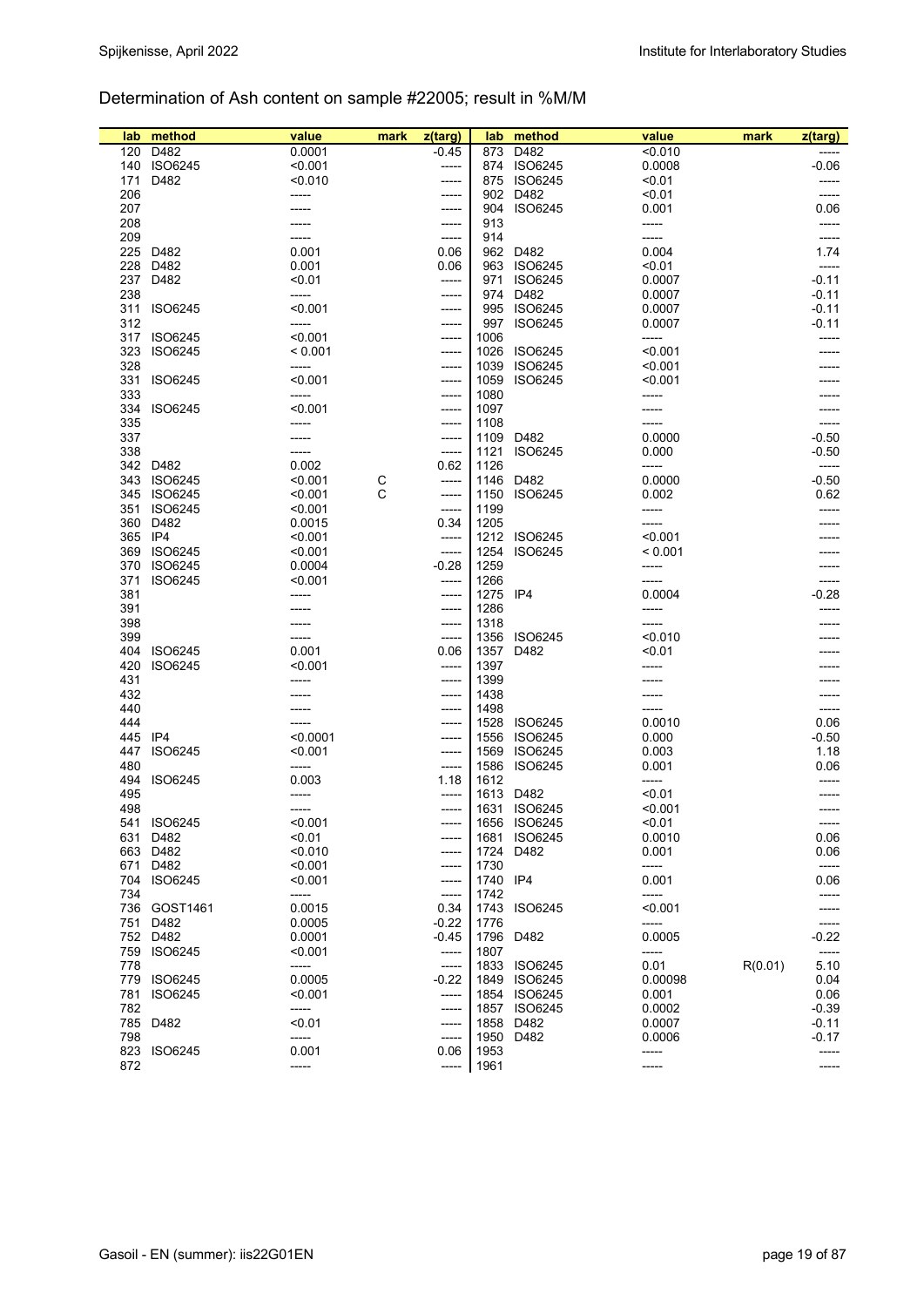Determination of Ash content on sample #22005; result in %M/M

| lab | method | value | mark | z(targ) | lab | method | value | mark | z(targ) |
|---|---|---|---|---|---|---|---|---|---|
| 120 | D482 | 0.0001 | | -0.45 | 873 | D482 | <0.010 | | ----- |
| 140 | ISO6245 | <0.001 | | ----- | 874 | ISO6245 | 0.0008 | | -0.06 |
| 171 | D482 | <0.010 | | ----- | 875 | ISO6245 | <0.01 | | ----- |
| 206 | | ----- | | ----- | 902 | D482 | <0.01 | | ----- |
| 207 | | ----- | | ----- | 904 | ISO6245 | 0.001 | | 0.06 |
| 208 | | ----- | | ----- | 913 | | ----- | | ----- |
| 209 | | ----- | | ----- | 914 | | ----- | | ----- |
| 225 | D482 | 0.001 | | 0.06 | 962 | D482 | 0.004 | | 1.74 |
| 228 | D482 | 0.001 | | 0.06 | 963 | ISO6245 | <0.01 | | ----- |
| 237 | D482 | <0.01 | | ----- | 971 | ISO6245 | 0.0007 | | -0.11 |
| 238 | | ----- | | ----- | 974 | D482 | 0.0007 | | -0.11 |
| 311 | ISO6245 | <0.001 | | ----- | 995 | ISO6245 | 0.0007 | | -0.11 |
| 312 | | ----- | | ----- | 997 | ISO6245 | 0.0007 | | -0.11 |
| 317 | ISO6245 | <0.001 | | ----- | 1006 | | ----- | | ----- |
| 323 | ISO6245 | < 0.001 | | ----- | 1026 | ISO6245 | <0.001 | | ----- |
| 328 | | ----- | | ----- | 1039 | ISO6245 | <0.001 | | ----- |
| 331 | ISO6245 | <0.001 | | ----- | 1059 | ISO6245 | <0.001 | | ----- |
| 333 | | ----- | | ----- | 1080 | | ----- | | ----- |
| 334 | ISO6245 | <0.001 | | ----- | 1097 | | ----- | | ----- |
| 335 | | ----- | | ----- | 1108 | | ----- | | ----- |
| 337 | | ----- | | ----- | 1109 | D482 | 0.0000 | | -0.50 |
| 338 | | ----- | | ----- | 1121 | ISO6245 | 0.000 | | -0.50 |
| 342 | D482 | 0.002 | | 0.62 | 1126 | | ----- | | ----- |
| 343 | ISO6245 | <0.001 | C | ----- | 1146 | D482 | 0.0000 | | -0.50 |
| 345 | ISO6245 | <0.001 | C | ----- | 1150 | ISO6245 | 0.002 | | 0.62 |
| 351 | ISO6245 | <0.001 | | ----- | 1199 | | ----- | | ----- |
| 360 | D482 | 0.0015 | | 0.34 | 1205 | | ----- | | ----- |
| 365 | IP4 | <0.001 | | ----- | 1212 | ISO6245 | <0.001 | | ----- |
| 369 | ISO6245 | <0.001 | | ----- | 1254 | ISO6245 | < 0.001 | | ----- |
| 370 | ISO6245 | 0.0004 | | -0.28 | 1259 | | ----- | | ----- |
| 371 | ISO6245 | <0.001 | | ----- | 1266 | | ----- | | ----- |
| 381 | | ----- | | ----- | 1275 | IP4 | 0.0004 | | -0.28 |
| 391 | | ----- | | ----- | 1286 | | ----- | | ----- |
| 398 | | ----- | | ----- | 1318 | | ----- | | ----- |
| 399 | | ----- | | ----- | 1356 | ISO6245 | <0.010 | | ----- |
| 404 | ISO6245 | 0.001 | | 0.06 | 1357 | D482 | <0.01 | | ----- |
| 420 | ISO6245 | <0.001 | | ----- | 1397 | | ----- | | ----- |
| 431 | | ----- | | ----- | 1399 | | ----- | | ----- |
| 432 | | ----- | | ----- | 1438 | | ----- | | ----- |
| 440 | | ----- | | ----- | 1498 | | ----- | | ----- |
| 444 | | ----- | | ----- | 1528 | ISO6245 | 0.0010 | | 0.06 |
| 445 | IP4 | <0.0001 | | ----- | 1556 | ISO6245 | 0.000 | | -0.50 |
| 447 | ISO6245 | <0.001 | | ----- | 1569 | ISO6245 | 0.003 | | 1.18 |
| 480 | | ----- | | ----- | 1586 | ISO6245 | 0.001 | | 0.06 |
| 494 | ISO6245 | 0.003 | | 1.18 | 1612 | | ----- | | ----- |
| 495 | | ----- | | ----- | 1613 | D482 | <0.01 | | ----- |
| 498 | | ----- | | ----- | 1631 | ISO6245 | <0.001 | | ----- |
| 541 | ISO6245 | <0.001 | | ----- | 1656 | ISO6245 | <0.01 | | ----- |
| 631 | D482 | <0.01 | | ----- | 1681 | ISO6245 | 0.0010 | | 0.06 |
| 663 | D482 | <0.010 | | ----- | 1724 | D482 | 0.001 | | 0.06 |
| 671 | D482 | <0.001 | | ----- | 1730 | | ----- | | ----- |
| 704 | ISO6245 | <0.001 | | ----- | 1740 | IP4 | 0.001 | | 0.06 |
| 734 | | ----- | | ----- | 1742 | | ----- | | ----- |
| 736 | GOST1461 | 0.0015 | | 0.34 | 1743 | ISO6245 | <0.001 | | ----- |
| 751 | D482 | 0.0005 | | -0.22 | 1776 | | ----- | | ----- |
| 752 | D482 | 0.0001 | | -0.45 | 1796 | D482 | 0.0005 | | -0.22 |
| 759 | ISO6245 | <0.001 | | ----- | 1807 | | ----- | | ----- |
| 778 | | ----- | | ----- | 1833 | ISO6245 | 0.01 | R(0.01) | 5.10 |
| 779 | ISO6245 | 0.0005 | | -0.22 | 1849 | ISO6245 | 0.00098 | | 0.04 |
| 781 | ISO6245 | <0.001 | | ----- | 1854 | ISO6245 | 0.001 | | 0.06 |
| 782 | | ----- | | ----- | 1857 | ISO6245 | 0.0002 | | -0.39 |
| 785 | D482 | <0.01 | | ----- | 1858 | D482 | 0.0007 | | -0.11 |
| 798 | | ----- | | ----- | 1950 | D482 | 0.0006 | | -0.17 |
| 823 | ISO6245 | 0.001 | | 0.06 | 1953 | | ----- | | ----- |
| 872 | | ----- | | ----- | 1961 | | ----- | | ----- |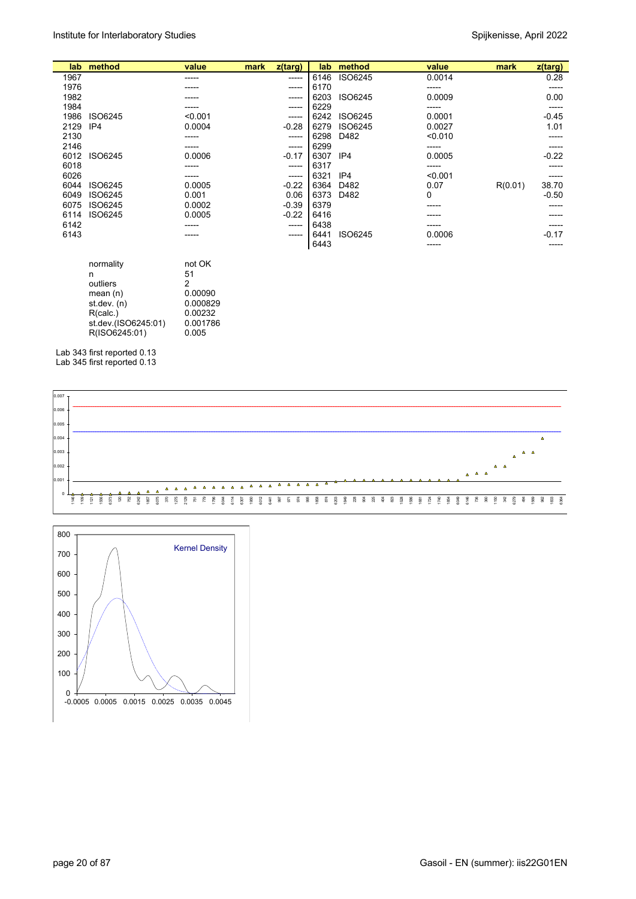| lab | method | value | mark | z(targ) | lab | method | value | mark | z(targ) |
|---|---|---|---|---|---|---|---|---|---|
| 1967 | | ----- | | ----- | 6146 | ISO6245 | 0.0014 | | 0.28 |
| 1976 | | ----- | | ----- | 6170 | | ----- | | ----- |
| 1982 | | ----- | | ----- | 6203 | ISO6245 | 0.0009 | | 0.00 |
| 1984 | | ----- | | ----- | 6229 | | ----- | | ----- |
| 1986 | ISO6245 | <0.001 | | ----- | 6242 | ISO6245 | 0.0001 | | -0.45 |
| 2129 | IP4 | 0.0004 | | -0.28 | 6279 | ISO6245 | 0.0027 | | 1.01 |
| 2130 | | ----- | | ----- | 6298 | D482 | <0.010 | | ----- |
| 2146 | | ----- | | ----- | 6299 | | ----- | | ----- |
| 6012 | ISO6245 | 0.0006 | | -0.17 | 6307 | IP4 | 0.0005 | | -0.22 |
| 6018 | | ----- | | ----- | 6317 | | ----- | | ----- |
| 6026 | | ----- | | ----- | 6321 | IP4 | <0.001 | | ----- |
| 6044 | ISO6245 | 0.0005 | | -0.22 | 6364 | D482 | 0.07 | R(0.01) | 38.70 |
| 6049 | ISO6245 | 0.001 | | 0.06 | 6373 | D482 | 0 | | -0.50 |
| 6075 | ISO6245 | 0.0002 | | -0.39 | 6379 | | ----- | | ----- |
| 6114 | ISO6245 | 0.0005 | | -0.22 | 6416 | | ----- | | ----- |
| 6142 | | ----- | | ----- | 6438 | | ----- | | ----- |
| 6143 | | ----- | | ----- | 6441 | ISO6245 | 0.0006 | | -0.17 |
| | | | | | 6443 | | ----- | | ----- |

| | |
|---|---|
| normality | not OK |
| n | 51 |
| outliers | 2 |
| mean (n) | 0.00090 |
| st.dev. (n) | 0.000829 |
| R(calc.) | 0.00232 |
| st.dev.(ISO6245:01) | 0.001786 |
| R(ISO6245:01) | 0.005 |

Lab 343 first reported 0.13
Lab 345 first reported 0.13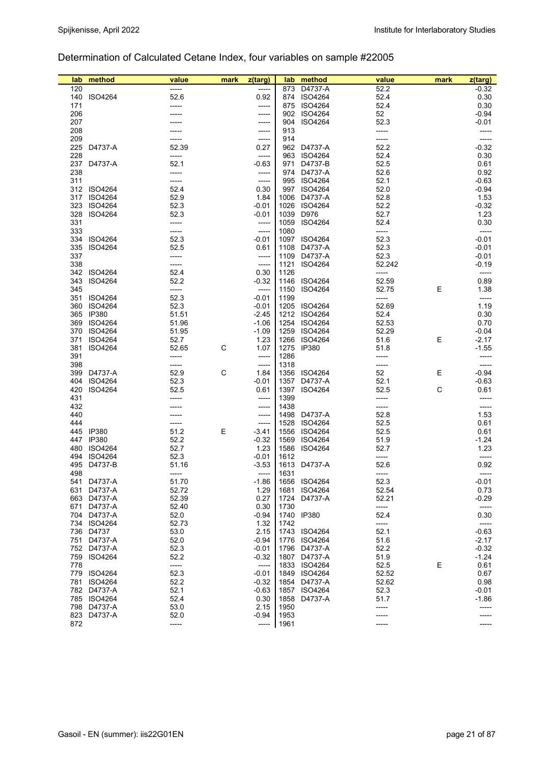# Determination of Calculated Cetane Index, four variables on sample #22005

| lab | method | value | mark | z(targ) | lab | method | value | mark | z(targ) |
|---|---|---|---|---|---|---|---|---|---|
| 120 | | ----- | | ----- | 873 | D4737-A | 52.2 | | -0.32 |
| 140 | ISO4264 | 52.6 | | 0.92 | 874 | ISO4264 | 52.4 | | 0.30 |
| 171 | | ----- | | ----- | 875 | ISO4264 | 52.4 | | 0.30 |
| 206 | | ----- | | ----- | 902 | ISO4264 | 52 | | -0.94 |
| 207 | | ----- | | ----- | 904 | ISO4264 | 52.3 | | -0.01 |
| 208 | | ----- | | ----- | 913 | | ----- | | ----- |
| 209 | | ----- | | ----- | 914 | | ----- | | ----- |
| 225 | D4737-A | 52.39 | | 0.27 | 962 | D4737-A | 52.2 | | -0.32 |
| 228 | | ----- | | ----- | 963 | ISO4264 | 52.4 | | 0.30 |
| 237 | D4737-A | 52.1 | | -0.63 | 971 | D4737-B | 52.5 | | 0.61 |
| 238 | | ----- | | ----- | 974 | D4737-A | 52.6 | | 0.92 |
| 311 | | ----- | | ----- | 995 | ISO4264 | 52.1 | | -0.63 |
| 312 | ISO4264 | 52.4 | | 0.30 | 997 | ISO4264 | 52.0 | | -0.94 |
| 317 | ISO4264 | 52.9 | | 1.84 | 1006 | D4737-A | 52.8 | | 1.53 |
| 323 | ISO4264 | 52.3 | | -0.01 | 1026 | ISO4264 | 52.2 | | -0.32 |
| 328 | ISO4264 | 52.3 | | -0.01 | 1039 | D976 | 52.7 | | 1.23 |
| 331 | | ----- | | ----- | 1059 | ISO4264 | 52.4 | | 0.30 |
| 333 | | ----- | | ----- | 1080 | | ----- | | ----- |
| 334 | ISO4264 | 52.3 | | -0.01 | 1097 | ISO4264 | 52.3 | | -0.01 |
| 335 | ISO4264 | 52.5 | | 0.61 | 1108 | D4737-A | 52.3 | | -0.01 |
| 337 | | ----- | | ----- | 1109 | D4737-A | 52.3 | | -0.01 |
| 338 | | ----- | | ----- | 1121 | ISO4264 | 52.242 | | -0.19 |
| 342 | ISO4264 | 52.4 | | 0.30 | 1126 | | ----- | | ----- |
| 343 | ISO4264 | 52.2 | | -0.32 | 1146 | ISO4264 | 52.59 | | 0.89 |
| 345 | | ----- | | ----- | 1150 | ISO4264 | 52.75 | E | 1.38 |
| 351 | ISO4264 | 52.3 | | -0.01 | 1199 | | ----- | | ----- |
| 360 | ISO4264 | 52.3 | | -0.01 | 1205 | ISO4264 | 52.69 | | 1.19 |
| 365 | IP380 | 51.51 | | -2.45 | 1212 | ISO4264 | 52.4 | | 0.30 |
| 369 | ISO4264 | 51.96 | | -1.06 | 1254 | ISO4264 | 52.53 | | 0.70 |
| 370 | ISO4264 | 51.95 | | -1.09 | 1259 | ISO4264 | 52.29 | | -0.04 |
| 371 | ISO4264 | 52.7 | | 1.23 | 1266 | ISO4264 | 51.6 | E | -2.17 |
| 381 | ISO4264 | 52.65 | C | 1.07 | 1275 | IP380 | 51.8 | | -1.55 |
| 391 | | ----- | | ----- | 1286 | | ----- | | ----- |
| 398 | | ----- | | ----- | 1318 | | ----- | | ----- |
| 399 | D4737-A | 52.9 | C | 1.84 | 1356 | ISO4264 | 52 | E | -0.94 |
| 404 | ISO4264 | 52.3 | | -0.01 | 1357 | D4737-A | 52.1 | | -0.63 |
| 420 | ISO4264 | 52.5 | | 0.61 | 1397 | ISO4264 | 52.5 | C | 0.61 |
| 431 | | ----- | | ----- | 1399 | | ----- | | ----- |
| 432 | | ----- | | ----- | 1438 | | ----- | | ----- |
| 440 | | ----- | | ----- | 1498 | D4737-A | 52.8 | | 1.53 |
| 444 | | ----- | | ----- | 1528 | ISO4264 | 52.5 | | 0.61 |
| 445 | IP380 | 51.2 | E | -3.41 | 1556 | ISO4264 | 52.5 | | 0.61 |
| 447 | IP380 | 52.2 | | -0.32 | 1569 | ISO4264 | 51.9 | | -1.24 |
| 480 | ISO4264 | 52.7 | | 1.23 | 1586 | ISO4264 | 52.7 | | 1.23 |
| 494 | ISO4264 | 52.3 | | -0.01 | 1612 | | ----- | | ----- |
| 495 | D4737-B | 51.16 | | -3.53 | 1613 | D4737-A | 52.6 | | 0.92 |
| 498 | | ----- | | ----- | 1631 | | ----- | | ----- |
| 541 | D4737-A | 51.70 | | -1.86 | 1656 | ISO4264 | 52.3 | | -0.01 |
| 631 | D4737-A | 52.72 | | 1.29 | 1681 | ISO4264 | 52.54 | | 0.73 |
| 663 | D4737-A | 52.39 | | 0.27 | 1724 | D4737-A | 52.21 | | -0.29 |
| 671 | D4737-A | 52.40 | | 0.30 | 1730 | | ----- | | ----- |
| 704 | D4737-A | 52.0 | | -0.94 | 1740 | IP380 | 52.4 | | 0.30 |
| 734 | ISO4264 | 52.73 | | 1.32 | 1742 | | ----- | | ----- |
| 736 | D4737 | 53.0 | | 2.15 | 1743 | ISO4264 | 52.1 | | -0.63 |
| 751 | D4737-A | 52.0 | | -0.94 | 1776 | ISO4264 | 51.6 | | -2.17 |
| 752 | D4737-A | 52.3 | | -0.01 | 1796 | D4737-A | 52.2 | | -0.32 |
| 759 | ISO4264 | 52.2 | | -0.32 | 1807 | D4737-A | 51.9 | | -1.24 |
| 778 | | ----- | | ----- | 1833 | ISO4264 | 52.5 | E | 0.61 |
| 779 | ISO4264 | 52.3 | | -0.01 | 1849 | ISO4264 | 52.52 | | 0.67 |
| 781 | ISO4264 | 52.2 | | -0.32 | 1854 | D4737-A | 52.62 | | 0.98 |
| 782 | D4737-A | 52.1 | | -0.63 | 1857 | ISO4264 | 52.3 | | -0.01 |
| 785 | ISO4264 | 52.4 | | 0.30 | 1858 | D4737-A | 51.7 | | -1.86 |
| 798 | D4737-A | 53.0 | | 2.15 | 1950 | | ----- | | ----- |
| 823 | D4737-A | 52.0 | | -0.94 | 1953 | | ----- | | ----- |
| 872 | | ----- | | ----- | 1961 | | ----- | | ----- |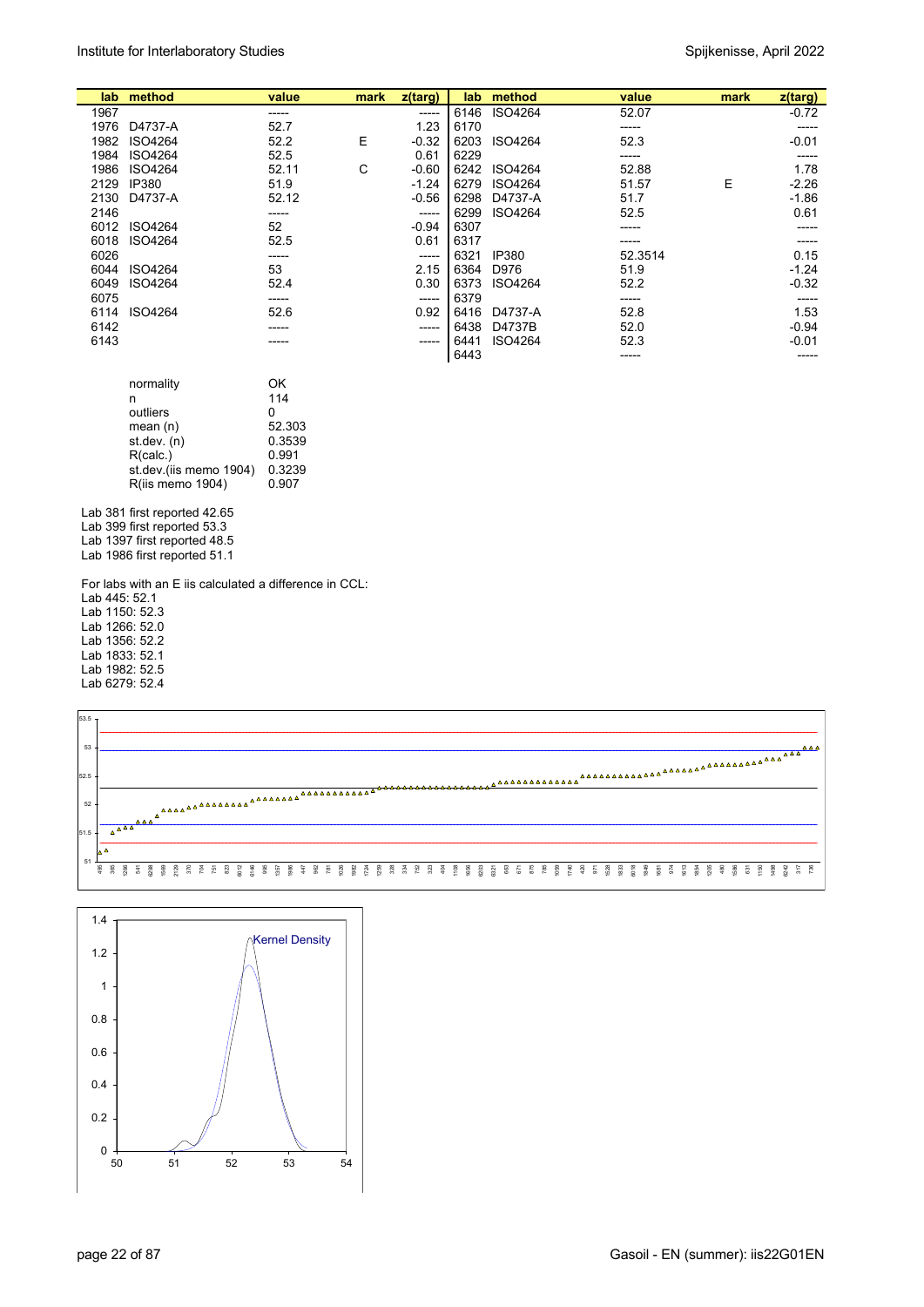| lab | method | value | mark | z(targ) | lab | method | value | mark | z(targ) |
|---|---|---|---|---|---|---|---|---|---|
| 1967 | | ----- | | ----- | 6146 | ISO4264 | 52.07 | | -0.72 |
| 1976 | D4737-A | 52.7 | | 1.23 | 6170 | | ----- | | ----- |
| 1982 | ISO4264 | 52.2 | E | -0.32 | 6203 | ISO4264 | 52.3 | | -0.01 |
| 1984 | ISO4264 | 52.5 | | 0.61 | 6229 | | ----- | | ----- |
| 1986 | ISO4264 | 52.11 | C | -0.60 | 6242 | ISO4264 | 52.88 | | 1.78 |
| 2129 | IP380 | 51.9 | | -1.24 | 6279 | ISO4264 | 51.57 | E | -2.26 |
| 2130 | D4737-A | 52.12 | | -0.56 | 6298 | D4737-A | 51.7 | | -1.86 |
| 2146 | | ----- | | ----- | 6299 | ISO4264 | 52.5 | | 0.61 |
| 6012 | ISO4264 | 52 | | -0.94 | 6307 | | ----- | | ----- |
| 6018 | ISO4264 | 52.5 | | 0.61 | 6317 | | ----- | | ----- |
| 6026 | | ----- | | ----- | 6321 | IP380 | 52.3514 | | 0.15 |
| 6044 | ISO4264 | 53 | | 2.15 | 6364 | D976 | 51.9 | | -1.24 |
| 6049 | ISO4264 | 52.4 | | 0.30 | 6373 | ISO4264 | 52.2 | | -0.32 |
| 6075 | | ----- | | ----- | 6379 | | ----- | | ----- |
| 6114 | ISO4264 | 52.6 | | 0.92 | 6416 | D4737-A | 52.8 | | 1.53 |
| 6142 | | ----- | | ----- | 6438 | D4737B | 52.0 | | -0.94 |
| 6143 | | ----- | | ----- | 6441 | ISO4264 | 52.3 | | -0.01 |
| | | | | | 6443 | | ----- | | ----- |

| | |
|---|---|
| normality | OK |
| n | 114 |
| outliers | 0 |
| mean (n) | 52.303 |
| st.dev. (n) | 0.3539 |
| R(calc.) | 0.991 |
| st.dev.(iis memo 1904) | 0.3239 |
| R(iis memo 1904) | 0.907 |

Lab 381 first reported 42.65
Lab 399 first reported 53.3
Lab 1397 first reported 48.5
Lab 1986 first reported 51.1

For labs with an E iis calculated a difference in CCL:
Lab 445: 52.1
Lab 1150: 52.3
Lab 1266: 52.0
Lab 1356: 52.2
Lab 1833: 52.1
Lab 1982: 52.5
Lab 6279: 52.4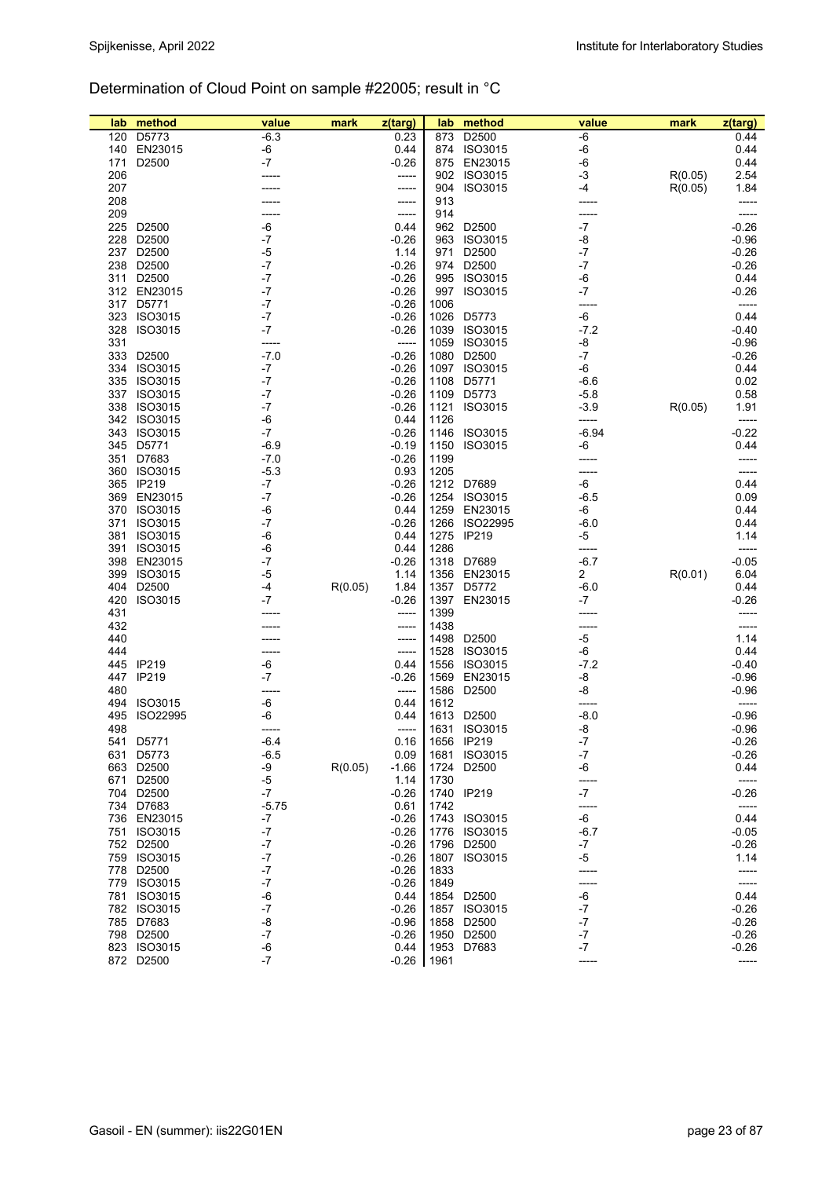## Determination of Cloud Point on sample #22005; result in °C

| lab | method | value | mark | z(targ) | lab | method | value | mark | z(targ) |
|---|---|---|---|---|---|---|---|---|---|
| 120 | D5773 | -6.3 | | 0.23 | 873 | D2500 | -6 | | 0.44 |
| 140 | EN23015 | -6 | | 0.44 | 874 | ISO3015 | -6 | | 0.44 |
| 171 | D2500 | -7 | | -0.26 | 875 | EN23015 | -6 | | 0.44 |
| 206 | | ----- | | ----- | 902 | ISO3015 | -3 | R(0.05) | 2.54 |
| 207 | | ----- | | ----- | 904 | ISO3015 | -4 | R(0.05) | 1.84 |
| 208 | | ----- | | ----- | 913 | | ----- | | ----- |
| 209 | | ----- | | ----- | 914 | | ----- | | ----- |
| 225 | D2500 | -6 | | 0.44 | 962 | D2500 | -7 | | -0.26 |
| 228 | D2500 | -7 | | -0.26 | 963 | ISO3015 | -8 | | -0.96 |
| 237 | D2500 | -5 | | 1.14 | 971 | D2500 | -7 | | -0.26 |
| 238 | D2500 | -7 | | -0.26 | 974 | D2500 | -7 | | -0.26 |
| 311 | D2500 | -7 | | -0.26 | 995 | ISO3015 | -6 | | 0.44 |
| 312 | EN23015 | -7 | | -0.26 | 997 | ISO3015 | -7 | | -0.26 |
| 317 | D5771 | -7 | | -0.26 | 1006 | | ----- | | ----- |
| 323 | ISO3015 | -7 | | -0.26 | 1026 | D5773 | -6 | | 0.44 |
| 328 | ISO3015 | -7 | | -0.26 | 1039 | ISO3015 | -7.2 | | -0.40 |
| 331 | | ----- | | ----- | 1059 | ISO3015 | -8 | | -0.96 |
| 333 | D2500 | -7.0 | | -0.26 | 1080 | D2500 | -7 | | -0.26 |
| 334 | ISO3015 | -7 | | -0.26 | 1097 | ISO3015 | -6 | | 0.44 |
| 335 | ISO3015 | -7 | | -0.26 | 1108 | D5771 | -6.6 | | 0.02 |
| 337 | ISO3015 | -7 | | -0.26 | 1109 | D5773 | -5.8 | | 0.58 |
| 338 | ISO3015 | -7 | | -0.26 | 1121 | ISO3015 | -3.9 | R(0.05) | 1.91 |
| 342 | ISO3015 | -6 | | 0.44 | 1126 | | ----- | | ----- |
| 343 | ISO3015 | -7 | | -0.26 | 1146 | ISO3015 | -6.94 | | -0.22 |
| 345 | D5771 | -6.9 | | -0.19 | 1150 | ISO3015 | -6 | | 0.44 |
| 351 | D7683 | -7.0 | | -0.26 | 1199 | | ----- | | ----- |
| 360 | ISO3015 | -5.3 | | 0.93 | 1205 | | ----- | | ----- |
| 365 | IP219 | -7 | | -0.26 | 1212 | D7689 | -6 | | 0.44 |
| 369 | EN23015 | -7 | | -0.26 | 1254 | ISO3015 | -6.5 | | 0.09 |
| 370 | ISO3015 | -6 | | 0.44 | 1259 | EN23015 | -6 | | 0.44 |
| 371 | ISO3015 | -7 | | -0.26 | 1266 | ISO22995 | -6.0 | | 0.44 |
| 381 | ISO3015 | -6 | | 0.44 | 1275 | IP219 | -5 | | 1.14 |
| 391 | ISO3015 | -6 | | 0.44 | 1286 | | ----- | | ----- |
| 398 | EN23015 | -7 | | -0.26 | 1318 | D7689 | -6.7 | | -0.05 |
| 399 | ISO3015 | -5 | | 1.14 | 1356 | EN23015 | 2 | R(0.01) | 6.04 |
| 404 | D2500 | -4 | R(0.05) | 1.84 | 1357 | D5772 | -6.0 | | 0.44 |
| 420 | ISO3015 | -7 | | -0.26 | 1397 | EN23015 | -7 | | -0.26 |
| 431 | | ----- | | ----- | 1399 | | ----- | | ----- |
| 432 | | ----- | | ----- | 1438 | | ----- | | ----- |
| 440 | | ----- | | ----- | 1498 | D2500 | -5 | | 1.14 |
| 444 | | ----- | | ----- | 1528 | ISO3015 | -6 | | 0.44 |
| 445 | IP219 | -6 | | 0.44 | 1556 | ISO3015 | -7.2 | | -0.40 |
| 447 | IP219 | -7 | | -0.26 | 1569 | EN23015 | -8 | | -0.96 |
| 480 | | ----- | | ----- | 1586 | D2500 | -8 | | -0.96 |
| 494 | ISO3015 | -6 | | 0.44 | 1612 | | ----- | | ----- |
| 495 | ISO22995 | -6 | | 0.44 | 1613 | D2500 | -8.0 | | -0.96 |
| 498 | | ----- | | ----- | 1631 | ISO3015 | -8 | | -0.96 |
| 541 | D5771 | -6.4 | | 0.16 | 1656 | IP219 | -7 | | -0.26 |
| 631 | D5773 | -6.5 | | 0.09 | 1681 | ISO3015 | -7 | | -0.26 |
| 663 | D2500 | -9 | R(0.05) | -1.66 | 1724 | D2500 | -6 | | 0.44 |
| 671 | D2500 | -5 | | 1.14 | 1730 | | ----- | | ----- |
| 704 | D2500 | -7 | | -0.26 | 1740 | IP219 | -7 | | -0.26 |
| 734 | D7683 | -5.75 | | 0.61 | 1742 | | ----- | | ----- |
| 736 | EN23015 | -7 | | -0.26 | 1743 | ISO3015 | -6 | | 0.44 |
| 751 | ISO3015 | -7 | | -0.26 | 1776 | ISO3015 | -6.7 | | -0.05 |
| 752 | D2500 | -7 | | -0.26 | 1796 | D2500 | -7 | | -0.26 |
| 759 | ISO3015 | -7 | | -0.26 | 1807 | ISO3015 | -5 | | 1.14 |
| 778 | D2500 | -7 | | -0.26 | 1833 | | ----- | | ----- |
| 779 | ISO3015 | -7 | | -0.26 | 1849 | | ----- | | ----- |
| 781 | ISO3015 | -6 | | 0.44 | 1854 | D2500 | -6 | | 0.44 |
| 782 | ISO3015 | -7 | | -0.26 | 1857 | ISO3015 | -7 | | -0.26 |
| 785 | D7683 | -8 | | -0.96 | 1858 | D2500 | -7 | | -0.26 |
| 798 | D2500 | -7 | | -0.26 | 1950 | D2500 | -7 | | -0.26 |
| 823 | ISO3015 | -6 | | 0.44 | 1953 | D7683 | -7 | | -0.26 |
| 872 | D2500 | -7 | | -0.26 | 1961 | | ----- | | ----- |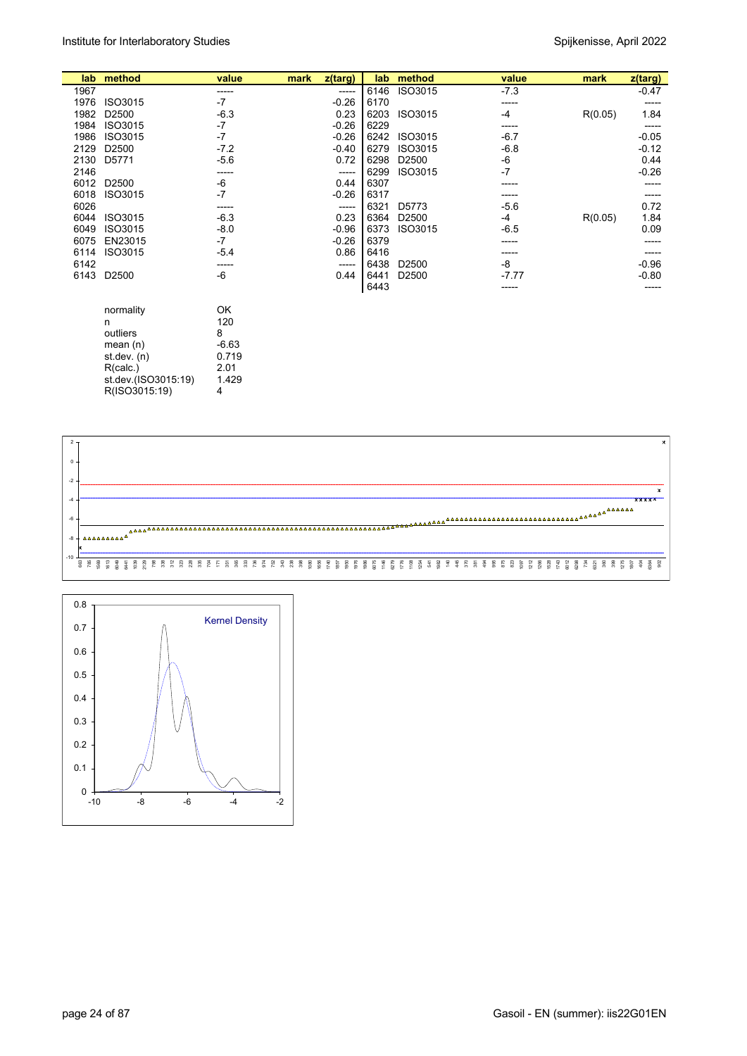| lab | method | value | mark | z(targ) | lab | method | value | mark | z(targ) |
|---|---|---|---|---|---|---|---|---|---|
| 1967 | | ----- | | ----- | 6146 | ISO3015 | -7.3 | | -0.47 |
| 1976 | ISO3015 | -7 | | -0.26 | 6170 | | ----- | | ----- |
| 1982 | D2500 | -6.3 | | 0.23 | 6203 | ISO3015 | -4 | R(0.05) | 1.84 |
| 1984 | ISO3015 | -7 | | -0.26 | 6229 | | ----- | | ----- |
| 1986 | ISO3015 | -7 | | -0.26 | 6242 | ISO3015 | -6.7 | | -0.05 |
| 2129 | D2500 | -7.2 | | -0.40 | 6279 | ISO3015 | -6.8 | | -0.12 |
| 2130 | D5771 | -5.6 | | 0.72 | 6298 | D2500 | -6 | | 0.44 |
| 2146 | | ----- | | ----- | 6299 | ISO3015 | -7 | | -0.26 |
| 6012 | D2500 | -6 | | 0.44 | 6307 | | ----- | | ----- |
| 6018 | ISO3015 | -7 | | -0.26 | 6317 | | ----- | | ----- |
| 6026 | | ----- | | ----- | 6321 | D5773 | -5.6 | | 0.72 |
| 6044 | ISO3015 | -6.3 | | 0.23 | 6364 | D2500 | -4 | R(0.05) | 1.84 |
| 6049 | ISO3015 | -8.0 | | -0.96 | 6373 | ISO3015 | -6.5 | | 0.09 |
| 6075 | EN23015 | -7 | | -0.26 | 6379 | | ----- | | ----- |
| 6114 | ISO3015 | -5.4 | | 0.86 | 6416 | | ----- | | ----- |
| 6142 | | ----- | | ----- | 6438 | D2500 | -8 | | -0.96 |
| 6143 | D2500 | -6 | | 0.44 | 6441 | D2500 | -7.77 | | -0.80 |
| | | | | | 6443 | | ----- | | ----- |

| | |
|---|---|
| normality | OK |
| n | 120 |
| outliers | 8 |
| mean (n) | -6.63 |
| st.dev. (n) | 0.719 |
| R(calc.) | 2.01 |
| st.dev.(ISO3015:19) | 1.429 |
| R(ISO3015:19) | 4 |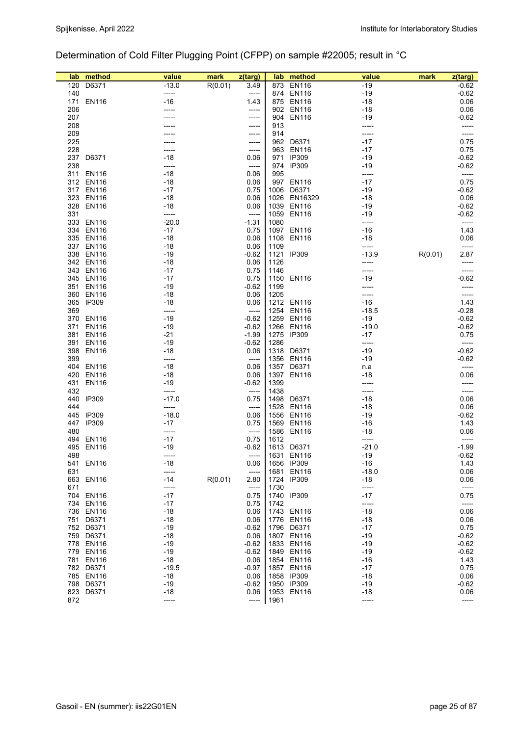## Determination of Cold Filter Plugging Point (CFPP) on sample #22005; result in °C

| lab | method | value | mark | z(targ) | lab | method | value | mark | z(targ) |
|---|---|---|---|---|---|---|---|---|---|
| 120 | D6371 | -13.0 | R(0.01) | 3.49 | 873 | EN116 | -19 | | -0.62 |
| 140 | | ----- | | ----- | 874 | EN116 | -19 | | -0.62 |
| 171 | EN116 | -16 | | 1.43 | 875 | EN116 | -18 | | 0.06 |
| 206 | | ----- | | ----- | 902 | EN116 | -18 | | 0.06 |
| 207 | | ----- | | ----- | 904 | EN116 | -19 | | -0.62 |
| 208 | | ----- | | ----- | 913 | | ----- | | ----- |
| 209 | | ----- | | ----- | 914 | | ----- | | ----- |
| 225 | | ----- | | ----- | 962 | D6371 | -17 | | 0.75 |
| 228 | | ----- | | ----- | 963 | EN116 | -17 | | 0.75 |
| 237 | D6371 | -18 | | 0.06 | 971 | IP309 | -19 | | -0.62 |
| 238 | | ----- | | ----- | 974 | IP309 | -19 | | -0.62 |
| 311 | EN116 | -18 | | 0.06 | 995 | | ----- | | ----- |
| 312 | EN116 | -18 | | 0.06 | 997 | EN116 | -17 | | 0.75 |
| 317 | EN116 | -17 | | 0.75 | 1006 | D6371 | -19 | | -0.62 |
| 323 | EN116 | -18 | | 0.06 | 1026 | EN16329 | -18 | | 0.06 |
| 328 | EN116 | -18 | | 0.06 | 1039 | EN116 | -19 | | -0.62 |
| 331 | | ----- | | ----- | 1059 | EN116 | -19 | | -0.62 |
| 333 | EN116 | -20.0 | | -1.31 | 1080 | | ----- | | ----- |
| 334 | EN116 | -17 | | 0.75 | 1097 | EN116 | -16 | | 1.43 |
| 335 | EN116 | -18 | | 0.06 | 1108 | EN116 | -18 | | 0.06 |
| 337 | EN116 | -18 | | 0.06 | 1109 | | ----- | | ----- |
| 338 | EN116 | -19 | | -0.62 | 1121 | IP309 | -13.9 | R(0.01) | 2.87 |
| 342 | EN116 | -18 | | 0.06 | 1126 | | ----- | | ----- |
| 343 | EN116 | -17 | | 0.75 | 1146 | | ----- | | ----- |
| 345 | EN116 | -17 | | 0.75 | 1150 | EN116 | -19 | | -0.62 |
| 351 | EN116 | -19 | | -0.62 | 1199 | | ----- | | ----- |
| 360 | EN116 | -18 | | 0.06 | 1205 | | ----- | | ----- |
| 365 | IP309 | -18 | | 0.06 | 1212 | EN116 | -16 | | 1.43 |
| 369 | | ----- | | ----- | 1254 | EN116 | -18.5 | | -0.28 |
| 370 | EN116 | -19 | | -0.62 | 1259 | EN116 | -19 | | -0.62 |
| 371 | EN116 | -19 | | -0.62 | 1266 | EN116 | -19.0 | | -0.62 |
| 381 | EN116 | -21 | | -1.99 | 1275 | IP309 | -17 | | 0.75 |
| 391 | EN116 | -19 | | -0.62 | 1286 | | ----- | | ----- |
| 398 | EN116 | -18 | | 0.06 | 1318 | D6371 | -19 | | -0.62 |
| 399 | | ----- | | ----- | 1356 | EN116 | -19 | | -0.62 |
| 404 | EN116 | -18 | | 0.06 | 1357 | D6371 | n.a | | ----- |
| 420 | EN116 | -18 | | 0.06 | 1397 | EN116 | -18 | | 0.06 |
| 431 | EN116 | -19 | | -0.62 | 1399 | | ----- | | ----- |
| 432 | | ----- | | ----- | 1438 | | ----- | | ----- |
| 440 | IP309 | -17.0 | | 0.75 | 1498 | D6371 | -18 | | 0.06 |
| 444 | | ----- | | ----- | 1528 | EN116 | -18 | | 0.06 |
| 445 | IP309 | -18.0 | | 0.06 | 1556 | EN116 | -19 | | -0.62 |
| 447 | IP309 | -17 | | 0.75 | 1569 | EN116 | -16 | | 1.43 |
| 480 | | ----- | | ----- | 1586 | EN116 | -18 | | 0.06 |
| 494 | EN116 | -17 | | 0.75 | 1612 | | ----- | | ----- |
| 495 | EN116 | -19 | | -0.62 | 1613 | D6371 | -21.0 | | -1.99 |
| 498 | | ----- | | ----- | 1631 | EN116 | -19 | | -0.62 |
| 541 | EN116 | -18 | | 0.06 | 1656 | IP309 | -16 | | 1.43 |
| 631 | | ----- | | ----- | 1681 | EN116 | -18.0 | | 0.06 |
| 663 | EN116 | -14 | R(0.01) | 2.80 | 1724 | IP309 | -18 | | 0.06 |
| 671 | | ----- | | ----- | 1730 | | ----- | | ----- |
| 704 | EN116 | -17 | | 0.75 | 1740 | IP309 | -17 | | 0.75 |
| 734 | EN116 | -17 | | 0.75 | 1742 | | ----- | | ----- |
| 736 | EN116 | -18 | | 0.06 | 1743 | EN116 | -18 | | 0.06 |
| 751 | D6371 | -18 | | 0.06 | 1776 | EN116 | -18 | | 0.06 |
| 752 | D6371 | -19 | | -0.62 | 1796 | D6371 | -17 | | 0.75 |
| 759 | D6371 | -18 | | 0.06 | 1807 | EN116 | -19 | | -0.62 |
| 778 | EN116 | -19 | | -0.62 | 1833 | EN116 | -19 | | -0.62 |
| 779 | EN116 | -19 | | -0.62 | 1849 | EN116 | -19 | | -0.62 |
| 781 | EN116 | -18 | | 0.06 | 1854 | EN116 | -16 | | 1.43 |
| 782 | D6371 | -19.5 | | -0.97 | 1857 | EN116 | -17 | | 0.75 |
| 785 | EN116 | -18 | | 0.06 | 1858 | IP309 | -18 | | 0.06 |
| 798 | D6371 | -19 | | -0.62 | 1950 | IP309 | -19 | | -0.62 |
| 823 | D6371 | -18 | | 0.06 | 1953 | EN116 | -18 | | 0.06 |
| 872 | | ----- | | ----- | 1961 | | ----- | | ----- |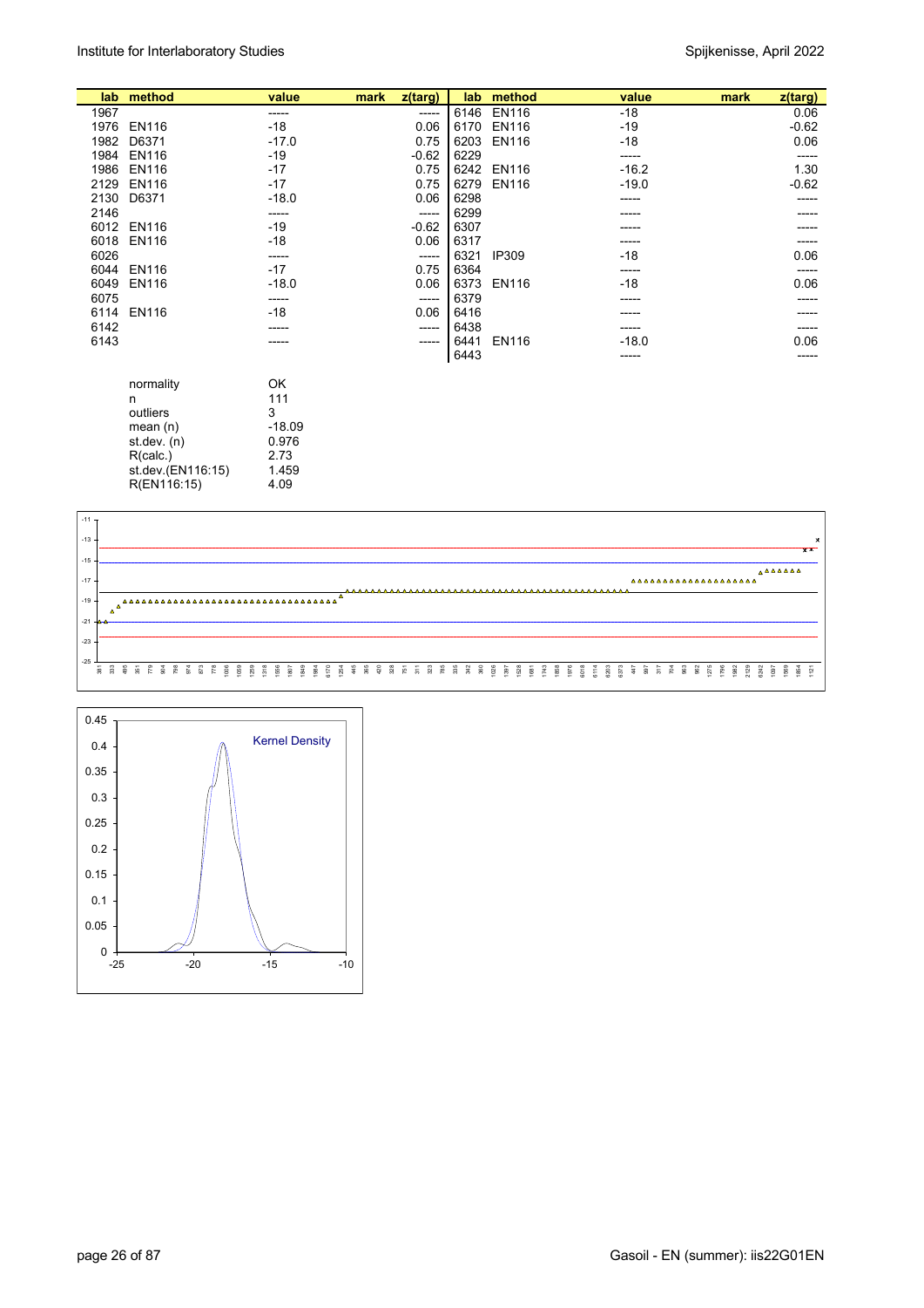| lab | method | value | mark | z(targ) | lab | method | value | mark | z(targ) |
|---|---|---|---|---|---|---|---|---|---|
| 1967 | | ----- | | ----- | 6146 | EN116 | -18 | | 0.06 |
| 1976 | EN116 | -18 | | 0.06 | 6170 | EN116 | -19 | | -0.62 |
| 1982 | D6371 | -17.0 | | 0.75 | 6203 | EN116 | -18 | | 0.06 |
| 1984 | EN116 | -19 | | -0.62 | 6229 | | ----- | | ----- |
| 1986 | EN116 | -17 | | 0.75 | 6242 | EN116 | -16.2 | | 1.30 |
| 2129 | EN116 | -17 | | 0.75 | 6279 | EN116 | -19.0 | | -0.62 |
| 2130 | D6371 | -18.0 | | 0.06 | 6298 | | ----- | | ----- |
| 2146 | | ----- | | ----- | 6299 | | ----- | | ----- |
| 6012 | EN116 | -19 | | -0.62 | 6307 | | ----- | | ----- |
| 6018 | EN116 | -18 | | 0.06 | 6317 | | ----- | | ----- |
| 6026 | | ----- | | ----- | 6321 | IP309 | -18 | | 0.06 |
| 6044 | EN116 | -17 | | 0.75 | 6364 | | ----- | | ----- |
| 6049 | EN116 | -18.0 | | 0.06 | 6373 | EN116 | -18 | | 0.06 |
| 6075 | | ----- | | ----- | 6379 | | ----- | | ----- |
| 6114 | EN116 | -18 | | 0.06 | 6416 | | ----- | | ----- |
| 6142 | | ----- | | ----- | 6438 | | ----- | | ----- |
| 6143 | | ----- | | ----- | 6441 | EN116 | -18.0 | | 0.06 |
| | | | | | 6443 | | ----- | | ----- |

| | |
|---|---|
| normality | OK |
| n | 111 |
| outliers | 3 |
| mean (n) | -18.09 |
| st.dev. (n) | 0.976 |
| R(calc.) | 2.73 |
| st.dev.(EN116:15) | 1.459 |
| R(EN116:15) | 4.09 |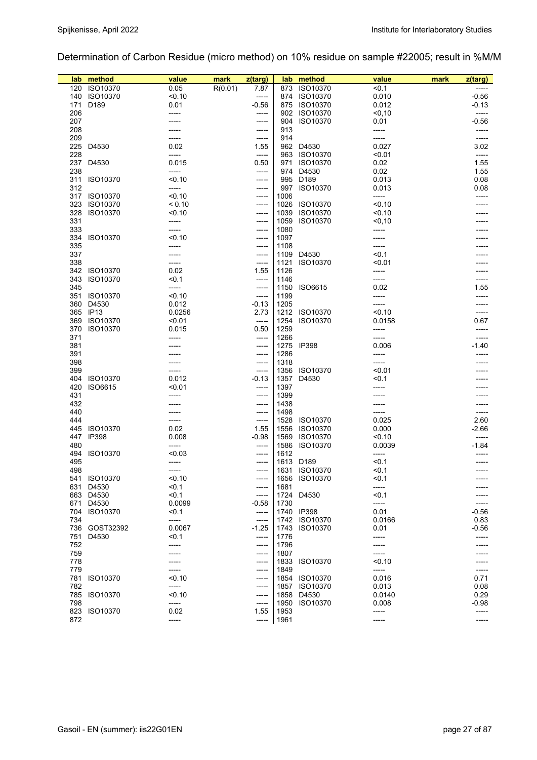Determination of Carbon Residue (micro method) on 10% residue on sample #22005; result in %M/M

| lab | method | value | mark | z(targ) | lab | method | value | mark | z(targ) |
|---|---|---|---|---|---|---|---|---|---|
| 120 | ISO10370 | 0.05 | R(0.01) | 7.87 | 873 | ISO10370 | <0.1 | | ----- |
| 140 | ISO10370 | <0.10 | | ----- | 874 | ISO10370 | 0.010 | | -0.56 |
| 171 | D189 | 0.01 | | -0.56 | 875 | ISO10370 | 0.012 | | -0.13 |
| 206 | | ----- | | ----- | 902 | ISO10370 | <0,10 | | ----- |
| 207 | | ----- | | ----- | 904 | ISO10370 | 0.01 | | -0.56 |
| 208 | | ----- | | ----- | 913 | | ----- | | ----- |
| 209 | | ----- | | ----- | 914 | | ----- | | ----- |
| 225 | D4530 | 0.02 | | 1.55 | 962 | D4530 | 0.027 | | 3.02 |
| 228 | | ----- | | ----- | 963 | ISO10370 | <0.01 | | ----- |
| 237 | D4530 | 0.015 | | 0.50 | 971 | ISO10370 | 0.02 | | 1.55 |
| 238 | | ----- | | ----- | 974 | D4530 | 0.02 | | 1.55 |
| 311 | ISO10370 | <0.10 | | ----- | 995 | D189 | 0.013 | | 0.08 |
| 312 | | ----- | | ----- | 997 | ISO10370 | 0.013 | | 0.08 |
| 317 | ISO10370 | <0.10 | | ----- | 1006 | | ----- | | ----- |
| 323 | ISO10370 | < 0.10 | | ----- | 1026 | ISO10370 | <0.10 | | ----- |
| 328 | ISO10370 | <0.10 | | ----- | 1039 | ISO10370 | <0.10 | | ----- |
| 331 | | ----- | | ----- | 1059 | ISO10370 | <0,10 | | ----- |
| 333 | | ----- | | ----- | 1080 | | ----- | | ----- |
| 334 | ISO10370 | <0.10 | | ----- | 1097 | | ----- | | ----- |
| 335 | | ----- | | ----- | 1108 | | ----- | | ----- |
| 337 | | ----- | | ----- | 1109 | D4530 | <0.1 | | ----- |
| 338 | | ----- | | ----- | 1121 | ISO10370 | <0.01 | | ----- |
| 342 | ISO10370 | 0.02 | | 1.55 | 1126 | | ----- | | ----- |
| 343 | ISO10370 | <0.1 | | ----- | 1146 | | ----- | | ----- |
| 345 | | ----- | | ----- | 1150 | ISO6615 | 0.02 | | 1.55 |
| 351 | ISO10370 | <0.10 | | ----- | 1199 | | ----- | | ----- |
| 360 | D4530 | 0.012 | | -0.13 | 1205 | | ----- | | ----- |
| 365 | IP13 | 0.0256 | | 2.73 | 1212 | ISO10370 | <0.10 | | ----- |
| 369 | ISO10370 | <0.01 | | ----- | 1254 | ISO10370 | 0.0158 | | 0.67 |
| 370 | ISO10370 | 0.015 | | 0.50 | 1259 | | ----- | | ----- |
| 371 | | ----- | | ----- | 1266 | | ----- | | ----- |
| 381 | | ----- | | ----- | 1275 | IP398 | 0.006 | | -1.40 |
| 391 | | ----- | | ----- | 1286 | | ----- | | ----- |
| 398 | | ----- | | ----- | 1318 | | ----- | | ----- |
| 399 | | ----- | | ----- | 1356 | ISO10370 | <0.01 | | ----- |
| 404 | ISO10370 | 0.012 | | -0.13 | 1357 | D4530 | <0.1 | | ----- |
| 420 | ISO6615 | <0.01 | | ----- | 1397 | | ----- | | ----- |
| 431 | | ----- | | ----- | 1399 | | ----- | | ----- |
| 432 | | ----- | | ----- | 1438 | | ----- | | ----- |
| 440 | | ----- | | ----- | 1498 | | ----- | | ----- |
| 444 | | ----- | | ----- | 1528 | ISO10370 | 0.025 | | 2.60 |
| 445 | ISO10370 | 0.02 | | 1.55 | 1556 | ISO10370 | 0.000 | | -2.66 |
| 447 | IP398 | 0.008 | | -0.98 | 1569 | ISO10370 | <0.10 | | ----- |
| 480 | | ----- | | ----- | 1586 | ISO10370 | 0.0039 | | -1.84 |
| 494 | ISO10370 | <0.03 | | ----- | 1612 | | ----- | | ----- |
| 495 | | ----- | | ----- | 1613 | D189 | <0.1 | | ----- |
| 498 | | ----- | | ----- | 1631 | ISO10370 | <0.1 | | ----- |
| 541 | ISO10370 | <0.10 | | ----- | 1656 | ISO10370 | <0.1 | | ----- |
| 631 | D4530 | <0.1 | | ----- | 1681 | | ----- | | ----- |
| 663 | D4530 | <0.1 | | ----- | 1724 | D4530 | <0.1 | | ----- |
| 671 | D4530 | 0.0099 | | -0.58 | 1730 | | ----- | | ----- |
| 704 | ISO10370 | <0.1 | | ----- | 1740 | IP398 | 0.01 | | -0.56 |
| 734 | | ----- | | ----- | 1742 | ISO10370 | 0.0166 | | 0.83 |
| 736 | GOST32392 | 0.0067 | | -1.25 | 1743 | ISO10370 | 0.01 | | -0.56 |
| 751 | D4530 | <0.1 | | ----- | 1776 | | ----- | | ----- |
| 752 | | ----- | | ----- | 1796 | | ----- | | ----- |
| 759 | | ----- | | ----- | 1807 | | ----- | | ----- |
| 778 | | ----- | | ----- | 1833 | ISO10370 | <0.10 | | ----- |
| 779 | | ----- | | ----- | 1849 | | ----- | | ----- |
| 781 | ISO10370 | <0.10 | | ----- | 1854 | ISO10370 | 0.016 | | 0.71 |
| 782 | | ----- | | ----- | 1857 | ISO10370 | 0.013 | | 0.08 |
| 785 | ISO10370 | <0.10 | | ----- | 1858 | D4530 | 0.0140 | | 0.29 |
| 798 | | ----- | | ----- | 1950 | ISO10370 | 0.008 | | -0.98 |
| 823 | ISO10370 | 0.02 | | 1.55 | 1953 | | ----- | | ----- |
| 872 | | ----- | | ----- | 1961 | | ----- | | ----- |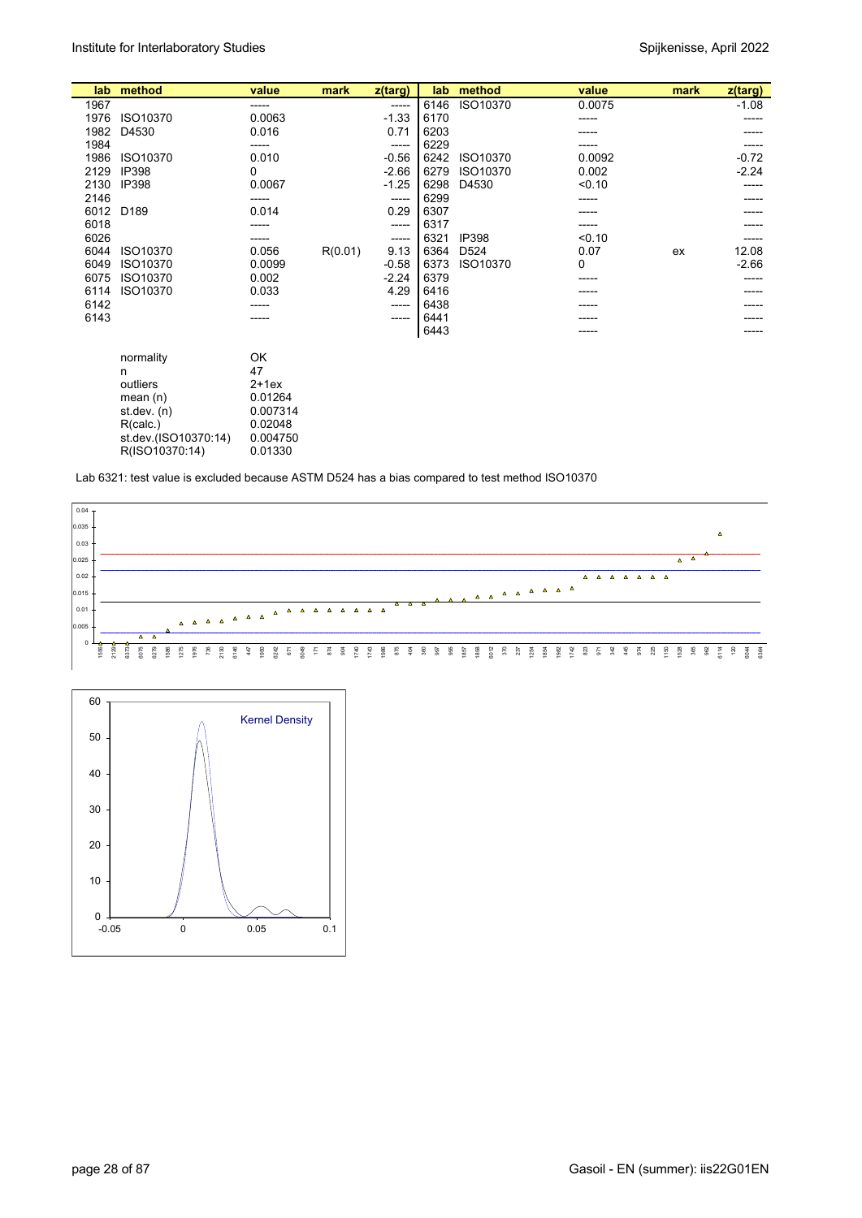| lab | method | value | mark | z(targ) | lab | method | value | mark | z(targ) |
|---|---|---|---|---|---|---|---|---|---|
| 1967 | | ----- | | ----- | 6146 | ISO10370 | 0.0075 | | -1.08 |
| 1976 | ISO10370 | 0.0063 | | -1.33 | 6170 | | ----- | | ----- |
| 1982 | D4530 | 0.016 | | 0.71 | 6203 | | ----- | | ----- |
| 1984 | | ----- | | ----- | 6229 | | ----- | | ----- |
| 1986 | ISO10370 | 0.010 | | -0.56 | 6242 | ISO10370 | 0.0092 | | -0.72 |
| 2129 | IP398 | 0 | | -2.66 | 6279 | ISO10370 | 0.002 | | -2.24 |
| 2130 | IP398 | 0.0067 | | -1.25 | 6298 | D4530 | <0.10 | | ----- |
| 2146 | | ----- | | ----- | 6299 | | ----- | | ----- |
| 6012 | D189 | 0.014 | | 0.29 | 6307 | | ----- | | ----- |
| 6018 | | ----- | | ----- | 6317 | | ----- | | ----- |
| 6026 | | ----- | | ----- | 6321 | IP398 | <0.10 | | ----- |
| 6044 | ISO10370 | 0.056 | R(0.01) | 9.13 | 6364 | D524 | 0.07 | ex | 12.08 |
| 6049 | ISO10370 | 0.0099 | | -0.58 | 6373 | ISO10370 | 0 | | -2.66 |
| 6075 | ISO10370 | 0.002 | | -2.24 | 6379 | | ----- | | ----- |
| 6114 | ISO10370 | 0.033 | | 4.29 | 6416 | | ----- | | ----- |
| 6142 | | ----- | | ----- | 6438 | | ----- | | ----- |
| 6143 | | ----- | | ----- | 6441 | | ----- | | ----- |
| | | | | | 6443 | | ----- | | ----- |

| | |
|---|---|
| normality | OK |
| n | 47 |
| outliers | 2+1ex |
| mean (n) | 0.01264 |
| st.dev. (n) | 0.007314 |
| R(calc.) | 0.02048 |
| st.dev.(ISO10370:14) | 0.004750 |
| R(ISO10370:14) | 0.01330 |

Lab 6321: test value is excluded because ASTM D524 has a bias compared to test method ISO10370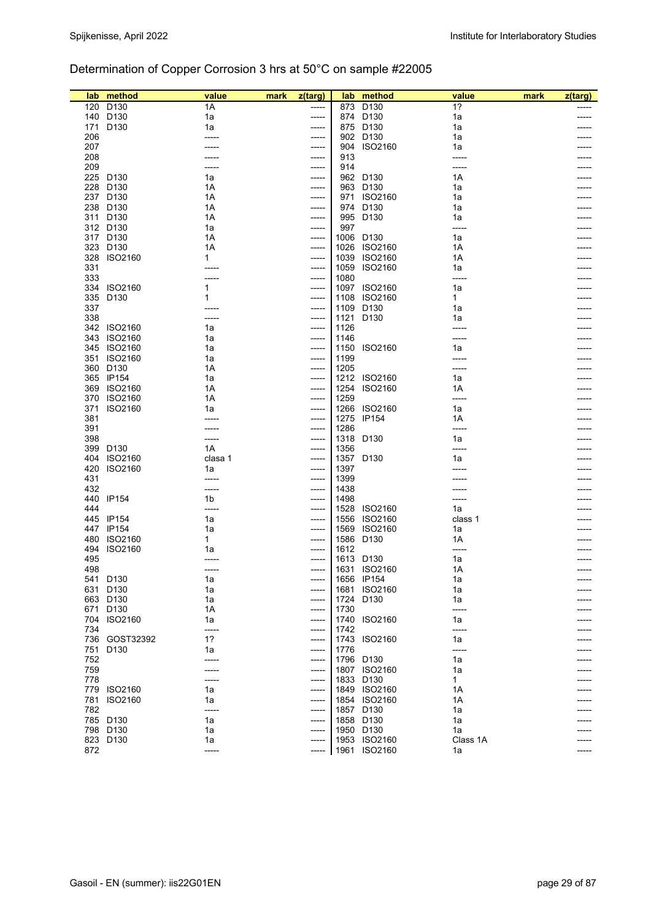## Determination of Copper Corrosion 3 hrs at 50°C on sample #22005

| lab | method | value | mark | z(targ) | lab | method | value | mark | z(targ) |
|---|---|---|---|---|---|---|---|---|---|
| 120 | D130 | 1A | | ----- | 873 | D130 | 1? | | ----- |
| 140 | D130 | 1a | | ----- | 874 | D130 | 1a | | ----- |
| 171 | D130 | 1a | | ----- | 875 | D130 | 1a | | ----- |
| 206 | | ----- | | ----- | 902 | D130 | 1a | | ----- |
| 207 | | ----- | | ----- | 904 | ISO2160 | 1a | | ----- |
| 208 | | ----- | | ----- | 913 | | ----- | | ----- |
| 209 | | ----- | | ----- | 914 | | ----- | | ----- |
| 225 | D130 | 1a | | ----- | 962 | D130 | 1A | | ----- |
| 228 | D130 | 1A | | ----- | 963 | D130 | 1a | | ----- |
| 237 | D130 | 1A | | ----- | 971 | ISO2160 | 1a | | ----- |
| 238 | D130 | 1A | | ----- | 974 | D130 | 1a | | ----- |
| 311 | D130 | 1A | | ----- | 995 | D130 | 1a | | ----- |
| 312 | D130 | 1a | | ----- | 997 | | ----- | | ----- |
| 317 | D130 | 1A | | ----- | 1006 | D130 | 1a | | ----- |
| 323 | D130 | 1A | | ----- | 1026 | ISO2160 | 1A | | ----- |
| 328 | ISO2160 | 1 | | ----- | 1039 | ISO2160 | 1A | | ----- |
| 331 | | ----- | | ----- | 1059 | ISO2160 | 1a | | ----- |
| 333 | | ----- | | ----- | 1080 | | ----- | | ----- |
| 334 | ISO2160 | 1 | | ----- | 1097 | ISO2160 | 1a | | ----- |
| 335 | D130 | 1 | | ----- | 1108 | ISO2160 | 1 | | ----- |
| 337 | | ----- | | ----- | 1109 | D130 | 1a | | ----- |
| 338 | | ----- | | ----- | 1121 | D130 | 1a | | ----- |
| 342 | ISO2160 | 1a | | ----- | 1126 | | ----- | | ----- |
| 343 | ISO2160 | 1a | | ----- | 1146 | | ----- | | ----- |
| 345 | ISO2160 | 1a | | ----- | 1150 | ISO2160 | 1a | | ----- |
| 351 | ISO2160 | 1a | | ----- | 1199 | | ----- | | ----- |
| 360 | D130 | 1A | | ----- | 1205 | | ----- | | ----- |
| 365 | IP154 | 1a | | ----- | 1212 | ISO2160 | 1a | | ----- |
| 369 | ISO2160 | 1A | | ----- | 1254 | ISO2160 | 1A | | ----- |
| 370 | ISO2160 | 1A | | ----- | 1259 | | ----- | | ----- |
| 371 | ISO2160 | 1a | | ----- | 1266 | ISO2160 | 1a | | ----- |
| 381 | | ----- | | ----- | 1275 | IP154 | 1A | | ----- |
| 391 | | ----- | | ----- | 1286 | | ----- | | ----- |
| 398 | | ----- | | ----- | 1318 | D130 | 1a | | ----- |
| 399 | D130 | 1A | | ----- | 1356 | | ----- | | ----- |
| 404 | ISO2160 | clasa 1 | | ----- | 1357 | D130 | 1a | | ----- |
| 420 | ISO2160 | 1a | | ----- | 1397 | | ----- | | ----- |
| 431 | | ----- | | ----- | 1399 | | ----- | | ----- |
| 432 | | ----- | | ----- | 1438 | | ----- | | ----- |
| 440 | IP154 | 1b | | ----- | 1498 | | ----- | | ----- |
| 444 | | ----- | | ----- | 1528 | ISO2160 | 1a | | ----- |
| 445 | IP154 | 1a | | ----- | 1556 | ISO2160 | class 1 | | ----- |
| 447 | IP154 | 1a | | ----- | 1569 | ISO2160 | 1a | | ----- |
| 480 | ISO2160 | 1 | | ----- | 1586 | D130 | 1A | | ----- |
| 494 | ISO2160 | 1a | | ----- | 1612 | | ----- | | ----- |
| 495 | | ----- | | ----- | 1613 | D130 | 1a | | ----- |
| 498 | | ----- | | ----- | 1631 | ISO2160 | 1A | | ----- |
| 541 | D130 | 1a | | ----- | 1656 | IP154 | 1a | | ----- |
| 631 | D130 | 1a | | ----- | 1681 | ISO2160 | 1a | | ----- |
| 663 | D130 | 1a | | ----- | 1724 | D130 | 1a | | ----- |
| 671 | D130 | 1A | | ----- | 1730 | | ----- | | ----- |
| 704 | ISO2160 | 1a | | ----- | 1740 | ISO2160 | 1a | | ----- |
| 734 | | ----- | | ----- | 1742 | | ----- | | ----- |
| 736 | GOST32392 | 1? | | ----- | 1743 | ISO2160 | 1a | | ----- |
| 751 | D130 | 1a | | ----- | 1776 | | ----- | | ----- |
| 752 | | ----- | | ----- | 1796 | D130 | 1a | | ----- |
| 759 | | ----- | | ----- | 1807 | ISO2160 | 1a | | ----- |
| 778 | | ----- | | ----- | 1833 | D130 | 1 | | ----- |
| 779 | ISO2160 | 1a | | ----- | 1849 | ISO2160 | 1A | | ----- |
| 781 | ISO2160 | 1a | | ----- | 1854 | ISO2160 | 1A | | ----- |
| 782 | | ----- | | ----- | 1857 | D130 | 1a | | ----- |
| 785 | D130 | 1a | | ----- | 1858 | D130 | 1a | | ----- |
| 798 | D130 | 1a | | ----- | 1950 | D130 | 1a | | ----- |
| 823 | D130 | 1a | | ----- | 1953 | ISO2160 | Class 1A | | ----- |
| 872 | | ----- | | ----- | 1961 | ISO2160 | 1a | | ----- |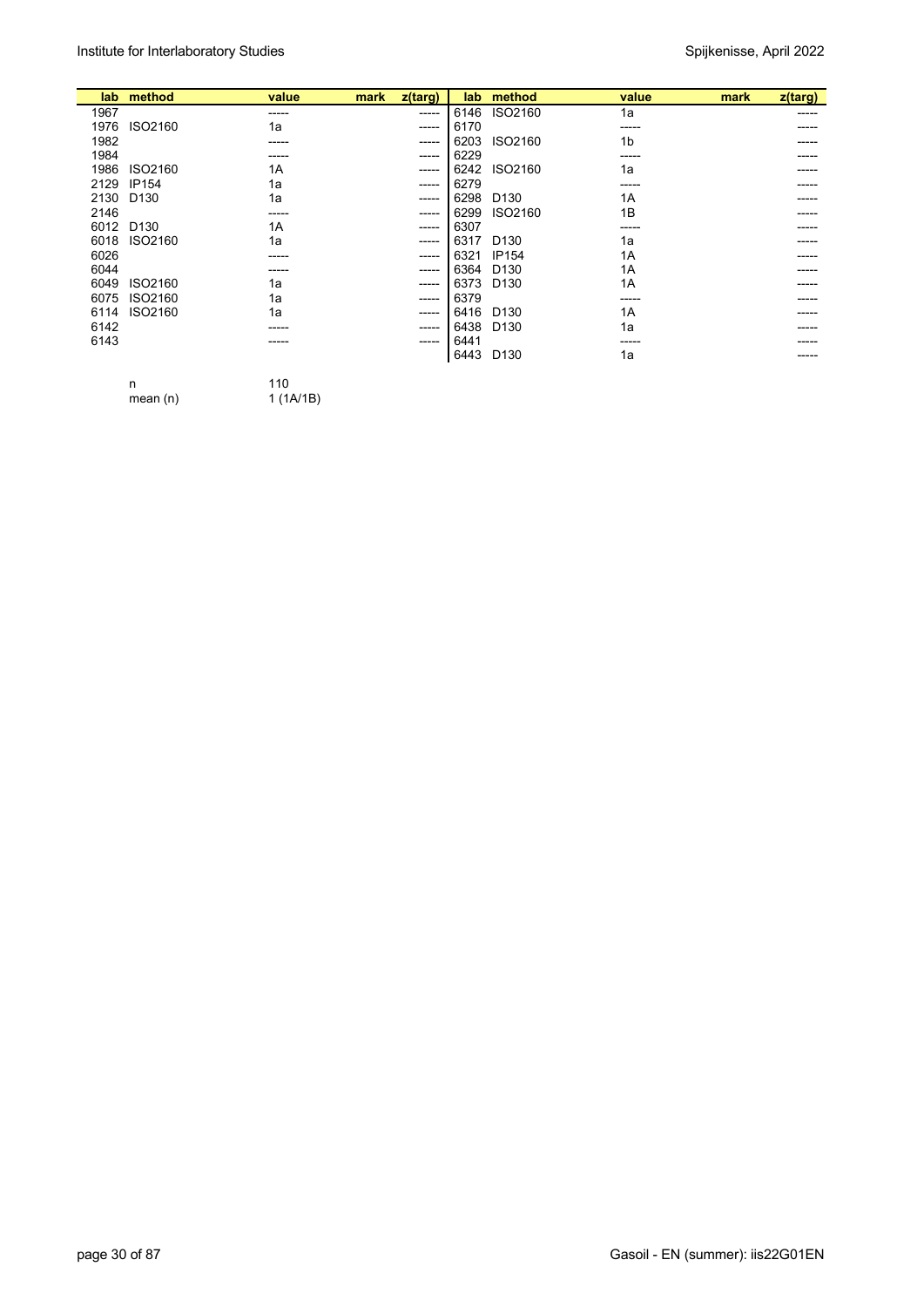| lab | method | value | mark | z(targ) | lab | method | value | mark | z(targ) |
|---|---|---|---|---|---|---|---|---|---|
| 1967 | | ----- | | ----- | 6146 | ISO2160 | 1a | | ----- |
| 1976 | ISO2160 | 1a | | ----- | 6170 | | ----- | | ----- |
| 1982 | | ----- | | ----- | 6203 | ISO2160 | 1b | | ----- |
| 1984 | | ----- | | ----- | 6229 | | ----- | | ----- |
| 1986 | ISO2160 | 1A | | ----- | 6242 | ISO2160 | 1a | | ----- |
| 2129 | IP154 | 1a | | ----- | 6279 | | ----- | | ----- |
| 2130 | D130 | 1a | | ----- | 6298 | D130 | 1A | | ----- |
| 2146 | | ----- | | ----- | 6299 | ISO2160 | 1B | | ----- |
| 6012 | D130 | 1A | | ----- | 6307 | | ----- | | ----- |
| 6018 | ISO2160 | 1a | | ----- | 6317 | D130 | 1a | | ----- |
| 6026 | | ----- | | ----- | 6321 | IP154 | 1A | | ----- |
| 6044 | | ----- | | ----- | 6364 | D130 | 1A | | ----- |
| 6049 | ISO2160 | 1a | | ----- | 6373 | D130 | 1A | | ----- |
| 6075 | ISO2160 | 1a | | ----- | 6379 | | ----- | | ----- |
| 6114 | ISO2160 | 1a | | ----- | 6416 | D130 | 1A | | ----- |
| 6142 | | ----- | | ----- | 6438 | D130 | 1a | | ----- |
| 6143 | | ----- | | ----- | 6441 | | ----- | | ----- |
| | | | | | 6443 | D130 | 1a | | ----- |

| | | |
|---|---|---|
| | n | 110 |
| | mean (n) | 1 (1A/1B) |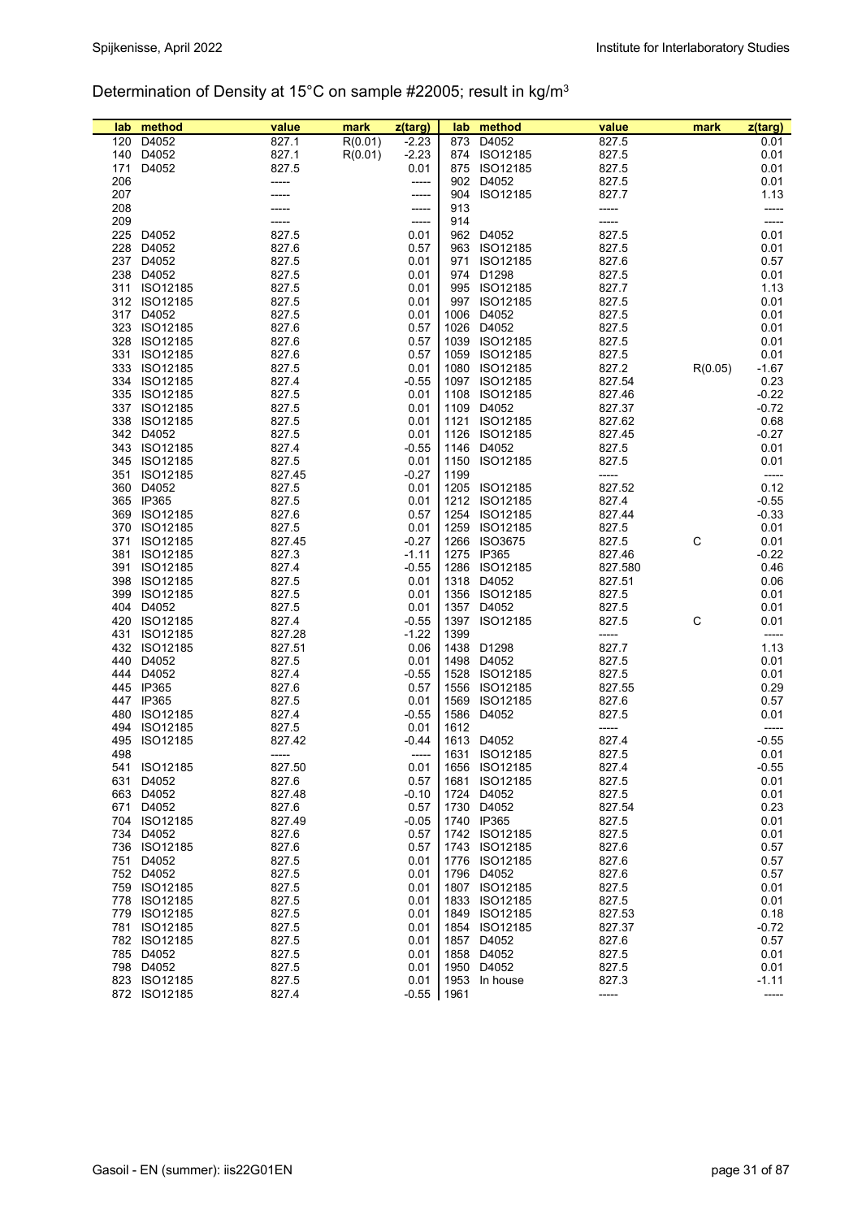## Determination of Density at 15°C on sample #22005; result in kg/m3

| lab | method | value | mark | z(targ) | lab | method | value | mark | z(targ) |
|---|---|---|---|---|---|---|---|---|---|
| 120 | D4052 | 827.1 | R(0.01) | -2.23 | 873 | D4052 | 827.5 | | 0.01 |
| 140 | D4052 | 827.1 | R(0.01) | -2.23 | 874 | ISO12185 | 827.5 | | 0.01 |
| 171 | D4052 | 827.5 | | 0.01 | 875 | ISO12185 | 827.5 | | 0.01 |
| 206 | | ----- | | ----- | 902 | D4052 | 827.5 | | 0.01 |
| 207 | | ----- | | ----- | 904 | ISO12185 | 827.7 | | 1.13 |
| 208 | | ----- | | ----- | 913 | | ----- | | ----- |
| 209 | | ----- | | ----- | 914 | | ----- | | ----- |
| 225 | D4052 | 827.5 | | 0.01 | 962 | D4052 | 827.5 | | 0.01 |
| 228 | D4052 | 827.6 | | 0.57 | 963 | ISO12185 | 827.5 | | 0.01 |
| 237 | D4052 | 827.5 | | 0.01 | 971 | ISO12185 | 827.6 | | 0.57 |
| 238 | D4052 | 827.5 | | 0.01 | 974 | D1298 | 827.5 | | 0.01 |
| 311 | ISO12185 | 827.5 | | 0.01 | 995 | ISO12185 | 827.7 | | 1.13 |
| 312 | ISO12185 | 827.5 | | 0.01 | 997 | ISO12185 | 827.5 | | 0.01 |
| 317 | D4052 | 827.5 | | 0.01 | 1006 | D4052 | 827.5 | | 0.01 |
| 323 | ISO12185 | 827.6 | | 0.57 | 1026 | D4052 | 827.5 | | 0.01 |
| 328 | ISO12185 | 827.6 | | 0.57 | 1039 | ISO12185 | 827.5 | | 0.01 |
| 331 | ISO12185 | 827.6 | | 0.57 | 1059 | ISO12185 | 827.5 | | 0.01 |
| 333 | ISO12185 | 827.5 | | 0.01 | 1080 | ISO12185 | 827.2 | R(0.05) | -1.67 |
| 334 | ISO12185 | 827.4 | | -0.55 | 1097 | ISO12185 | 827.54 | | 0.23 |
| 335 | ISO12185 | 827.5 | | 0.01 | 1108 | ISO12185 | 827.46 | | -0.22 |
| 337 | ISO12185 | 827.5 | | 0.01 | 1109 | D4052 | 827.37 | | -0.72 |
| 338 | ISO12185 | 827.5 | | 0.01 | 1121 | ISO12185 | 827.62 | | 0.68 |
| 342 | D4052 | 827.5 | | 0.01 | 1126 | ISO12185 | 827.45 | | -0.27 |
| 343 | ISO12185 | 827.4 | | -0.55 | 1146 | D4052 | 827.5 | | 0.01 |
| 345 | ISO12185 | 827.5 | | 0.01 | 1150 | ISO12185 | 827.5 | | 0.01 |
| 351 | ISO12185 | 827.45 | | -0.27 | 1199 | | ----- | | ----- |
| 360 | D4052 | 827.5 | | 0.01 | 1205 | ISO12185 | 827.52 | | 0.12 |
| 365 | IP365 | 827.5 | | 0.01 | 1212 | ISO12185 | 827.4 | | -0.55 |
| 369 | ISO12185 | 827.6 | | 0.57 | 1254 | ISO12185 | 827.44 | | -0.33 |
| 370 | ISO12185 | 827.5 | | 0.01 | 1259 | ISO12185 | 827.5 | | 0.01 |
| 371 | ISO12185 | 827.45 | | -0.27 | 1266 | ISO3675 | 827.5 | C | 0.01 |
| 381 | ISO12185 | 827.3 | | -1.11 | 1275 | IP365 | 827.46 | | -0.22 |
| 391 | ISO12185 | 827.4 | | -0.55 | 1286 | ISO12185 | 827.580 | | 0.46 |
| 398 | ISO12185 | 827.5 | | 0.01 | 1318 | D4052 | 827.51 | | 0.06 |
| 399 | ISO12185 | 827.5 | | 0.01 | 1356 | ISO12185 | 827.5 | | 0.01 |
| 404 | D4052 | 827.5 | | 0.01 | 1357 | D4052 | 827.5 | | 0.01 |
| 420 | ISO12185 | 827.4 | | -0.55 | 1397 | ISO12185 | 827.5 | C | 0.01 |
| 431 | ISO12185 | 827.28 | | -1.22 | 1399 | | ----- | | ----- |
| 432 | ISO12185 | 827.51 | | 0.06 | 1438 | D1298 | 827.7 | | 1.13 |
| 440 | D4052 | 827.5 | | 0.01 | 1498 | D4052 | 827.5 | | 0.01 |
| 444 | D4052 | 827.4 | | -0.55 | 1528 | ISO12185 | 827.5 | | 0.01 |
| 445 | IP365 | 827.6 | | 0.57 | 1556 | ISO12185 | 827.55 | | 0.29 |
| 447 | IP365 | 827.5 | | 0.01 | 1569 | ISO12185 | 827.6 | | 0.57 |
| 480 | ISO12185 | 827.4 | | -0.55 | 1586 | D4052 | 827.5 | | 0.01 |
| 494 | ISO12185 | 827.5 | | 0.01 | 1612 | | ----- | | ----- |
| 495 | ISO12185 | 827.42 | | -0.44 | 1613 | D4052 | 827.4 | | -0.55 |
| 498 | | ----- | | ----- | 1631 | ISO12185 | 827.5 | | 0.01 |
| 541 | ISO12185 | 827.50 | | 0.01 | 1656 | ISO12185 | 827.4 | | -0.55 |
| 631 | D4052 | 827.6 | | 0.57 | 1681 | ISO12185 | 827.5 | | 0.01 |
| 663 | D4052 | 827.48 | | -0.10 | 1724 | D4052 | 827.5 | | 0.01 |
| 671 | D4052 | 827.6 | | 0.57 | 1730 | D4052 | 827.54 | | 0.23 |
| 704 | ISO12185 | 827.49 | | -0.05 | 1740 | IP365 | 827.5 | | 0.01 |
| 734 | D4052 | 827.6 | | 0.57 | 1742 | ISO12185 | 827.5 | | 0.01 |
| 736 | ISO12185 | 827.6 | | 0.57 | 1743 | ISO12185 | 827.6 | | 0.57 |
| 751 | D4052 | 827.5 | | 0.01 | 1776 | ISO12185 | 827.6 | | 0.57 |
| 752 | D4052 | 827.5 | | 0.01 | 1796 | D4052 | 827.6 | | 0.57 |
| 759 | ISO12185 | 827.5 | | 0.01 | 1807 | ISO12185 | 827.5 | | 0.01 |
| 778 | ISO12185 | 827.5 | | 0.01 | 1833 | ISO12185 | 827.5 | | 0.01 |
| 779 | ISO12185 | 827.5 | | 0.01 | 1849 | ISO12185 | 827.53 | | 0.18 |
| 781 | ISO12185 | 827.5 | | 0.01 | 1854 | ISO12185 | 827.37 | | -0.72 |
| 782 | ISO12185 | 827.5 | | 0.01 | 1857 | D4052 | 827.6 | | 0.57 |
| 785 | D4052 | 827.5 | | 0.01 | 1858 | D4052 | 827.5 | | 0.01 |
| 798 | D4052 | 827.5 | | 0.01 | 1950 | D4052 | 827.5 | | 0.01 |
| 823 | ISO12185 | 827.5 | | 0.01 | 1953 | In house | 827.3 | | -1.11 |
| 872 | ISO12185 | 827.4 | | -0.55 | 1961 | | ----- | | ----- |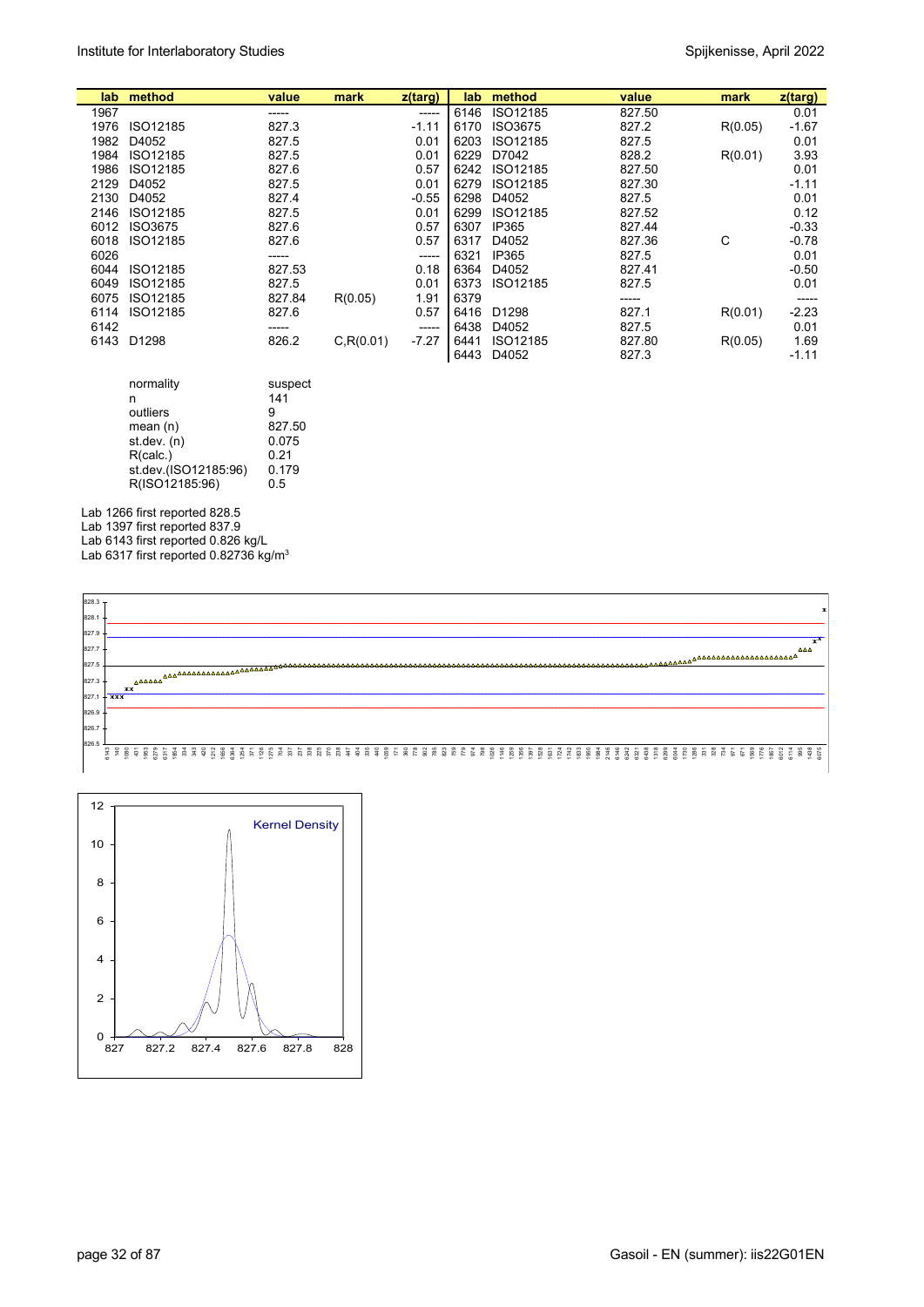| lab | method | value | mark | z(targ) | lab | method | value | mark | z(targ) |
|---|---|---|---|---|---|---|---|---|---|
| 1967 | | ----- | | ----- | 6146 | ISO12185 | 827.50 | | 0.01 |
| 1976 | ISO12185 | 827.3 | | -1.11 | 6170 | ISO3675 | 827.2 | R(0.05) | -1.67 |
| 1982 | D4052 | 827.5 | | 0.01 | 6203 | ISO12185 | 827.5 | | 0.01 |
| 1984 | ISO12185 | 827.5 | | 0.01 | 6229 | D7042 | 828.2 | R(0.01) | 3.93 |
| 1986 | ISO12185 | 827.6 | | 0.57 | 6242 | ISO12185 | 827.50 | | 0.01 |
| 2129 | D4052 | 827.5 | | 0.01 | 6279 | ISO12185 | 827.30 | | -1.11 |
| 2130 | D4052 | 827.4 | | -0.55 | 6298 | D4052 | 827.5 | | 0.01 |
| 2146 | ISO12185 | 827.5 | | 0.01 | 6299 | ISO12185 | 827.52 | | 0.12 |
| 6012 | ISO3675 | 827.6 | | 0.57 | 6307 | IP365 | 827.44 | | -0.33 |
| 6018 | ISO12185 | 827.6 | | 0.57 | 6317 | D4052 | 827.36 | C | -0.78 |
| 6026 | | ----- | | ----- | 6321 | IP365 | 827.5 | | 0.01 |
| 6044 | ISO12185 | 827.53 | | 0.18 | 6364 | D4052 | 827.41 | | -0.50 |
| 6049 | ISO12185 | 827.5 | | 0.01 | 6373 | ISO12185 | 827.5 | | 0.01 |
| 6075 | ISO12185 | 827.84 | R(0.05) | 1.91 | 6379 | | ----- | | ----- |
| 6114 | ISO12185 | 827.6 | | 0.57 | 6416 | D1298 | 827.1 | R(0.01) | -2.23 |
| 6142 | | ----- | | ----- | 6438 | D4052 | 827.5 | | 0.01 |
| 6143 | D1298 | 826.2 | C,R(0.01) | -7.27 | 6441 | ISO12185 | 827.80 | R(0.05) | 1.69 |
| | | | | | 6443 | D4052 | 827.3 | | -1.11 |

| | |
|---|---|
| normality | suspect |
| n | 141 |
| outliers | 9 |
| mean (n) | 827.50 |
| st.dev. (n) | 0.075 |
| R(calc.) | 0.21 |
| st.dev.(ISO12185:96) | 0.179 |
| R(ISO12185:96) | 0.5 |

Lab 1266 first reported 828.5
Lab 1397 first reported 837.9
Lab 6143 first reported 0.826 kg/L
Lab 6317 first reported 0.82736 kg/m$^3$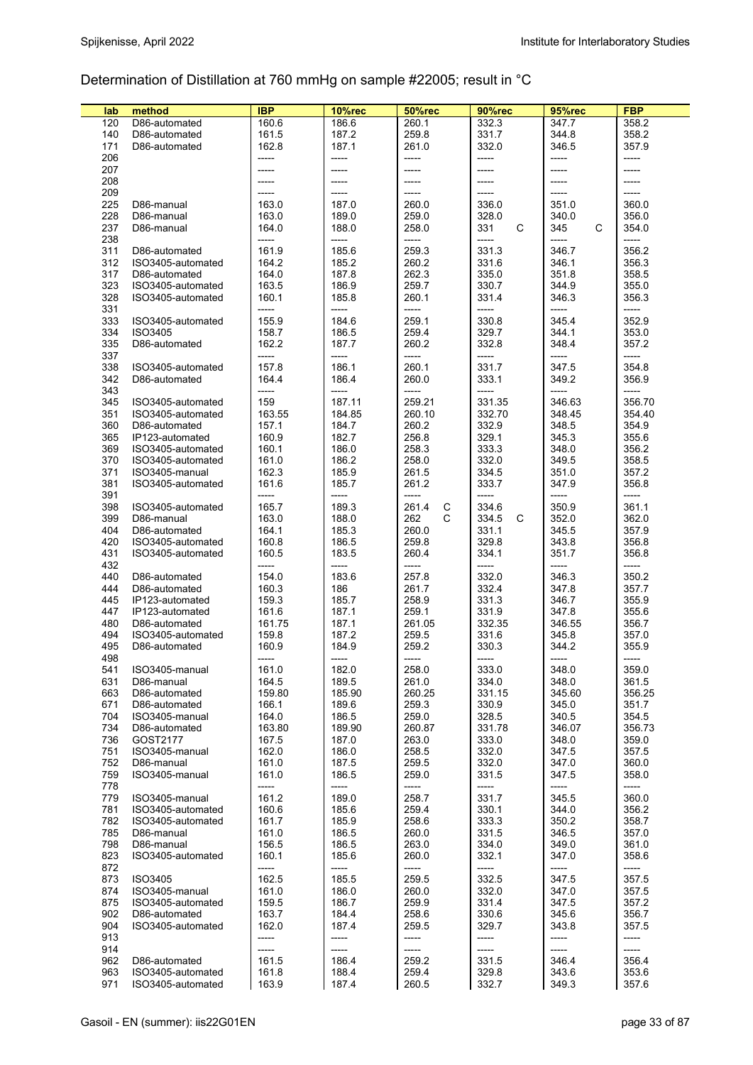## Determination of Distillation at 760 mmHg on sample #22005; result in °C

| lab | method | IBP | 10%rec | 50%rec | 90%rec | 95%rec | FBP |
|---|---|---|---|---|---|---|---|
| 120 | D86-automated | 160.6 | 186.6 | 260.1 | 332.3 | 347.7 | 358.2 |
| 140 | D86-automated | 161.5 | 187.2 | 259.8 | 331.7 | 344.8 | 358.2 |
| 171 | D86-automated | 162.8 | 187.1 | 261.0 | 332.0 | 346.5 | 357.9 |
| 206 | | ----- | ----- | ----- | ----- | ----- | ----- |
| 207 | | ----- | ----- | ----- | ----- | ----- | ----- |
| 208 | | ----- | ----- | ----- | ----- | ----- | ----- |
| 209 | | ----- | ----- | ----- | ----- | ----- | ----- |
| 225 | D86-manual | 163.0 | 187.0 | 260.0 | 336.0 | 351.0 | 360.0 |
| 228 | D86-manual | 163.0 | 189.0 | 259.0 | 328.0 | 340.0 | 356.0 |
| 237 | D86-manual | 164.0 | 188.0 | 258.0 | 331 C | 345 C | 354.0 |
| 238 | | ----- | ----- | ----- | ----- | ----- | ----- |
| 311 | D86-automated | 161.9 | 185.6 | 259.3 | 331.3 | 346.7 | 356.2 |
| 312 | ISO3405-automated | 164.2 | 185.2 | 260.2 | 331.6 | 346.1 | 356.3 |
| 317 | D86-automated | 164.0 | 187.8 | 262.3 | 335.0 | 351.8 | 358.5 |
| 323 | ISO3405-automated | 163.5 | 186.9 | 259.7 | 330.7 | 344.9 | 355.0 |
| 328 | ISO3405-automated | 160.1 | 185.8 | 260.1 | 331.4 | 346.3 | 356.3 |
| 331 | | ----- | ----- | ----- | ----- | ----- | ----- |
| 333 | ISO3405-automated | 155.9 | 184.6 | 259.1 | 330.8 | 345.4 | 352.9 |
| 334 | ISO3405 | 158.7 | 186.5 | 259.4 | 329.7 | 344.1 | 353.0 |
| 335 | D86-automated | 162.2 | 187.7 | 260.2 | 332.8 | 348.4 | 357.2 |
| 337 | | ----- | ----- | ----- | ----- | ----- | ----- |
| 338 | ISO3405-automated | 157.8 | 186.1 | 260.1 | 331.7 | 347.5 | 354.8 |
| 342 | D86-automated | 164.4 | 186.4 | 260.0 | 333.1 | 349.2 | 356.9 |
| 343 | | ----- | ----- | ----- | ----- | ----- | ----- |
| 345 | ISO3405-automated | 159 | 187.11 | 259.21 | 331.35 | 346.63 | 356.70 |
| 351 | ISO3405-automated | 163.55 | 184.85 | 260.10 | 332.70 | 348.45 | 354.40 |
| 360 | D86-automated | 157.1 | 184.7 | 260.2 | 332.9 | 348.5 | 354.9 |
| 365 | IP123-automated | 160.9 | 182.7 | 256.8 | 329.1 | 345.3 | 355.6 |
| 369 | ISO3405-automated | 160.1 | 186.0 | 258.3 | 333.3 | 348.0 | 356.2 |
| 370 | ISO3405-automated | 161.0 | 186.2 | 258.0 | 332.0 | 349.5 | 358.5 |
| 371 | ISO3405-manual | 162.3 | 185.9 | 261.5 | 334.5 | 351.0 | 357.2 |
| 381 | ISO3405-automated | 161.6 | 185.7 | 261.2 | 333.7 | 347.9 | 356.8 |
| 391 | | ----- | ----- | ----- | ----- | ----- | ----- |
| 398 | ISO3405-automated | 165.7 | 189.3 | 261.4 C | 334.6 | 350.9 | 361.1 |
| 399 | D86-manual | 163.0 | 188.0 | 262 C | 334.5 C | 352.0 | 362.0 |
| 404 | D86-automated | 164.1 | 185.3 | 260.0 | 331.1 | 345.5 | 357.9 |
| 420 | ISO3405-automated | 160.8 | 186.5 | 259.8 | 329.8 | 343.8 | 356.8 |
| 431 | ISO3405-automated | 160.5 | 183.5 | 260.4 | 334.1 | 351.7 | 356.8 |
| 432 | | ----- | ----- | ----- | ----- | ----- | ----- |
| 440 | D86-automated | 154.0 | 183.6 | 257.8 | 332.0 | 346.3 | 350.2 |
| 444 | D86-automated | 160.3 | 186 | 261.7 | 332.4 | 347.8 | 357.7 |
| 445 | IP123-automated | 159.3 | 185.7 | 258.9 | 331.3 | 346.7 | 355.9 |
| 447 | IP123-automated | 161.6 | 187.1 | 259.1 | 331.9 | 347.8 | 355.6 |
| 480 | D86-automated | 161.75 | 187.1 | 261.05 | 332.35 | 346.55 | 356.7 |
| 494 | ISO3405-automated | 159.8 | 187.2 | 259.5 | 331.6 | 345.8 | 357.0 |
| 495 | D86-automated | 160.9 | 184.9 | 259.2 | 330.3 | 344.2 | 355.9 |
| 498 | | ----- | ----- | ----- | ----- | ----- | ----- |
| 541 | ISO3405-manual | 161.0 | 182.0 | 258.0 | 333.0 | 348.0 | 359.0 |
| 631 | D86-manual | 164.5 | 189.5 | 261.0 | 334.0 | 348.0 | 361.5 |
| 663 | D86-automated | 159.80 | 185.90 | 260.25 | 331.15 | 345.60 | 356.25 |
| 671 | D86-automated | 166.1 | 189.6 | 259.3 | 330.9 | 345.0 | 351.7 |
| 704 | ISO3405-manual | 164.0 | 186.5 | 259.0 | 328.5 | 340.5 | 354.5 |
| 734 | D86-automated | 163.80 | 189.90 | 260.87 | 331.78 | 346.07 | 356.73 |
| 736 | GOST2177 | 167.5 | 187.0 | 263.0 | 333.0 | 348.0 | 359.0 |
| 751 | ISO3405-manual | 162.0 | 186.0 | 258.5 | 332.0 | 347.5 | 357.5 |
| 752 | D86-manual | 161.0 | 187.5 | 259.5 | 332.0 | 347.0 | 360.0 |
| 759 | ISO3405-manual | 161.0 | 186.5 | 259.0 | 331.5 | 347.5 | 358.0 |
| 778 | | ----- | ----- | ----- | ----- | ----- | ----- |
| 779 | ISO3405-manual | 161.2 | 189.0 | 258.7 | 331.7 | 345.5 | 360.0 |
| 781 | ISO3405-automated | 160.6 | 185.6 | 259.4 | 330.1 | 344.0 | 356.2 |
| 782 | ISO3405-automated | 161.7 | 185.9 | 258.6 | 333.3 | 350.2 | 358.7 |
| 785 | D86-manual | 161.0 | 186.5 | 260.0 | 331.5 | 346.5 | 357.0 |
| 798 | D86-manual | 156.5 | 186.5 | 263.0 | 334.0 | 349.0 | 361.0 |
| 823 | ISO3405-automated | 160.1 | 185.6 | 260.0 | 332.1 | 347.0 | 358.6 |
| 872 | | ----- | ----- | ----- | ----- | ----- | ----- |
| 873 | ISO3405 | 162.5 | 185.5 | 259.5 | 332.5 | 347.5 | 357.5 |
| 874 | ISO3405-manual | 161.0 | 186.0 | 260.0 | 332.0 | 347.0 | 357.5 |
| 875 | ISO3405-automated | 159.5 | 186.7 | 259.9 | 331.4 | 347.5 | 357.2 |
| 902 | D86-automated | 163.7 | 184.4 | 258.6 | 330.6 | 345.6 | 356.7 |
| 904 | ISO3405-automated | 162.0 | 187.4 | 259.5 | 329.7 | 343.8 | 357.5 |
| 913 | | ----- | ----- | ----- | ----- | ----- | ----- |
| 914 | | ----- | ----- | ----- | ----- | ----- | ----- |
| 962 | D86-automated | 161.5 | 186.4 | 259.2 | 331.5 | 346.4 | 356.4 |
| 963 | ISO3405-automated | 161.8 | 188.4 | 259.4 | 329.8 | 343.6 | 353.6 |
| 971 | ISO3405-automated | 163.9 | 187.4 | 260.5 | 332.7 | 349.3 | 357.6 |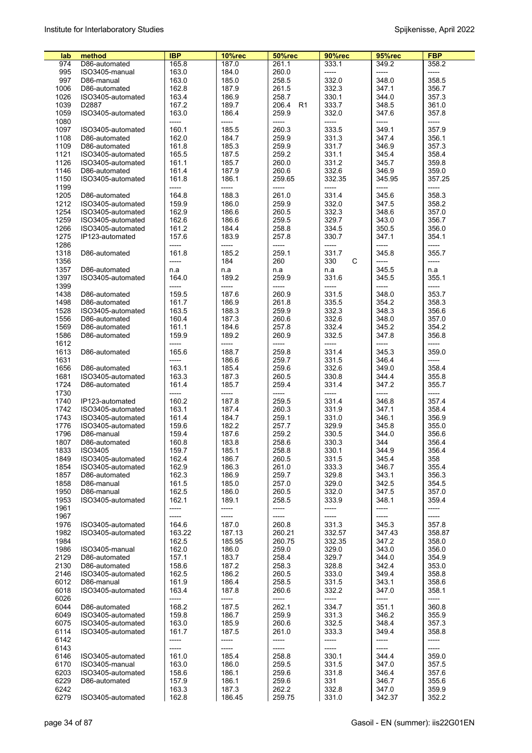| lab | method | IBP | 10%rec | 50%rec | 90%rec | 95%rec | FBP |
|---|---|---|---|---|---|---|---|
| 974 | D86-automated | 165.8 | 187.0 | 261.1 | 333.1 | 349.2 | 358.2 |
| 995 | ISO3405-manual | 163.0 | 184.0 | 260.0 | ----- | ----- | ----- |
| 997 | D86-manual | 163.0 | 185.0 | 258.5 | 332.0 | 348.0 | 358.5 |
| 1006 | D86-automated | 162.8 | 187.9 | 261.5 | 332.3 | 347.1 | 356.7 |
| 1026 | ISO3405-automated | 163.4 | 186.9 | 258.7 | 330.1 | 344.0 | 357.3 |
| 1039 | D2887 | 167.2 | 189.7 | 206.4 R1 | 333.7 | 348.5 | 361.0 |
| 1059 | ISO3405-automated | 163.0 | 186.4 | 259.9 | 332.0 | 347.6 | 357.8 |
| 1080 | | ----- | ----- | ----- | ----- | ----- | ----- |
| 1097 | ISO3405-automated | 160.1 | 185.5 | 260.3 | 333.5 | 349.1 | 357.9 |
| 1108 | D86-automated | 162.0 | 184.7 | 259.9 | 331.3 | 347.4 | 356.1 |
| 1109 | D86-automated | 161.8 | 185.3 | 259.9 | 331.7 | 346.9 | 357.3 |
| 1121 | ISO3405-automated | 165.5 | 187.5 | 259.2 | 331.1 | 345.4 | 358.4 |
| 1126 | ISO3405-automated | 161.1 | 185.7 | 260.0 | 331.2 | 345.7 | 359.8 |
| 1146 | D86-automated | 161.4 | 187.9 | 260.6 | 332.6 | 346.9 | 359.0 |
| 1150 | ISO3405-automated | 161.8 | 186.1 | 259.65 | 332.35 | 345.95 | 357.25 |
| 1199 | | ----- | ----- | ----- | ----- | ----- | ----- |
| 1205 | D86-automated | 164.8 | 188.3 | 261.0 | 331.4 | 345.6 | 358.3 |
| 1212 | ISO3405-automated | 159.9 | 186.0 | 259.9 | 332.0 | 347.5 | 358.2 |
| 1254 | ISO3405-automated | 162.9 | 186.6 | 260.5 | 332.3 | 348.6 | 357.0 |
| 1259 | ISO3405-automated | 162.6 | 186.6 | 259.5 | 329.7 | 343.0 | 356.7 |
| 1266 | ISO3405-automated | 161.2 | 184.4 | 258.8 | 334.5 | 350.5 | 356.0 |
| 1275 | IP123-automated | 157.6 | 183.9 | 257.8 | 330.7 | 347.1 | 354.1 |
| 1286 | | ----- | ----- | ----- | ----- | ----- | ----- |
| 1318 | D86-automated | 161.8 | 185.2 | 259.1 | 331.7 | 345.8 | 355.7 |
| 1356 | | ----- | 184 | 260 | 330 C | ----- | ----- |
| 1357 | D86-automated | n.a | n.a | n.a | n.a | 345.5 | n.a |
| 1397 | ISO3405-automated | 164.0 | 189.2 | 259.9 | 331.6 | 345.5 | 355.1 |
| 1399 | | ----- | ----- | ----- | ----- | ----- | ----- |
| 1438 | D86-automated | 159.5 | 187.6 | 260.9 | 331.5 | 348.0 | 353.7 |
| 1498 | D86-automated | 161.7 | 186.9 | 261.8 | 335.5 | 354.2 | 358.3 |
| 1528 | ISO3405-automated | 163.5 | 188.3 | 259.9 | 332.3 | 348.3 | 356.6 |
| 1556 | D86-automated | 160.4 | 187.3 | 260.6 | 332.6 | 348.0 | 357.0 |
| 1569 | D86-automated | 161.1 | 184.6 | 257.8 | 332.4 | 345.2 | 354.2 |
| 1586 | D86-automated | 159.9 | 189.2 | 260.9 | 332.5 | 347.8 | 356.8 |
| 1612 | | ----- | ----- | ----- | ----- | ----- | ----- |
| 1613 | D86-automated | 165.6 | 188.7 | 259.8 | 331.4 | 345.3 | 359.0 |
| 1631 | | ----- | 186.6 | 259.7 | 331.5 | 346.4 | ----- |
| 1656 | D86-automated | 163.1 | 185.4 | 259.6 | 332.6 | 349.0 | 358.4 |
| 1681 | ISO3405-automated | 163.3 | 187.3 | 260.5 | 330.8 | 344.4 | 355.8 |
| 1724 | D86-automated | 161.4 | 185.7 | 259.4 | 331.4 | 347.2 | 355.7 |
| 1730 | | ----- | ----- | ----- | ----- | ----- | ----- |
| 1740 | IP123-automated | 160.2 | 187.8 | 259.5 | 331.4 | 346.8 | 357.4 |
| 1742 | ISO3405-automated | 163.1 | 187.4 | 260.3 | 331.9 | 347.1 | 358.4 |
| 1743 | ISO3405-automated | 161.4 | 184.7 | 259.1 | 331.0 | 346.1 | 356.9 |
| 1776 | ISO3405-automated | 159.6 | 182.2 | 257.7 | 329.9 | 345.8 | 355.0 |
| 1796 | D86-manual | 159.4 | 187.6 | 259.2 | 330.5 | 344.0 | 356.6 |
| 1807 | D86-automated | 160.8 | 183.8 | 258.6 | 330.3 | 344 | 356.4 |
| 1833 | ISO3405 | 159.7 | 185.1 | 258.8 | 330.1 | 344.9 | 356.4 |
| 1849 | ISO3405-automated | 162.4 | 186.7 | 260.5 | 331.5 | 345.4 | 358 |
| 1854 | ISO3405-automated | 162.9 | 186.3 | 261.0 | 333.3 | 346.7 | 355.4 |
| 1857 | D86-automated | 162.3 | 186.9 | 259.7 | 329.8 | 343.1 | 356.3 |
| 1858 | D86-manual | 161.5 | 185.0 | 257.0 | 329.0 | 342.5 | 354.5 |
| 1950 | D86-manual | 162.5 | 186.0 | 260.5 | 332.0 | 347.5 | 357.0 |
| 1953 | ISO3405-automated | 162.1 | 189.1 | 258.5 | 333.9 | 348.1 | 359.4 |
| 1961 | | ----- | ----- | ----- | ----- | ----- | ----- |
| 1967 | | ----- | ----- | ----- | ----- | ----- | ----- |
| 1976 | ISO3405-automated | 164.6 | 187.0 | 260.8 | 331.3 | 345.3 | 357.8 |
| 1982 | ISO3405-automated | 163.22 | 187.13 | 260.21 | 332.57 | 347.43 | 358.87 |
| 1984 | | 162.5 | 185.95 | 260.75 | 332.35 | 347.2 | 358.0 |
| 1986 | ISO3405-manual | 162.0 | 186.0 | 259.0 | 329.0 | 343.0 | 356.0 |
| 2129 | D86-automated | 157.1 | 183.7 | 258.4 | 329.7 | 344.0 | 354.9 |
| 2130 | D86-automated | 158.6 | 187.2 | 258.3 | 328.8 | 342.4 | 353.0 |
| 2146 | ISO3405-automated | 162.5 | 186.2 | 260.5 | 333.0 | 349.4 | 358.8 |
| 6012 | D86-manual | 161.9 | 186.4 | 258.5 | 331.5 | 343.1 | 358.6 |
| 6018 | ISO3405-automated | 163.4 | 187.8 | 260.6 | 332.2 | 347.0 | 358.1 |
| 6026 | | ----- | ----- | ----- | ----- | ----- | ----- |
| 6044 | D86-automated | 168.2 | 187.5 | 262.1 | 334.7 | 351.1 | 360.8 |
| 6049 | ISO3405-automated | 159.8 | 186.7 | 259.9 | 331.3 | 346.2 | 355.9 |
| 6075 | ISO3405-automated | 163.0 | 185.9 | 260.6 | 332.5 | 348.4 | 357.3 |
| 6114 | ISO3405-automated | 161.7 | 187.5 | 261.0 | 333.3 | 349.4 | 358.8 |
| 6142 | | ----- | ----- | ----- | ----- | ----- | ----- |
| 6143 | | ----- | ----- | ----- | ----- | ----- | ----- |
| 6146 | ISO3405-automated | 161.0 | 185.4 | 258.8 | 330.1 | 344.4 | 359.0 |
| 6170 | ISO3405-manual | 163.0 | 186.0 | 259.5 | 331.5 | 347.0 | 357.5 |
| 6203 | ISO3405-automated | 158.6 | 186.1 | 259.6 | 331.8 | 346.4 | 357.6 |
| 6229 | D86-automated | 157.9 | 186.1 | 259.6 | 331 | 346.7 | 355.6 |
| 6242 | | 163.3 | 187.3 | 262.2 | 332.8 | 347.0 | 359.9 |
| 6279 | ISO3405-automated | 162.8 | 186.45 | 259.75 | 331.0 | 342.37 | 352.2 |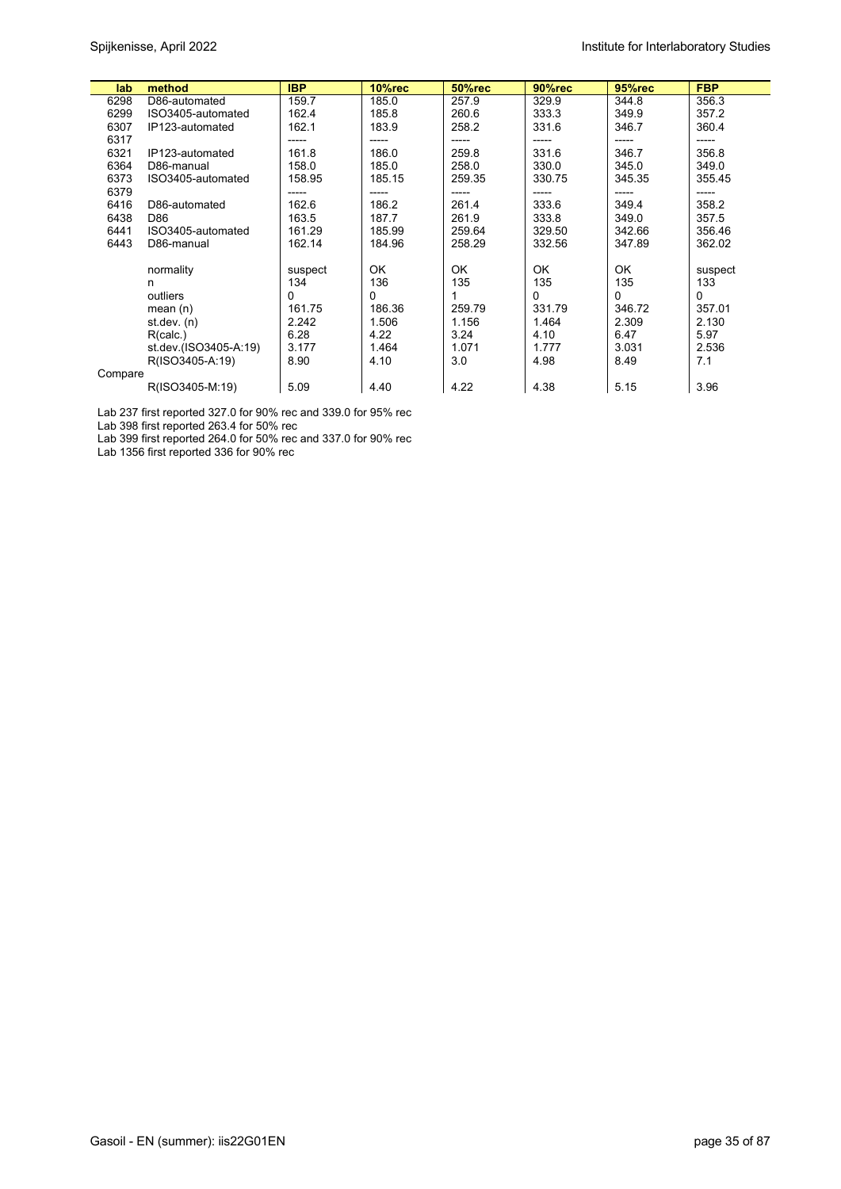| lab | method | IBP | 10%rec | 50%rec | 90%rec | 95%rec | FBP |
|---|---|---|---|---|---|---|---|
| 6298 | D86-automated | 159.7 | 185.0 | 257.9 | 329.9 | 344.8 | 356.3 |
| 6299 | ISO3405-automated | 162.4 | 185.8 | 260.6 | 333.3 | 349.9 | 357.2 |
| 6307 | IP123-automated | 162.1 | 183.9 | 258.2 | 331.6 | 346.7 | 360.4 |
| 6317 | | ----- | ----- | ----- | ----- | ----- | ----- |
| 6321 | IP123-automated | 161.8 | 186.0 | 259.8 | 331.6 | 346.7 | 356.8 |
| 6364 | D86-manual | 158.0 | 185.0 | 258.0 | 330.0 | 345.0 | 349.0 |
| 6373 | ISO3405-automated | 158.95 | 185.15 | 259.35 | 330.75 | 345.35 | 355.45 |
| 6379 | | ----- | ----- | ----- | ----- | ----- | ----- |
| 6416 | D86-automated | 162.6 | 186.2 | 261.4 | 333.6 | 349.4 | 358.2 |
| 6438 | D86 | 163.5 | 187.7 | 261.9 | 333.8 | 349.0 | 357.5 |
| 6441 | ISO3405-automated | 161.29 | 185.99 | 259.64 | 329.50 | 342.66 | 356.46 |
| 6443 | D86-manual | 162.14 | 184.96 | 258.29 | 332.56 | 347.89 | 362.02 |
| | | | | | | | |
| | normality | suspect | OK | OK | OK | OK | suspect |
| | n | 134 | 136 | 135 | 135 | 135 | 133 |
| | outliers | 0 | 0 | 1 | 0 | 0 | 0 |
| | mean (n) | 161.75 | 186.36 | 259.79 | 331.79 | 346.72 | 357.01 |
| | st.dev. (n) | 2.242 | 1.506 | 1.156 | 1.464 | 2.309 | 2.130 |
| | R(calc.) | 6.28 | 4.22 | 3.24 | 4.10 | 6.47 | 5.97 |
| | st.dev.(ISO3405-A:19) | 3.177 | 1.464 | 1.071 | 1.777 | 3.031 | 2.536 |
| | R(ISO3405-A:19) | 8.90 | 4.10 | 3.0 | 4.98 | 8.49 | 7.1 |
| Compare | | | | | | | |
| | R(ISO3405-M:19) | 5.09 | 4.40 | 4.22 | 4.38 | 5.15 | 3.96 |

Lab 237 first reported 327.0 for 90% rec and 339.0 for 95% rec
Lab 398 first reported 263.4 for 50% rec
Lab 399 first reported 264.0 for 50% rec and 337.0 for 90% rec
Lab 1356 first reported 336 for 90% rec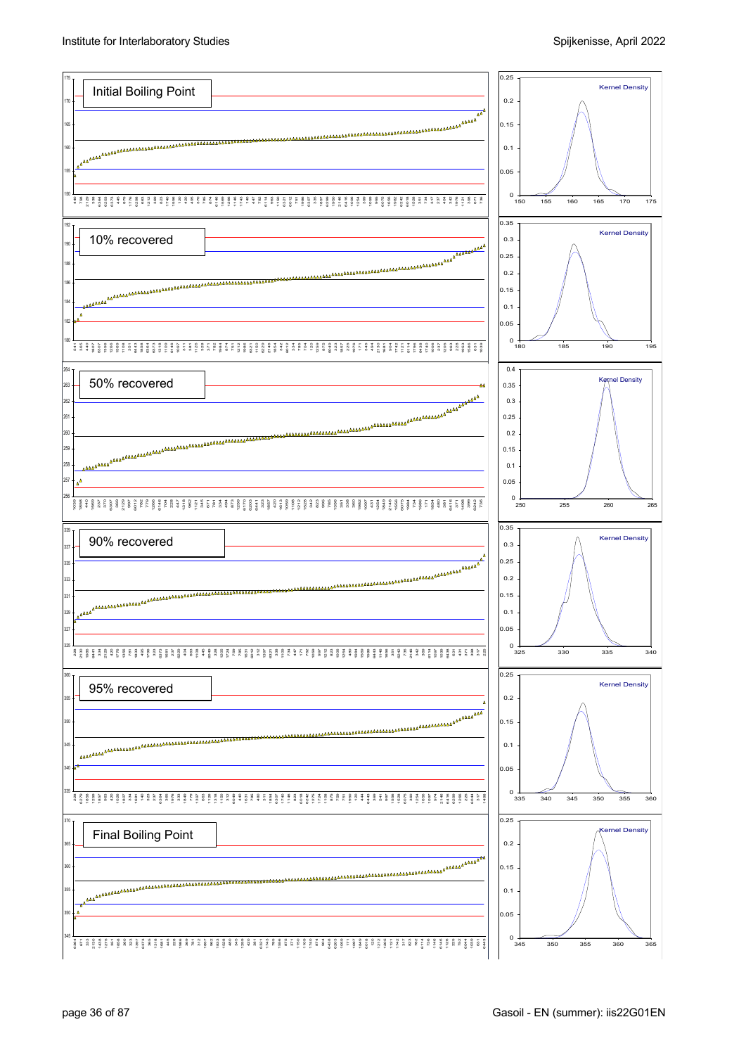Initial Boiling Point

Kernel Density

10% recovered

Kernel Density

50% recovered

Kernel Density

90% recovered

Kernel Density

95% recovered

Kernel Density

Final Boiling Point

Kernel Density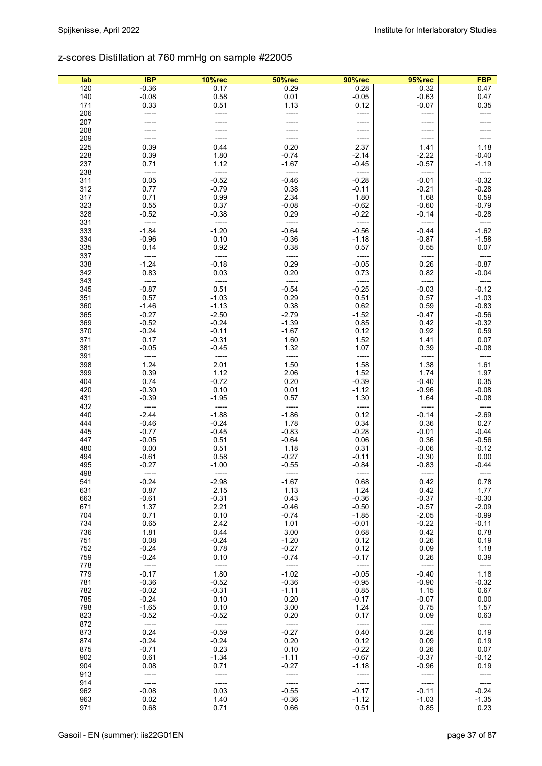## z-scores Distillation at 760 mmHg on sample #22005

| lab | IBP | 10%rec | 50%rec | 90%rec | 95%rec | FBP |
|---|---|---|---|---|---|---|
| 120 | -0.36 | 0.17 | 0.29 | 0.28 | 0.32 | 0.47 |
| 140 | -0.08 | 0.58 | 0.01 | -0.05 | -0.63 | 0.47 |
| 171 | 0.33 | 0.51 | 1.13 | 0.12 | -0.07 | 0.35 |
| 206 | ----- | ----- | ----- | ----- | ----- | ----- |
| 207 | ----- | ----- | ----- | ----- | ----- | ----- |
| 208 | ----- | ----- | ----- | ----- | ----- | ----- |
| 209 | ----- | ----- | ----- | ----- | ----- | ----- |
| 225 | 0.39 | 0.44 | 0.20 | 2.37 | 1.41 | 1.18 |
| 228 | 0.39 | 1.80 | -0.74 | -2.14 | -2.22 | -0.40 |
| 237 | 0.71 | 1.12 | -1.67 | -0.45 | -0.57 | -1.19 |
| 238 | ----- | ----- | ----- | ----- | ----- | ----- |
| 311 | 0.05 | -0.52 | -0.46 | -0.28 | -0.01 | -0.32 |
| 312 | 0.77 | -0.79 | 0.38 | -0.11 | -0.21 | -0.28 |
| 317 | 0.71 | 0.99 | 2.34 | 1.80 | 1.68 | 0.59 |
| 323 | 0.55 | 0.37 | -0.08 | -0.62 | -0.60 | -0.79 |
| 328 | -0.52 | -0.38 | 0.29 | -0.22 | -0.14 | -0.28 |
| 331 | ----- | ----- | ----- | ----- | ----- | ----- |
| 333 | -1.84 | -1.20 | -0.64 | -0.56 | -0.44 | -1.62 |
| 334 | -0.96 | 0.10 | -0.36 | -1.18 | -0.87 | -1.58 |
| 335 | 0.14 | 0.92 | 0.38 | 0.57 | 0.55 | 0.07 |
| 337 | ----- | ----- | ----- | ----- | ----- | ----- |
| 338 | -1.24 | -0.18 | 0.29 | -0.05 | 0.26 | -0.87 |
| 342 | 0.83 | 0.03 | 0.20 | 0.73 | 0.82 | -0.04 |
| 343 | ----- | ----- | ----- | ----- | ----- | ----- |
| 345 | -0.87 | 0.51 | -0.54 | -0.25 | -0.03 | -0.12 |
| 351 | 0.57 | -1.03 | 0.29 | 0.51 | 0.57 | -1.03 |
| 360 | -1.46 | -1.13 | 0.38 | 0.62 | 0.59 | -0.83 |
| 365 | -0.27 | -2.50 | -2.79 | -1.52 | -0.47 | -0.56 |
| 369 | -0.52 | -0.24 | -1.39 | 0.85 | 0.42 | -0.32 |
| 370 | -0.24 | -0.11 | -1.67 | 0.12 | 0.92 | 0.59 |
| 371 | 0.17 | -0.31 | 1.60 | 1.52 | 1.41 | 0.07 |
| 381 | -0.05 | -0.45 | 1.32 | 1.07 | 0.39 | -0.08 |
| 391 | ----- | ----- | ----- | ----- | ----- | ----- |
| 398 | 1.24 | 2.01 | 1.50 | 1.58 | 1.38 | 1.61 |
| 399 | 0.39 | 1.12 | 2.06 | 1.52 | 1.74 | 1.97 |
| 404 | 0.74 | -0.72 | 0.20 | -0.39 | -0.40 | 0.35 |
| 420 | -0.30 | 0.10 | 0.01 | -1.12 | -0.96 | -0.08 |
| 431 | -0.39 | -1.95 | 0.57 | 1.30 | 1.64 | -0.08 |
| 432 | ----- | ----- | ----- | ----- | ----- | ----- |
| 440 | -2.44 | -1.88 | -1.86 | 0.12 | -0.14 | -2.69 |
| 444 | -0.46 | -0.24 | 1.78 | 0.34 | 0.36 | 0.27 |
| 445 | -0.77 | -0.45 | -0.83 | -0.28 | -0.01 | -0.44 |
| 447 | -0.05 | 0.51 | -0.64 | 0.06 | 0.36 | -0.56 |
| 480 | 0.00 | 0.51 | 1.18 | 0.31 | -0.06 | -0.12 |
| 494 | -0.61 | 0.58 | -0.27 | -0.11 | -0.30 | 0.00 |
| 495 | -0.27 | -1.00 | -0.55 | -0.84 | -0.83 | -0.44 |
| 498 | ----- | ----- | ----- | ----- | ----- | ----- |
| 541 | -0.24 | -2.98 | -1.67 | 0.68 | 0.42 | 0.78 |
| 631 | 0.87 | 2.15 | 1.13 | 1.24 | 0.42 | 1.77 |
| 663 | -0.61 | -0.31 | 0.43 | -0.36 | -0.37 | -0.30 |
| 671 | 1.37 | 2.21 | -0.46 | -0.50 | -0.57 | -2.09 |
| 704 | 0.71 | 0.10 | -0.74 | -1.85 | -2.05 | -0.99 |
| 734 | 0.65 | 2.42 | 1.01 | -0.01 | -0.22 | -0.11 |
| 736 | 1.81 | 0.44 | 3.00 | 0.68 | 0.42 | 0.78 |
| 751 | 0.08 | -0.24 | -1.20 | 0.12 | 0.26 | 0.19 |
| 752 | -0.24 | 0.78 | -0.27 | 0.12 | 0.09 | 1.18 |
| 759 | -0.24 | 0.10 | -0.74 | -0.17 | 0.26 | 0.39 |
| 778 | ----- | ----- | ----- | ----- | ----- | ----- |
| 779 | -0.17 | 1.80 | -1.02 | -0.05 | -0.40 | 1.18 |
| 781 | -0.36 | -0.52 | -0.36 | -0.95 | -0.90 | -0.32 |
| 782 | -0.02 | -0.31 | -1.11 | 0.85 | 1.15 | 0.67 |
| 785 | -0.24 | 0.10 | 0.20 | -0.17 | -0.07 | 0.00 |
| 798 | -1.65 | 0.10 | 3.00 | 1.24 | 0.75 | 1.57 |
| 823 | -0.52 | -0.52 | 0.20 | 0.17 | 0.09 | 0.63 |
| 872 | ----- | ----- | ----- | ----- | ----- | ----- |
| 873 | 0.24 | -0.59 | -0.27 | 0.40 | 0.26 | 0.19 |
| 874 | -0.24 | -0.24 | 0.20 | 0.12 | 0.09 | 0.19 |
| 875 | -0.71 | 0.23 | 0.10 | -0.22 | 0.26 | 0.07 |
| 902 | 0.61 | -1.34 | -1.11 | -0.67 | -0.37 | -0.12 |
| 904 | 0.08 | 0.71 | -0.27 | -1.18 | -0.96 | 0.19 |
| 913 | ----- | ----- | ----- | ----- | ----- | ----- |
| 914 | ----- | ----- | ----- | ----- | ----- | ----- |
| 962 | -0.08 | 0.03 | -0.55 | -0.17 | -0.11 | -0.24 |
| 963 | 0.02 | 1.40 | -0.36 | -1.12 | -1.03 | -1.35 |
| 971 | 0.68 | 0.71 | 0.66 | 0.51 | 0.85 | 0.23 |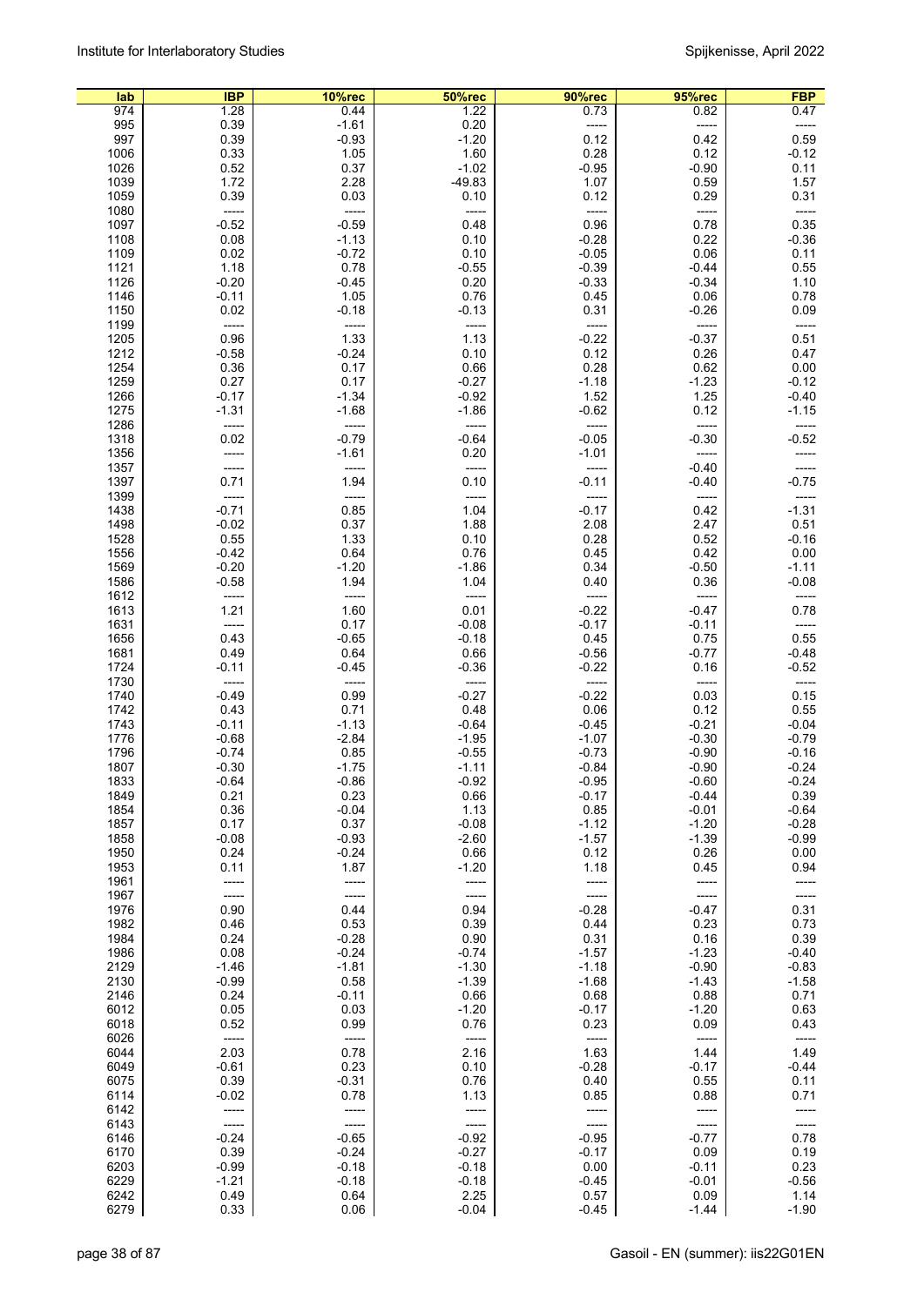| lab | IBP | 10%rec | 50%rec | 90%rec | 95%rec | FBP |
|---|---|---|---|---|---|---|
| 974 | 1.28 | 0.44 | 1.22 | 0.73 | 0.82 | 0.47 |
| 995 | 0.39 | -1.61 | 0.20 | ----- | ----- | ----- |
| 997 | 0.39 | -0.93 | -1.20 | 0.12 | 0.42 | 0.59 |
| 1006 | 0.33 | 1.05 | 1.60 | 0.28 | 0.12 | -0.12 |
| 1026 | 0.52 | 0.37 | -1.02 | -0.95 | -0.90 | 0.11 |
| 1039 | 1.72 | 2.28 | -49.83 | 1.07 | 0.59 | 1.57 |
| 1059 | 0.39 | 0.03 | 0.10 | 0.12 | 0.29 | 0.31 |
| 1080 | ----- | ----- | ----- | ----- | ----- | ----- |
| 1097 | -0.52 | -0.59 | 0.48 | 0.96 | 0.78 | 0.35 |
| 1108 | 0.08 | -1.13 | 0.10 | -0.28 | 0.22 | -0.36 |
| 1109 | 0.02 | -0.72 | 0.10 | -0.05 | 0.06 | 0.11 |
| 1121 | 1.18 | 0.78 | -0.55 | -0.39 | -0.44 | 0.55 |
| 1126 | -0.20 | -0.45 | 0.20 | -0.33 | -0.34 | 1.10 |
| 1146 | -0.11 | 1.05 | 0.76 | 0.45 | 0.06 | 0.78 |
| 1150 | 0.02 | -0.18 | -0.13 | 0.31 | -0.26 | 0.09 |
| 1199 | ----- | ----- | ----- | ----- | ----- | ----- |
| 1205 | 0.96 | 1.33 | 1.13 | -0.22 | -0.37 | 0.51 |
| 1212 | -0.58 | -0.24 | 0.10 | 0.12 | 0.26 | 0.47 |
| 1254 | 0.36 | 0.17 | 0.66 | 0.28 | 0.62 | 0.00 |
| 1259 | 0.27 | 0.17 | -0.27 | -1.18 | -1.23 | -0.12 |
| 1266 | -0.17 | -1.34 | -0.92 | 1.52 | 1.25 | -0.40 |
| 1275 | -1.31 | -1.68 | -1.86 | -0.62 | 0.12 | -1.15 |
| 1286 | ----- | ----- | ----- | ----- | ----- | ----- |
| 1318 | 0.02 | -0.79 | -0.64 | -0.05 | -0.30 | -0.52 |
| 1356 | ----- | -1.61 | 0.20 | -1.01 | ----- | ----- |
| 1357 | ----- | ----- | ----- | ----- | -0.40 | ----- |
| 1397 | 0.71 | 1.94 | 0.10 | -0.11 | -0.40 | -0.75 |
| 1399 | ----- | ----- | ----- | ----- | ----- | ----- |
| 1438 | -0.71 | 0.85 | 1.04 | -0.17 | 0.42 | -1.31 |
| 1498 | -0.02 | 0.37 | 1.88 | 2.08 | 2.47 | 0.51 |
| 1528 | 0.55 | 1.33 | 0.10 | 0.28 | 0.52 | -0.16 |
| 1556 | -0.42 | 0.64 | 0.76 | 0.45 | 0.42 | 0.00 |
| 1569 | -0.20 | -1.20 | -1.86 | 0.34 | -0.50 | -1.11 |
| 1586 | -0.58 | 1.94 | 1.04 | 0.40 | 0.36 | -0.08 |
| 1612 | ----- | ----- | ----- | ----- | ----- | ----- |
| 1613 | 1.21 | 1.60 | 0.01 | -0.22 | -0.47 | 0.78 |
| 1631 | ----- | 0.17 | -0.08 | -0.17 | -0.11 | ----- |
| 1656 | 0.43 | -0.65 | -0.18 | 0.45 | 0.75 | 0.55 |
| 1681 | 0.49 | 0.64 | 0.66 | -0.56 | -0.77 | -0.48 |
| 1724 | -0.11 | -0.45 | -0.36 | -0.22 | 0.16 | -0.52 |
| 1730 | ----- | ----- | ----- | ----- | ----- | ----- |
| 1740 | -0.49 | 0.99 | -0.27 | -0.22 | 0.03 | 0.15 |
| 1742 | 0.43 | 0.71 | 0.48 | 0.06 | 0.12 | 0.55 |
| 1743 | -0.11 | -1.13 | -0.64 | -0.45 | -0.21 | -0.04 |
| 1776 | -0.68 | -2.84 | -1.95 | -1.07 | -0.30 | -0.79 |
| 1796 | -0.74 | 0.85 | -0.55 | -0.73 | -0.90 | -0.16 |
| 1807 | -0.30 | -1.75 | -1.11 | -0.84 | -0.90 | -0.24 |
| 1833 | -0.64 | -0.86 | -0.92 | -0.95 | -0.60 | -0.24 |
| 1849 | 0.21 | 0.23 | 0.66 | -0.17 | -0.44 | 0.39 |
| 1854 | 0.36 | -0.04 | 1.13 | 0.85 | -0.01 | -0.64 |
| 1857 | 0.17 | 0.37 | -0.08 | -1.12 | -1.20 | -0.28 |
| 1858 | -0.08 | -0.93 | -2.60 | -1.57 | -1.39 | -0.99 |
| 1950 | 0.24 | -0.24 | 0.66 | 0.12 | 0.26 | 0.00 |
| 1953 | 0.11 | 1.87 | -1.20 | 1.18 | 0.45 | 0.94 |
| 1961 | ----- | ----- | ----- | ----- | ----- | ----- |
| 1967 | ----- | ----- | ----- | ----- | ----- | ----- |
| 1976 | 0.90 | 0.44 | 0.94 | -0.28 | -0.47 | 0.31 |
| 1982 | 0.46 | 0.53 | 0.39 | 0.44 | 0.23 | 0.73 |
| 1984 | 0.24 | -0.28 | 0.90 | 0.31 | 0.16 | 0.39 |
| 1986 | 0.08 | -0.24 | -0.74 | -1.57 | -1.23 | -0.40 |
| 2129 | -1.46 | -1.81 | -1.30 | -1.18 | -0.90 | -0.83 |
| 2130 | -0.99 | 0.58 | -1.39 | -1.68 | -1.43 | -1.58 |
| 2146 | 0.24 | -0.11 | 0.66 | 0.68 | 0.88 | 0.71 |
| 6012 | 0.05 | 0.03 | -1.20 | -0.17 | -1.20 | 0.63 |
| 6018 | 0.52 | 0.99 | 0.76 | 0.23 | 0.09 | 0.43 |
| 6026 | ----- | ----- | ----- | ----- | ----- | ----- |
| 6044 | 2.03 | 0.78 | 2.16 | 1.63 | 1.44 | 1.49 |
| 6049 | -0.61 | 0.23 | 0.10 | -0.28 | -0.17 | -0.44 |
| 6075 | 0.39 | -0.31 | 0.76 | 0.40 | 0.55 | 0.11 |
| 6114 | -0.02 | 0.78 | 1.13 | 0.85 | 0.88 | 0.71 |
| 6142 | ----- | ----- | ----- | ----- | ----- | ----- |
| 6143 | ----- | ----- | ----- | ----- | ----- | ----- |
| 6146 | -0.24 | -0.65 | -0.92 | -0.95 | -0.77 | 0.78 |
| 6170 | 0.39 | -0.24 | -0.27 | -0.17 | 0.09 | 0.19 |
| 6203 | -0.99 | -0.18 | -0.18 | 0.00 | -0.11 | 0.23 |
| 6229 | -1.21 | -0.18 | -0.18 | -0.45 | -0.01 | -0.56 |
| 6242 | 0.49 | 0.64 | 2.25 | 0.57 | 0.09 | 1.14 |
| 6279 | 0.33 | 0.06 | -0.04 | -0.45 | -1.44 | -1.90 |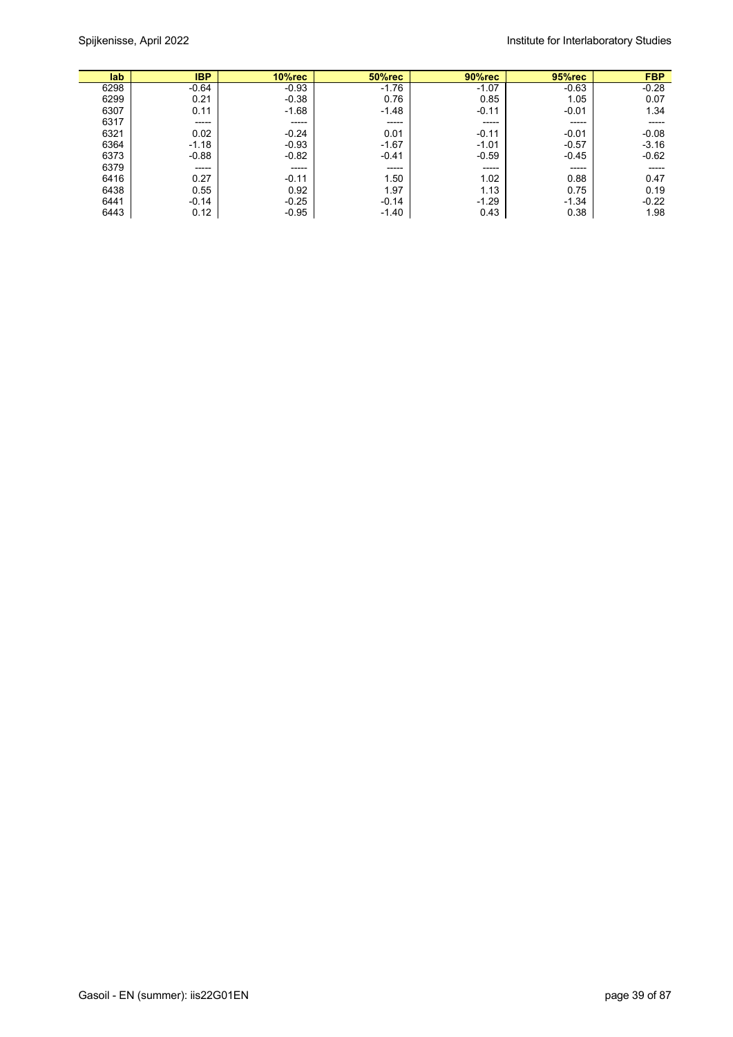| lab | IBP | 10%rec | 50%rec | 90%rec | 95%rec | FBP |
|---|---|---|---|---|---|---|
| 6298 | -0.64 | -0.93 | -1.76 | -1.07 | -0.63 | -0.28 |
| 6299 | 0.21 | -0.38 | 0.76 | 0.85 | 1.05 | 0.07 |
| 6307 | 0.11 | -1.68 | -1.48 | -0.11 | -0.01 | 1.34 |
| 6317 | ----- | ----- | ----- | ----- | ----- | ----- |
| 6321 | 0.02 | -0.24 | 0.01 | -0.11 | -0.01 | -0.08 |
| 6364 | -1.18 | -0.93 | -1.67 | -1.01 | -0.57 | -3.16 |
| 6373 | -0.88 | -0.82 | -0.41 | -0.59 | -0.45 | -0.62 |
| 6379 | ----- | ----- | ----- | ----- | ----- | ----- |
| 6416 | 0.27 | -0.11 | 1.50 | 1.02 | 0.88 | 0.47 |
| 6438 | 0.55 | 0.92 | 1.97 | 1.13 | 0.75 | 0.19 |
| 6441 | -0.14 | -0.25 | -0.14 | -1.29 | -1.34 | -0.22 |
| 6443 | 0.12 | -0.95 | -1.40 | 0.43 | 0.38 | 1.98 |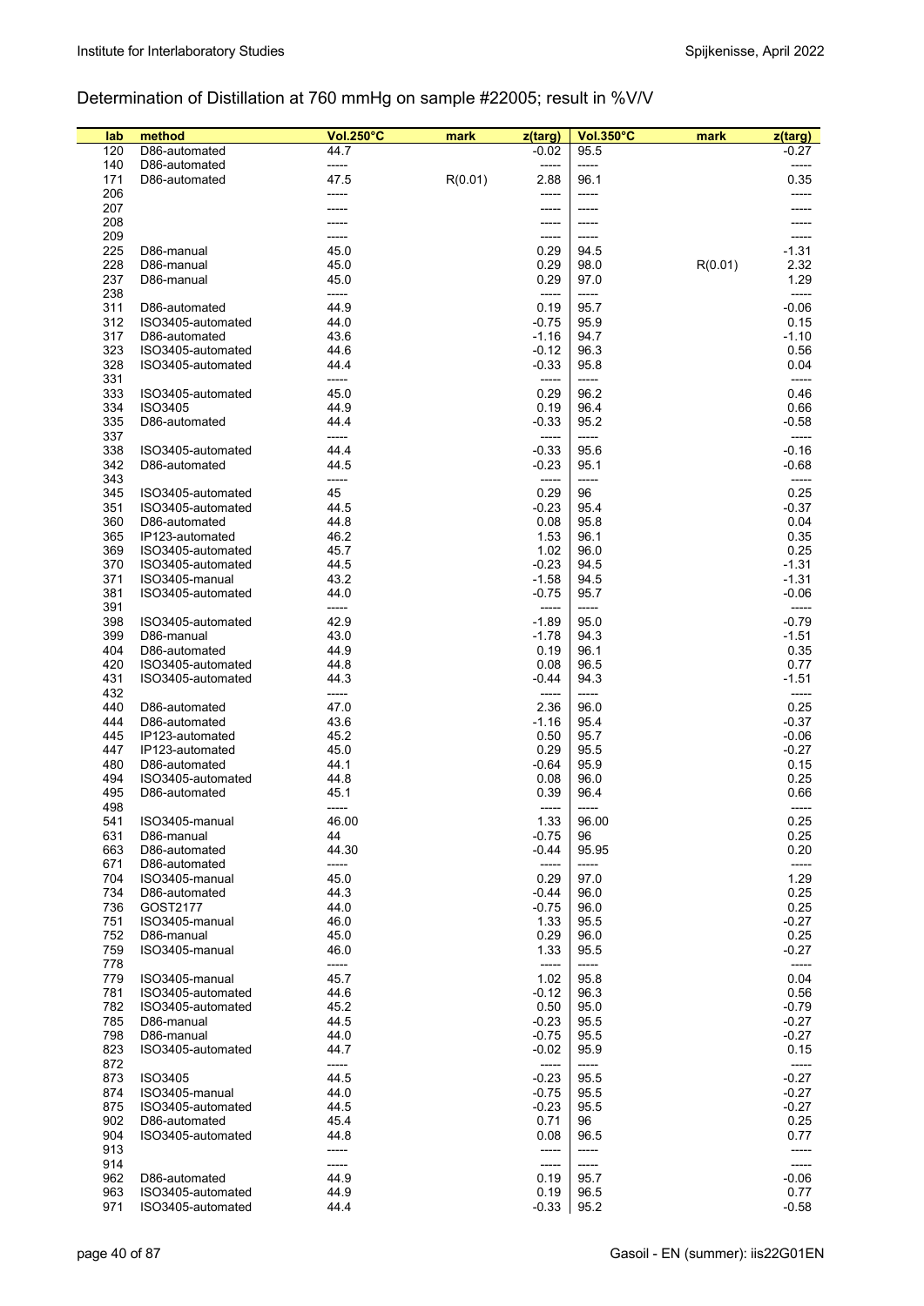## Determination of Distillation at 760 mmHg on sample #22005; result in %V/V

| lab | method | Vol.250°C | mark | z(targ) | Vol.350°C | mark | z(targ) |
|---|---|---|---|---|---|---|---|
| 120 | D86-automated | 44.7 | | -0.02 | 95.5 | | -0.27 |
| 140 | D86-automated | ----- | | ----- | ----- | | ----- |
| 171 | D86-automated | 47.5 | R(0.01) | 2.88 | 96.1 | | 0.35 |
| 206 | | ----- | | ----- | ----- | | ----- |
| 207 | | ----- | | ----- | ----- | | ----- |
| 208 | | ----- | | ----- | ----- | | ----- |
| 209 | | ----- | | ----- | ----- | | ----- |
| 225 | D86-manual | 45.0 | | 0.29 | 94.5 | | -1.31 |
| 228 | D86-manual | 45.0 | | 0.29 | 98.0 | R(0.01) | 2.32 |
| 237 | D86-manual | 45.0 | | 0.29 | 97.0 | | 1.29 |
| 238 | | ----- | | ----- | ----- | | ----- |
| 311 | D86-automated | 44.9 | | 0.19 | 95.7 | | -0.06 |
| 312 | ISO3405-automated | 44.0 | | -0.75 | 95.9 | | 0.15 |
| 317 | D86-automated | 43.6 | | -1.16 | 94.7 | | -1.10 |
| 323 | ISO3405-automated | 44.6 | | -0.12 | 96.3 | | 0.56 |
| 328 | ISO3405-automated | 44.4 | | -0.33 | 95.8 | | 0.04 |
| 331 | | ----- | | ----- | ----- | | ----- |
| 333 | ISO3405-automated | 45.0 | | 0.29 | 96.2 | | 0.46 |
| 334 | ISO3405 | 44.9 | | 0.19 | 96.4 | | 0.66 |
| 335 | D86-automated | 44.4 | | -0.33 | 95.2 | | -0.58 |
| 337 | | ----- | | ----- | ----- | | ----- |
| 338 | ISO3405-automated | 44.4 | | -0.33 | 95.6 | | -0.16 |
| 342 | D86-automated | 44.5 | | -0.23 | 95.1 | | -0.68 |
| 343 | | ----- | | ----- | ----- | | ----- |
| 345 | ISO3405-automated | 45 | | 0.29 | 96 | | 0.25 |
| 351 | ISO3405-automated | 44.5 | | -0.23 | 95.4 | | -0.37 |
| 360 | D86-automated | 44.8 | | 0.08 | 95.8 | | 0.04 |
| 365 | IP123-automated | 46.2 | | 1.53 | 96.1 | | 0.35 |
| 369 | ISO3405-automated | 45.7 | | 1.02 | 96.0 | | 0.25 |
| 370 | ISO3405-automated | 44.5 | | -0.23 | 94.5 | | -1.31 |
| 371 | ISO3405-manual | 43.2 | | -1.58 | 94.5 | | -1.31 |
| 381 | ISO3405-automated | 44.0 | | -0.75 | 95.7 | | -0.06 |
| 391 | | ----- | | ----- | ----- | | ----- |
| 398 | ISO3405-automated | 42.9 | | -1.89 | 95.0 | | -0.79 |
| 399 | D86-manual | 43.0 | | -1.78 | 94.3 | | -1.51 |
| 404 | D86-automated | 44.9 | | 0.19 | 96.1 | | 0.35 |
| 420 | ISO3405-automated | 44.8 | | 0.08 | 96.5 | | 0.77 |
| 431 | ISO3405-automated | 44.3 | | -0.44 | 94.3 | | -1.51 |
| 432 | | ----- | | ----- | ----- | | ----- |
| 440 | D86-automated | 47.0 | | 2.36 | 96.0 | | 0.25 |
| 444 | D86-automated | 43.6 | | -1.16 | 95.4 | | -0.37 |
| 445 | IP123-automated | 45.2 | | 0.50 | 95.7 | | -0.06 |
| 447 | IP123-automated | 45.0 | | 0.29 | 95.5 | | -0.27 |
| 480 | D86-automated | 44.1 | | -0.64 | 95.9 | | 0.15 |
| 494 | ISO3405-automated | 44.8 | | 0.08 | 96.0 | | 0.25 |
| 495 | D86-automated | 45.1 | | 0.39 | 96.4 | | 0.66 |
| 498 | | ----- | | ----- | ----- | | ----- |
| 541 | ISO3405-manual | 46.00 | | 1.33 | 96.00 | | 0.25 |
| 631 | D86-manual | 44 | | -0.75 | 96 | | 0.25 |
| 663 | D86-automated | 44.30 | | -0.44 | 95.95 | | 0.20 |
| 671 | D86-automated | ----- | | ----- | ----- | | ----- |
| 704 | ISO3405-manual | 45.0 | | 0.29 | 97.0 | | 1.29 |
| 734 | D86-automated | 44.3 | | -0.44 | 96.0 | | 0.25 |
| 736 | GOST2177 | 44.0 | | -0.75 | 96.0 | | 0.25 |
| 751 | ISO3405-manual | 46.0 | | 1.33 | 95.5 | | -0.27 |
| 752 | D86-manual | 45.0 | | 0.29 | 96.0 | | 0.25 |
| 759 | ISO3405-manual | 46.0 | | 1.33 | 95.5 | | -0.27 |
| 778 | | ----- | | ----- | ----- | | ----- |
| 779 | ISO3405-manual | 45.7 | | 1.02 | 95.8 | | 0.04 |
| 781 | ISO3405-automated | 44.6 | | -0.12 | 96.3 | | 0.56 |
| 782 | ISO3405-automated | 45.2 | | 0.50 | 95.0 | | -0.79 |
| 785 | D86-manual | 44.5 | | -0.23 | 95.5 | | -0.27 |
| 798 | D86-manual | 44.0 | | -0.75 | 95.5 | | -0.27 |
| 823 | ISO3405-automated | 44.7 | | -0.02 | 95.9 | | 0.15 |
| 872 | | ----- | | ----- | ----- | | ----- |
| 873 | ISO3405 | 44.5 | | -0.23 | 95.5 | | -0.27 |
| 874 | ISO3405-manual | 44.0 | | -0.75 | 95.5 | | -0.27 |
| 875 | ISO3405-automated | 44.5 | | -0.23 | 95.5 | | -0.27 |
| 902 | D86-automated | 45.4 | | 0.71 | 96 | | 0.25 |
| 904 | ISO3405-automated | 44.8 | | 0.08 | 96.5 | | 0.77 |
| 913 | | ----- | | ----- | ----- | | ----- |
| 914 | | ----- | | ----- | ----- | | ----- |
| 962 | D86-automated | 44.9 | | 0.19 | 95.7 | | -0.06 |
| 963 | ISO3405-automated | 44.9 | | 0.19 | 96.5 | | 0.77 |
| 971 | ISO3405-automated | 44.4 | | -0.33 | 95.2 | | -0.58 |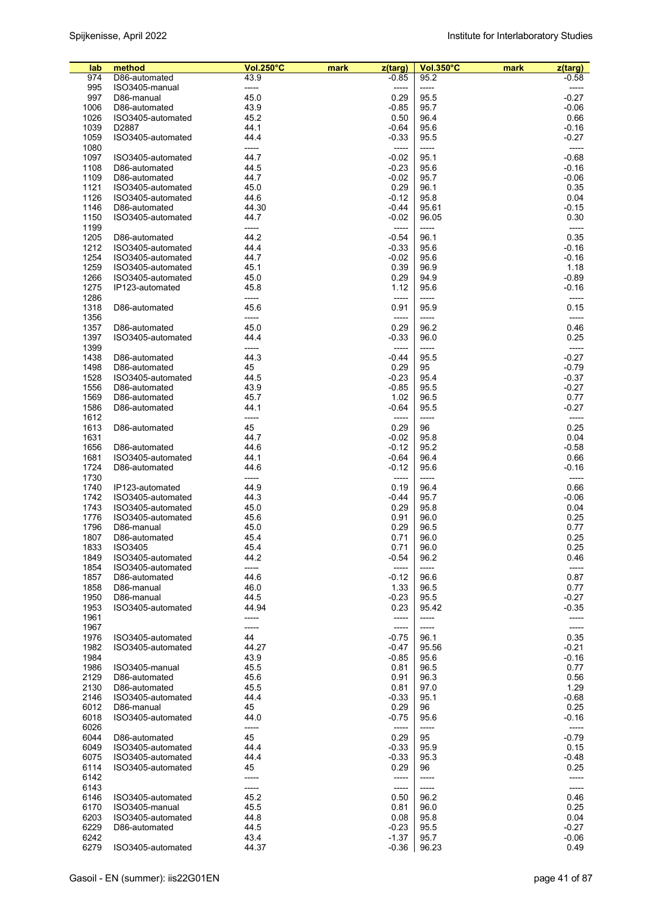| lab | method | Vol.250°C | mark | z(targ) | Vol.350°C | mark | z(targ) |
|---|---|---|---|---|---|---|---|
| 974 | D86-automated | 43.9 | | -0.85 | 95.2 | | -0.58 |
| 995 | ISO3405-manual | ----- | | ----- | ----- | | ----- |
| 997 | D86-manual | 45.0 | | 0.29 | 95.5 | | -0.27 |
| 1006 | D86-automated | 43.9 | | -0.85 | 95.7 | | -0.06 |
| 1026 | ISO3405-automated | 45.2 | | 0.50 | 96.4 | | 0.66 |
| 1039 | D2887 | 44.1 | | -0.64 | 95.6 | | -0.16 |
| 1059 | ISO3405-automated | 44.4 | | -0.33 | 95.5 | | -0.27 |
| 1080 | | ----- | | ----- | ----- | | ----- |
| 1097 | ISO3405-automated | 44.7 | | -0.02 | 95.1 | | -0.68 |
| 1108 | D86-automated | 44.5 | | -0.23 | 95.6 | | -0.16 |
| 1109 | D86-automated | 44.7 | | -0.02 | 95.7 | | -0.06 |
| 1121 | ISO3405-automated | 45.0 | | 0.29 | 96.1 | | 0.35 |
| 1126 | ISO3405-automated | 44.6 | | -0.12 | 95.8 | | 0.04 |
| 1146 | D86-automated | 44.30 | | -0.44 | 95.61 | | -0.15 |
| 1150 | ISO3405-automated | 44.7 | | -0.02 | 96.05 | | 0.30 |
| 1199 | | ----- | | ----- | ----- | | ----- |
| 1205 | D86-automated | 44.2 | | -0.54 | 96.1 | | 0.35 |
| 1212 | ISO3405-automated | 44.4 | | -0.33 | 95.6 | | -0.16 |
| 1254 | ISO3405-automated | 44.7 | | -0.02 | 95.6 | | -0.16 |
| 1259 | ISO3405-automated | 45.1 | | 0.39 | 96.9 | | 1.18 |
| 1266 | ISO3405-automated | 45.0 | | 0.29 | 94.9 | | -0.89 |
| 1275 | IP123-automated | 45.8 | | 1.12 | 95.6 | | -0.16 |
| 1286 | | ----- | | ----- | ----- | | ----- |
| 1318 | D86-automated | 45.6 | | 0.91 | 95.9 | | 0.15 |
| 1356 | | ----- | | ----- | ----- | | ----- |
| 1357 | D86-automated | 45.0 | | 0.29 | 96.2 | | 0.46 |
| 1397 | ISO3405-automated | 44.4 | | -0.33 | 96.0 | | 0.25 |
| 1399 | | ----- | | ----- | ----- | | ----- |
| 1438 | D86-automated | 44.3 | | -0.44 | 95.5 | | -0.27 |
| 1498 | D86-automated | 45 | | 0.29 | 95 | | -0.79 |
| 1528 | ISO3405-automated | 44.5 | | -0.23 | 95.4 | | -0.37 |
| 1556 | D86-automated | 43.9 | | -0.85 | 95.5 | | -0.27 |
| 1569 | D86-automated | 45.7 | | 1.02 | 96.5 | | 0.77 |
| 1586 | D86-automated | 44.1 | | -0.64 | 95.5 | | -0.27 |
| 1612 | | ----- | | ----- | ----- | | ----- |
| 1613 | D86-automated | 45 | | 0.29 | 96 | | 0.25 |
| 1631 | | 44.7 | | -0.02 | 95.8 | | 0.04 |
| 1656 | D86-automated | 44.6 | | -0.12 | 95.2 | | -0.58 |
| 1681 | ISO3405-automated | 44.1 | | -0.64 | 96.4 | | 0.66 |
| 1724 | D86-automated | 44.6 | | -0.12 | 95.6 | | -0.16 |
| 1730 | | ----- | | ----- | ----- | | ----- |
| 1740 | IP123-automated | 44.9 | | 0.19 | 96.4 | | 0.66 |
| 1742 | ISO3405-automated | 44.3 | | -0.44 | 95.7 | | -0.06 |
| 1743 | ISO3405-automated | 45.0 | | 0.29 | 95.8 | | 0.04 |
| 1776 | ISO3405-automated | 45.6 | | 0.91 | 96.0 | | 0.25 |
| 1796 | D86-manual | 45.0 | | 0.29 | 96.5 | | 0.77 |
| 1807 | D86-automated | 45.4 | | 0.71 | 96.0 | | 0.25 |
| 1833 | ISO3405 | 45.4 | | 0.71 | 96.0 | | 0.25 |
| 1849 | ISO3405-automated | 44.2 | | -0.54 | 96.2 | | 0.46 |
| 1854 | ISO3405-automated | ----- | | ----- | ----- | | ----- |
| 1857 | D86-automated | 44.6 | | -0.12 | 96.6 | | 0.87 |
| 1858 | D86-manual | 46.0 | | 1.33 | 96.5 | | 0.77 |
| 1950 | D86-manual | 44.5 | | -0.23 | 95.5 | | -0.27 |
| 1953 | ISO3405-automated | 44.94 | | 0.23 | 95.42 | | -0.35 |
| 1961 | | ----- | | ----- | ----- | | ----- |
| 1967 | | ----- | | ----- | ----- | | ----- |
| 1976 | ISO3405-automated | 44 | | -0.75 | 96.1 | | 0.35 |
| 1982 | ISO3405-automated | 44.27 | | -0.47 | 95.56 | | -0.21 |
| 1984 | | 43.9 | | -0.85 | 95.6 | | -0.16 |
| 1986 | ISO3405-manual | 45.5 | | 0.81 | 96.5 | | 0.77 |
| 2129 | D86-automated | 45.6 | | 0.91 | 96.3 | | 0.56 |
| 2130 | D86-automated | 45.5 | | 0.81 | 97.0 | | 1.29 |
| 2146 | ISO3405-automated | 44.4 | | -0.33 | 95.1 | | -0.68 |
| 6012 | D86-manual | 45 | | 0.29 | 96 | | 0.25 |
| 6018 | ISO3405-automated | 44.0 | | -0.75 | 95.6 | | -0.16 |
| 6026 | | ----- | | ----- | ----- | | ----- |
| 6044 | D86-automated | 45 | | 0.29 | 95 | | -0.79 |
| 6049 | ISO3405-automated | 44.4 | | -0.33 | 95.9 | | 0.15 |
| 6075 | ISO3405-automated | 44.4 | | -0.33 | 95.3 | | -0.48 |
| 6114 | ISO3405-automated | 45 | | 0.29 | 96 | | 0.25 |
| 6142 | | ----- | | ----- | ----- | | ----- |
| 6143 | | ----- | | ----- | ----- | | ----- |
| 6146 | ISO3405-automated | 45.2 | | 0.50 | 96.2 | | 0.46 |
| 6170 | ISO3405-manual | 45.5 | | 0.81 | 96.0 | | 0.25 |
| 6203 | ISO3405-automated | 44.8 | | 0.08 | 95.8 | | 0.04 |
| 6229 | D86-automated | 44.5 | | -0.23 | 95.5 | | -0.27 |
| 6242 | | 43.4 | | -1.37 | 95.7 | | -0.06 |
| 6279 | ISO3405-automated | 44.37 | | -0.36 | 96.23 | | 0.49 |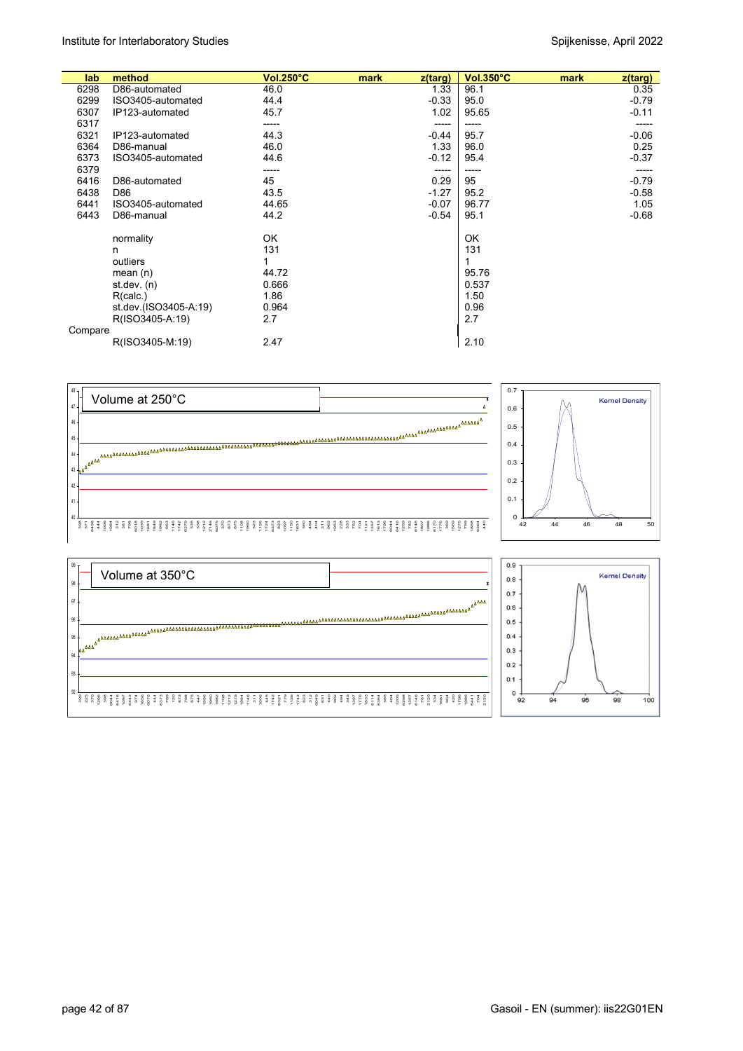| lab | method | Vol.250°C | mark | z(targ) | Vol.350°C | mark | z(targ) |
|---|---|---|---|---|---|---|---|
| 6298 | D86-automated | 46.0 | | 1.33 | 96.1 | | 0.35 |
| 6299 | ISO3405-automated | 44.4 | | -0.33 | 95.0 | | -0.79 |
| 6307 | IP123-automated | 45.7 | | 1.02 | 95.65 | | -0.11 |
| 6317 | | ----- | | ----- | ----- | | ----- |
| 6321 | IP123-automated | 44.3 | | -0.44 | 95.7 | | -0.06 |
| 6364 | D86-manual | 46.0 | | 1.33 | 96.0 | | 0.25 |
| 6373 | ISO3405-automated | 44.6 | | -0.12 | 95.4 | | -0.37 |
| 6379 | | ----- | | ----- | ----- | | ----- |
| 6416 | D86-automated | 45 | | 0.29 | 95 | | -0.79 |
| 6438 | D86 | 43.5 | | -1.27 | 95.2 | | -0.58 |
| 6441 | ISO3405-automated | 44.65 | | -0.07 | 96.77 | | 1.05 |
| 6443 | D86-manual | 44.2 | | -0.54 | 95.1 | | -0.68 |
| | | | | | | | |
| | normality | OK | | | OK | | |
| | n | 131 | | | 131 | | |
| | outliers | 1 | | | 1 | | |
| | mean (n) | 44.72 | | | 95.76 | | |
| | st.dev. (n) | 0.666 | | | 0.537 | | |
| | R(calc.) | 1.86 | | | 1.50 | | |
| | st.dev.(ISO3405-A:19) | 0.964 | | | 0.96 | | |
| | R(ISO3405-A:19) | 2.7 | | | 2.7 | | |
| Compare | | | | | | | |
| | R(ISO3405-M:19) | 2.47 | | | 2.10 | | |

Volume at 250°C

Volume at 350°C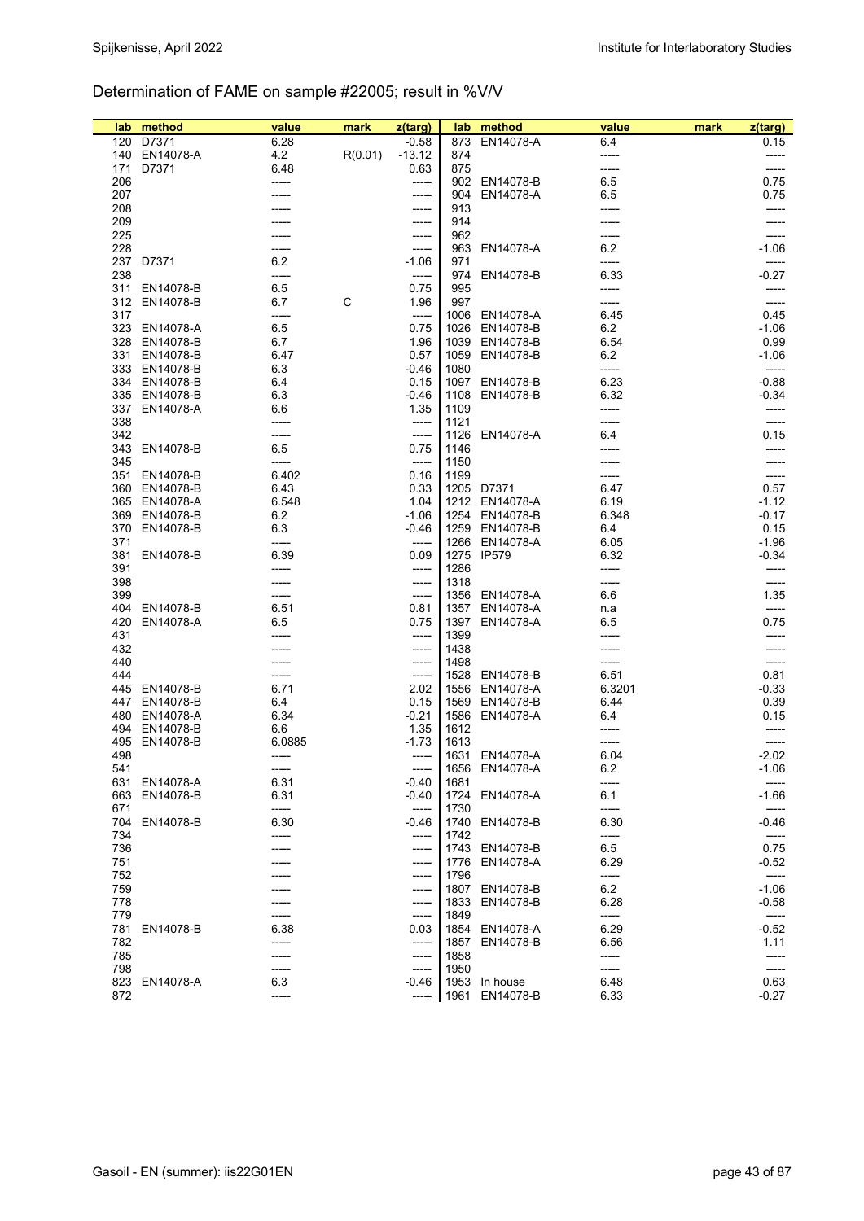## Determination of FAME on sample #22005; result in %V/V

| lab | method | value | mark | z(targ) | lab | method | value | mark | z(targ) |
|---|---|---|---|---|---|---|---|---|---|
| 120 | D7371 | 6.28 | | -0.58 | 873 | EN14078-A | 6.4 | | 0.15 |
| 140 | EN14078-A | 4.2 | R(0.01) | -13.12 | 874 | | ----- | | ----- |
| 171 | D7371 | 6.48 | | 0.63 | 875 | | ----- | | ----- |
| 206 | | ----- | | ----- | 902 | EN14078-B | 6.5 | | 0.75 |
| 207 | | ----- | | ----- | 904 | EN14078-A | 6.5 | | 0.75 |
| 208 | | ----- | | ----- | 913 | | ----- | | ----- |
| 209 | | ----- | | ----- | 914 | | ----- | | ----- |
| 225 | | ----- | | ----- | 962 | | ----- | | ----- |
| 228 | | ----- | | ----- | 963 | EN14078-A | 6.2 | | -1.06 |
| 237 | D7371 | 6.2 | | -1.06 | 971 | | ----- | | ----- |
| 238 | | ----- | | ----- | 974 | EN14078-B | 6.33 | | -0.27 |
| 311 | EN14078-B | 6.5 | | 0.75 | 995 | | ----- | | ----- |
| 312 | EN14078-B | 6.7 | C | 1.96 | 997 | | ----- | | ----- |
| 317 | | ----- | | ----- | 1006 | EN14078-A | 6.45 | | 0.45 |
| 323 | EN14078-A | 6.5 | | 0.75 | 1026 | EN14078-B | 6.2 | | -1.06 |
| 328 | EN14078-B | 6.7 | | 1.96 | 1039 | EN14078-B | 6.54 | | 0.99 |
| 331 | EN14078-B | 6.47 | | 0.57 | 1059 | EN14078-B | 6.2 | | -1.06 |
| 333 | EN14078-B | 6.3 | | -0.46 | 1080 | | ----- | | ----- |
| 334 | EN14078-B | 6.4 | | 0.15 | 1097 | EN14078-B | 6.23 | | -0.88 |
| 335 | EN14078-B | 6.3 | | -0.46 | 1108 | EN14078-B | 6.32 | | -0.34 |
| 337 | EN14078-A | 6.6 | | 1.35 | 1109 | | ----- | | ----- |
| 338 | | ----- | | ----- | 1121 | | ----- | | ----- |
| 342 | | ----- | | ----- | 1126 | EN14078-A | 6.4 | | 0.15 |
| 343 | EN14078-B | 6.5 | | 0.75 | 1146 | | ----- | | ----- |
| 345 | | ----- | | ----- | 1150 | | ----- | | ----- |
| 351 | EN14078-B | 6.402 | | 0.16 | 1199 | | ----- | | ----- |
| 360 | EN14078-B | 6.43 | | 0.33 | 1205 | D7371 | 6.47 | | 0.57 |
| 365 | EN14078-A | 6.548 | | 1.04 | 1212 | EN14078-A | 6.19 | | -1.12 |
| 369 | EN14078-B | 6.2 | | -1.06 | 1254 | EN14078-B | 6.348 | | -0.17 |
| 370 | EN14078-B | 6.3 | | -0.46 | 1259 | EN14078-B | 6.4 | | 0.15 |
| 371 | | ----- | | ----- | 1266 | EN14078-A | 6.05 | | -1.96 |
| 381 | EN14078-B | 6.39 | | 0.09 | 1275 | IP579 | 6.32 | | -0.34 |
| 391 | | ----- | | ----- | 1286 | | ----- | | ----- |
| 398 | | ----- | | ----- | 1318 | | ----- | | ----- |
| 399 | | ----- | | ----- | 1356 | EN14078-A | 6.6 | | 1.35 |
| 404 | EN14078-B | 6.51 | | 0.81 | 1357 | EN14078-A | n.a | | ----- |
| 420 | EN14078-A | 6.5 | | 0.75 | 1397 | EN14078-A | 6.5 | | 0.75 |
| 431 | | ----- | | ----- | 1399 | | ----- | | ----- |
| 432 | | ----- | | ----- | 1438 | | ----- | | ----- |
| 440 | | ----- | | ----- | 1498 | | ----- | | ----- |
| 444 | | ----- | | ----- | 1528 | EN14078-B | 6.51 | | 0.81 |
| 445 | EN14078-B | 6.71 | | 2.02 | 1556 | EN14078-A | 6.3201 | | -0.33 |
| 447 | EN14078-B | 6.4 | | 0.15 | 1569 | EN14078-B | 6.44 | | 0.39 |
| 480 | EN14078-A | 6.34 | | -0.21 | 1586 | EN14078-A | 6.4 | | 0.15 |
| 494 | EN14078-B | 6.6 | | 1.35 | 1612 | | ----- | | ----- |
| 495 | EN14078-B | 6.0885 | | -1.73 | 1613 | | ----- | | ----- |
| 498 | | ----- | | ----- | 1631 | EN14078-A | 6.04 | | -2.02 |
| 541 | | ----- | | ----- | 1656 | EN14078-A | 6.2 | | -1.06 |
| 631 | EN14078-A | 6.31 | | -0.40 | 1681 | | ----- | | ----- |
| 663 | EN14078-B | 6.31 | | -0.40 | 1724 | EN14078-A | 6.1 | | -1.66 |
| 671 | | ----- | | ----- | 1730 | | ----- | | ----- |
| 704 | EN14078-B | 6.30 | | -0.46 | 1740 | EN14078-B | 6.30 | | -0.46 |
| 734 | | ----- | | ----- | 1742 | | ----- | | ----- |
| 736 | | ----- | | ----- | 1743 | EN14078-B | 6.5 | | 0.75 |
| 751 | | ----- | | ----- | 1776 | EN14078-A | 6.29 | | -0.52 |
| 752 | | ----- | | ----- | 1796 | | ----- | | ----- |
| 759 | | ----- | | ----- | 1807 | EN14078-B | 6.2 | | -1.06 |
| 778 | | ----- | | ----- | 1833 | EN14078-B | 6.28 | | -0.58 |
| 779 | | ----- | | ----- | 1849 | | ----- | | ----- |
| 781 | EN14078-B | 6.38 | | 0.03 | 1854 | EN14078-A | 6.29 | | -0.52 |
| 782 | | ----- | | ----- | 1857 | EN14078-B | 6.56 | | 1.11 |
| 785 | | ----- | | ----- | 1858 | | ----- | | ----- |
| 798 | | ----- | | ----- | 1950 | | ----- | | ----- |
| 823 | EN14078-A | 6.3 | | -0.46 | 1953 | In house | 6.48 | | 0.63 |
| 872 | | ----- | | ----- | 1961 | EN14078-B | 6.33 | | -0.27 |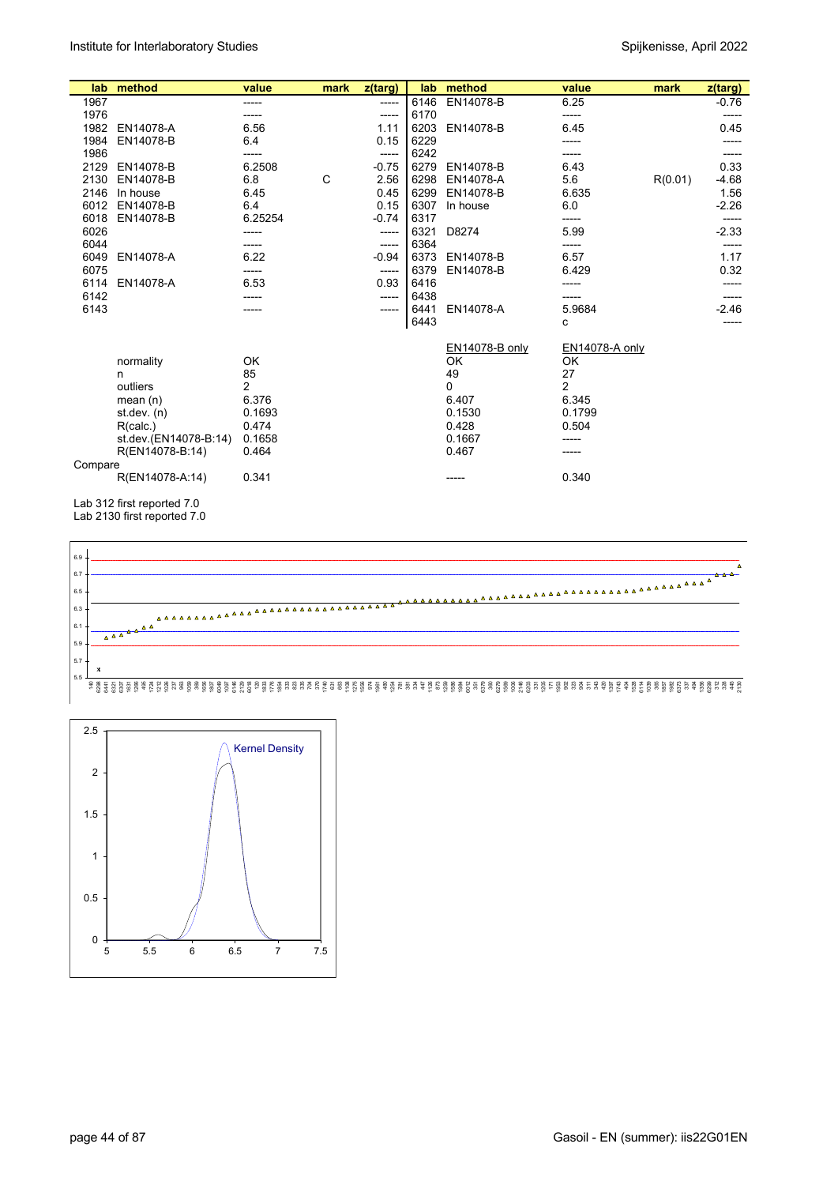| lab | method | value | mark | z(targ) | lab | method | value | mark | z(targ) |
|---|---|---|---|---|---|---|---|---|---|
| 1967 | | ----- | | ----- | 6146 | EN14078-B | 6.25 | | -0.76 |
| 1976 | | ----- | | ----- | 6170 | | ----- | | ----- |
| 1982 | EN14078-A | 6.56 | | 1.11 | 6203 | EN14078-B | 6.45 | | 0.45 |
| 1984 | EN14078-B | 6.4 | | 0.15 | 6229 | | ----- | | ----- |
| 1986 | | ----- | | ----- | 6242 | | ----- | | ----- |
| 2129 | EN14078-B | 6.2508 | | -0.75 | 6279 | EN14078-B | 6.43 | | 0.33 |
| 2130 | EN14078-B | 6.8 | C | 2.56 | 6298 | EN14078-A | 5.6 | R(0.01) | -4.68 |
| 2146 | In house | 6.45 | | 0.45 | 6299 | EN14078-B | 6.635 | | 1.56 |
| 6012 | EN14078-B | 6.4 | | 0.15 | 6307 | In house | 6.0 | | -2.26 |
| 6018 | EN14078-B | 6.25254 | | -0.74 | 6317 | | ----- | | ----- |
| 6026 | | ----- | | ----- | 6321 | D8274 | 5.99 | | -2.33 |
| 6044 | | ----- | | ----- | 6364 | | ----- | | ----- |
| 6049 | EN14078-A | 6.22 | | -0.94 | 6373 | EN14078-B | 6.57 | | 1.17 |
| 6075 | | ----- | | ----- | 6379 | EN14078-B | 6.429 | | 0.32 |
| 6114 | EN14078-A | 6.53 | | 0.93 | 6416 | | ----- | | ----- |
| 6142 | | ----- | | ----- | 6438 | | ----- | | ----- |
| 6143 | | ----- | | ----- | 6441 | EN14078-A | 5.9684 | | -2.46 |
| | | | | | 6443 | | c | | ----- |

| | | EN14078-B only | EN14078-A only |
|---|---|---|---|
| normality | OK | OK | OK |
| n | 85 | 49 | 27 |
| outliers | 2 | 0 | 2 |
| mean (n) | 6.376 | 6.407 | 6.345 |
| st.dev. (n) | 0.1693 | 0.1530 | 0.1799 |
| R(calc.) | 0.474 | 0.428 | 0.504 |
| st.dev.(EN14078-B:14) | 0.1658 | 0.1667 | ----- |
| R(EN14078-B:14) | 0.464 | 0.467 | ----- |
| Compare | | | |
| R(EN14078-A:14) | 0.341 | ----- | 0.340 |

Lab 312 first reported 7.0

Lab 2130 first reported 7.0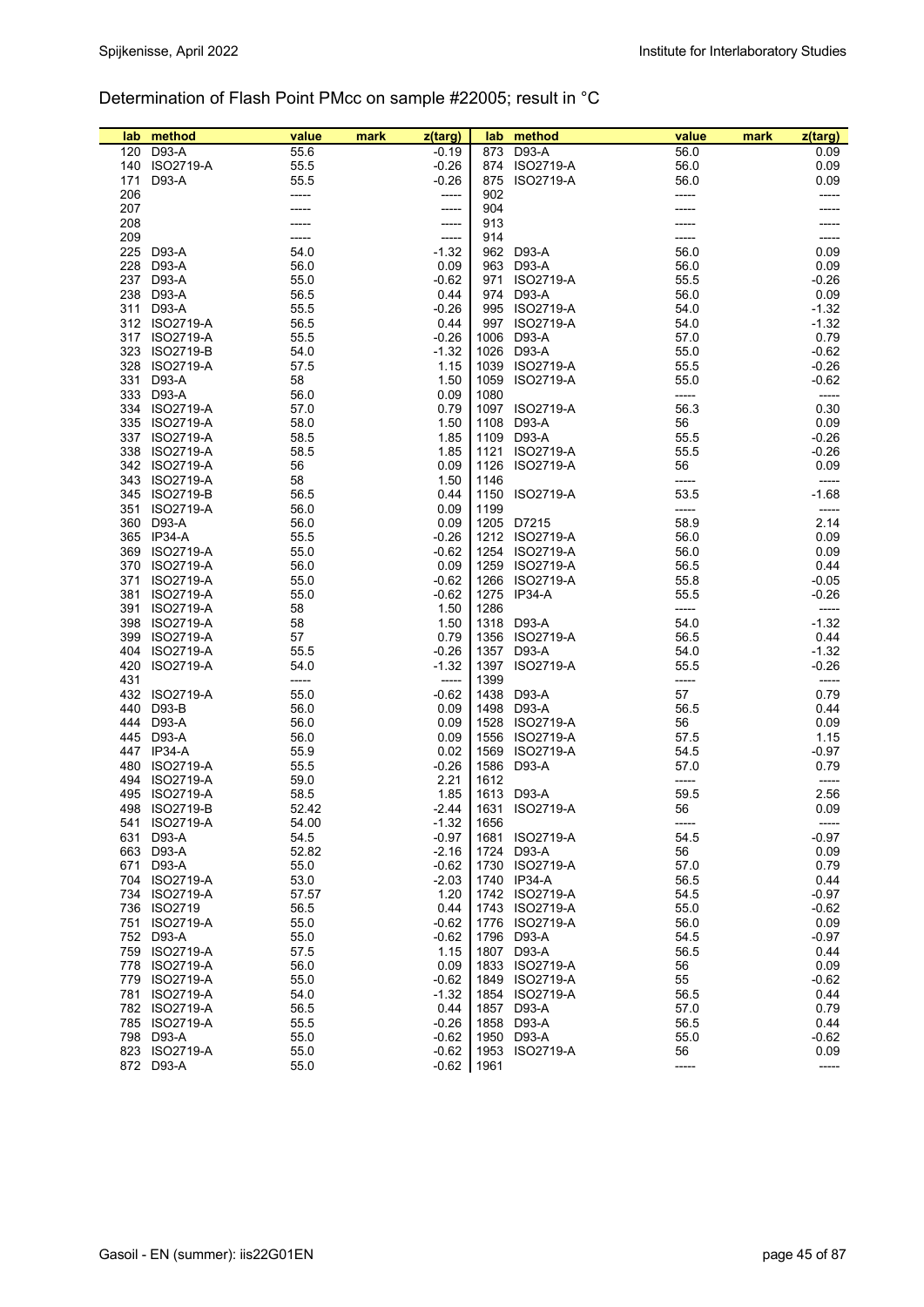# Determination of Flash Point PMcc on sample #22005; result in °C

| lab | method | value | mark | z(targ) | lab | method | value | mark | z(targ) |
|---|---|---|---|---|---|---|---|---|---|
| 120 | D93-A | 55.6 | | -0.19 | 873 | D93-A | 56.0 | | 0.09 |
| 140 | ISO2719-A | 55.5 | | -0.26 | 874 | ISO2719-A | 56.0 | | 0.09 |
| 171 | D93-A | 55.5 | | -0.26 | 875 | ISO2719-A | 56.0 | | 0.09 |
| 206 | | ----- | | ----- | 902 | | ----- | | ----- |
| 207 | | ----- | | ----- | 904 | | ----- | | ----- |
| 208 | | ----- | | ----- | 913 | | ----- | | ----- |
| 209 | | ----- | | ----- | 914 | | ----- | | ----- |
| 225 | D93-A | 54.0 | | -1.32 | 962 | D93-A | 56.0 | | 0.09 |
| 228 | D93-A | 56.0 | | 0.09 | 963 | D93-A | 56.0 | | 0.09 |
| 237 | D93-A | 55.0 | | -0.62 | 971 | ISO2719-A | 55.5 | | -0.26 |
| 238 | D93-A | 56.5 | | 0.44 | 974 | D93-A | 56.0 | | 0.09 |
| 311 | D93-A | 55.5 | | -0.26 | 995 | ISO2719-A | 54.0 | | -1.32 |
| 312 | ISO2719-A | 56.5 | | 0.44 | 997 | ISO2719-A | 54.0 | | -1.32 |
| 317 | ISO2719-A | 55.5 | | -0.26 | 1006 | D93-A | 57.0 | | 0.79 |
| 323 | ISO2719-B | 54.0 | | -1.32 | 1026 | D93-A | 55.0 | | -0.62 |
| 328 | ISO2719-A | 57.5 | | 1.15 | 1039 | ISO2719-A | 55.5 | | -0.26 |
| 331 | D93-A | 58 | | 1.50 | 1059 | ISO2719-A | 55.0 | | -0.62 |
| 333 | D93-A | 56.0 | | 0.09 | 1080 | | ----- | | ----- |
| 334 | ISO2719-A | 57.0 | | 0.79 | 1097 | ISO2719-A | 56.3 | | 0.30 |
| 335 | ISO2719-A | 58.0 | | 1.50 | 1108 | D93-A | 56 | | 0.09 |
| 337 | ISO2719-A | 58.5 | | 1.85 | 1109 | D93-A | 55.5 | | -0.26 |
| 338 | ISO2719-A | 58.5 | | 1.85 | 1121 | ISO2719-A | 55.5 | | -0.26 |
| 342 | ISO2719-A | 56 | | 0.09 | 1126 | ISO2719-A | 56 | | 0.09 |
| 343 | ISO2719-A | 58 | | 1.50 | 1146 | | ----- | | ----- |
| 345 | ISO2719-B | 56.5 | | 0.44 | 1150 | ISO2719-A | 53.5 | | -1.68 |
| 351 | ISO2719-A | 56.0 | | 0.09 | 1199 | | ----- | | ----- |
| 360 | D93-A | 56.0 | | 0.09 | 1205 | D7215 | 58.9 | | 2.14 |
| 365 | IP34-A | 55.5 | | -0.26 | 1212 | ISO2719-A | 56.0 | | 0.09 |
| 369 | ISO2719-A | 55.0 | | -0.62 | 1254 | ISO2719-A | 56.0 | | 0.09 |
| 370 | ISO2719-A | 56.0 | | 0.09 | 1259 | ISO2719-A | 56.5 | | 0.44 |
| 371 | ISO2719-A | 55.0 | | -0.62 | 1266 | ISO2719-A | 55.8 | | -0.05 |
| 381 | ISO2719-A | 55.0 | | -0.62 | 1275 | IP34-A | 55.5 | | -0.26 |
| 391 | ISO2719-A | 58 | | 1.50 | 1286 | | ----- | | ----- |
| 398 | ISO2719-A | 58 | | 1.50 | 1318 | D93-A | 54.0 | | -1.32 |
| 399 | ISO2719-A | 57 | | 0.79 | 1356 | ISO2719-A | 56.5 | | 0.44 |
| 404 | ISO2719-A | 55.5 | | -0.26 | 1357 | D93-A | 54.0 | | -1.32 |
| 420 | ISO2719-A | 54.0 | | -1.32 | 1397 | ISO2719-A | 55.5 | | -0.26 |
| 431 | | ----- | | ----- | 1399 | | ----- | | ----- |
| 432 | ISO2719-A | 55.0 | | -0.62 | 1438 | D93-A | 57 | | 0.79 |
| 440 | D93-B | 56.0 | | 0.09 | 1498 | D93-A | 56.5 | | 0.44 |
| 444 | D93-A | 56.0 | | 0.09 | 1528 | ISO2719-A | 56 | | 0.09 |
| 445 | D93-A | 56.0 | | 0.09 | 1556 | ISO2719-A | 57.5 | | 1.15 |
| 447 | IP34-A | 55.9 | | 0.02 | 1569 | ISO2719-A | 54.5 | | -0.97 |
| 480 | ISO2719-A | 55.5 | | -0.26 | 1586 | D93-A | 57.0 | | 0.79 |
| 494 | ISO2719-A | 59.0 | | 2.21 | 1612 | | ----- | | ----- |
| 495 | ISO2719-A | 58.5 | | 1.85 | 1613 | D93-A | 59.5 | | 2.56 |
| 498 | ISO2719-B | 52.42 | | -2.44 | 1631 | ISO2719-A | 56 | | 0.09 |
| 541 | ISO2719-A | 54.00 | | -1.32 | 1656 | | ----- | | ----- |
| 631 | D93-A | 54.5 | | -0.97 | 1681 | ISO2719-A | 54.5 | | -0.97 |
| 663 | D93-A | 52.82 | | -2.16 | 1724 | D93-A | 56 | | 0.09 |
| 671 | D93-A | 55.0 | | -0.62 | 1730 | ISO2719-A | 57.0 | | 0.79 |
| 704 | ISO2719-A | 53.0 | | -2.03 | 1740 | IP34-A | 56.5 | | 0.44 |
| 734 | ISO2719-A | 57.57 | | 1.20 | 1742 | ISO2719-A | 54.5 | | -0.97 |
| 736 | ISO2719 | 56.5 | | 0.44 | 1743 | ISO2719-A | 55.0 | | -0.62 |
| 751 | ISO2719-A | 55.0 | | -0.62 | 1776 | ISO2719-A | 56.0 | | 0.09 |
| 752 | D93-A | 55.0 | | -0.62 | 1796 | D93-A | 54.5 | | -0.97 |
| 759 | ISO2719-A | 57.5 | | 1.15 | 1807 | D93-A | 56.5 | | 0.44 |
| 778 | ISO2719-A | 56.0 | | 0.09 | 1833 | ISO2719-A | 56 | | 0.09 |
| 779 | ISO2719-A | 55.0 | | -0.62 | 1849 | ISO2719-A | 55 | | -0.62 |
| 781 | ISO2719-A | 54.0 | | -1.32 | 1854 | ISO2719-A | 56.5 | | 0.44 |
| 782 | ISO2719-A | 56.5 | | 0.44 | 1857 | D93-A | 57.0 | | 0.79 |
| 785 | ISO2719-A | 55.5 | | -0.26 | 1858 | D93-A | 56.5 | | 0.44 |
| 798 | D93-A | 55.0 | | -0.62 | 1950 | D93-A | 55.0 | | -0.62 |
| 823 | ISO2719-A | 55.0 | | -0.62 | 1953 | ISO2719-A | 56 | | 0.09 |
| 872 | D93-A | 55.0 | | -0.62 | 1961 | | ----- | | ----- |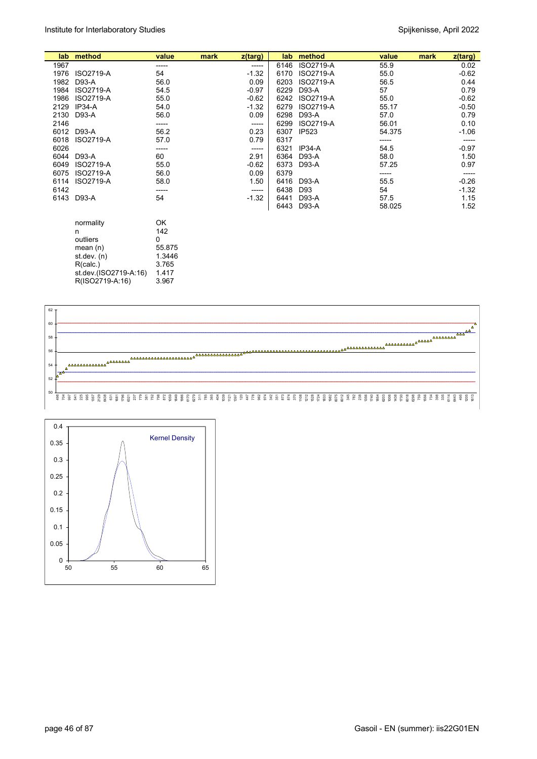| lab | method | value | mark | z(targ) | lab | method | value | mark | z(targ) |
|---|---|---|---|---|---|---|---|---|---|
| 1967 | | ----- | | ----- | 6146 | ISO2719-A | 55.9 | | 0.02 |
| 1976 | ISO2719-A | 54 | | -1.32 | 6170 | ISO2719-A | 55.0 | | -0.62 |
| 1982 | D93-A | 56.0 | | 0.09 | 6203 | ISO2719-A | 56.5 | | 0.44 |
| 1984 | ISO2719-A | 54.5 | | -0.97 | 6229 | D93-A | 57 | | 0.79 |
| 1986 | ISO2719-A | 55.0 | | -0.62 | 6242 | ISO2719-A | 55.0 | | -0.62 |
| 2129 | IP34-A | 54.0 | | -1.32 | 6279 | ISO2719-A | 55.17 | | -0.50 |
| 2130 | D93-A | 56.0 | | 0.09 | 6298 | D93-A | 57.0 | | 0.79 |
| 2146 | | ----- | | ----- | 6299 | ISO2719-A | 56.01 | | 0.10 |
| 6012 | D93-A | 56.2 | | 0.23 | 6307 | IP523 | 54.375 | | -1.06 |
| 6018 | ISO2719-A | 57.0 | | 0.79 | 6317 | | ----- | | ----- |
| 6026 | | ----- | | ----- | 6321 | IP34-A | 54.5 | | -0.97 |
| 6044 | D93-A | 60 | | 2.91 | 6364 | D93-A | 58.0 | | 1.50 |
| 6049 | ISO2719-A | 55.0 | | -0.62 | 6373 | D93-A | 57.25 | | 0.97 |
| 6075 | ISO2719-A | 56.0 | | 0.09 | 6379 | | ----- | | ----- |
| 6114 | ISO2719-A | 58.0 | | 1.50 | 6416 | D93-A | 55.5 | | -0.26 |
| 6142 | | ----- | | ----- | 6438 | D93 | 54 | | -1.32 |
| 6143 | D93-A | 54 | | -1.32 | 6441 | D93-A | 57.5 | | 1.15 |
| | | | | | 6443 | D93-A | 58.025 | | 1.52 |

| | |
|---|---|
| normality | OK |
| n | 142 |
| outliers | 0 |
| mean (n) | 55.875 |
| st.dev. (n) | 1.3446 |
| R(calc.) | 3.765 |
| st.dev.(ISO2719-A:16) | 1.417 |
| R(ISO2719-A:16) | 3.967 |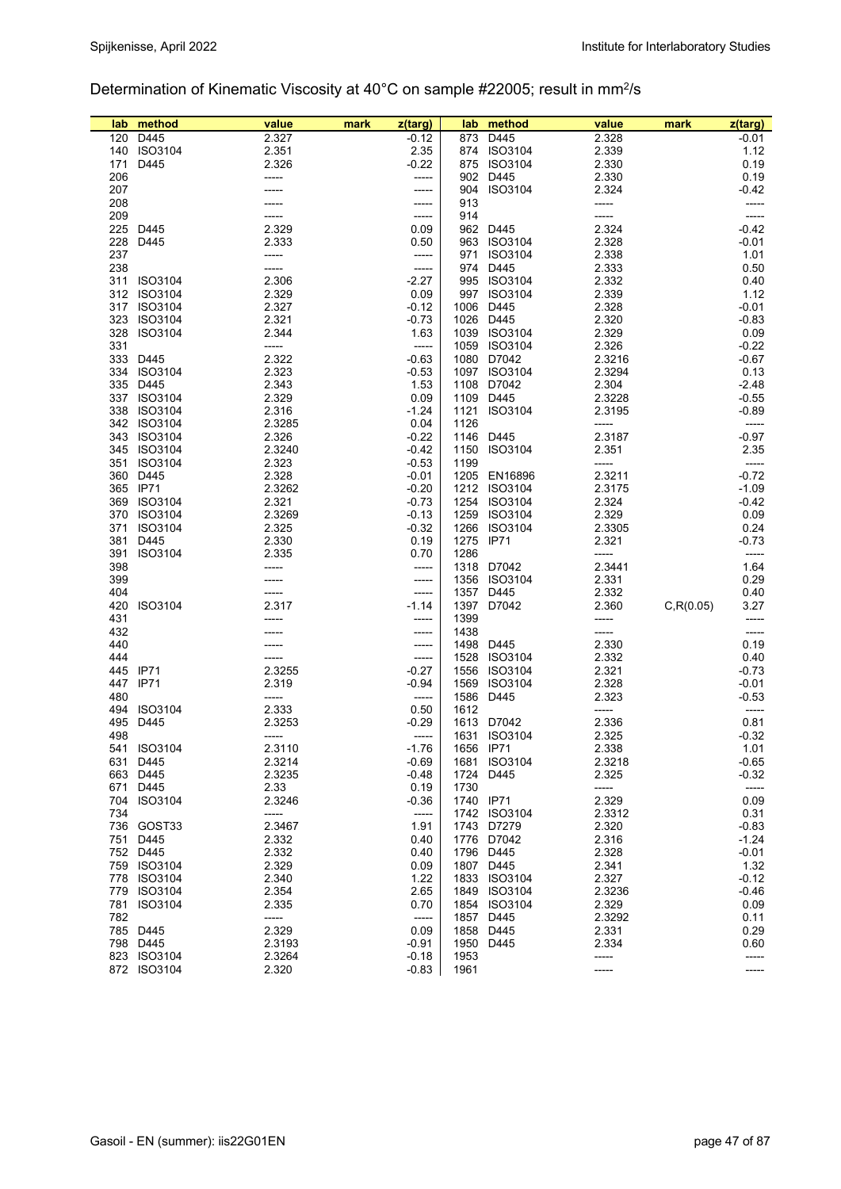## Determination of Kinematic Viscosity at 40°C on sample #22005; result in mm²/s

| lab | method | value | mark | z(targ) | lab | method | value | mark | z(targ) |
|---|---|---|---|---|---|---|---|---|---|
| 120 | D445 | 2.327 | | -0.12 | 873 | D445 | 2.328 | | -0.01 |
| 140 | ISO3104 | 2.351 | | 2.35 | 874 | ISO3104 | 2.339 | | 1.12 |
| 171 | D445 | 2.326 | | -0.22 | 875 | ISO3104 | 2.330 | | 0.19 |
| 206 | | ----- | | ----- | 902 | D445 | 2.330 | | 0.19 |
| 207 | | ----- | | ----- | 904 | ISO3104 | 2.324 | | -0.42 |
| 208 | | ----- | | ----- | 913 | | ----- | | ----- |
| 209 | | ----- | | ----- | 914 | | ----- | | ----- |
| 225 | D445 | 2.329 | | 0.09 | 962 | D445 | 2.324 | | -0.42 |
| 228 | D445 | 2.333 | | 0.50 | 963 | ISO3104 | 2.328 | | -0.01 |
| 237 | | ----- | | ----- | 971 | ISO3104 | 2.338 | | 1.01 |
| 238 | | ----- | | ----- | 974 | D445 | 2.333 | | 0.50 |
| 311 | ISO3104 | 2.306 | | -2.27 | 995 | ISO3104 | 2.332 | | 0.40 |
| 312 | ISO3104 | 2.329 | | 0.09 | 997 | ISO3104 | 2.339 | | 1.12 |
| 317 | ISO3104 | 2.327 | | -0.12 | 1006 | D445 | 2.328 | | -0.01 |
| 323 | ISO3104 | 2.321 | | -0.73 | 1026 | D445 | 2.320 | | -0.83 |
| 328 | ISO3104 | 2.344 | | 1.63 | 1039 | ISO3104 | 2.329 | | 0.09 |
| 331 | | ----- | | ----- | 1059 | ISO3104 | 2.326 | | -0.22 |
| 333 | D445 | 2.322 | | -0.63 | 1080 | D7042 | 2.3216 | | -0.67 |
| 334 | ISO3104 | 2.323 | | -0.53 | 1097 | ISO3104 | 2.3294 | | 0.13 |
| 335 | D445 | 2.343 | | 1.53 | 1108 | D7042 | 2.304 | | -2.48 |
| 337 | ISO3104 | 2.329 | | 0.09 | 1109 | D445 | 2.3228 | | -0.55 |
| 338 | ISO3104 | 2.316 | | -1.24 | 1121 | ISO3104 | 2.3195 | | -0.89 |
| 342 | ISO3104 | 2.3285 | | 0.04 | 1126 | | ----- | | ----- |
| 343 | ISO3104 | 2.326 | | -0.22 | 1146 | D445 | 2.3187 | | -0.97 |
| 345 | ISO3104 | 2.3240 | | -0.42 | 1150 | ISO3104 | 2.351 | | 2.35 |
| 351 | ISO3104 | 2.323 | | -0.53 | 1199 | | ----- | | ----- |
| 360 | D445 | 2.328 | | -0.01 | 1205 | EN16896 | 2.3211 | | -0.72 |
| 365 | IP71 | 2.3262 | | -0.20 | 1212 | ISO3104 | 2.3175 | | -1.09 |
| 369 | ISO3104 | 2.321 | | -0.73 | 1254 | ISO3104 | 2.324 | | -0.42 |
| 370 | ISO3104 | 2.3269 | | -0.13 | 1259 | ISO3104 | 2.329 | | 0.09 |
| 371 | ISO3104 | 2.325 | | -0.32 | 1266 | ISO3104 | 2.3305 | | 0.24 |
| 381 | D445 | 2.330 | | 0.19 | 1275 | IP71 | 2.321 | | -0.73 |
| 391 | ISO3104 | 2.335 | | 0.70 | 1286 | | ----- | | ----- |
| 398 | | ----- | | ----- | 1318 | D7042 | 2.3441 | | 1.64 |
| 399 | | ----- | | ----- | 1356 | ISO3104 | 2.331 | | 0.29 |
| 404 | | ----- | | ----- | 1357 | D445 | 2.332 | | 0.40 |
| 420 | ISO3104 | 2.317 | | -1.14 | 1397 | D7042 | 2.360 | C,R(0.05) | 3.27 |
| 431 | | ----- | | ----- | 1399 | | ----- | | ----- |
| 432 | | ----- | | ----- | 1438 | | ----- | | ----- |
| 440 | | ----- | | ----- | 1498 | D445 | 2.330 | | 0.19 |
| 444 | | ----- | | ----- | 1528 | ISO3104 | 2.332 | | 0.40 |
| 445 | IP71 | 2.3255 | | -0.27 | 1556 | ISO3104 | 2.321 | | -0.73 |
| 447 | IP71 | 2.319 | | -0.94 | 1569 | ISO3104 | 2.328 | | -0.01 |
| 480 | | ----- | | ----- | 1586 | D445 | 2.323 | | -0.53 |
| 494 | ISO3104 | 2.333 | | 0.50 | 1612 | | ----- | | ----- |
| 495 | D445 | 2.3253 | | -0.29 | 1613 | D7042 | 2.336 | | 0.81 |
| 498 | | ----- | | ----- | 1631 | ISO3104 | 2.325 | | -0.32 |
| 541 | ISO3104 | 2.3110 | | -1.76 | 1656 | IP71 | 2.338 | | 1.01 |
| 631 | D445 | 2.3214 | | -0.69 | 1681 | ISO3104 | 2.3218 | | -0.65 |
| 663 | D445 | 2.3235 | | -0.48 | 1724 | D445 | 2.325 | | -0.32 |
| 671 | D445 | 2.33 | | 0.19 | 1730 | | ----- | | ----- |
| 704 | ISO3104 | 2.3246 | | -0.36 | 1740 | IP71 | 2.329 | | 0.09 |
| 734 | | ----- | | ----- | 1742 | ISO3104 | 2.3312 | | 0.31 |
| 736 | GOST33 | 2.3467 | | 1.91 | 1743 | D7279 | 2.320 | | -0.83 |
| 751 | D445 | 2.332 | | 0.40 | 1776 | D7042 | 2.316 | | -1.24 |
| 752 | D445 | 2.332 | | 0.40 | 1796 | D445 | 2.328 | | -0.01 |
| 759 | ISO3104 | 2.329 | | 0.09 | 1807 | D445 | 2.341 | | 1.32 |
| 778 | ISO3104 | 2.340 | | 1.22 | 1833 | ISO3104 | 2.327 | | -0.12 |
| 779 | ISO3104 | 2.354 | | 2.65 | 1849 | ISO3104 | 2.3236 | | -0.46 |
| 781 | ISO3104 | 2.335 | | 0.70 | 1854 | ISO3104 | 2.329 | | 0.09 |
| 782 | | ----- | | ----- | 1857 | D445 | 2.3292 | | 0.11 |
| 785 | D445 | 2.329 | | 0.09 | 1858 | D445 | 2.331 | | 0.29 |
| 798 | D445 | 2.3193 | | -0.91 | 1950 | D445 | 2.334 | | 0.60 |
| 823 | ISO3104 | 2.3264 | | -0.18 | 1953 | | ----- | | ----- |
| 872 | ISO3104 | 2.320 | | -0.83 | 1961 | | ----- | | ----- |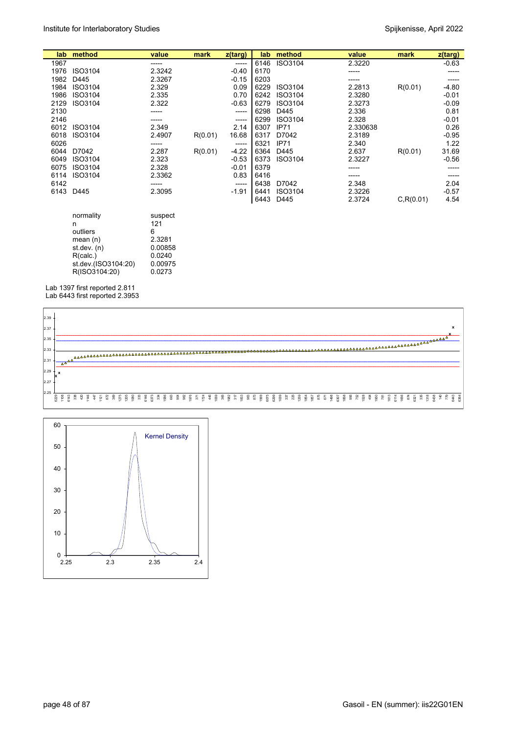| lab | method | value | mark | z(targ) | lab | method | value | mark | z(targ) |
|---|---|---|---|---|---|---|---|---|---|
| 1967 | | ----- | | ----- | 6146 | ISO3104 | 2.3220 | | -0.63 |
| 1976 | ISO3104 | 2.3242 | | -0.40 | 6170 | | ----- | | ----- |
| 1982 | D445 | 2.3267 | | -0.15 | 6203 | | ----- | | ----- |
| 1984 | ISO3104 | 2.329 | | 0.09 | 6229 | ISO3104 | 2.2813 | R(0.01) | -4.80 |
| 1986 | ISO3104 | 2.335 | | 0.70 | 6242 | ISO3104 | 2.3280 | | -0.01 |
| 2129 | ISO3104 | 2.322 | | -0.63 | 6279 | ISO3104 | 2.3273 | | -0.09 |
| 2130 | | ----- | | ----- | 6298 | D445 | 2.336 | | 0.81 |
| 2146 | | ----- | | ----- | 6299 | ISO3104 | 2.328 | | -0.01 |
| 6012 | ISO3104 | 2.349 | | 2.14 | 6307 | IP71 | 2.330638 | | 0.26 |
| 6018 | ISO3104 | 2.4907 | R(0.01) | 16.68 | 6317 | D7042 | 2.3189 | | -0.95 |
| 6026 | | ----- | | ----- | 6321 | IP71 | 2.340 | | 1.22 |
| 6044 | D7042 | 2.287 | R(0.01) | -4.22 | 6364 | D445 | 2.637 | R(0.01) | 31.69 |
| 6049 | ISO3104 | 2.323 | | -0.53 | 6373 | ISO3104 | 2.3227 | | -0.56 |
| 6075 | ISO3104 | 2.328 | | -0.01 | 6379 | | ----- | | ----- |
| 6114 | ISO3104 | 2.3362 | | 0.83 | 6416 | | ----- | | ----- |
| 6142 | | ----- | | ----- | 6438 | D7042 | 2.348 | | 2.04 |
| 6143 | D445 | 2.3095 | | -1.91 | 6441 | ISO3104 | 2.3226 | | -0.57 |
| | | | | | 6443 | D445 | 2.3724 | C,R(0.01) | 4.54 |

| | |
|---|---|
| normality | suspect |
| n | 121 |
| outliers | 6 |
| mean (n) | 2.3281 |
| st.dev. (n) | 0.00858 |
| R(calc.) | 0.0240 |
| st.dev.(ISO3104:20) | 0.00975 |
| R(ISO3104:20) | 0.0273 |

Lab 1397 first reported 2.811
Lab 6443 first reported 2.3953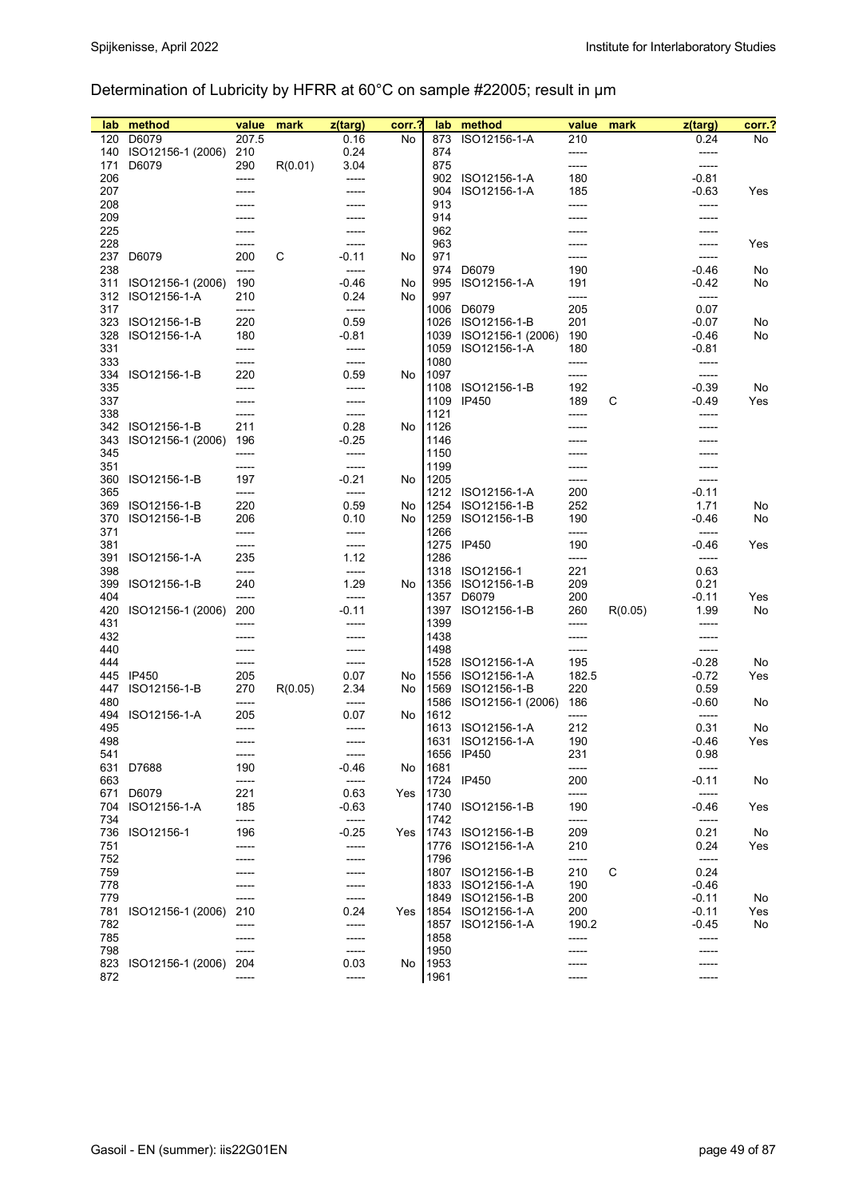## Determination of Lubricity by HFRR at 60°C on sample #22005; result in µm

| lab | method | value | mark | z(targ) | corr.? | lab | method | value | mark | z(targ) | corr.? |
|---|---|---|---|---|---|---|---|---|---|---|---|
| 120 | D6079 | 207.5 | | 0.16 | No | 873 | ISO12156-1-A | 210 | | 0.24 | No |
| 140 | ISO12156-1 (2006) | 210 | | 0.24 | | 874 | | ----- | | ----- | |
| 171 | D6079 | 290 | R(0.01) | 3.04 | | 875 | | ----- | | ----- | |
| 206 | | ----- | | ----- | | 902 | ISO12156-1-A | 180 | | -0.81 | |
| 207 | | ----- | | ----- | | 904 | ISO12156-1-A | 185 | | -0.63 | Yes |
| 208 | | ----- | | ----- | | 913 | | ----- | | ----- | |
| 209 | | ----- | | ----- | | 914 | | ----- | | ----- | |
| 225 | | ----- | | ----- | | 962 | | ----- | | ----- | |
| 228 | | ----- | | ----- | | 963 | | ----- | | ----- | Yes |
| 237 | D6079 | 200 | C | -0.11 | No | 971 | | ----- | | ----- | |
| 238 | | ----- | | ----- | | 974 | D6079 | 190 | | -0.46 | No |
| 311 | ISO12156-1 (2006) | 190 | | -0.46 | No | 995 | ISO12156-1-A | 191 | | -0.42 | No |
| 312 | ISO12156-1-A | 210 | | 0.24 | No | 997 | | ----- | | ----- | |
| 317 | | ----- | | ----- | | 1006 | D6079 | 205 | | 0.07 | |
| 323 | ISO12156-1-B | 220 | | 0.59 | | 1026 | ISO12156-1-B | 201 | | -0.07 | No |
| 328 | ISO12156-1-A | 180 | | -0.81 | | 1039 | ISO12156-1 (2006) | 190 | | -0.46 | No |
| 331 | | ----- | | ----- | | 1059 | ISO12156-1-A | 180 | | -0.81 | |
| 333 | | ----- | | ----- | | 1080 | | ----- | | ----- | |
| 334 | ISO12156-1-B | 220 | | 0.59 | No | 1097 | | ----- | | ----- | |
| 335 | | ----- | | ----- | | 1108 | ISO12156-1-B | 192 | | -0.39 | No |
| 337 | | ----- | | ----- | | 1109 | IP450 | 189 | C | -0.49 | Yes |
| 338 | | ----- | | ----- | | 1121 | | ----- | | ----- | |
| 342 | ISO12156-1-B | 211 | | 0.28 | No | 1126 | | ----- | | ----- | |
| 343 | ISO12156-1 (2006) | 196 | | -0.25 | | 1146 | | ----- | | ----- | |
| 345 | | ----- | | ----- | | 1150 | | ----- | | ----- | |
| 351 | | ----- | | ----- | | 1199 | | ----- | | ----- | |
| 360 | ISO12156-1-B | 197 | | -0.21 | No | 1205 | | ----- | | ----- | |
| 365 | | ----- | | ----- | | 1212 | ISO12156-1-A | 200 | | -0.11 | |
| 369 | ISO12156-1-B | 220 | | 0.59 | No | 1254 | ISO12156-1-B | 252 | | 1.71 | No |
| 370 | ISO12156-1-B | 206 | | 0.10 | No | 1259 | ISO12156-1-B | 190 | | -0.46 | No |
| 371 | | ----- | | ----- | | 1266 | | ----- | | ----- | |
| 381 | | ----- | | ----- | | 1275 | IP450 | 190 | | -0.46 | Yes |
| 391 | ISO12156-1-A | 235 | | 1.12 | | 1286 | | ----- | | ----- | |
| 398 | | ----- | | ----- | | 1318 | ISO12156-1 | 221 | | 0.63 | |
| 399 | ISO12156-1-B | 240 | | 1.29 | No | 1356 | ISO12156-1-B | 209 | | 0.21 | |
| 404 | | ----- | | ----- | | 1357 | D6079 | 200 | | -0.11 | Yes |
| 420 | ISO12156-1 (2006) | 200 | | -0.11 | | 1397 | ISO12156-1-B | 260 | R(0.05) | 1.99 | No |
| 431 | | ----- | | ----- | | 1399 | | ----- | | ----- | |
| 432 | | ----- | | ----- | | 1438 | | ----- | | ----- | |
| 440 | | ----- | | ----- | | 1498 | | ----- | | ----- | |
| 444 | | ----- | | ----- | | 1528 | ISO12156-1-A | 195 | | -0.28 | No |
| 445 | IP450 | 205 | | 0.07 | No | 1556 | ISO12156-1-A | 182.5 | | -0.72 | Yes |
| 447 | ISO12156-1-B | 270 | R(0.05) | 2.34 | No | 1569 | ISO12156-1-B | 220 | | 0.59 | |
| 480 | | ----- | | ----- | | 1586 | ISO12156-1 (2006) | 186 | | -0.60 | No |
| 494 | ISO12156-1-A | 205 | | 0.07 | No | 1612 | | ----- | | ----- | |
| 495 | | ----- | | ----- | | 1613 | ISO12156-1-A | 212 | | 0.31 | No |
| 498 | | ----- | | ----- | | 1631 | ISO12156-1-A | 190 | | -0.46 | Yes |
| 541 | | ----- | | ----- | | 1656 | IP450 | 231 | | 0.98 | |
| 631 | D7688 | 190 | | -0.46 | No | 1681 | | ----- | | ----- | |
| 663 | | ----- | | ----- | | 1724 | IP450 | 200 | | -0.11 | No |
| 671 | D6079 | 221 | | 0.63 | Yes | 1730 | | ----- | | ----- | |
| 704 | ISO12156-1-A | 185 | | -0.63 | | 1740 | ISO12156-1-B | 190 | | -0.46 | Yes |
| 734 | | ----- | | ----- | | 1742 | | ----- | | ----- | |
| 736 | ISO12156-1 | 196 | | -0.25 | Yes | 1743 | ISO12156-1-B | 209 | | 0.21 | No |
| 751 | | ----- | | ----- | | 1776 | ISO12156-1-A | 210 | | 0.24 | Yes |
| 752 | | ----- | | ----- | | 1796 | | ----- | | ----- | |
| 759 | | ----- | | ----- | | 1807 | ISO12156-1-B | 210 | C | 0.24 | |
| 778 | | ----- | | ----- | | 1833 | ISO12156-1-A | 190 | | -0.46 | |
| 779 | | ----- | | ----- | | 1849 | ISO12156-1-B | 200 | | -0.11 | No |
| 781 | ISO12156-1 (2006) | 210 | | 0.24 | Yes | 1854 | ISO12156-1-A | 200 | | -0.11 | Yes |
| 782 | | ----- | | ----- | | 1857 | ISO12156-1-A | 190.2 | | -0.45 | No |
| 785 | | ----- | | ----- | | 1858 | | ----- | | ----- | |
| 798 | | ----- | | ----- | | 1950 | | ----- | | ----- | |
| 823 | ISO12156-1 (2006) | 204 | | 0.03 | No | 1953 | | ----- | | ----- | |
| 872 | | ----- | | ----- | | 1961 | | ----- | | ----- | |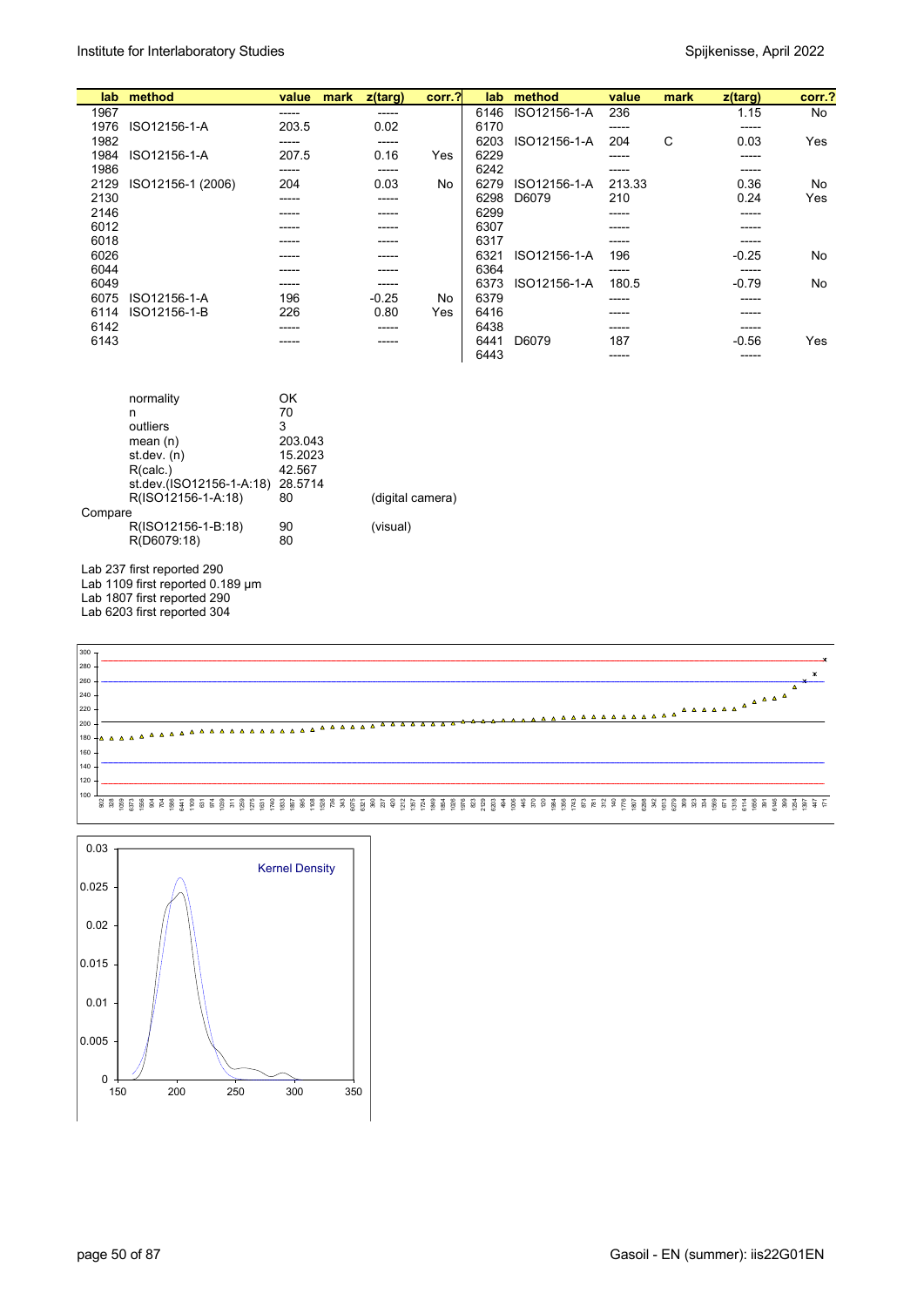| lab | method | value | mark | z(targ) | corr.? | lab | method | value | mark | z(targ) | corr.? |
|---|---|---|---|---|---|---|---|---|---|---|---|
| 1967 | | ----- | | ----- | | 6146 | ISO12156-1-A | 236 | | 1.15 | No |
| 1976 | ISO12156-1-A | 203.5 | | 0.02 | | 6170 | | ----- | | ----- | |
| 1982 | | ----- | | ----- | | 6203 | ISO12156-1-A | 204 | C | 0.03 | Yes |
| 1984 | ISO12156-1-A | 207.5 | | 0.16 | Yes | 6229 | | ----- | | ----- | |
| 1986 | | ----- | | ----- | | 6242 | | ----- | | ----- | |
| 2129 | ISO12156-1 (2006) | 204 | | 0.03 | No | 6279 | ISO12156-1-A | 213.33 | | 0.36 | No |
| 2130 | | ----- | | ----- | | 6298 | D6079 | 210 | | 0.24 | Yes |
| 2146 | | ----- | | ----- | | 6299 | | ----- | | ----- | |
| 6012 | | ----- | | ----- | | 6307 | | ----- | | ----- | |
| 6018 | | ----- | | ----- | | 6317 | | ----- | | ----- | |
| 6026 | | ----- | | ----- | | 6321 | ISO12156-1-A | 196 | | -0.25 | No |
| 6044 | | ----- | | ----- | | 6364 | | ----- | | ----- | |
| 6049 | | ----- | | ----- | | 6373 | ISO12156-1-A | 180.5 | | -0.79 | No |
| 6075 | ISO12156-1-A | 196 | | -0.25 | No | 6379 | | ----- | | ----- | |
| 6114 | ISO12156-1-B | 226 | | 0.80 | Yes | 6416 | | ----- | | ----- | |
| 6142 | | ----- | | ----- | | 6438 | | ----- | | ----- | |
| 6143 | | ----- | | ----- | | 6441 | D6079 | 187 | | -0.56 | Yes |
| | | | | | | 6443 | | ----- | | ----- | |

| | | |
|---|---|---|
| normality | OK | |
| n | 70 | |
| outliers | 3 | |
| mean (n) | 203.043 | |
| st.dev. (n) | 15.2023 | |
| R(calc.) | 42.567 | |
| st.dev.(ISO12156-1-A:18) | 28.5714 | |
| R(ISO12156-1-A:18) | 80 | (digital camera) |
| Compare | | |
| R(ISO12156-1-B:18) | 90 | (visual) |
| R(D6079:18) | 80 | |

Lab 237 first reported 290
Lab 1109 first reported 0.189 µm
Lab 1807 first reported 290
Lab 6203 first reported 304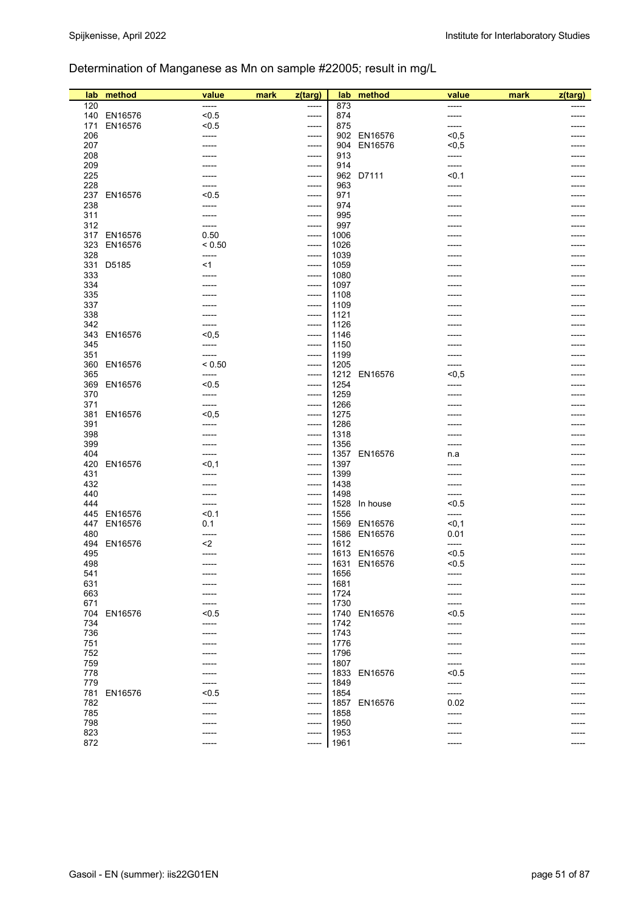## Determination of Manganese as Mn on sample #22005; result in mg/L

| lab | method | value | mark | z(targ) | lab | method | value | mark | z(targ) |
|---|---|---|---|---|---|---|---|---|---|
| 120 | | ----- | | ----- | 873 | | ----- | | ----- |
| 140 | EN16576 | <0.5 | | ----- | 874 | | ----- | | ----- |
| 171 | EN16576 | <0.5 | | ----- | 875 | | ----- | | ----- |
| 206 | | ----- | | ----- | 902 | EN16576 | <0,5 | | ----- |
| 207 | | ----- | | ----- | 904 | EN16576 | <0,5 | | ----- |
| 208 | | ----- | | ----- | 913 | | ----- | | ----- |
| 209 | | ----- | | ----- | 914 | | ----- | | ----- |
| 225 | | ----- | | ----- | 962 | D7111 | <0.1 | | ----- |
| 228 | | ----- | | ----- | 963 | | ----- | | ----- |
| 237 | EN16576 | <0.5 | | ----- | 971 | | ----- | | ----- |
| 238 | | ----- | | ----- | 974 | | ----- | | ----- |
| 311 | | ----- | | ----- | 995 | | ----- | | ----- |
| 312 | | ----- | | ----- | 997 | | ----- | | ----- |
| 317 | EN16576 | 0.50 | | ----- | 1006 | | ----- | | ----- |
| 323 | EN16576 | < 0.50 | | ----- | 1026 | | ----- | | ----- |
| 328 | | ----- | | ----- | 1039 | | ----- | | ----- |
| 331 | D5185 | <1 | | ----- | 1059 | | ----- | | ----- |
| 333 | | ----- | | ----- | 1080 | | ----- | | ----- |
| 334 | | ----- | | ----- | 1097 | | ----- | | ----- |
| 335 | | ----- | | ----- | 1108 | | ----- | | ----- |
| 337 | | ----- | | ----- | 1109 | | ----- | | ----- |
| 338 | | ----- | | ----- | 1121 | | ----- | | ----- |
| 342 | | ----- | | ----- | 1126 | | ----- | | ----- |
| 343 | EN16576 | <0,5 | | ----- | 1146 | | ----- | | ----- |
| 345 | | ----- | | ----- | 1150 | | ----- | | ----- |
| 351 | | ----- | | ----- | 1199 | | ----- | | ----- |
| 360 | EN16576 | < 0.50 | | ----- | 1205 | | ----- | | ----- |
| 365 | | ----- | | ----- | 1212 | EN16576 | <0,5 | | ----- |
| 369 | EN16576 | <0.5 | | ----- | 1254 | | ----- | | ----- |
| 370 | | ----- | | ----- | 1259 | | ----- | | ----- |
| 371 | | ----- | | ----- | 1266 | | ----- | | ----- |
| 381 | EN16576 | <0,5 | | ----- | 1275 | | ----- | | ----- |
| 391 | | ----- | | ----- | 1286 | | ----- | | ----- |
| 398 | | ----- | | ----- | 1318 | | ----- | | ----- |
| 399 | | ----- | | ----- | 1356 | | ----- | | ----- |
| 404 | | ----- | | ----- | 1357 | EN16576 | n.a | | ----- |
| 420 | EN16576 | <0,1 | | ----- | 1397 | | ----- | | ----- |
| 431 | | ----- | | ----- | 1399 | | ----- | | ----- |
| 432 | | ----- | | ----- | 1438 | | ----- | | ----- |
| 440 | | ----- | | ----- | 1498 | | ----- | | ----- |
| 444 | | ----- | | ----- | 1528 | In house | <0.5 | | ----- |
| 445 | EN16576 | <0.1 | | ----- | 1556 | | ----- | | ----- |
| 447 | EN16576 | 0.1 | | ----- | 1569 | EN16576 | <0,1 | | ----- |
| 480 | | ----- | | ----- | 1586 | EN16576 | 0.01 | | ----- |
| 494 | EN16576 | <2 | | ----- | 1612 | | ----- | | ----- |
| 495 | | ----- | | ----- | 1613 | EN16576 | <0.5 | | ----- |
| 498 | | ----- | | ----- | 1631 | EN16576 | <0.5 | | ----- |
| 541 | | ----- | | ----- | 1656 | | ----- | | ----- |
| 631 | | ----- | | ----- | 1681 | | ----- | | ----- |
| 663 | | ----- | | ----- | 1724 | | ----- | | ----- |
| 671 | | ----- | | ----- | 1730 | | ----- | | ----- |
| 704 | EN16576 | <0.5 | | ----- | 1740 | EN16576 | <0.5 | | ----- |
| 734 | | ----- | | ----- | 1742 | | ----- | | ----- |
| 736 | | ----- | | ----- | 1743 | | ----- | | ----- |
| 751 | | ----- | | ----- | 1776 | | ----- | | ----- |
| 752 | | ----- | | ----- | 1796 | | ----- | | ----- |
| 759 | | ----- | | ----- | 1807 | | ----- | | ----- |
| 778 | | ----- | | ----- | 1833 | EN16576 | <0.5 | | ----- |
| 779 | | ----- | | ----- | 1849 | | ----- | | ----- |
| 781 | EN16576 | <0.5 | | ----- | 1854 | | ----- | | ----- |
| 782 | | ----- | | ----- | 1857 | EN16576 | 0.02 | | ----- |
| 785 | | ----- | | ----- | 1858 | | ----- | | ----- |
| 798 | | ----- | | ----- | 1950 | | ----- | | ----- |
| 823 | | ----- | | ----- | 1953 | | ----- | | ----- |
| 872 | | ----- | | ----- | 1961 | | ----- | | ----- |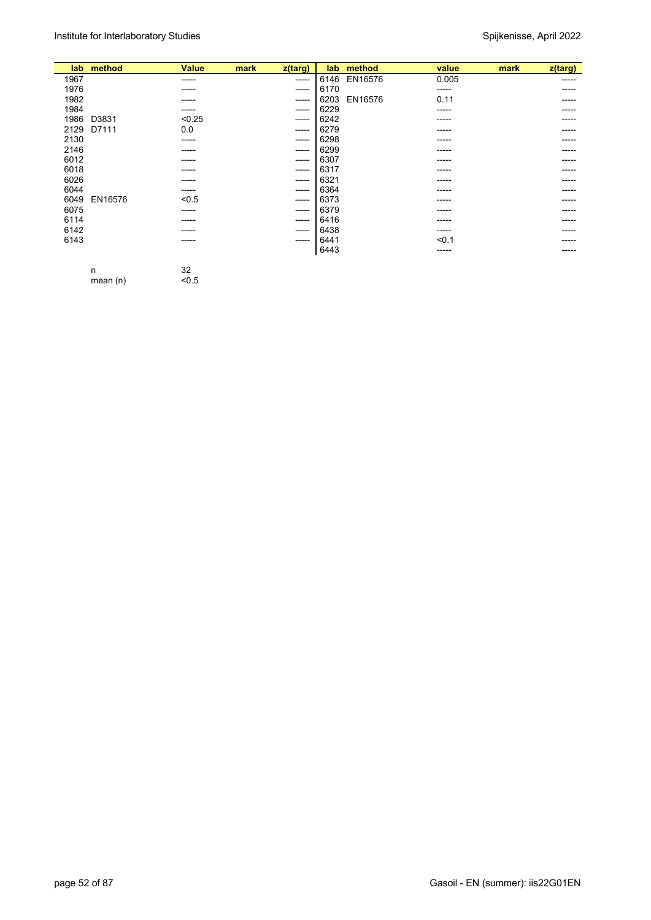| lab | method | Value | mark | z(targ) | lab | method | value | mark | z(targ) |
|---|---|---|---|---|---|---|---|---|---|
| 1967 | | ----- | | ----- | 6146 | EN16576 | 0.005 | | ----- |
| 1976 | | ----- | | ----- | 6170 | | ----- | | ----- |
| 1982 | | ----- | | ----- | 6203 | EN16576 | 0.11 | | ----- |
| 1984 | | ----- | | ----- | 6229 | | ----- | | ----- |
| 1986 | D3831 | <0.25 | | ----- | 6242 | | ----- | | ----- |
| 2129 | D7111 | 0.0 | | ----- | 6279 | | ----- | | ----- |
| 2130 | | ----- | | ----- | 6298 | | ----- | | ----- |
| 2146 | | ----- | | ----- | 6299 | | ----- | | ----- |
| 6012 | | ----- | | ----- | 6307 | | ----- | | ----- |
| 6018 | | ----- | | ----- | 6317 | | ----- | | ----- |
| 6026 | | ----- | | ----- | 6321 | | ----- | | ----- |
| 6044 | | ----- | | ----- | 6364 | | ----- | | ----- |
| 6049 | EN16576 | <0.5 | | ----- | 6373 | | ----- | | ----- |
| 6075 | | ----- | | ----- | 6379 | | ----- | | ----- |
| 6114 | | ----- | | ----- | 6416 | | ----- | | ----- |
| 6142 | | ----- | | ----- | 6438 | | ----- | | ----- |
| 6143 | | ----- | | ----- | 6441 | | <0.1 | | ----- |
| | | | | | 6443 | | ----- | | ----- |

| | | |
|---|---|---|
| | n | 32 |
| | mean (n) | <0.5 |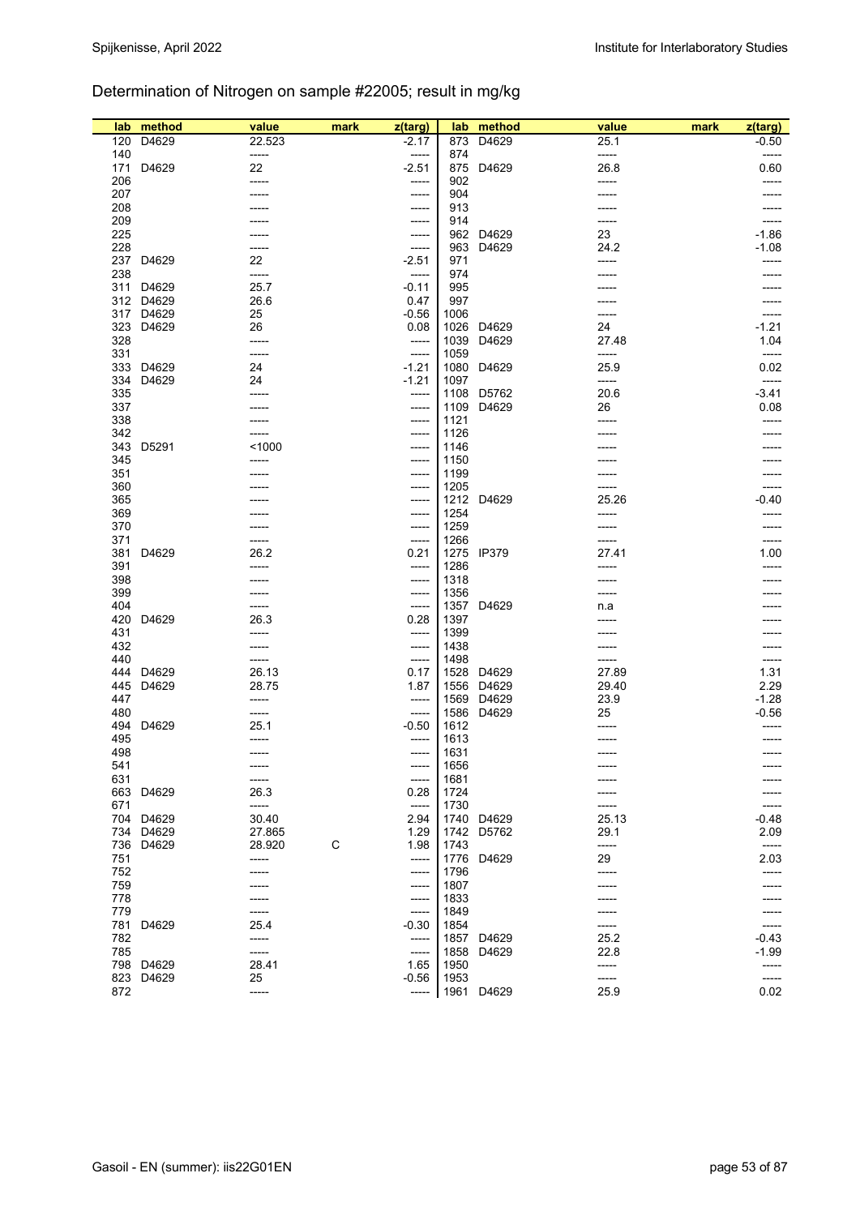## Determination of Nitrogen on sample #22005; result in mg/kg

| lab | method | value | mark | z(targ) | lab | method | value | mark | z(targ) |
|---|---|---|---|---|---|---|---|---|---|
| 120 | D4629 | 22.523 | | -2.17 | 873 | D4629 | 25.1 | | -0.50 |
| 140 | | ----- | | ----- | 874 | | ----- | | ----- |
| 171 | D4629 | 22 | | -2.51 | 875 | D4629 | 26.8 | | 0.60 |
| 206 | | ----- | | ----- | 902 | | ----- | | ----- |
| 207 | | ----- | | ----- | 904 | | ----- | | ----- |
| 208 | | ----- | | ----- | 913 | | ----- | | ----- |
| 209 | | ----- | | ----- | 914 | | ----- | | ----- |
| 225 | | ----- | | ----- | 962 | D4629 | 23 | | -1.86 |
| 228 | | ----- | | ----- | 963 | D4629 | 24.2 | | -1.08 |
| 237 | D4629 | 22 | | -2.51 | 971 | | ----- | | ----- |
| 238 | | ----- | | ----- | 974 | | ----- | | ----- |
| 311 | D4629 | 25.7 | | -0.11 | 995 | | ----- | | ----- |
| 312 | D4629 | 26.6 | | 0.47 | 997 | | ----- | | ----- |
| 317 | D4629 | 25 | | -0.56 | 1006 | | ----- | | ----- |
| 323 | D4629 | 26 | | 0.08 | 1026 | D4629 | 24 | | -1.21 |
| 328 | | ----- | | ----- | 1039 | D4629 | 27.48 | | 1.04 |
| 331 | | ----- | | ----- | 1059 | | ----- | | ----- |
| 333 | D4629 | 24 | | -1.21 | 1080 | D4629 | 25.9 | | 0.02 |
| 334 | D4629 | 24 | | -1.21 | 1097 | | ----- | | ----- |
| 335 | | ----- | | ----- | 1108 | D5762 | 20.6 | | -3.41 |
| 337 | | ----- | | ----- | 1109 | D4629 | 26 | | 0.08 |
| 338 | | ----- | | ----- | 1121 | | ----- | | ----- |
| 342 | | ----- | | ----- | 1126 | | ----- | | ----- |
| 343 | D5291 | <1000 | | ----- | 1146 | | ----- | | ----- |
| 345 | | ----- | | ----- | 1150 | | ----- | | ----- |
| 351 | | ----- | | ----- | 1199 | | ----- | | ----- |
| 360 | | ----- | | ----- | 1205 | | ----- | | ----- |
| 365 | | ----- | | ----- | 1212 | D4629 | 25.26 | | -0.40 |
| 369 | | ----- | | ----- | 1254 | | ----- | | ----- |
| 370 | | ----- | | ----- | 1259 | | ----- | | ----- |
| 371 | | ----- | | ----- | 1266 | | ----- | | ----- |
| 381 | D4629 | 26.2 | | 0.21 | 1275 | IP379 | 27.41 | | 1.00 |
| 391 | | ----- | | ----- | 1286 | | ----- | | ----- |
| 398 | | ----- | | ----- | 1318 | | ----- | | ----- |
| 399 | | ----- | | ----- | 1356 | | ----- | | ----- |
| 404 | | ----- | | ----- | 1357 | D4629 | n.a | | ----- |
| 420 | D4629 | 26.3 | | 0.28 | 1397 | | ----- | | ----- |
| 431 | | ----- | | ----- | 1399 | | ----- | | ----- |
| 432 | | ----- | | ----- | 1438 | | ----- | | ----- |
| 440 | | ----- | | ----- | 1498 | | ----- | | ----- |
| 444 | D4629 | 26.13 | | 0.17 | 1528 | D4629 | 27.89 | | 1.31 |
| 445 | D4629 | 28.75 | | 1.87 | 1556 | D4629 | 29.40 | | 2.29 |
| 447 | | ----- | | ----- | 1569 | D4629 | 23.9 | | -1.28 |
| 480 | | ----- | | ----- | 1586 | D4629 | 25 | | -0.56 |
| 494 | D4629 | 25.1 | | -0.50 | 1612 | | ----- | | ----- |
| 495 | | ----- | | ----- | 1613 | | ----- | | ----- |
| 498 | | ----- | | ----- | 1631 | | ----- | | ----- |
| 541 | | ----- | | ----- | 1656 | | ----- | | ----- |
| 631 | | ----- | | ----- | 1681 | | ----- | | ----- |
| 663 | D4629 | 26.3 | | 0.28 | 1724 | | ----- | | ----- |
| 671 | | ----- | | ----- | 1730 | | ----- | | ----- |
| 704 | D4629 | 30.40 | | 2.94 | 1740 | D4629 | 25.13 | | -0.48 |
| 734 | D4629 | 27.865 | | 1.29 | 1742 | D5762 | 29.1 | | 2.09 |
| 736 | D4629 | 28.920 | C | 1.98 | 1743 | | ----- | | ----- |
| 751 | | ----- | | ----- | 1776 | D4629 | 29 | | 2.03 |
| 752 | | ----- | | ----- | 1796 | | ----- | | ----- |
| 759 | | ----- | | ----- | 1807 | | ----- | | ----- |
| 778 | | ----- | | ----- | 1833 | | ----- | | ----- |
| 779 | | ----- | | ----- | 1849 | | ----- | | ----- |
| 781 | D4629 | 25.4 | | -0.30 | 1854 | | ----- | | ----- |
| 782 | | ----- | | ----- | 1857 | D4629 | 25.2 | | -0.43 |
| 785 | | ----- | | ----- | 1858 | D4629 | 22.8 | | -1.99 |
| 798 | D4629 | 28.41 | | 1.65 | 1950 | | ----- | | ----- |
| 823 | D4629 | 25 | | -0.56 | 1953 | | ----- | | ----- |
| 872 | | ----- | | ----- | 1961 | D4629 | 25.9 | | 0.02 |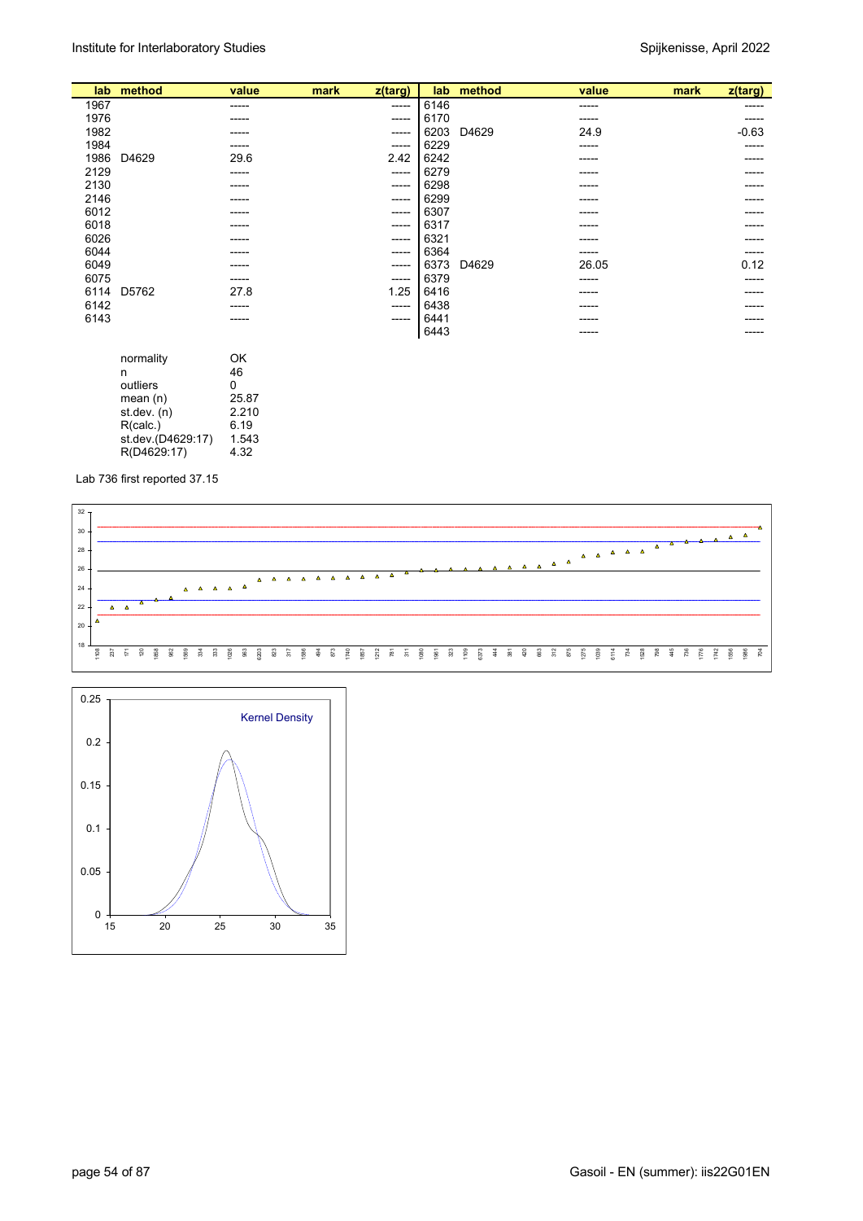| lab | method | value | mark | z(targ) | lab | method | value | mark | z(targ) |
|---|---|---|---|---|---|---|---|---|---|
| 1967 | | ----- | | ----- | 6146 | | ----- | | ----- |
| 1976 | | ----- | | ----- | 6170 | | ----- | | ----- |
| 1982 | | ----- | | ----- | 6203 | D4629 | 24.9 | | -0.63 |
| 1984 | | ----- | | ----- | 6229 | | ----- | | ----- |
| 1986 | D4629 | 29.6 | | 2.42 | 6242 | | ----- | | ----- |
| 2129 | | ----- | | ----- | 6279 | | ----- | | ----- |
| 2130 | | ----- | | ----- | 6298 | | ----- | | ----- |
| 2146 | | ----- | | ----- | 6299 | | ----- | | ----- |
| 6012 | | ----- | | ----- | 6307 | | ----- | | ----- |
| 6018 | | ----- | | ----- | 6317 | | ----- | | ----- |
| 6026 | | ----- | | ----- | 6321 | | ----- | | ----- |
| 6044 | | ----- | | ----- | 6364 | | ----- | | ----- |
| 6049 | | ----- | | ----- | 6373 | D4629 | 26.05 | | 0.12 |
| 6075 | | ----- | | ----- | 6379 | | ----- | | ----- |
| 6114 | D5762 | 27.8 | | 1.25 | 6416 | | ----- | | ----- |
| 6142 | | ----- | | ----- | 6438 | | ----- | | ----- |
| 6143 | | ----- | | ----- | 6441 | | ----- | | ----- |
| | | | | | 6443 | | ----- | | ----- |

| | |
|---|---|
| normality | OK |
| n | 46 |
| outliers | 0 |
| mean (n) | 25.87 |
| st.dev. (n) | 2.210 |
| R(calc.) | 6.19 |
| st.dev.(D4629:17) | 1.543 |
| R(D4629:17) | 4.32 |

Lab 736 first reported 37.15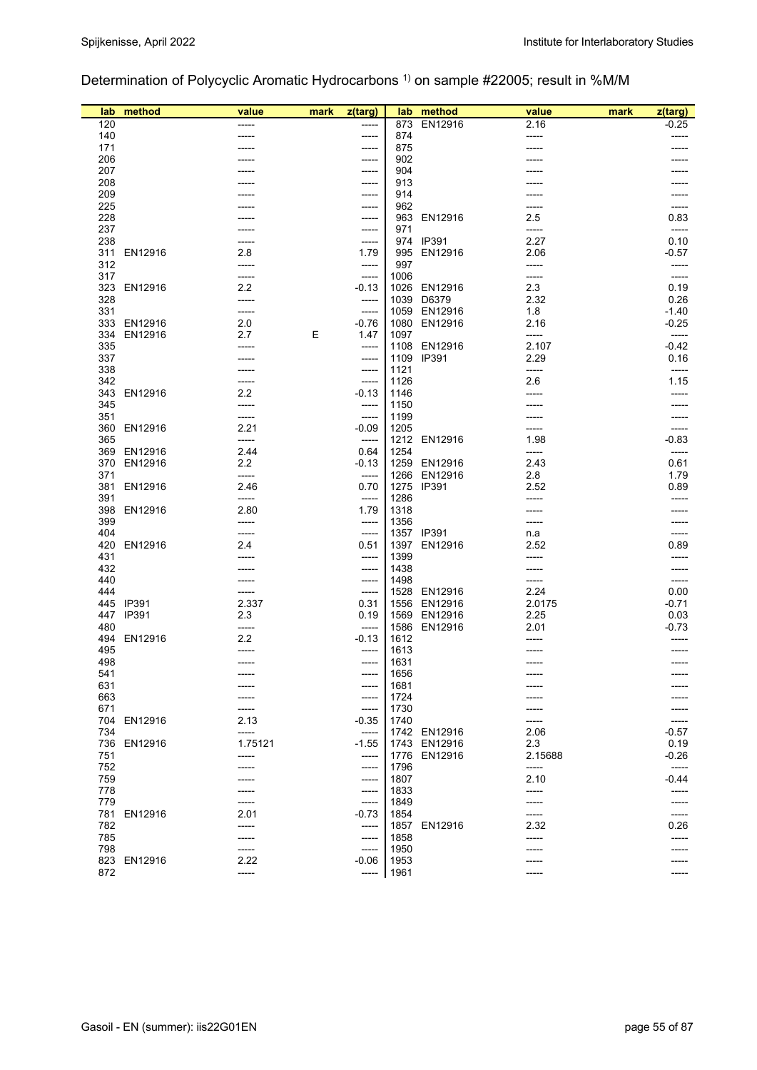## Determination of Polycyclic Aromatic Hydrocarbons [1] on sample #22005; result in %M/M

| lab | method | value | mark | z(targ) | lab | method | value | mark | z(targ) |
|---|---|---|---|---|---|---|---|---|---|
| 120 | | ----- | | ----- | 873 | EN12916 | 2.16 | | -0.25 |
| 140 | | ----- | | ----- | 874 | | ----- | | ----- |
| 171 | | ----- | | ----- | 875 | | ----- | | ----- |
| 206 | | ----- | | ----- | 902 | | ----- | | ----- |
| 207 | | ----- | | ----- | 904 | | ----- | | ----- |
| 208 | | ----- | | ----- | 913 | | ----- | | ----- |
| 209 | | ----- | | ----- | 914 | | ----- | | ----- |
| 225 | | ----- | | ----- | 962 | | ----- | | ----- |
| 228 | | ----- | | ----- | 963 | EN12916 | 2.5 | | 0.83 |
| 237 | | ----- | | ----- | 971 | | ----- | | ----- |
| 238 | | ----- | | ----- | 974 | IP391 | 2.27 | | 0.10 |
| 311 | EN12916 | 2.8 | | 1.79 | 995 | EN12916 | 2.06 | | -0.57 |
| 312 | | ----- | | ----- | 997 | | ----- | | ----- |
| 317 | | ----- | | ----- | 1006 | | ----- | | ----- |
| 323 | EN12916 | 2.2 | | -0.13 | 1026 | EN12916 | 2.3 | | 0.19 |
| 328 | | ----- | | ----- | 1039 | D6379 | 2.32 | | 0.26 |
| 331 | | ----- | | ----- | 1059 | EN12916 | 1.8 | | -1.40 |
| 333 | EN12916 | 2.0 | | -0.76 | 1080 | EN12916 | 2.16 | | -0.25 |
| 334 | EN12916 | 2.7 | E | 1.47 | 1097 | | ----- | | ----- |
| 335 | | ----- | | ----- | 1108 | EN12916 | 2.107 | | -0.42 |
| 337 | | ----- | | ----- | 1109 | IP391 | 2.29 | | 0.16 |
| 338 | | ----- | | ----- | 1121 | | ----- | | ----- |
| 342 | | ----- | | ----- | 1126 | | 2.6 | | 1.15 |
| 343 | EN12916 | 2.2 | | -0.13 | 1146 | | ----- | | ----- |
| 345 | | ----- | | ----- | 1150 | | ----- | | ----- |
| 351 | | ----- | | ----- | 1199 | | ----- | | ----- |
| 360 | EN12916 | 2.21 | | -0.09 | 1205 | | ----- | | ----- |
| 365 | | ----- | | ----- | 1212 | EN12916 | 1.98 | | -0.83 |
| 369 | EN12916 | 2.44 | | 0.64 | 1254 | | ----- | | ----- |
| 370 | EN12916 | 2.2 | | -0.13 | 1259 | EN12916 | 2.43 | | 0.61 |
| 371 | | ----- | | ----- | 1266 | EN12916 | 2.8 | | 1.79 |
| 381 | EN12916 | 2.46 | | 0.70 | 1275 | IP391 | 2.52 | | 0.89 |
| 391 | | ----- | | ----- | 1286 | | ----- | | ----- |
| 398 | EN12916 | 2.80 | | 1.79 | 1318 | | ----- | | ----- |
| 399 | | ----- | | ----- | 1356 | | ----- | | ----- |
| 404 | | ----- | | ----- | 1357 | IP391 | n.a | | ----- |
| 420 | EN12916 | 2.4 | | 0.51 | 1397 | EN12916 | 2.52 | | 0.89 |
| 431 | | ----- | | ----- | 1399 | | ----- | | ----- |
| 432 | | ----- | | ----- | 1438 | | ----- | | ----- |
| 440 | | ----- | | ----- | 1498 | | ----- | | ----- |
| 444 | | ----- | | ----- | 1528 | EN12916 | 2.24 | | 0.00 |
| 445 | IP391 | 2.337 | | 0.31 | 1556 | EN12916 | 2.0175 | | -0.71 |
| 447 | IP391 | 2.3 | | 0.19 | 1569 | EN12916 | 2.25 | | 0.03 |
| 480 | | ----- | | ----- | 1586 | EN12916 | 2.01 | | -0.73 |
| 494 | EN12916 | 2.2 | | -0.13 | 1612 | | ----- | | ----- |
| 495 | | ----- | | ----- | 1613 | | ----- | | ----- |
| 498 | | ----- | | ----- | 1631 | | ----- | | ----- |
| 541 | | ----- | | ----- | 1656 | | ----- | | ----- |
| 631 | | ----- | | ----- | 1681 | | ----- | | ----- |
| 663 | | ----- | | ----- | 1724 | | ----- | | ----- |
| 671 | | ----- | | ----- | 1730 | | ----- | | ----- |
| 704 | EN12916 | 2.13 | | -0.35 | 1740 | | ----- | | ----- |
| 734 | | ----- | | ----- | 1742 | EN12916 | 2.06 | | -0.57 |
| 736 | EN12916 | 1.75121 | | -1.55 | 1743 | EN12916 | 2.3 | | 0.19 |
| 751 | | ----- | | ----- | 1776 | EN12916 | 2.15688 | | -0.26 |
| 752 | | ----- | | ----- | 1796 | | ----- | | ----- |
| 759 | | ----- | | ----- | 1807 | | 2.10 | | -0.44 |
| 778 | | ----- | | ----- | 1833 | | ----- | | ----- |
| 779 | | ----- | | ----- | 1849 | | ----- | | ----- |
| 781 | EN12916 | 2.01 | | -0.73 | 1854 | | ----- | | ----- |
| 782 | | ----- | | ----- | 1857 | EN12916 | 2.32 | | 0.26 |
| 785 | | ----- | | ----- | 1858 | | ----- | | ----- |
| 798 | | ----- | | ----- | 1950 | | ----- | | ----- |
| 823 | EN12916 | 2.22 | | -0.06 | 1953 | | ----- | | ----- |
| 872 | | ----- | | ----- | 1961 | | ----- | | ----- |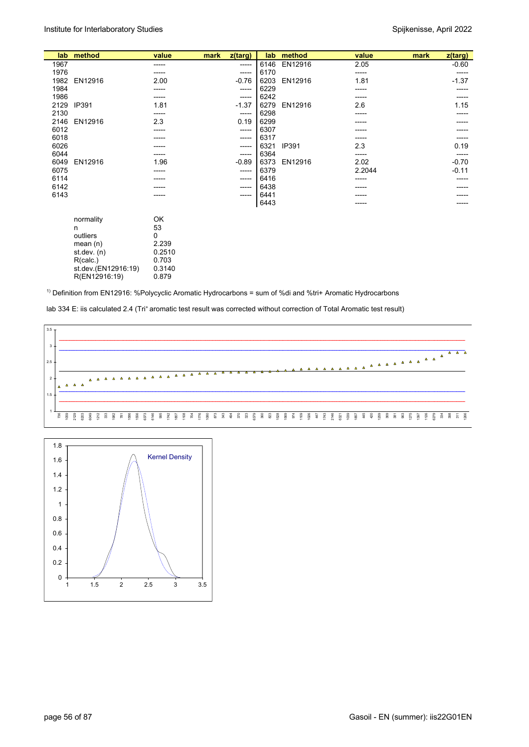| lab | method | value | mark | z(targ) | lab | method | value | mark | z(targ) |
|---|---|---|---|---|---|---|---|---|---|
| 1967 | | ----- | | ----- | 6146 | EN12916 | 2.05 | | -0.60 |
| 1976 | | ----- | | ----- | 6170 | | ----- | | ----- |
| 1982 | EN12916 | 2.00 | | -0.76 | 6203 | EN12916 | 1.81 | | -1.37 |
| 1984 | | ----- | | ----- | 6229 | | ----- | | ----- |
| 1986 | | ----- | | ----- | 6242 | | ----- | | ----- |
| 2129 | IP391 | 1.81 | | -1.37 | 6279 | EN12916 | 2.6 | | 1.15 |
| 2130 | | ----- | | ----- | 6298 | | ----- | | ----- |
| 2146 | EN12916 | 2.3 | | 0.19 | 6299 | | ----- | | ----- |
| 6012 | | ----- | | ----- | 6307 | | ----- | | ----- |
| 6018 | | ----- | | ----- | 6317 | | ----- | | ----- |
| 6026 | | ----- | | ----- | 6321 | IP391 | 2.3 | | 0.19 |
| 6044 | | ----- | | ----- | 6364 | | ----- | | ----- |
| 6049 | EN12916 | 1.96 | | -0.89 | 6373 | EN12916 | 2.02 | | -0.70 |
| 6075 | | ----- | | ----- | 6379 | | 2.2044 | | -0.11 |
| 6114 | | ----- | | ----- | 6416 | | ----- | | ----- |
| 6142 | | ----- | | ----- | 6438 | | ----- | | ----- |
| 6143 | | ----- | | ----- | 6441 | | ----- | | ----- |
| | | | | | 6443 | | ----- | | ----- |

| | |
|---|---|
| normality | OK |
| n | 53 |
| outliers | 0 |
| mean (n) | 2.239 |
| st.dev. (n) | 0.2510 |
| R(calc.) | 0.703 |
| st.dev.(EN12916:19) | 0.3140 |
| R(EN12916:19) | 0.879 |

[1] Definition from EN12916: %Polycyclic Aromatic Hydrocarbons = sum of %di and %tri+ Aromatic Hydrocarbons

lab 334 E: iis calculated 2.4 (Tri+ aromatic test result was corrected without correction of Total Aromatic test result)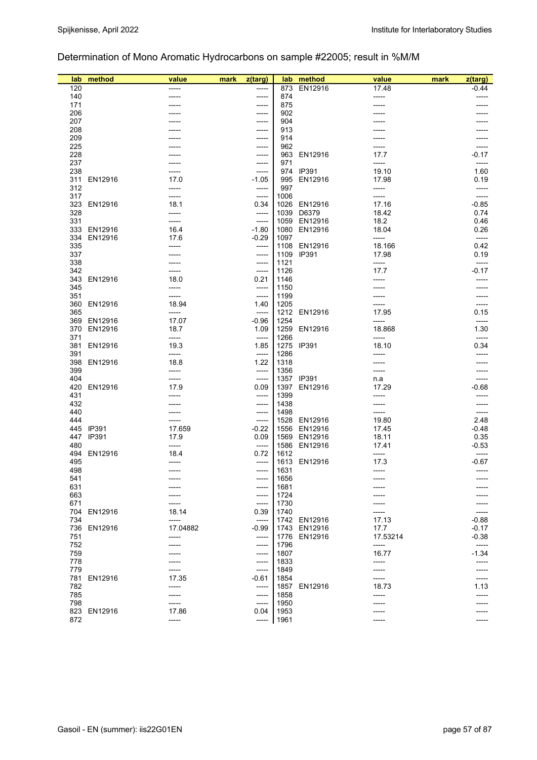## Determination of Mono Aromatic Hydrocarbons on sample #22005; result in %M/M

| lab | method | value | mark | z(targ) | lab | method | value | mark | z(targ) |
|---|---|---|---|---|---|---|---|---|---|
| 120 | | ----- | | ----- | 873 | EN12916 | 17.48 | | -0.44 |
| 140 | | ----- | | ----- | 874 | | ----- | | ----- |
| 171 | | ----- | | ----- | 875 | | ----- | | ----- |
| 206 | | ----- | | ----- | 902 | | ----- | | ----- |
| 207 | | ----- | | ----- | 904 | | ----- | | ----- |
| 208 | | ----- | | ----- | 913 | | ----- | | ----- |
| 209 | | ----- | | ----- | 914 | | ----- | | ----- |
| 225 | | ----- | | ----- | 962 | | ----- | | ----- |
| 228 | | ----- | | ----- | 963 | EN12916 | 17.7 | | -0.17 |
| 237 | | ----- | | ----- | 971 | | ----- | | ----- |
| 238 | | ----- | | ----- | 974 | IP391 | 19.10 | | 1.60 |
| 311 | EN12916 | 17.0 | | -1.05 | 995 | EN12916 | 17.98 | | 0.19 |
| 312 | | ----- | | ----- | 997 | | ----- | | ----- |
| 317 | | ----- | | ----- | 1006 | | ----- | | ----- |
| 323 | EN12916 | 18.1 | | 0.34 | 1026 | EN12916 | 17.16 | | -0.85 |
| 328 | | ----- | | ----- | 1039 | D6379 | 18.42 | | 0.74 |
| 331 | | ----- | | ----- | 1059 | EN12916 | 18.2 | | 0.46 |
| 333 | EN12916 | 16.4 | | -1.80 | 1080 | EN12916 | 18.04 | | 0.26 |
| 334 | EN12916 | 17.6 | | -0.29 | 1097 | | ----- | | ----- |
| 335 | | ----- | | ----- | 1108 | EN12916 | 18.166 | | 0.42 |
| 337 | | ----- | | ----- | 1109 | IP391 | 17.98 | | 0.19 |
| 338 | | ----- | | ----- | 1121 | | ----- | | ----- |
| 342 | | ----- | | ----- | 1126 | | 17.7 | | -0.17 |
| 343 | EN12916 | 18.0 | | 0.21 | 1146 | | ----- | | ----- |
| 345 | | ----- | | ----- | 1150 | | ----- | | ----- |
| 351 | | ----- | | ----- | 1199 | | ----- | | ----- |
| 360 | EN12916 | 18.94 | | 1.40 | 1205 | | ----- | | ----- |
| 365 | | ----- | | ----- | 1212 | EN12916 | 17.95 | | 0.15 |
| 369 | EN12916 | 17.07 | | -0.96 | 1254 | | ----- | | ----- |
| 370 | EN12916 | 18.7 | | 1.09 | 1259 | EN12916 | 18.868 | | 1.30 |
| 371 | | ----- | | ----- | 1266 | | ----- | | ----- |
| 381 | EN12916 | 19.3 | | 1.85 | 1275 | IP391 | 18.10 | | 0.34 |
| 391 | | ----- | | ----- | 1286 | | ----- | | ----- |
| 398 | EN12916 | 18.8 | | 1.22 | 1318 | | ----- | | ----- |
| 399 | | ----- | | ----- | 1356 | | ----- | | ----- |
| 404 | | ----- | | ----- | 1357 | IP391 | n.a | | ----- |
| 420 | EN12916 | 17.9 | | 0.09 | 1397 | EN12916 | 17.29 | | -0.68 |
| 431 | | ----- | | ----- | 1399 | | ----- | | ----- |
| 432 | | ----- | | ----- | 1438 | | ----- | | ----- |
| 440 | | ----- | | ----- | 1498 | | ----- | | ----- |
| 444 | | ----- | | ----- | 1528 | EN12916 | 19.80 | | 2.48 |
| 445 | IP391 | 17.659 | | -0.22 | 1556 | EN12916 | 17.45 | | -0.48 |
| 447 | IP391 | 17.9 | | 0.09 | 1569 | EN12916 | 18.11 | | 0.35 |
| 480 | | ----- | | ----- | 1586 | EN12916 | 17.41 | | -0.53 |
| 494 | EN12916 | 18.4 | | 0.72 | 1612 | | ----- | | ----- |
| 495 | | ----- | | ----- | 1613 | EN12916 | 17.3 | | -0.67 |
| 498 | | ----- | | ----- | 1631 | | ----- | | ----- |
| 541 | | ----- | | ----- | 1656 | | ----- | | ----- |
| 631 | | ----- | | ----- | 1681 | | ----- | | ----- |
| 663 | | ----- | | ----- | 1724 | | ----- | | ----- |
| 671 | | ----- | | ----- | 1730 | | ----- | | ----- |
| 704 | EN12916 | 18.14 | | 0.39 | 1740 | | ----- | | ----- |
| 734 | | ----- | | ----- | 1742 | EN12916 | 17.13 | | -0.88 |
| 736 | EN12916 | 17.04882 | | -0.99 | 1743 | EN12916 | 17.7 | | -0.17 |
| 751 | | ----- | | ----- | 1776 | EN12916 | 17.53214 | | -0.38 |
| 752 | | ----- | | ----- | 1796 | | ----- | | ----- |
| 759 | | ----- | | ----- | 1807 | | 16.77 | | -1.34 |
| 778 | | ----- | | ----- | 1833 | | ----- | | ----- |
| 779 | | ----- | | ----- | 1849 | | ----- | | ----- |
| 781 | EN12916 | 17.35 | | -0.61 | 1854 | | ----- | | ----- |
| 782 | | ----- | | ----- | 1857 | EN12916 | 18.73 | | 1.13 |
| 785 | | ----- | | ----- | 1858 | | ----- | | ----- |
| 798 | | ----- | | ----- | 1950 | | ----- | | ----- |
| 823 | EN12916 | 17.86 | | 0.04 | 1953 | | ----- | | ----- |
| 872 | | ----- | | ----- | 1961 | | ----- | | ----- |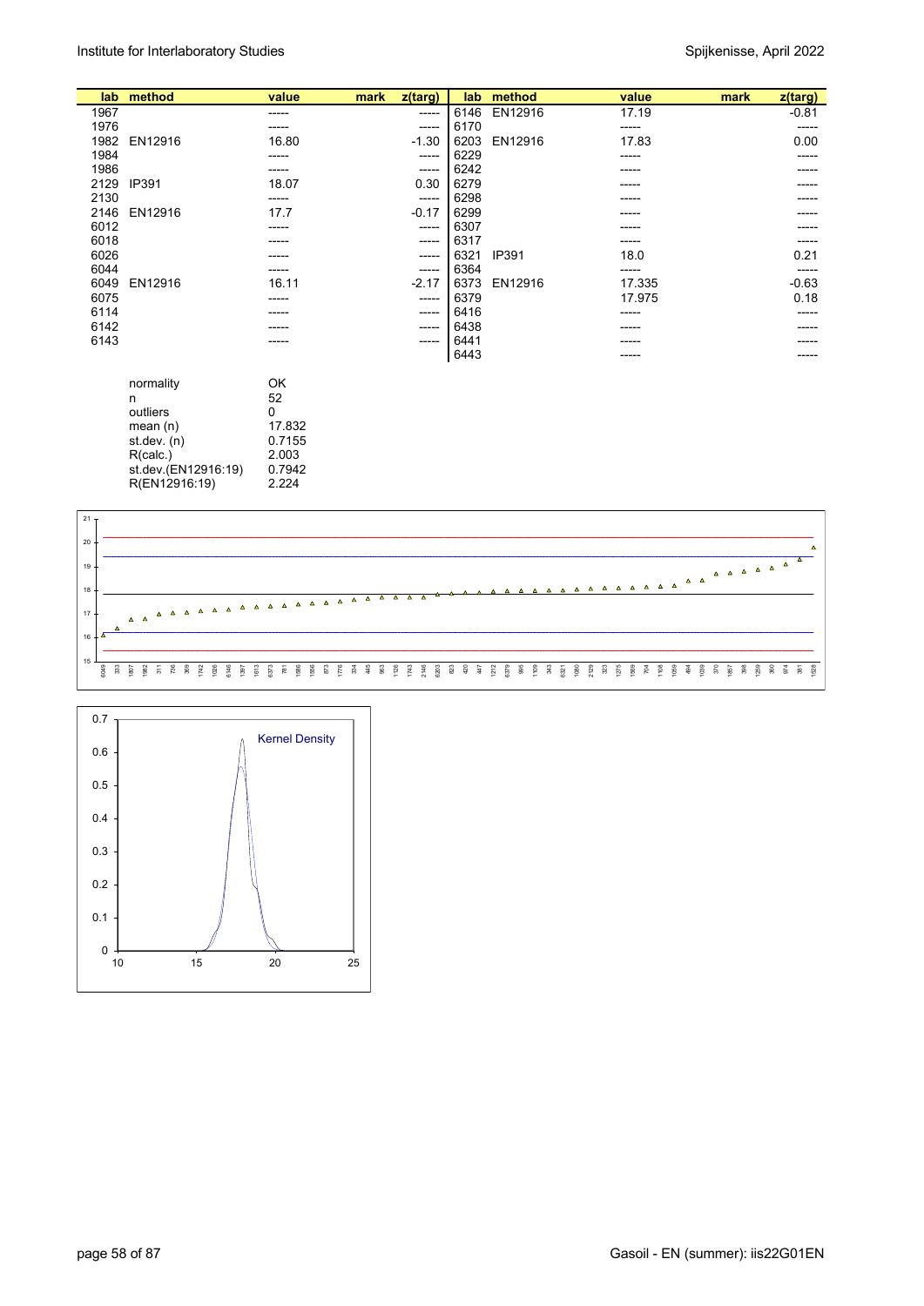| lab | method | value | mark | z(targ) | lab | method | value | mark | z(targ) |
|---|---|---|---|---|---|---|---|---|---|
| 1967 | | ----- | | ----- | 6146 | EN12916 | 17.19 | | -0.81 |
| 1976 | | ----- | | ----- | 6170 | | ----- | | ----- |
| 1982 | EN12916 | 16.80 | | -1.30 | 6203 | EN12916 | 17.83 | | 0.00 |
| 1984 | | ----- | | ----- | 6229 | | ----- | | ----- |
| 1986 | | ----- | | ----- | 6242 | | ----- | | ----- |
| 2129 | IP391 | 18.07 | | 0.30 | 6279 | | ----- | | ----- |
| 2130 | | ----- | | ----- | 6298 | | ----- | | ----- |
| 2146 | EN12916 | 17.7 | | -0.17 | 6299 | | ----- | | ----- |
| 6012 | | ----- | | ----- | 6307 | | ----- | | ----- |
| 6018 | | ----- | | ----- | 6317 | | ----- | | ----- |
| 6026 | | ----- | | ----- | 6321 | IP391 | 18.0 | | 0.21 |
| 6044 | | ----- | | ----- | 6364 | | ----- | | ----- |
| 6049 | EN12916 | 16.11 | | -2.17 | 6373 | EN12916 | 17.335 | | -0.63 |
| 6075 | | ----- | | ----- | 6379 | | 17.975 | | 0.18 |
| 6114 | | ----- | | ----- | 6416 | | ----- | | ----- |
| 6142 | | ----- | | ----- | 6438 | | ----- | | ----- |
| 6143 | | ----- | | ----- | 6441 | | ----- | | ----- |
| | | | | | 6443 | | ----- | | ----- |

| | |
|---|---|
| normality | OK |
| n | 52 |
| outliers | 0 |
| mean (n) | 17.832 |
| st.dev. (n) | 0.7155 |
| R(calc.) | 2.003 |
| st.dev.(EN12916:19) | 0.7942 |
| R(EN12916:19) | 2.224 |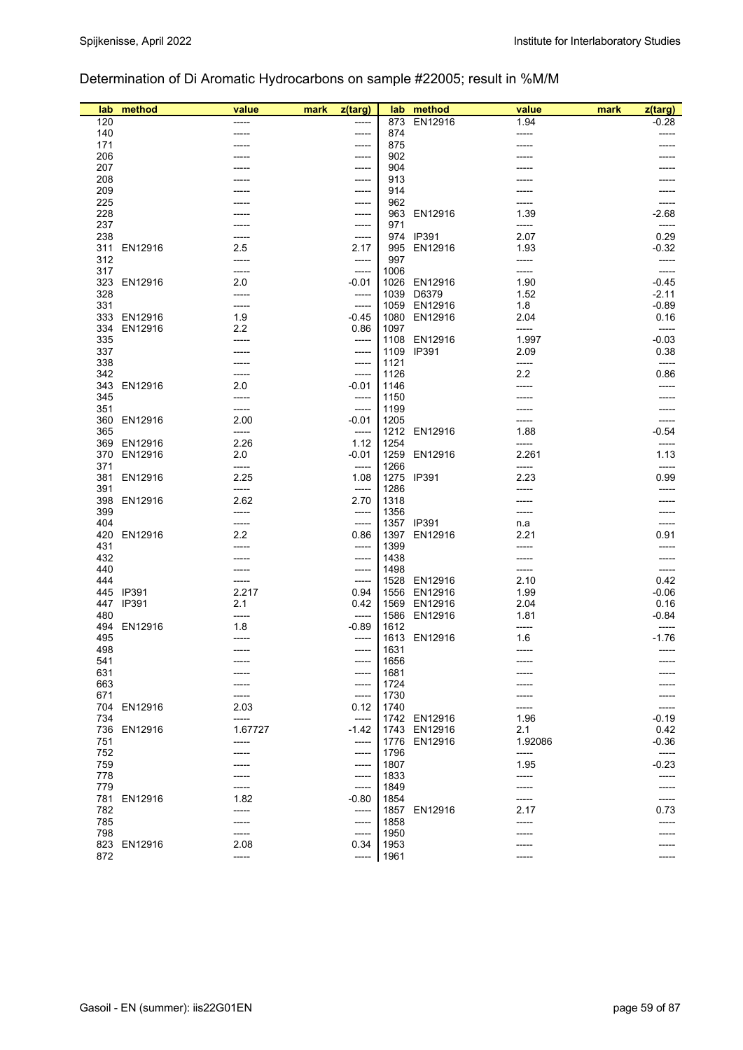## Determination of Di Aromatic Hydrocarbons on sample #22005; result in %M/M

| lab | method | value | mark | z(targ) | lab | method | value | mark | z(targ) |
|---|---|---|---|---|---|---|---|---|---|
| 120 | | ----- | | ----- | 873 | EN12916 | 1.94 | | -0.28 |
| 140 | | ----- | | ----- | 874 | | ----- | | ----- |
| 171 | | ----- | | ----- | 875 | | ----- | | ----- |
| 206 | | ----- | | ----- | 902 | | ----- | | ----- |
| 207 | | ----- | | ----- | 904 | | ----- | | ----- |
| 208 | | ----- | | ----- | 913 | | ----- | | ----- |
| 209 | | ----- | | ----- | 914 | | ----- | | ----- |
| 225 | | ----- | | ----- | 962 | | ----- | | ----- |
| 228 | | ----- | | ----- | 963 | EN12916 | 1.39 | | -2.68 |
| 237 | | ----- | | ----- | 971 | | ----- | | ----- |
| 238 | | ----- | | ----- | 974 | IP391 | 2.07 | | 0.29 |
| 311 | EN12916 | 2.5 | | 2.17 | 995 | EN12916 | 1.93 | | -0.32 |
| 312 | | ----- | | ----- | 997 | | ----- | | ----- |
| 317 | | ----- | | ----- | 1006 | | ----- | | ----- |
| 323 | EN12916 | 2.0 | | -0.01 | 1026 | EN12916 | 1.90 | | -0.45 |
| 328 | | ----- | | ----- | 1039 | D6379 | 1.52 | | -2.11 |
| 331 | | ----- | | ----- | 1059 | EN12916 | 1.8 | | -0.89 |
| 333 | EN12916 | 1.9 | | -0.45 | 1080 | EN12916 | 2.04 | | 0.16 |
| 334 | EN12916 | 2.2 | | 0.86 | 1097 | | ----- | | ----- |
| 335 | | ----- | | ----- | 1108 | EN12916 | 1.997 | | -0.03 |
| 337 | | ----- | | ----- | 1109 | IP391 | 2.09 | | 0.38 |
| 338 | | ----- | | ----- | 1121 | | ----- | | ----- |
| 342 | | ----- | | ----- | 1126 | | 2.2 | | 0.86 |
| 343 | EN12916 | 2.0 | | -0.01 | 1146 | | ----- | | ----- |
| 345 | | ----- | | ----- | 1150 | | ----- | | ----- |
| 351 | | ----- | | ----- | 1199 | | ----- | | ----- |
| 360 | EN12916 | 2.00 | | -0.01 | 1205 | | ----- | | ----- |
| 365 | | ----- | | ----- | 1212 | EN12916 | 1.88 | | -0.54 |
| 369 | EN12916 | 2.26 | | 1.12 | 1254 | | ----- | | ----- |
| 370 | EN12916 | 2.0 | | -0.01 | 1259 | EN12916 | 2.261 | | 1.13 |
| 371 | | ----- | | ----- | 1266 | | ----- | | ----- |
| 381 | EN12916 | 2.25 | | 1.08 | 1275 | IP391 | 2.23 | | 0.99 |
| 391 | | ----- | | ----- | 1286 | | ----- | | ----- |
| 398 | EN12916 | 2.62 | | 2.70 | 1318 | | ----- | | ----- |
| 399 | | ----- | | ----- | 1356 | | ----- | | ----- |
| 404 | | ----- | | ----- | 1357 | IP391 | n.a | | ----- |
| 420 | EN12916 | 2.2 | | 0.86 | 1397 | EN12916 | 2.21 | | 0.91 |
| 431 | | ----- | | ----- | 1399 | | ----- | | ----- |
| 432 | | ----- | | ----- | 1438 | | ----- | | ----- |
| 440 | | ----- | | ----- | 1498 | | ----- | | ----- |
| 444 | | ----- | | ----- | 1528 | EN12916 | 2.10 | | 0.42 |
| 445 | IP391 | 2.217 | | 0.94 | 1556 | EN12916 | 1.99 | | -0.06 |
| 447 | IP391 | 2.1 | | 0.42 | 1569 | EN12916 | 2.04 | | 0.16 |
| 480 | | ----- | | ----- | 1586 | EN12916 | 1.81 | | -0.84 |
| 494 | EN12916 | 1.8 | | -0.89 | 1612 | | ----- | | ----- |
| 495 | | ----- | | ----- | 1613 | EN12916 | 1.6 | | -1.76 |
| 498 | | ----- | | ----- | 1631 | | ----- | | ----- |
| 541 | | ----- | | ----- | 1656 | | ----- | | ----- |
| 631 | | ----- | | ----- | 1681 | | ----- | | ----- |
| 663 | | ----- | | ----- | 1724 | | ----- | | ----- |
| 671 | | ----- | | ----- | 1730 | | ----- | | ----- |
| 704 | EN12916 | 2.03 | | 0.12 | 1740 | | ----- | | ----- |
| 734 | | ----- | | ----- | 1742 | EN12916 | 1.96 | | -0.19 |
| 736 | EN12916 | 1.67727 | | -1.42 | 1743 | EN12916 | 2.1 | | 0.42 |
| 751 | | ----- | | ----- | 1776 | EN12916 | 1.92086 | | -0.36 |
| 752 | | ----- | | ----- | 1796 | | ----- | | ----- |
| 759 | | ----- | | ----- | 1807 | | 1.95 | | -0.23 |
| 778 | | ----- | | ----- | 1833 | | ----- | | ----- |
| 779 | | ----- | | ----- | 1849 | | ----- | | ----- |
| 781 | EN12916 | 1.82 | | -0.80 | 1854 | | ----- | | ----- |
| 782 | | ----- | | ----- | 1857 | EN12916 | 2.17 | | 0.73 |
| 785 | | ----- | | ----- | 1858 | | ----- | | ----- |
| 798 | | ----- | | ----- | 1950 | | ----- | | ----- |
| 823 | EN12916 | 2.08 | | 0.34 | 1953 | | ----- | | ----- |
| 872 | | ----- | | ----- | 1961 | | ----- | | ----- |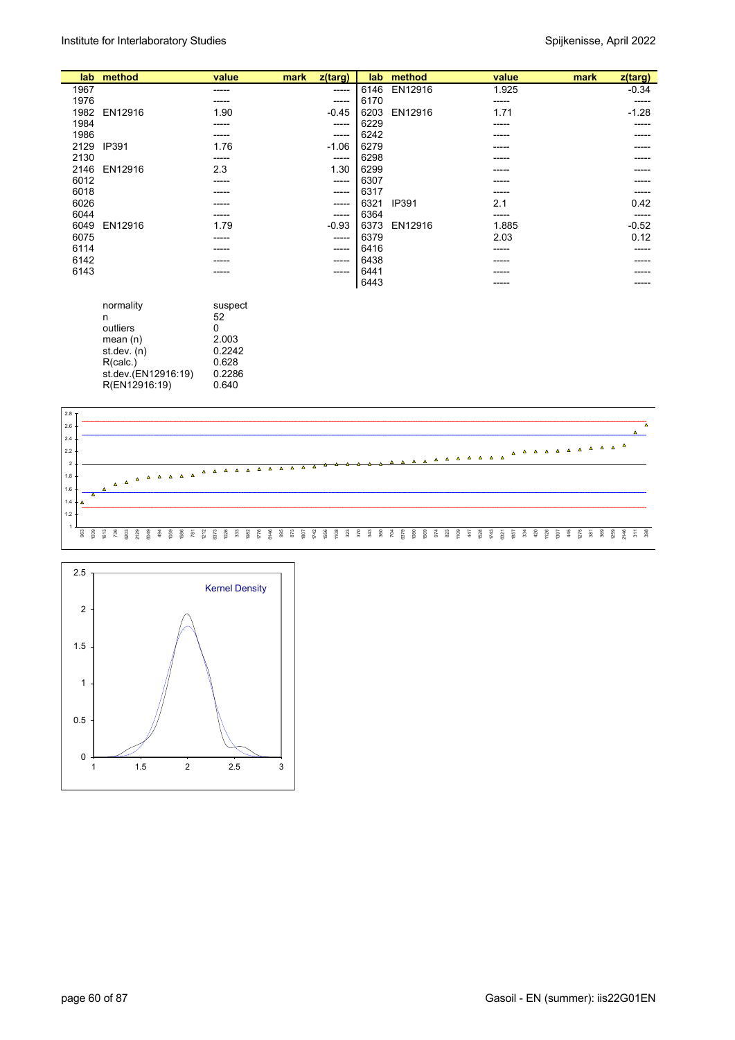| lab | method | value | mark | z(targ) | lab | method | value | mark | z(targ) |
|---|---|---|---|---|---|---|---|---|---|
| 1967 | | ----- | | ----- | 6146 | EN12916 | 1.925 | | -0.34 |
| 1976 | | ----- | | ----- | 6170 | | ----- | | ----- |
| 1982 | EN12916 | 1.90 | | -0.45 | 6203 | EN12916 | 1.71 | | -1.28 |
| 1984 | | ----- | | ----- | 6229 | | ----- | | ----- |
| 1986 | | ----- | | ----- | 6242 | | ----- | | ----- |
| 2129 | IP391 | 1.76 | | -1.06 | 6279 | | ----- | | ----- |
| 2130 | | ----- | | ----- | 6298 | | ----- | | ----- |
| 2146 | EN12916 | 2.3 | | 1.30 | 6299 | | ----- | | ----- |
| 6012 | | ----- | | ----- | 6307 | | ----- | | ----- |
| 6018 | | ----- | | ----- | 6317 | | ----- | | ----- |
| 6026 | | ----- | | ----- | 6321 | IP391 | 2.1 | | 0.42 |
| 6044 | | ----- | | ----- | 6364 | | ----- | | ----- |
| 6049 | EN12916 | 1.79 | | -0.93 | 6373 | EN12916 | 1.885 | | -0.52 |
| 6075 | | ----- | | ----- | 6379 | | 2.03 | | 0.12 |
| 6114 | | ----- | | ----- | 6416 | | ----- | | ----- |
| 6142 | | ----- | | ----- | 6438 | | ----- | | ----- |
| 6143 | | ----- | | ----- | 6441 | | ----- | | ----- |
| | | | | | 6443 | | ----- | | ----- |

| | |
|---|---|
| normality | suspect |
| n | 52 |
| outliers | 0 |
| mean (n) | 2.003 |
| st.dev. (n) | 0.2242 |
| R(calc.) | 0.628 |
| st.dev.(EN12916:19) | 0.2286 |
| R(EN12916:19) | 0.640 |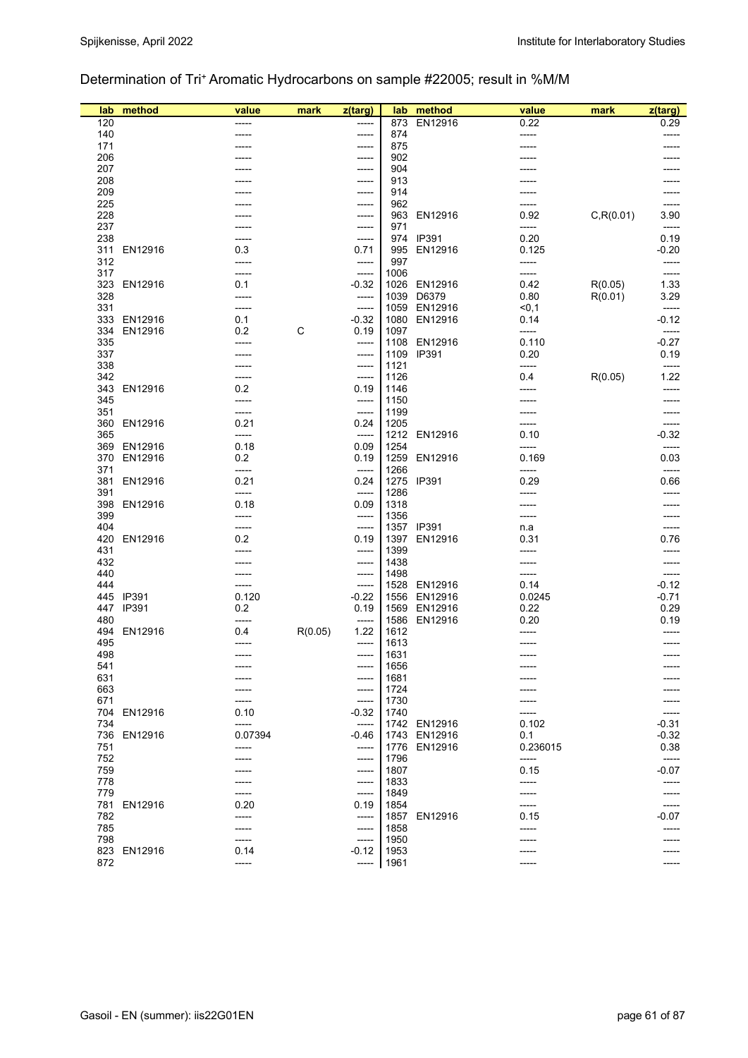Determination of Tri⁺ Aromatic Hydrocarbons on sample #22005; result in %M/M

| lab | method | value | mark | z(targ) | lab | method | value | mark | z(targ) |
|---|---|---|---|---|---|---|---|---|---|
| 120 | | ----- | | ----- | 873 | EN12916 | 0.22 | | 0.29 |
| 140 | | ----- | | ----- | 874 | | ----- | | ----- |
| 171 | | ----- | | ----- | 875 | | ----- | | ----- |
| 206 | | ----- | | ----- | 902 | | ----- | | ----- |
| 207 | | ----- | | ----- | 904 | | ----- | | ----- |
| 208 | | ----- | | ----- | 913 | | ----- | | ----- |
| 209 | | ----- | | ----- | 914 | | ----- | | ----- |
| 225 | | ----- | | ----- | 962 | | ----- | | ----- |
| 228 | | ----- | | ----- | 963 | EN12916 | 0.92 | C,R(0.01) | 3.90 |
| 237 | | ----- | | ----- | 971 | | ----- | | ----- |
| 238 | | ----- | | ----- | 974 | IP391 | 0.20 | | 0.19 |
| 311 | EN12916 | 0.3 | | 0.71 | 995 | EN12916 | 0.125 | | -0.20 |
| 312 | | ----- | | ----- | 997 | | ----- | | ----- |
| 317 | | ----- | | ----- | 1006 | | ----- | | ----- |
| 323 | EN12916 | 0.1 | | -0.32 | 1026 | EN12916 | 0.42 | R(0.05) | 1.33 |
| 328 | | ----- | | ----- | 1039 | D6379 | 0.80 | R(0.01) | 3.29 |
| 331 | | ----- | | ----- | 1059 | EN12916 | <0,1 | | ----- |
| 333 | EN12916 | 0.1 | | -0.32 | 1080 | EN12916 | 0.14 | | -0.12 |
| 334 | EN12916 | 0.2 | C | 0.19 | 1097 | | ----- | | ----- |
| 335 | | ----- | | ----- | 1108 | EN12916 | 0.110 | | -0.27 |
| 337 | | ----- | | ----- | 1109 | IP391 | 0.20 | | 0.19 |
| 338 | | ----- | | ----- | 1121 | | ----- | | ----- |
| 342 | | ----- | | ----- | 1126 | | 0.4 | R(0.05) | 1.22 |
| 343 | EN12916 | 0.2 | | 0.19 | 1146 | | ----- | | ----- |
| 345 | | ----- | | ----- | 1150 | | ----- | | ----- |
| 351 | | ----- | | ----- | 1199 | | ----- | | ----- |
| 360 | EN12916 | 0.21 | | 0.24 | 1205 | | ----- | | ----- |
| 365 | | ----- | | ----- | 1212 | EN12916 | 0.10 | | -0.32 |
| 369 | EN12916 | 0.18 | | 0.09 | 1254 | | ----- | | ----- |
| 370 | EN12916 | 0.2 | | 0.19 | 1259 | EN12916 | 0.169 | | 0.03 |
| 371 | | ----- | | ----- | 1266 | | ----- | | ----- |
| 381 | EN12916 | 0.21 | | 0.24 | 1275 | IP391 | 0.29 | | 0.66 |
| 391 | | ----- | | ----- | 1286 | | ----- | | ----- |
| 398 | EN12916 | 0.18 | | 0.09 | 1318 | | ----- | | ----- |
| 399 | | ----- | | ----- | 1356 | | ----- | | ----- |
| 404 | | ----- | | ----- | 1357 | IP391 | n.a | | ----- |
| 420 | EN12916 | 0.2 | | 0.19 | 1397 | EN12916 | 0.31 | | 0.76 |
| 431 | | ----- | | ----- | 1399 | | ----- | | ----- |
| 432 | | ----- | | ----- | 1438 | | ----- | | ----- |
| 440 | | ----- | | ----- | 1498 | | ----- | | ----- |
| 444 | | ----- | | ----- | 1528 | EN12916 | 0.14 | | -0.12 |
| 445 | IP391 | 0.120 | | -0.22 | 1556 | EN12916 | 0.0245 | | -0.71 |
| 447 | IP391 | 0.2 | | 0.19 | 1569 | EN12916 | 0.22 | | 0.29 |
| 480 | | ----- | | ----- | 1586 | EN12916 | 0.20 | | 0.19 |
| 494 | EN12916 | 0.4 | R(0.05) | 1.22 | 1612 | | ----- | | ----- |
| 495 | | ----- | | ----- | 1613 | | ----- | | ----- |
| 498 | | ----- | | ----- | 1631 | | ----- | | ----- |
| 541 | | ----- | | ----- | 1656 | | ----- | | ----- |
| 631 | | ----- | | ----- | 1681 | | ----- | | ----- |
| 663 | | ----- | | ----- | 1724 | | ----- | | ----- |
| 671 | | ----- | | ----- | 1730 | | ----- | | ----- |
| 704 | EN12916 | 0.10 | | -0.32 | 1740 | | ----- | | ----- |
| 734 | | ----- | | ----- | 1742 | EN12916 | 0.102 | | -0.31 |
| 736 | EN12916 | 0.07394 | | -0.46 | 1743 | EN12916 | 0.1 | | -0.32 |
| 751 | | ----- | | ----- | 1776 | EN12916 | 0.236015 | | 0.38 |
| 752 | | ----- | | ----- | 1796 | | ----- | | ----- |
| 759 | | ----- | | ----- | 1807 | | 0.15 | | -0.07 |
| 778 | | ----- | | ----- | 1833 | | ----- | | ----- |
| 779 | | ----- | | ----- | 1849 | | ----- | | ----- |
| 781 | EN12916 | 0.20 | | 0.19 | 1854 | | ----- | | ----- |
| 782 | | ----- | | ----- | 1857 | EN12916 | 0.15 | | -0.07 |
| 785 | | ----- | | ----- | 1858 | | ----- | | ----- |
| 798 | | ----- | | ----- | 1950 | | ----- | | ----- |
| 823 | EN12916 | 0.14 | | -0.12 | 1953 | | ----- | | ----- |
| 872 | | ----- | | ----- | 1961 | | ----- | | ----- |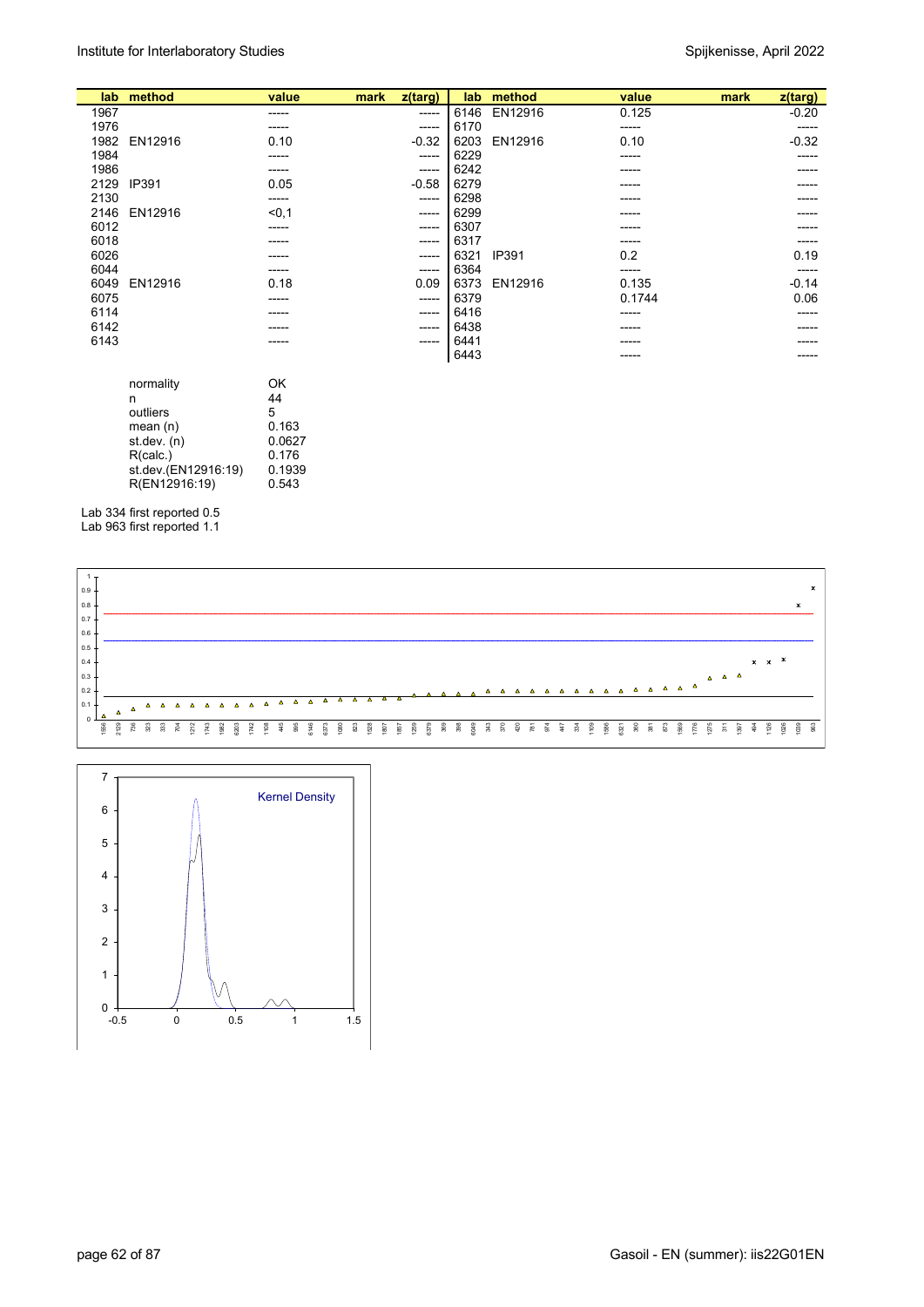| lab | method | value | mark | z(targ) | lab | method | value | mark | z(targ) |
|---|---|---|---|---|---|---|---|---|---|
| 1967 | | ----- | | ----- | 6146 | EN12916 | 0.125 | | -0.20 |
| 1976 | | ----- | | ----- | 6170 | | ----- | | ----- |
| 1982 | EN12916 | 0.10 | | -0.32 | 6203 | EN12916 | 0.10 | | -0.32 |
| 1984 | | ----- | | ----- | 6229 | | ----- | | ----- |
| 1986 | | ----- | | ----- | 6242 | | ----- | | ----- |
| 2129 | IP391 | 0.05 | | -0.58 | 6279 | | ----- | | ----- |
| 2130 | | ----- | | ----- | 6298 | | ----- | | ----- |
| 2146 | EN12916 | <0,1 | | ----- | 6299 | | ----- | | ----- |
| 6012 | | ----- | | ----- | 6307 | | ----- | | ----- |
| 6018 | | ----- | | ----- | 6317 | | ----- | | ----- |
| 6026 | | ----- | | ----- | 6321 | IP391 | 0.2 | | 0.19 |
| 6044 | | ----- | | ----- | 6364 | | ----- | | ----- |
| 6049 | EN12916 | 0.18 | | 0.09 | 6373 | EN12916 | 0.135 | | -0.14 |
| 6075 | | ----- | | ----- | 6379 | | 0.1744 | | 0.06 |
| 6114 | | ----- | | ----- | 6416 | | ----- | | ----- |
| 6142 | | ----- | | ----- | 6438 | | ----- | | ----- |
| 6143 | | ----- | | ----- | 6441 | | ----- | | ----- |
| | | | | | 6443 | | ----- | | ----- |

| | |
|---|---|
| normality | OK |
| n | 44 |
| outliers | 5 |
| mean (n) | 0.163 |
| st.dev. (n) | 0.0627 |
| R(calc.) | 0.176 |
| st.dev.(EN12916:19) | 0.1939 |
| R(EN12916:19) | 0.543 |

Lab 334 first reported 0.5
Lab 963 first reported 1.1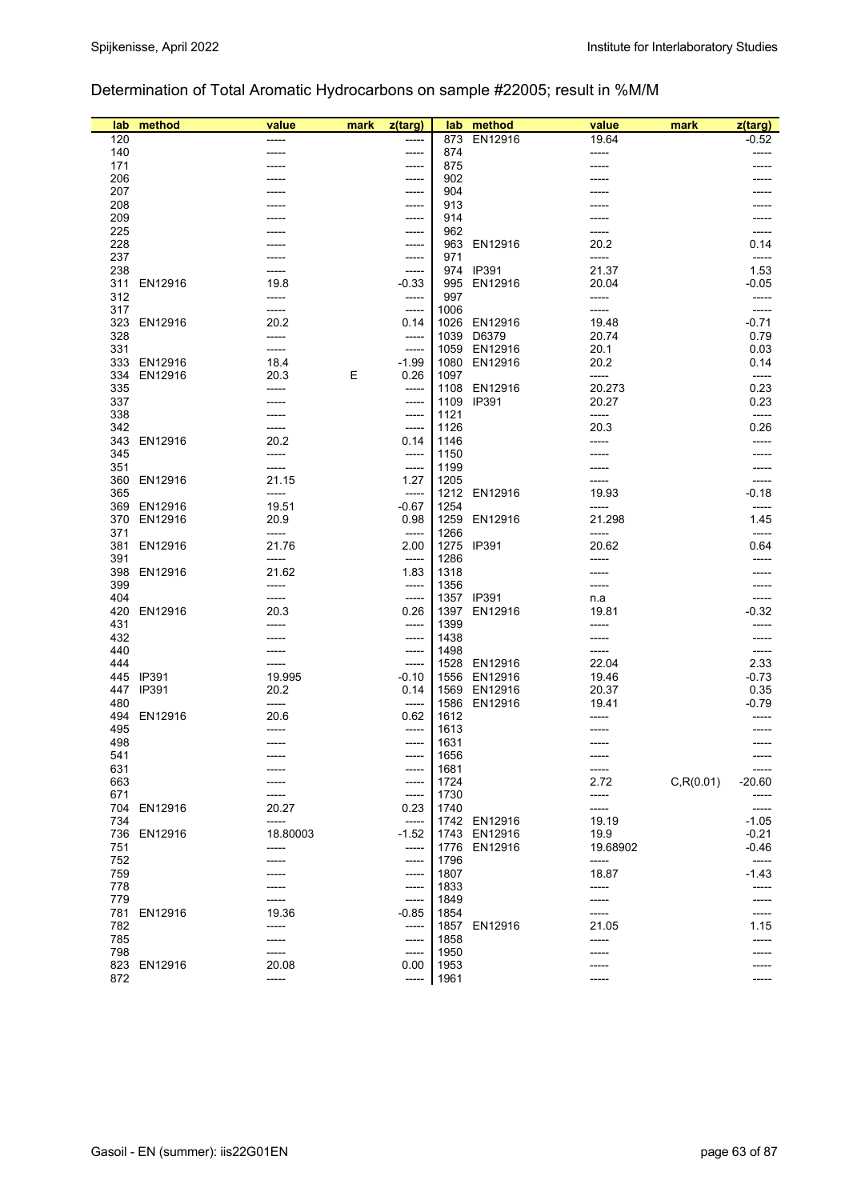# Determination of Total Aromatic Hydrocarbons on sample #22005; result in %M/M

| lab | method | value | mark | z(targ) | lab | method | value | mark | z(targ) |
|---|---|---|---|---|---|---|---|---|---|
| 120 | | ----- | | ----- | 873 | EN12916 | 19.64 | | -0.52 |
| 140 | | ----- | | ----- | 874 | | ----- | | ----- |
| 171 | | ----- | | ----- | 875 | | ----- | | ----- |
| 206 | | ----- | | ----- | 902 | | ----- | | ----- |
| 207 | | ----- | | ----- | 904 | | ----- | | ----- |
| 208 | | ----- | | ----- | 913 | | ----- | | ----- |
| 209 | | ----- | | ----- | 914 | | ----- | | ----- |
| 225 | | ----- | | ----- | 962 | | ----- | | ----- |
| 228 | | ----- | | ----- | 963 | EN12916 | 20.2 | | 0.14 |
| 237 | | ----- | | ----- | 971 | | ----- | | ----- |
| 238 | | ----- | | ----- | 974 | IP391 | 21.37 | | 1.53 |
| 311 | EN12916 | 19.8 | | -0.33 | 995 | EN12916 | 20.04 | | -0.05 |
| 312 | | ----- | | ----- | 997 | | ----- | | ----- |
| 317 | | ----- | | ----- | 1006 | | ----- | | ----- |
| 323 | EN12916 | 20.2 | | 0.14 | 1026 | EN12916 | 19.48 | | -0.71 |
| 328 | | ----- | | ----- | 1039 | D6379 | 20.74 | | 0.79 |
| 331 | | ----- | | ----- | 1059 | EN12916 | 20.1 | | 0.03 |
| 333 | EN12916 | 18.4 | | -1.99 | 1080 | EN12916 | 20.2 | | 0.14 |
| 334 | EN12916 | 20.3 | E | 0.26 | 1097 | | ----- | | ----- |
| 335 | | ----- | | ----- | 1108 | EN12916 | 20.273 | | 0.23 |
| 337 | | ----- | | ----- | 1109 | IP391 | 20.27 | | 0.23 |
| 338 | | ----- | | ----- | 1121 | | ----- | | ----- |
| 342 | | ----- | | ----- | 1126 | | 20.3 | | 0.26 |
| 343 | EN12916 | 20.2 | | 0.14 | 1146 | | ----- | | ----- |
| 345 | | ----- | | ----- | 1150 | | ----- | | ----- |
| 351 | | ----- | | ----- | 1199 | | ----- | | ----- |
| 360 | EN12916 | 21.15 | | 1.27 | 1205 | | ----- | | ----- |
| 365 | | ----- | | ----- | 1212 | EN12916 | 19.93 | | -0.18 |
| 369 | EN12916 | 19.51 | | -0.67 | 1254 | | ----- | | ----- |
| 370 | EN12916 | 20.9 | | 0.98 | 1259 | EN12916 | 21.298 | | 1.45 |
| 371 | | ----- | | ----- | 1266 | | ----- | | ----- |
| 381 | EN12916 | 21.76 | | 2.00 | 1275 | IP391 | 20.62 | | 0.64 |
| 391 | | ----- | | ----- | 1286 | | ----- | | ----- |
| 398 | EN12916 | 21.62 | | 1.83 | 1318 | | ----- | | ----- |
| 399 | | ----- | | ----- | 1356 | | ----- | | ----- |
| 404 | | ----- | | ----- | 1357 | IP391 | n.a | | ----- |
| 420 | EN12916 | 20.3 | | 0.26 | 1397 | EN12916 | 19.81 | | -0.32 |
| 431 | | ----- | | ----- | 1399 | | ----- | | ----- |
| 432 | | ----- | | ----- | 1438 | | ----- | | ----- |
| 440 | | ----- | | ----- | 1498 | | ----- | | ----- |
| 444 | | ----- | | ----- | 1528 | EN12916 | 22.04 | | 2.33 |
| 445 | IP391 | 19.995 | | -0.10 | 1556 | EN12916 | 19.46 | | -0.73 |
| 447 | IP391 | 20.2 | | 0.14 | 1569 | EN12916 | 20.37 | | 0.35 |
| 480 | | ----- | | ----- | 1586 | EN12916 | 19.41 | | -0.79 |
| 494 | EN12916 | 20.6 | | 0.62 | 1612 | | ----- | | ----- |
| 495 | | ----- | | ----- | 1613 | | ----- | | ----- |
| 498 | | ----- | | ----- | 1631 | | ----- | | ----- |
| 541 | | ----- | | ----- | 1656 | | ----- | | ----- |
| 631 | | ----- | | ----- | 1681 | | ----- | | ----- |
| 663 | | ----- | | ----- | 1724 | | 2.72 | C,R(0.01) | -20.60 |
| 671 | | ----- | | ----- | 1730 | | ----- | | ----- |
| 704 | EN12916 | 20.27 | | 0.23 | 1740 | | ----- | | ----- |
| 734 | | ----- | | ----- | 1742 | EN12916 | 19.19 | | -1.05 |
| 736 | EN12916 | 18.80003 | | -1.52 | 1743 | EN12916 | 19.9 | | -0.21 |
| 751 | | ----- | | ----- | 1776 | EN12916 | 19.68902 | | -0.46 |
| 752 | | ----- | | ----- | 1796 | | ----- | | ----- |
| 759 | | ----- | | ----- | 1807 | | 18.87 | | -1.43 |
| 778 | | ----- | | ----- | 1833 | | ----- | | ----- |
| 779 | | ----- | | ----- | 1849 | | ----- | | ----- |
| 781 | EN12916 | 19.36 | | -0.85 | 1854 | | ----- | | ----- |
| 782 | | ----- | | ----- | 1857 | EN12916 | 21.05 | | 1.15 |
| 785 | | ----- | | ----- | 1858 | | ----- | | ----- |
| 798 | | ----- | | ----- | 1950 | | ----- | | ----- |
| 823 | EN12916 | 20.08 | | 0.00 | 1953 | | ----- | | ----- |
| 872 | | ----- | | ----- | 1961 | | ----- | | ----- |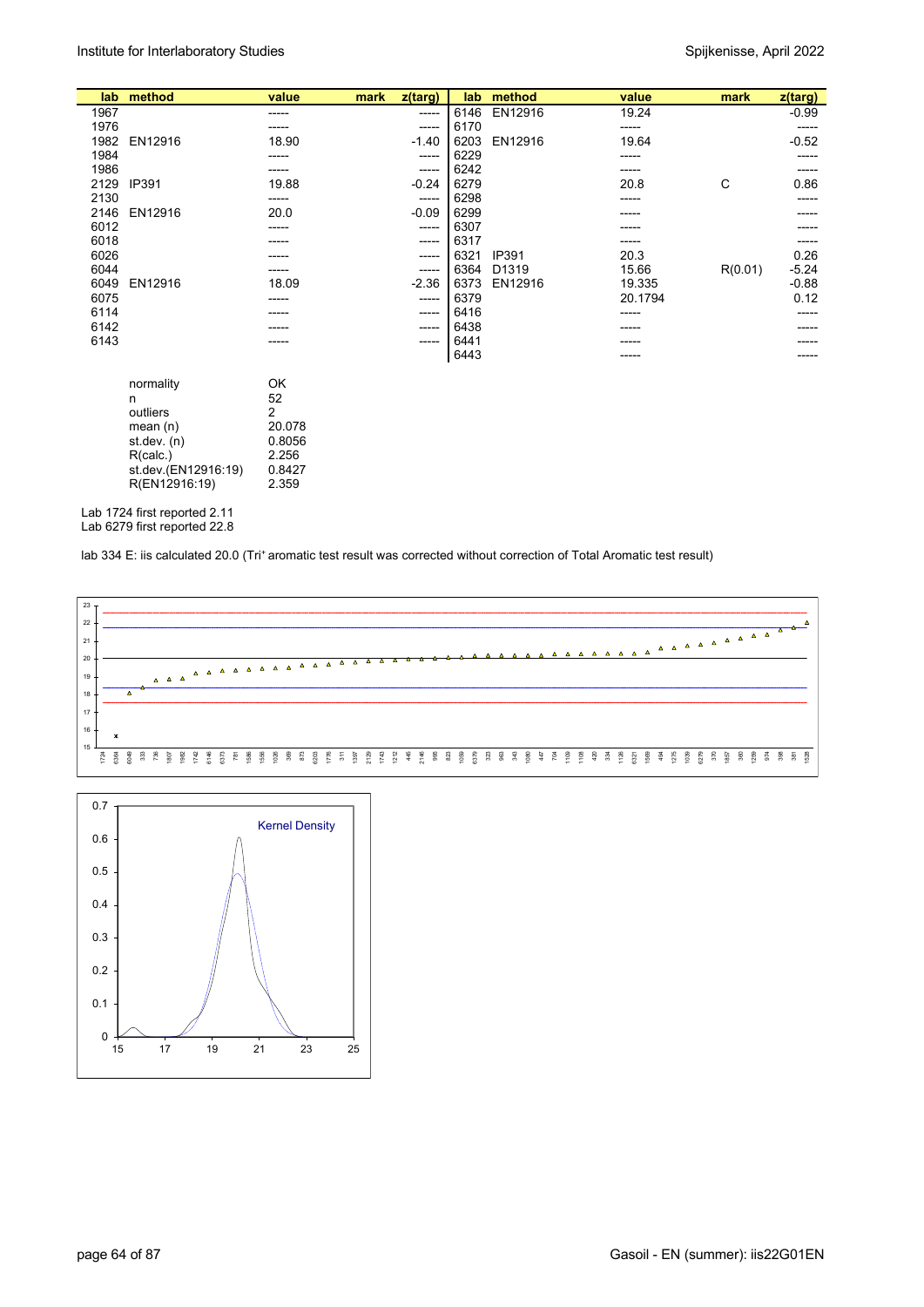| lab | method | value | mark | z(targ) | lab | method | value | mark | z(targ) |
|---|---|---|---|---|---|---|---|---|---|
| 1967 | | ----- | | ----- | 6146 | EN12916 | 19.24 | | -0.99 |
| 1976 | | ----- | | ----- | 6170 | | ----- | | ----- |
| 1982 | EN12916 | 18.90 | | -1.40 | 6203 | EN12916 | 19.64 | | -0.52 |
| 1984 | | ----- | | ----- | 6229 | | ----- | | ----- |
| 1986 | | ----- | | ----- | 6242 | | ----- | | ----- |
| 2129 | IP391 | 19.88 | | -0.24 | 6279 | | 20.8 | C | 0.86 |
| 2130 | | ----- | | ----- | 6298 | | ----- | | ----- |
| 2146 | EN12916 | 20.0 | | -0.09 | 6299 | | ----- | | ----- |
| 6012 | | ----- | | ----- | 6307 | | ----- | | ----- |
| 6018 | | ----- | | ----- | 6317 | | ----- | | ----- |
| 6026 | | ----- | | ----- | 6321 | IP391 | 20.3 | | 0.26 |
| 6044 | | ----- | | ----- | 6364 | D1319 | 15.66 | R(0.01) | -5.24 |
| 6049 | EN12916 | 18.09 | | -2.36 | 6373 | EN12916 | 19.335 | | -0.88 |
| 6075 | | ----- | | ----- | 6379 | | 20.1794 | | 0.12 |
| 6114 | | ----- | | ----- | 6416 | | ----- | | ----- |
| 6142 | | ----- | | ----- | 6438 | | ----- | | ----- |
| 6143 | | ----- | | ----- | 6441 | | ----- | | ----- |
| | | | | | 6443 | | ----- | | ----- |

| | |
|---|---|
| normality | OK |
| n | 52 |
| outliers | 2 |
| mean (n) | 20.078 |
| st.dev. (n) | 0.8056 |
| R(calc.) | 2.256 |
| st.dev.(EN12916:19) | 0.8427 |
| R(EN12916:19) | 2.359 |

Lab 1724 first reported 2.11
Lab 6279 first reported 22.8

lab 334 E: iis calculated 20.0 (Tri⁺ aromatic test result was corrected without correction of Total Aromatic test result)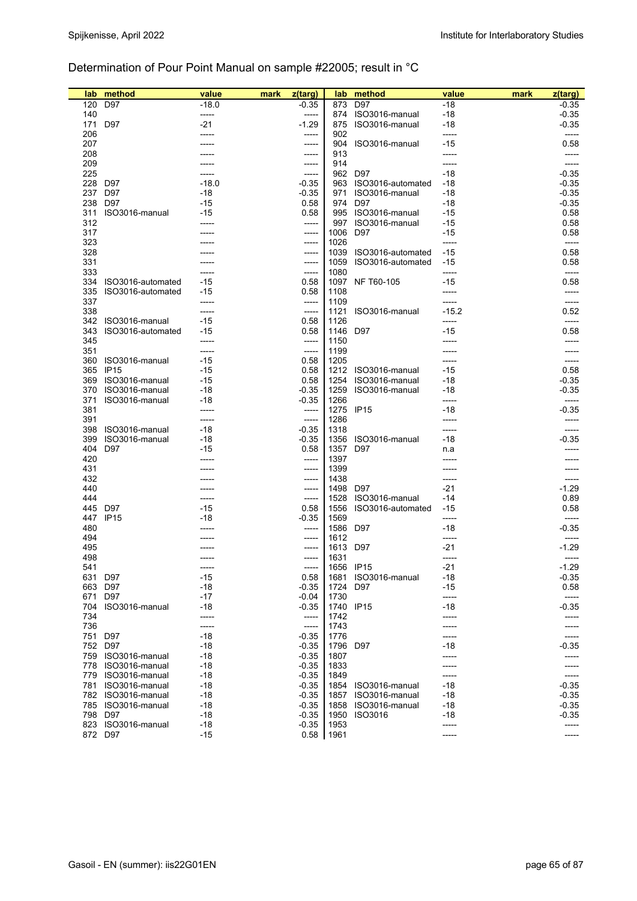## Determination of Pour Point Manual on sample #22005; result in °C

| lab | method | value | mark | z(targ) | lab | method | value | mark | z(targ) |
|---|---|---|---|---|---|---|---|---|---|
| 120 | D97 | -18.0 | | -0.35 | 873 | D97 | -18 | | -0.35 |
| 140 | | ----- | | ----- | 874 | ISO3016-manual | -18 | | -0.35 |
| 171 | D97 | -21 | | -1.29 | 875 | ISO3016-manual | -18 | | -0.35 |
| 206 | | ----- | | ----- | 902 | | ----- | | ----- |
| 207 | | ----- | | ----- | 904 | ISO3016-manual | -15 | | 0.58 |
| 208 | | ----- | | ----- | 913 | | ----- | | ----- |
| 209 | | ----- | | ----- | 914 | | ----- | | ----- |
| 225 | | ----- | | ----- | 962 | D97 | -18 | | -0.35 |
| 228 | D97 | -18.0 | | -0.35 | 963 | ISO3016-automated | -18 | | -0.35 |
| 237 | D97 | -18 | | -0.35 | 971 | ISO3016-manual | -18 | | -0.35 |
| 238 | D97 | -15 | | 0.58 | 974 | D97 | -18 | | -0.35 |
| 311 | ISO3016-manual | -15 | | 0.58 | 995 | ISO3016-manual | -15 | | 0.58 |
| 312 | | ----- | | ----- | 997 | ISO3016-manual | -15 | | 0.58 |
| 317 | | ----- | | ----- | 1006 | D97 | -15 | | 0.58 |
| 323 | | ----- | | ----- | 1026 | | ----- | | ----- |
| 328 | | ----- | | ----- | 1039 | ISO3016-automated | -15 | | 0.58 |
| 331 | | ----- | | ----- | 1059 | ISO3016-automated | -15 | | 0.58 |
| 333 | | ----- | | ----- | 1080 | | ----- | | ----- |
| 334 | ISO3016-automated | -15 | | 0.58 | 1097 | NF T60-105 | -15 | | 0.58 |
| 335 | ISO3016-automated | -15 | | 0.58 | 1108 | | ----- | | ----- |
| 337 | | ----- | | ----- | 1109 | | ----- | | ----- |
| 338 | | ----- | | ----- | 1121 | ISO3016-manual | -15.2 | | 0.52 |
| 342 | ISO3016-manual | -15 | | 0.58 | 1126 | | ----- | | ----- |
| 343 | ISO3016-automated | -15 | | 0.58 | 1146 | D97 | -15 | | 0.58 |
| 345 | | ----- | | ----- | 1150 | | ----- | | ----- |
| 351 | | ----- | | ----- | 1199 | | ----- | | ----- |
| 360 | ISO3016-manual | -15 | | 0.58 | 1205 | | ----- | | ----- |
| 365 | IP15 | -15 | | 0.58 | 1212 | ISO3016-manual | -15 | | 0.58 |
| 369 | ISO3016-manual | -15 | | 0.58 | 1254 | ISO3016-manual | -18 | | -0.35 |
| 370 | ISO3016-manual | -18 | | -0.35 | 1259 | ISO3016-manual | -18 | | -0.35 |
| 371 | ISO3016-manual | -18 | | -0.35 | 1266 | | ----- | | ----- |
| 381 | | ----- | | ----- | 1275 | IP15 | -18 | | -0.35 |
| 391 | | ----- | | ----- | 1286 | | ----- | | ----- |
| 398 | ISO3016-manual | -18 | | -0.35 | 1318 | | ----- | | ----- |
| 399 | ISO3016-manual | -18 | | -0.35 | 1356 | ISO3016-manual | -18 | | -0.35 |
| 404 | D97 | -15 | | 0.58 | 1357 | D97 | n.a | | ----- |
| 420 | | ----- | | ----- | 1397 | | ----- | | ----- |
| 431 | | ----- | | ----- | 1399 | | ----- | | ----- |
| 432 | | ----- | | ----- | 1438 | | ----- | | ----- |
| 440 | | ----- | | ----- | 1498 | D97 | -21 | | -1.29 |
| 444 | | ----- | | ----- | 1528 | ISO3016-manual | -14 | | 0.89 |
| 445 | D97 | -15 | | 0.58 | 1556 | ISO3016-automated | -15 | | 0.58 |
| 447 | IP15 | -18 | | -0.35 | 1569 | | ----- | | ----- |
| 480 | | ----- | | ----- | 1586 | D97 | -18 | | -0.35 |
| 494 | | ----- | | ----- | 1612 | | ----- | | ----- |
| 495 | | ----- | | ----- | 1613 | D97 | -21 | | -1.29 |
| 498 | | ----- | | ----- | 1631 | | ----- | | ----- |
| 541 | | ----- | | ----- | 1656 | IP15 | -21 | | -1.29 |
| 631 | D97 | -15 | | 0.58 | 1681 | ISO3016-manual | -18 | | -0.35 |
| 663 | D97 | -18 | | -0.35 | 1724 | D97 | -15 | | 0.58 |
| 671 | D97 | -17 | | -0.04 | 1730 | | ----- | | ----- |
| 704 | ISO3016-manual | -18 | | -0.35 | 1740 | IP15 | -18 | | -0.35 |
| 734 | | ----- | | ----- | 1742 | | ----- | | ----- |
| 736 | | ----- | | ----- | 1743 | | ----- | | ----- |
| 751 | D97 | -18 | | -0.35 | 1776 | | ----- | | ----- |
| 752 | D97 | -18 | | -0.35 | 1796 | D97 | -18 | | -0.35 |
| 759 | ISO3016-manual | -18 | | -0.35 | 1807 | | ----- | | ----- |
| 778 | ISO3016-manual | -18 | | -0.35 | 1833 | | ----- | | ----- |
| 779 | ISO3016-manual | -18 | | -0.35 | 1849 | | ----- | | ----- |
| 781 | ISO3016-manual | -18 | | -0.35 | 1854 | ISO3016-manual | -18 | | -0.35 |
| 782 | ISO3016-manual | -18 | | -0.35 | 1857 | ISO3016-manual | -18 | | -0.35 |
| 785 | ISO3016-manual | -18 | | -0.35 | 1858 | ISO3016-manual | -18 | | -0.35 |
| 798 | D97 | -18 | | -0.35 | 1950 | ISO3016 | -18 | | -0.35 |
| 823 | ISO3016-manual | -18 | | -0.35 | 1953 | | ----- | | ----- |
| 872 | D97 | -15 | | 0.58 | 1961 | | ----- | | ----- |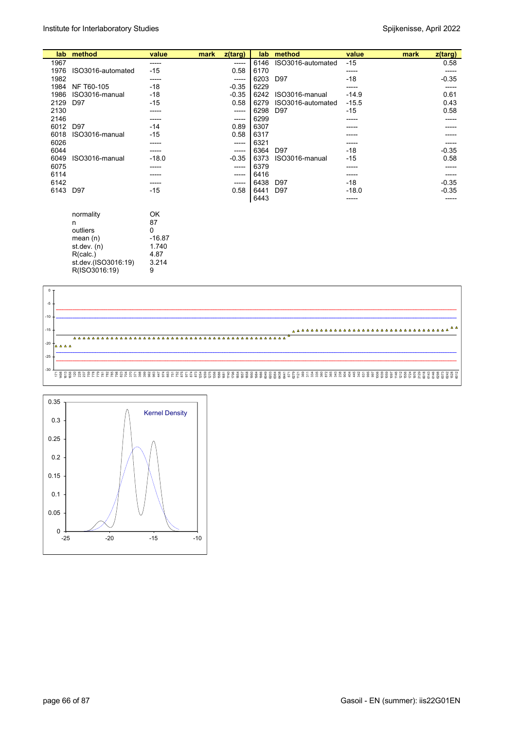| lab | method | value | mark | z(targ) | lab | method | value | mark | z(targ) |
|---|---|---|---|---|---|---|---|---|---|
| 1967 | | ----- | | ----- | 6146 | ISO3016-automated | -15 | | 0.58 |
| 1976 | ISO3016-automated | -15 | | 0.58 | 6170 | | ----- | | ----- |
| 1982 | | ----- | | ----- | 6203 | D97 | -18 | | -0.35 |
| 1984 | NF T60-105 | -18 | | -0.35 | 6229 | | ----- | | ----- |
| 1986 | ISO3016-manual | -18 | | -0.35 | 6242 | ISO3016-manual | -14.9 | | 0.61 |
| 2129 | D97 | -15 | | 0.58 | 6279 | ISO3016-automated | -15.5 | | 0.43 |
| 2130 | | ----- | | ----- | 6298 | D97 | -15 | | 0.58 |
| 2146 | | ----- | | ----- | 6299 | | ----- | | ----- |
| 6012 | D97 | -14 | | 0.89 | 6307 | | ----- | | ----- |
| 6018 | ISO3016-manual | -15 | | 0.58 | 6317 | | ----- | | ----- |
| 6026 | | ----- | | ----- | 6321 | | ----- | | ----- |
| 6044 | | ----- | | ----- | 6364 | D97 | -18 | | -0.35 |
| 6049 | ISO3016-manual | -18.0 | | -0.35 | 6373 | ISO3016-manual | -15 | | 0.58 |
| 6075 | | ----- | | ----- | 6379 | | ----- | | ----- |
| 6114 | | ----- | | ----- | 6416 | | ----- | | ----- |
| 6142 | | ----- | | ----- | 6438 | D97 | -18 | | -0.35 |
| 6143 | D97 | -15 | | 0.58 | 6441 | D97 | -18.0 | | -0.35 |
| | | | | | 6443 | | ----- | | ----- |

| | |
|---|---|
| normality | OK |
| n | 87 |
| outliers | 0 |
| mean (n) | -16.87 |
| st.dev. (n) | 1.740 |
| R(calc.) | 4.87 |
| st.dev.(ISO3016:19) | 3.214 |
| R(ISO3016:19) | 9 |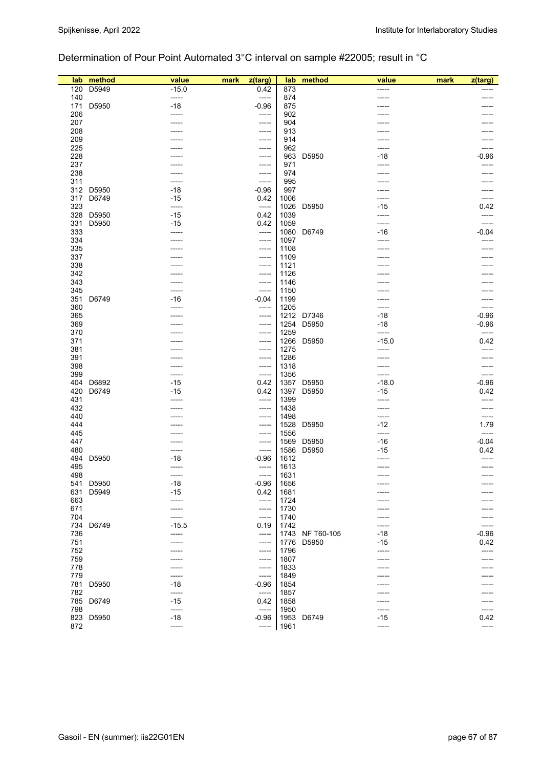## Determination of Pour Point Automated 3°C interval on sample #22005; result in °C

| lab | method | value | mark | z(targ) | lab | method | value | mark | z(targ) |
|---|---|---|---|---|---|---|---|---|---|
| 120 | D5949 | -15.0 | | 0.42 | 873 | | ----- | | ----- |
| 140 | | ----- | | ----- | 874 | | ----- | | ----- |
| 171 | D5950 | -18 | | -0.96 | 875 | | ----- | | ----- |
| 206 | | ----- | | ----- | 902 | | ----- | | ----- |
| 207 | | ----- | | ----- | 904 | | ----- | | ----- |
| 208 | | ----- | | ----- | 913 | | ----- | | ----- |
| 209 | | ----- | | ----- | 914 | | ----- | | ----- |
| 225 | | ----- | | ----- | 962 | | ----- | | ----- |
| 228 | | ----- | | ----- | 963 | D5950 | -18 | | -0.96 |
| 237 | | ----- | | ----- | 971 | | ----- | | ----- |
| 238 | | ----- | | ----- | 974 | | ----- | | ----- |
| 311 | | ----- | | ----- | 995 | | ----- | | ----- |
| 312 | D5950 | -18 | | -0.96 | 997 | | ----- | | ----- |
| 317 | D6749 | -15 | | 0.42 | 1006 | | ----- | | ----- |
| 323 | | ----- | | ----- | 1026 | D5950 | -15 | | 0.42 |
| 328 | D5950 | -15 | | 0.42 | 1039 | | ----- | | ----- |
| 331 | D5950 | -15 | | 0.42 | 1059 | | ----- | | ----- |
| 333 | | ----- | | ----- | 1080 | D6749 | -16 | | -0.04 |
| 334 | | ----- | | ----- | 1097 | | ----- | | ----- |
| 335 | | ----- | | ----- | 1108 | | ----- | | ----- |
| 337 | | ----- | | ----- | 1109 | | ----- | | ----- |
| 338 | | ----- | | ----- | 1121 | | ----- | | ----- |
| 342 | | ----- | | ----- | 1126 | | ----- | | ----- |
| 343 | | ----- | | ----- | 1146 | | ----- | | ----- |
| 345 | | ----- | | ----- | 1150 | | ----- | | ----- |
| 351 | D6749 | -16 | | -0.04 | 1199 | | ----- | | ----- |
| 360 | | ----- | | ----- | 1205 | | ----- | | ----- |
| 365 | | ----- | | ----- | 1212 | D7346 | -18 | | -0.96 |
| 369 | | ----- | | ----- | 1254 | D5950 | -18 | | -0.96 |
| 370 | | ----- | | ----- | 1259 | | ----- | | ----- |
| 371 | | ----- | | ----- | 1266 | D5950 | -15.0 | | 0.42 |
| 381 | | ----- | | ----- | 1275 | | ----- | | ----- |
| 391 | | ----- | | ----- | 1286 | | ----- | | ----- |
| 398 | | ----- | | ----- | 1318 | | ----- | | ----- |
| 399 | | ----- | | ----- | 1356 | | ----- | | ----- |
| 404 | D6892 | -15 | | 0.42 | 1357 | D5950 | -18.0 | | -0.96 |
| 420 | D6749 | -15 | | 0.42 | 1397 | D5950 | -15 | | 0.42 |
| 431 | | ----- | | ----- | 1399 | | ----- | | ----- |
| 432 | | ----- | | ----- | 1438 | | ----- | | ----- |
| 440 | | ----- | | ----- | 1498 | | ----- | | ----- |
| 444 | | ----- | | ----- | 1528 | D5950 | -12 | | 1.79 |
| 445 | | ----- | | ----- | 1556 | | ----- | | ----- |
| 447 | | ----- | | ----- | 1569 | D5950 | -16 | | -0.04 |
| 480 | | ----- | | ----- | 1586 | D5950 | -15 | | 0.42 |
| 494 | D5950 | -18 | | -0.96 | 1612 | | ----- | | ----- |
| 495 | | ----- | | ----- | 1613 | | ----- | | ----- |
| 498 | | ----- | | ----- | 1631 | | ----- | | ----- |
| 541 | D5950 | -18 | | -0.96 | 1656 | | ----- | | ----- |
| 631 | D5949 | -15 | | 0.42 | 1681 | | ----- | | ----- |
| 663 | | ----- | | ----- | 1724 | | ----- | | ----- |
| 671 | | ----- | | ----- | 1730 | | ----- | | ----- |
| 704 | | ----- | | ----- | 1740 | | ----- | | ----- |
| 734 | D6749 | -15.5 | | 0.19 | 1742 | | ----- | | ----- |
| 736 | | ----- | | ----- | 1743 | NF T60-105 | -18 | | -0.96 |
| 751 | | ----- | | ----- | 1776 | D5950 | -15 | | 0.42 |
| 752 | | ----- | | ----- | 1796 | | ----- | | ----- |
| 759 | | ----- | | ----- | 1807 | | ----- | | ----- |
| 778 | | ----- | | ----- | 1833 | | ----- | | ----- |
| 779 | | ----- | | ----- | 1849 | | ----- | | ----- |
| 781 | D5950 | -18 | | -0.96 | 1854 | | ----- | | ----- |
| 782 | | ----- | | ----- | 1857 | | ----- | | ----- |
| 785 | D6749 | -15 | | 0.42 | 1858 | | ----- | | ----- |
| 798 | | ----- | | ----- | 1950 | | ----- | | ----- |
| 823 | D5950 | -18 | | -0.96 | 1953 | D6749 | -15 | | 0.42 |
| 872 | | ----- | | ----- | 1961 | | ----- | | ----- |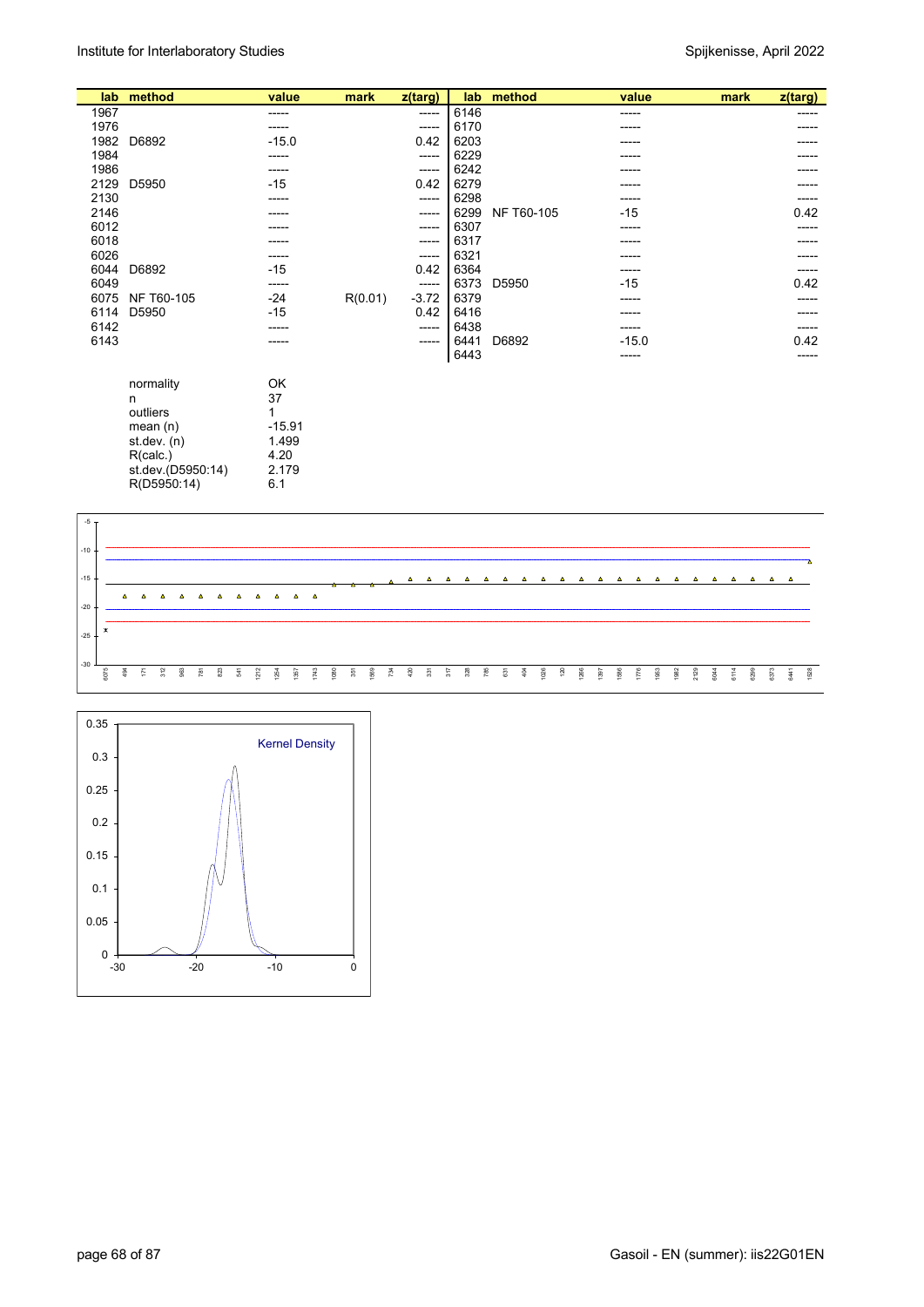| lab | method | value | mark | z(targ) | lab | method | value | mark | z(targ) |
|---|---|---|---|---|---|---|---|---|---|
| 1967 | | ----- | | ----- | 6146 | | ----- | | ----- |
| 1976 | | ----- | | ----- | 6170 | | ----- | | ----- |
| 1982 | D6892 | -15.0 | | 0.42 | 6203 | | ----- | | ----- |
| 1984 | | ----- | | ----- | 6229 | | ----- | | ----- |
| 1986 | | ----- | | ----- | 6242 | | ----- | | ----- |
| 2129 | D5950 | -15 | | 0.42 | 6279 | | ----- | | ----- |
| 2130 | | ----- | | ----- | 6298 | | ----- | | ----- |
| 2146 | | ----- | | ----- | 6299 | NF T60-105 | -15 | | 0.42 |
| 6012 | | ----- | | ----- | 6307 | | ----- | | ----- |
| 6018 | | ----- | | ----- | 6317 | | ----- | | ----- |
| 6026 | | ----- | | ----- | 6321 | | ----- | | ----- |
| 6044 | D6892 | -15 | | 0.42 | 6364 | | ----- | | ----- |
| 6049 | | ----- | | ----- | 6373 | D5950 | -15 | | 0.42 |
| 6075 | NF T60-105 | -24 | R(0.01) | -3.72 | 6379 | | ----- | | ----- |
| 6114 | D5950 | -15 | | 0.42 | 6416 | | ----- | | ----- |
| 6142 | | ----- | | ----- | 6438 | | ----- | | ----- |
| 6143 | | ----- | | ----- | 6441 | D6892 | -15.0 | | 0.42 |
| | | | | | 6443 | | ----- | | ----- |

| | |
|---|---|
| normality | OK |
| n | 37 |
| outliers | 1 |
| mean (n) | -15.91 |
| st.dev. (n) | 1.499 |
| R(calc.) | 4.20 |
| st.dev.(D5950:14) | 2.179 |
| R(D5950:14) | 6.1 |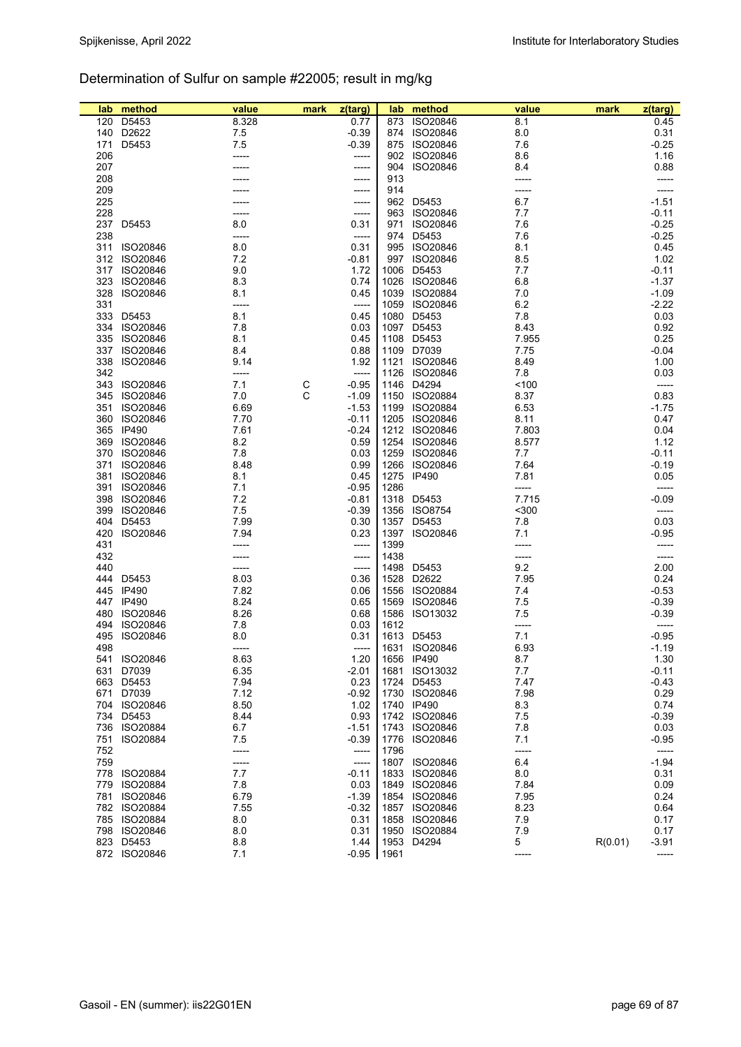# Determination of Sulfur on sample #22005; result in mg/kg

| lab | method | value | mark | z(targ) | lab | method | value | mark | z(targ) |
|---|---|---|---|---|---|---|---|---|---|
| 120 | D5453 | 8.328 | | 0.77 | 873 | ISO20846 | 8.1 | | 0.45 |
| 140 | D2622 | 7.5 | | -0.39 | 874 | ISO20846 | 8.0 | | 0.31 |
| 171 | D5453 | 7.5 | | -0.39 | 875 | ISO20846 | 7.6 | | -0.25 |
| 206 | | ----- | | ----- | 902 | ISO20846 | 8.6 | | 1.16 |
| 207 | | ----- | | ----- | 904 | ISO20846 | 8.4 | | 0.88 |
| 208 | | ----- | | ----- | 913 | | ----- | | ----- |
| 209 | | ----- | | ----- | 914 | | ----- | | ----- |
| 225 | | ----- | | ----- | 962 | D5453 | 6.7 | | -1.51 |
| 228 | | ----- | | ----- | 963 | ISO20846 | 7.7 | | -0.11 |
| 237 | D5453 | 8.0 | | 0.31 | 971 | ISO20846 | 7.6 | | -0.25 |
| 238 | | ----- | | ----- | 974 | D5453 | 7.6 | | -0.25 |
| 311 | ISO20846 | 8.0 | | 0.31 | 995 | ISO20846 | 8.1 | | 0.45 |
| 312 | ISO20846 | 7.2 | | -0.81 | 997 | ISO20846 | 8.5 | | 1.02 |
| 317 | ISO20846 | 9.0 | | 1.72 | 1006 | D5453 | 7.7 | | -0.11 |
| 323 | ISO20846 | 8.3 | | 0.74 | 1026 | ISO20846 | 6.8 | | -1.37 |
| 328 | ISO20846 | 8.1 | | 0.45 | 1039 | ISO20884 | 7.0 | | -1.09 |
| 331 | | ----- | | ----- | 1059 | ISO20846 | 6.2 | | -2.22 |
| 333 | D5453 | 8.1 | | 0.45 | 1080 | D5453 | 7.8 | | 0.03 |
| 334 | ISO20846 | 7.8 | | 0.03 | 1097 | D5453 | 8.43 | | 0.92 |
| 335 | ISO20846 | 8.1 | | 0.45 | 1108 | D5453 | 7.955 | | 0.25 |
| 337 | ISO20846 | 8.4 | | 0.88 | 1109 | D7039 | 7.75 | | -0.04 |
| 338 | ISO20846 | 9.14 | | 1.92 | 1121 | ISO20846 | 8.49 | | 1.00 |
| 342 | | ----- | | ----- | 1126 | ISO20846 | 7.8 | | 0.03 |
| 343 | ISO20846 | 7.1 | C | -0.95 | 1146 | D4294 | <100 | | ----- |
| 345 | ISO20846 | 7.0 | C | -1.09 | 1150 | ISO20884 | 8.37 | | 0.83 |
| 351 | ISO20846 | 6.69 | | -1.53 | 1199 | ISO20884 | 6.53 | | -1.75 |
| 360 | ISO20846 | 7.70 | | -0.11 | 1205 | ISO20846 | 8.11 | | 0.47 |
| 365 | IP490 | 7.61 | | -0.24 | 1212 | ISO20846 | 7.803 | | 0.04 |
| 369 | ISO20846 | 8.2 | | 0.59 | 1254 | ISO20846 | 8.577 | | 1.12 |
| 370 | ISO20846 | 7.8 | | 0.03 | 1259 | ISO20846 | 7.7 | | -0.11 |
| 371 | ISO20846 | 8.48 | | 0.99 | 1266 | ISO20846 | 7.64 | | -0.19 |
| 381 | ISO20846 | 8.1 | | 0.45 | 1275 | IP490 | 7.81 | | 0.05 |
| 391 | ISO20846 | 7.1 | | -0.95 | 1286 | | ----- | | ----- |
| 398 | ISO20846 | 7.2 | | -0.81 | 1318 | D5453 | 7.715 | | -0.09 |
| 399 | ISO20846 | 7.5 | | -0.39 | 1356 | ISO8754 | <300 | | ----- |
| 404 | D5453 | 7.99 | | 0.30 | 1357 | D5453 | 7.8 | | 0.03 |
| 420 | ISO20846 | 7.94 | | 0.23 | 1397 | ISO20846 | 7.1 | | -0.95 |
| 431 | | ----- | | ----- | 1399 | | ----- | | ----- |
| 432 | | ----- | | ----- | 1438 | | ----- | | ----- |
| 440 | | ----- | | ----- | 1498 | D5453 | 9.2 | | 2.00 |
| 444 | D5453 | 8.03 | | 0.36 | 1528 | D2622 | 7.95 | | 0.24 |
| 445 | IP490 | 7.82 | | 0.06 | 1556 | ISO20884 | 7.4 | | -0.53 |
| 447 | IP490 | 8.24 | | 0.65 | 1569 | ISO20846 | 7.5 | | -0.39 |
| 480 | ISO20846 | 8.26 | | 0.68 | 1586 | ISO13032 | 7.5 | | -0.39 |
| 494 | ISO20846 | 7.8 | | 0.03 | 1612 | | ----- | | ----- |
| 495 | ISO20846 | 8.0 | | 0.31 | 1613 | D5453 | 7.1 | | -0.95 |
| 498 | | ----- | | ----- | 1631 | ISO20846 | 6.93 | | -1.19 |
| 541 | ISO20846 | 8.63 | | 1.20 | 1656 | IP490 | 8.7 | | 1.30 |
| 631 | D7039 | 6.35 | | -2.01 | 1681 | ISO13032 | 7.7 | | -0.11 |
| 663 | D5453 | 7.94 | | 0.23 | 1724 | D5453 | 7.47 | | -0.43 |
| 671 | D7039 | 7.12 | | -0.92 | 1730 | ISO20846 | 7.98 | | 0.29 |
| 704 | ISO20846 | 8.50 | | 1.02 | 1740 | IP490 | 8.3 | | 0.74 |
| 734 | D5453 | 8.44 | | 0.93 | 1742 | ISO20846 | 7.5 | | -0.39 |
| 736 | ISO20884 | 6.7 | | -1.51 | 1743 | ISO20846 | 7.8 | | 0.03 |
| 751 | ISO20884 | 7.5 | | -0.39 | 1776 | ISO20846 | 7.1 | | -0.95 |
| 752 | | ----- | | ----- | 1796 | | ----- | | ----- |
| 759 | | ----- | | ----- | 1807 | ISO20846 | 6.4 | | -1.94 |
| 778 | ISO20884 | 7.7 | | -0.11 | 1833 | ISO20846 | 8.0 | | 0.31 |
| 779 | ISO20884 | 7.8 | | 0.03 | 1849 | ISO20846 | 7.84 | | 0.09 |
| 781 | ISO20846 | 6.79 | | -1.39 | 1854 | ISO20846 | 7.95 | | 0.24 |
| 782 | ISO20884 | 7.55 | | -0.32 | 1857 | ISO20846 | 8.23 | | 0.64 |
| 785 | ISO20884 | 8.0 | | 0.31 | 1858 | ISO20846 | 7.9 | | 0.17 |
| 798 | ISO20846 | 8.0 | | 0.31 | 1950 | ISO20884 | 7.9 | | 0.17 |
| 823 | D5453 | 8.8 | | 1.44 | 1953 | D4294 | 5 | R(0.01) | -3.91 |
| 872 | ISO20846 | 7.1 | | -0.95 | 1961 | | ----- | | ----- |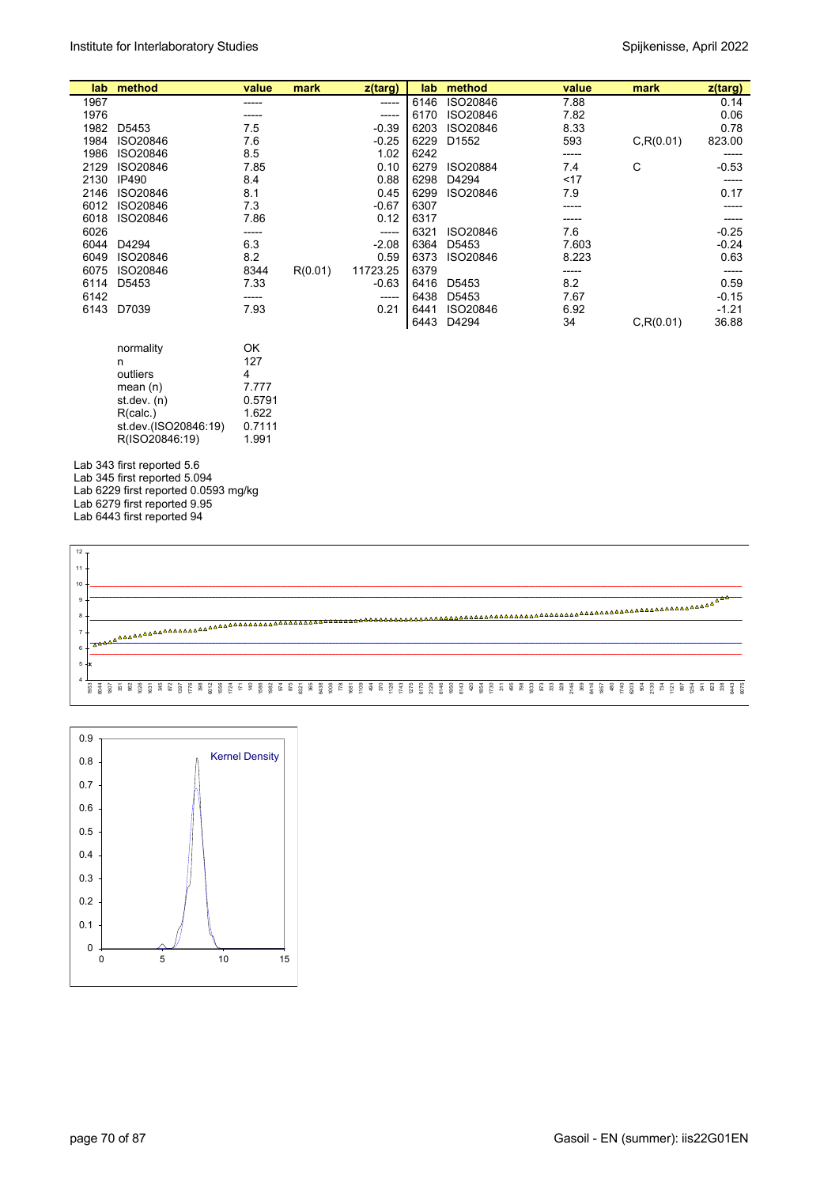| lab | method | value | mark | z(targ) | lab | method | value | mark | z(targ) |
|---|---|---|---|---|---|---|---|---|---|
| 1967 | | ----- | | ----- | 6146 | ISO20846 | 7.88 | | 0.14 |
| 1976 | | ----- | | ----- | 6170 | ISO20846 | 7.82 | | 0.06 |
| 1982 | D5453 | 7.5 | | -0.39 | 6203 | ISO20846 | 8.33 | | 0.78 |
| 1984 | ISO20846 | 7.6 | | -0.25 | 6229 | D1552 | 593 | C,R(0.01) | 823.00 |
| 1986 | ISO20846 | 8.5 | | 1.02 | 6242 | | ----- | | ----- |
| 2129 | ISO20846 | 7.85 | | 0.10 | 6279 | ISO20884 | 7.4 | C | -0.53 |
| 2130 | IP490 | 8.4 | | 0.88 | 6298 | D4294 | <17 | | ----- |
| 2146 | ISO20846 | 8.1 | | 0.45 | 6299 | ISO20846 | 7.9 | | 0.17 |
| 6012 | ISO20846 | 7.3 | | -0.67 | 6307 | | ----- | | ----- |
| 6018 | ISO20846 | 7.86 | | 0.12 | 6317 | | ----- | | ----- |
| 6026 | | ----- | | ----- | 6321 | ISO20846 | 7.6 | | -0.25 |
| 6044 | D4294 | 6.3 | | -2.08 | 6364 | D5453 | 7.603 | | -0.24 |
| 6049 | ISO20846 | 8.2 | | 0.59 | 6373 | ISO20846 | 8.223 | | 0.63 |
| 6075 | ISO20846 | 8344 | R(0.01) | 11723.25 | 6379 | | ----- | | ----- |
| 6114 | D5453 | 7.33 | | -0.63 | 6416 | D5453 | 8.2 | | 0.59 |
| 6142 | | ----- | | ----- | 6438 | D5453 | 7.67 | | -0.15 |
| 6143 | D7039 | 7.93 | | 0.21 | 6441 | ISO20846 | 6.92 | | -1.21 |
| | | | | | 6443 | D4294 | 34 | C,R(0.01) | 36.88 |

| | |
|---|---|
| normality | OK |
| n | 127 |
| outliers | 4 |
| mean (n) | 7.777 |
| st.dev. (n) | 0.5791 |
| R(calc.) | 1.622 |
| st.dev.(ISO20846:19) | 0.7111 |
| R(ISO20846:19) | 1.991 |

Lab 343 first reported 5.6
Lab 345 first reported 5.094
Lab 6229 first reported 0.0593 mg/kg
Lab 6279 first reported 9.95
Lab 6443 first reported 94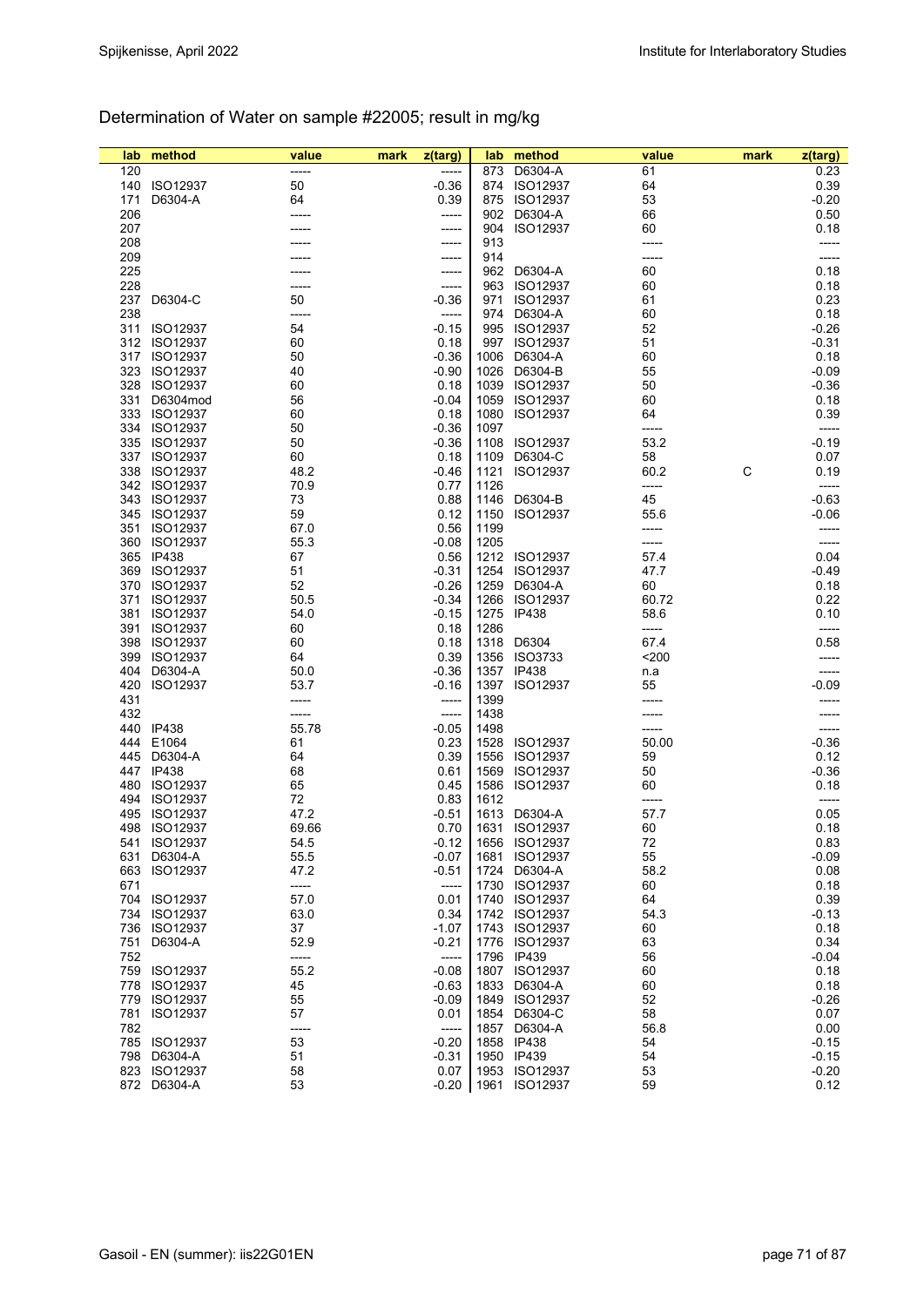## Determination of Water on sample #22005; result in mg/kg

| lab | method | value | mark | z(targ) | lab | method | value | mark | z(targ) |
|---|---|---|---|---|---|---|---|---|---|
| 120 | | ----- | | ----- | 873 | D6304-A | 61 | | 0.23 |
| 140 | ISO12937 | 50 | | -0.36 | 874 | ISO12937 | 64 | | 0.39 |
| 171 | D6304-A | 64 | | 0.39 | 875 | ISO12937 | 53 | | -0.20 |
| 206 | | ----- | | ----- | 902 | D6304-A | 66 | | 0.50 |
| 207 | | ----- | | ----- | 904 | ISO12937 | 60 | | 0.18 |
| 208 | | ----- | | ----- | 913 | | ----- | | ----- |
| 209 | | ----- | | ----- | 914 | | ----- | | ----- |
| 225 | | ----- | | ----- | 962 | D6304-A | 60 | | 0.18 |
| 228 | | ----- | | ----- | 963 | ISO12937 | 60 | | 0.18 |
| 237 | D6304-C | 50 | | -0.36 | 971 | ISO12937 | 61 | | 0.23 |
| 238 | | ----- | | ----- | 974 | D6304-A | 60 | | 0.18 |
| 311 | ISO12937 | 54 | | -0.15 | 995 | ISO12937 | 52 | | -0.26 |
| 312 | ISO12937 | 60 | | 0.18 | 997 | ISO12937 | 51 | | -0.31 |
| 317 | ISO12937 | 50 | | -0.36 | 1006 | D6304-A | 60 | | 0.18 |
| 323 | ISO12937 | 40 | | -0.90 | 1026 | D6304-B | 55 | | -0.09 |
| 328 | ISO12937 | 60 | | 0.18 | 1039 | ISO12937 | 50 | | -0.36 |
| 331 | D6304mod | 56 | | -0.04 | 1059 | ISO12937 | 60 | | 0.18 |
| 333 | ISO12937 | 60 | | 0.18 | 1080 | ISO12937 | 64 | | 0.39 |
| 334 | ISO12937 | 50 | | -0.36 | 1097 | | ----- | | ----- |
| 335 | ISO12937 | 50 | | -0.36 | 1108 | ISO12937 | 53.2 | | -0.19 |
| 337 | ISO12937 | 60 | | 0.18 | 1109 | D6304-C | 58 | | 0.07 |
| 338 | ISO12937 | 48.2 | | -0.46 | 1121 | ISO12937 | 60.2 | C | 0.19 |
| 342 | ISO12937 | 70.9 | | 0.77 | 1126 | | ----- | | ----- |
| 343 | ISO12937 | 73 | | 0.88 | 1146 | D6304-B | 45 | | -0.63 |
| 345 | ISO12937 | 59 | | 0.12 | 1150 | ISO12937 | 55.6 | | -0.06 |
| 351 | ISO12937 | 67.0 | | 0.56 | 1199 | | ----- | | ----- |
| 360 | ISO12937 | 55.3 | | -0.08 | 1205 | | ----- | | ----- |
| 365 | IP438 | 67 | | 0.56 | 1212 | ISO12937 | 57.4 | | 0.04 |
| 369 | ISO12937 | 51 | | -0.31 | 1254 | ISO12937 | 47.7 | | -0.49 |
| 370 | ISO12937 | 52 | | -0.26 | 1259 | D6304-A | 60 | | 0.18 |
| 371 | ISO12937 | 50.5 | | -0.34 | 1266 | ISO12937 | 60.72 | | 0.22 |
| 381 | ISO12937 | 54.0 | | -0.15 | 1275 | IP438 | 58.6 | | 0.10 |
| 391 | ISO12937 | 60 | | 0.18 | 1286 | | ----- | | ----- |
| 398 | ISO12937 | 60 | | 0.18 | 1318 | D6304 | 67.4 | | 0.58 |
| 399 | ISO12937 | 64 | | 0.39 | 1356 | ISO3733 | <200 | | ----- |
| 404 | D6304-A | 50.0 | | -0.36 | 1357 | IP438 | n.a | | ----- |
| 420 | ISO12937 | 53.7 | | -0.16 | 1397 | ISO12937 | 55 | | -0.09 |
| 431 | | ----- | | ----- | 1399 | | ----- | | ----- |
| 432 | | ----- | | ----- | 1438 | | ----- | | ----- |
| 440 | IP438 | 55.78 | | -0.05 | 1498 | | ----- | | ----- |
| 444 | E1064 | 61 | | 0.23 | 1528 | ISO12937 | 50.00 | | -0.36 |
| 445 | D6304-A | 64 | | 0.39 | 1556 | ISO12937 | 59 | | 0.12 |
| 447 | IP438 | 68 | | 0.61 | 1569 | ISO12937 | 50 | | -0.36 |
| 480 | ISO12937 | 65 | | 0.45 | 1586 | ISO12937 | 60 | | 0.18 |
| 494 | ISO12937 | 72 | | 0.83 | 1612 | | ----- | | ----- |
| 495 | ISO12937 | 47.2 | | -0.51 | 1613 | D6304-A | 57.7 | | 0.05 |
| 498 | ISO12937 | 69.66 | | 0.70 | 1631 | ISO12937 | 60 | | 0.18 |
| 541 | ISO12937 | 54.5 | | -0.12 | 1656 | ISO12937 | 72 | | 0.83 |
| 631 | D6304-A | 55.5 | | -0.07 | 1681 | ISO12937 | 55 | | -0.09 |
| 663 | ISO12937 | 47.2 | | -0.51 | 1724 | D6304-A | 58.2 | | 0.08 |
| 671 | | ----- | | ----- | 1730 | ISO12937 | 60 | | 0.18 |
| 704 | ISO12937 | 57.0 | | 0.01 | 1740 | ISO12937 | 64 | | 0.39 |
| 734 | ISO12937 | 63.0 | | 0.34 | 1742 | ISO12937 | 54.3 | | -0.13 |
| 736 | ISO12937 | 37 | | -1.07 | 1743 | ISO12937 | 60 | | 0.18 |
| 751 | D6304-A | 52.9 | | -0.21 | 1776 | ISO12937 | 63 | | 0.34 |
| 752 | | ----- | | ----- | 1796 | IP439 | 56 | | -0.04 |
| 759 | ISO12937 | 55.2 | | -0.08 | 1807 | ISO12937 | 60 | | 0.18 |
| 778 | ISO12937 | 45 | | -0.63 | 1833 | D6304-A | 60 | | 0.18 |
| 779 | ISO12937 | 55 | | -0.09 | 1849 | ISO12937 | 52 | | -0.26 |
| 781 | ISO12937 | 57 | | 0.01 | 1854 | D6304-C | 58 | | 0.07 |
| 782 | | ----- | | ----- | 1857 | D6304-A | 56.8 | | 0.00 |
| 785 | ISO12937 | 53 | | -0.20 | 1858 | IP438 | 54 | | -0.15 |
| 798 | D6304-A | 51 | | -0.31 | 1950 | IP439 | 54 | | -0.15 |
| 823 | ISO12937 | 58 | | 0.07 | 1953 | ISO12937 | 53 | | -0.20 |
| 872 | D6304-A | 53 | | -0.20 | 1961 | ISO12937 | 59 | | 0.12 |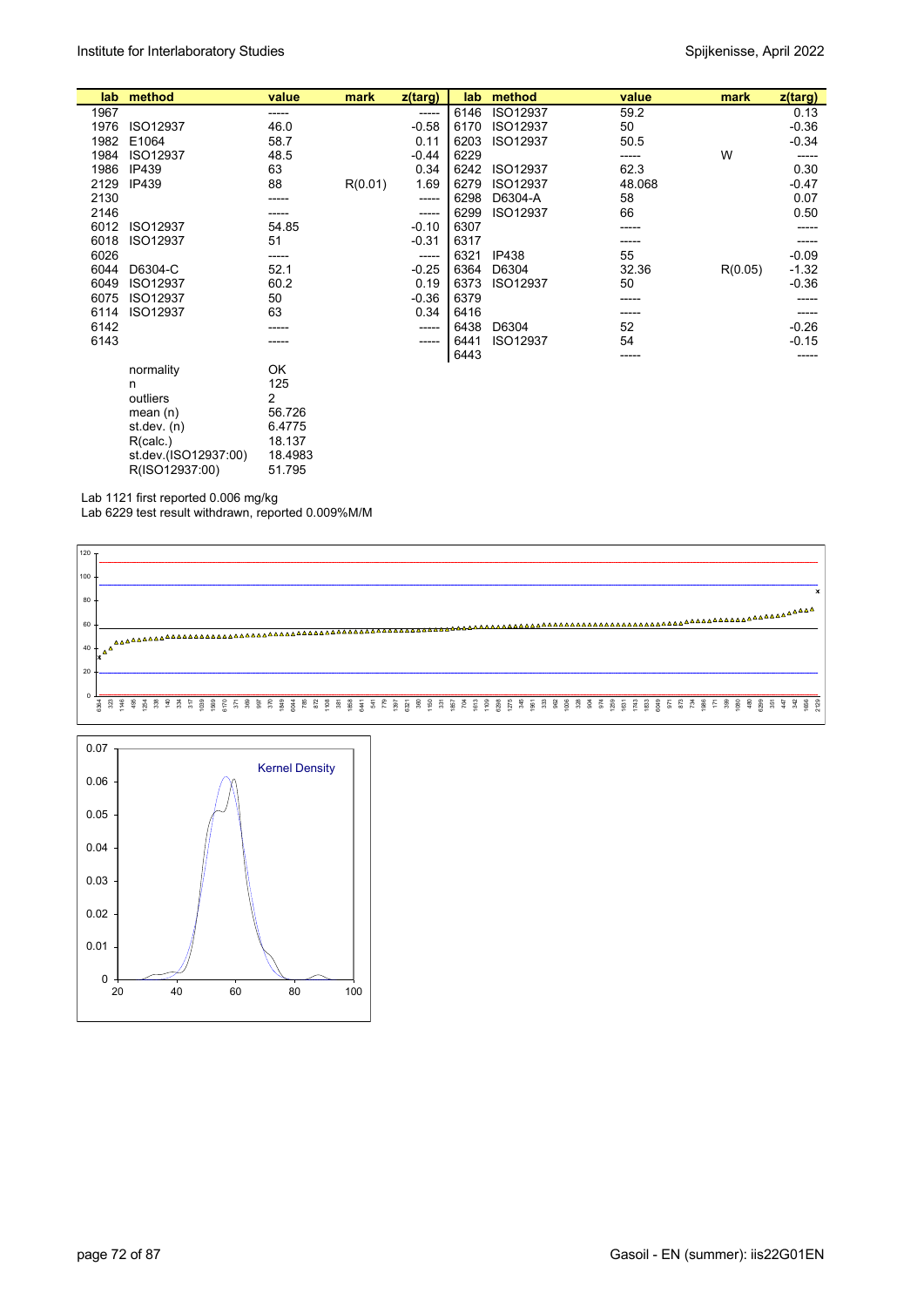| lab | method | value | mark | z(targ) | lab | method | value | mark | z(targ) |
|---|---|---|---|---|---|---|---|---|---|
| 1967 | | ----- | | ----- | 6146 | ISO12937 | 59.2 | | 0.13 |
| 1976 | ISO12937 | 46.0 | | -0.58 | 6170 | ISO12937 | 50 | | -0.36 |
| 1982 | E1064 | 58.7 | | 0.11 | 6203 | ISO12937 | 50.5 | | -0.34 |
| 1984 | ISO12937 | 48.5 | | -0.44 | 6229 | | ----- | W | ----- |
| 1986 | IP439 | 63 | | 0.34 | 6242 | ISO12937 | 62.3 | | 0.30 |
| 2129 | IP439 | 88 | R(0.01) | 1.69 | 6279 | ISO12937 | 48.068 | | -0.47 |
| 2130 | | ----- | | ----- | 6298 | D6304-A | 58 | | 0.07 |
| 2146 | | ----- | | ----- | 6299 | ISO12937 | 66 | | 0.50 |
| 6012 | ISO12937 | 54.85 | | -0.10 | 6307 | | ----- | | ----- |
| 6018 | ISO12937 | 51 | | -0.31 | 6317 | | ----- | | ----- |
| 6026 | | ----- | | ----- | 6321 | IP438 | 55 | | -0.09 |
| 6044 | D6304-C | 52.1 | | -0.25 | 6364 | D6304 | 32.36 | R(0.05) | -1.32 |
| 6049 | ISO12937 | 60.2 | | 0.19 | 6373 | ISO12937 | 50 | | -0.36 |
| 6075 | ISO12937 | 50 | | -0.36 | 6379 | | ----- | | ----- |
| 6114 | ISO12937 | 63 | | 0.34 | 6416 | | ----- | | ----- |
| 6142 | | ----- | | ----- | 6438 | D6304 | 52 | | -0.26 |
| 6143 | | ----- | | ----- | 6441 | ISO12937 | 54 | | -0.15 |
| | | | | | 6443 | | ----- | | ----- |

| | |
|---|---|
| normality | OK |
| n | 125 |
| outliers | 2 |
| mean (n) | 56.726 |
| st.dev. (n) | 6.4775 |
| R(calc.) | 18.137 |
| st.dev.(ISO12937:00) | 18.4983 |
| R(ISO12937:00) | 51.795 |

Lab 1121 first reported 0.006 mg/kg

Lab 6229 test result withdrawn, reported 0.009%M/M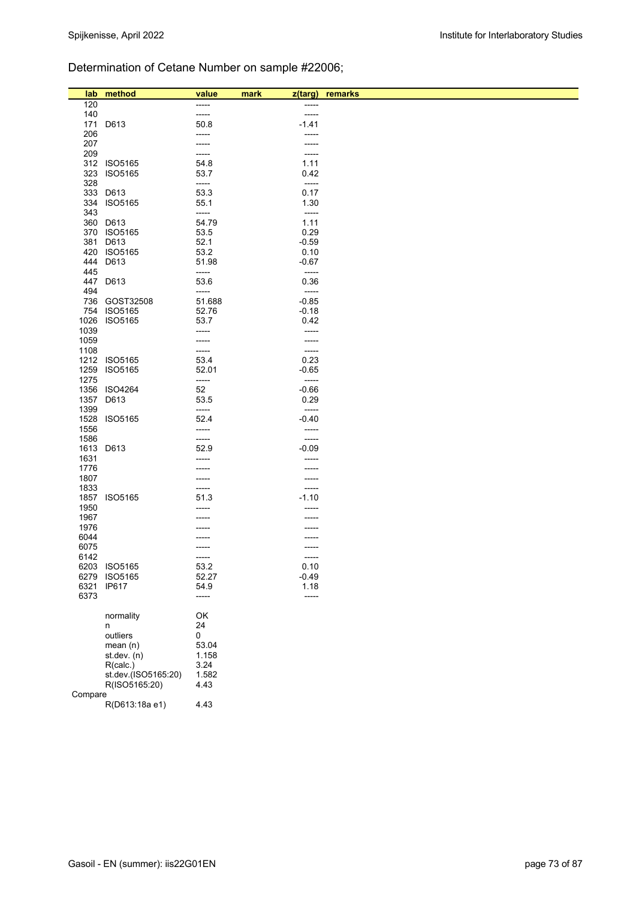## Determination of Cetane Number on sample #22006;

| lab | method | value | mark | z(targ) | remarks |
|---|---|---|---|---|---|
| 120 | | ----- | | ----- | |
| 140 | | ----- | | ----- | |
| 171 | D613 | 50.8 | | -1.41 | |
| 206 | | ----- | | ----- | |
| 207 | | ----- | | ----- | |
| 209 | | ----- | | ----- | |
| 312 | ISO5165 | 54.8 | | 1.11 | |
| 323 | ISO5165 | 53.7 | | 0.42 | |
| 328 | | ----- | | ----- | |
| 333 | D613 | 53.3 | | 0.17 | |
| 334 | ISO5165 | 55.1 | | 1.30 | |
| 343 | | ----- | | ----- | |
| 360 | D613 | 54.79 | | 1.11 | |
| 370 | ISO5165 | 53.5 | | 0.29 | |
| 381 | D613 | 52.1 | | -0.59 | |
| 420 | ISO5165 | 53.2 | | 0.10 | |
| 444 | D613 | 51.98 | | -0.67 | |
| 445 | | ----- | | ----- | |
| 447 | D613 | 53.6 | | 0.36 | |
| 494 | | ----- | | ----- | |
| 736 | GOST32508 | 51.688 | | -0.85 | |
| 754 | ISO5165 | 52.76 | | -0.18 | |
| 1026 | ISO5165 | 53.7 | | 0.42 | |
| 1039 | | ----- | | ----- | |
| 1059 | | ----- | | ----- | |
| 1108 | | ----- | | ----- | |
| 1212 | ISO5165 | 53.4 | | 0.23 | |
| 1259 | ISO5165 | 52.01 | | -0.65 | |
| 1275 | | ----- | | ----- | |
| 1356 | ISO4264 | 52 | | -0.66 | |
| 1357 | D613 | 53.5 | | 0.29 | |
| 1399 | | ----- | | ----- | |
| 1528 | ISO5165 | 52.4 | | -0.40 | |
| 1556 | | ----- | | ----- | |
| 1586 | | ----- | | ----- | |
| 1613 | D613 | 52.9 | | -0.09 | |
| 1631 | | ----- | | ----- | |
| 1776 | | ----- | | ----- | |
| 1807 | | ----- | | ----- | |
| 1833 | | ----- | | ----- | |
| 1857 | ISO5165 | 51.3 | | -1.10 | |
| 1950 | | ----- | | ----- | |
| 1967 | | ----- | | ----- | |
| 1976 | | ----- | | ----- | |
| 6044 | | ----- | | ----- | |
| 6075 | | ----- | | ----- | |
| 6142 | | ----- | | ----- | |
| 6203 | ISO5165 | 53.2 | | 0.10 | |
| 6279 | ISO5165 | 52.27 | | -0.49 | |
| 6321 | IP617 | 54.9 | | 1.18 | |
| 6373 | | ----- | | ----- | |

| | | |
|---|---|---|
| | normality | OK |
| | n | 24 |
| | outliers | 0 |
| | mean (n) | 53.04 |
| | st.dev. (n) | 1.158 |
| | R(calc.) | 3.24 |
| | st.dev.(ISO5165:20) | 1.582 |
| | R(ISO5165:20) | 4.43 |
| Compare | | |
| | R(D613:18a e1) | 4.43 |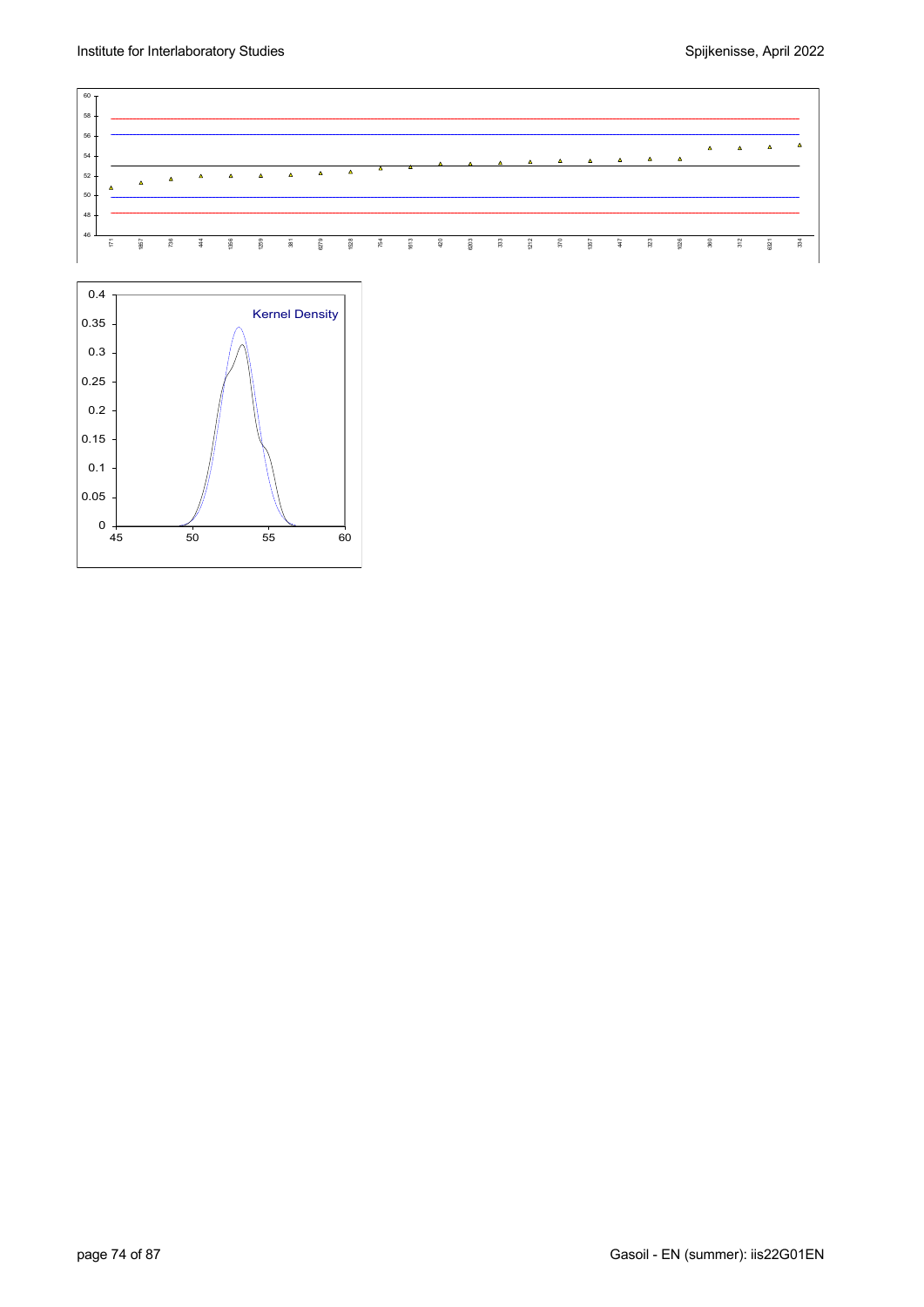Kernel Density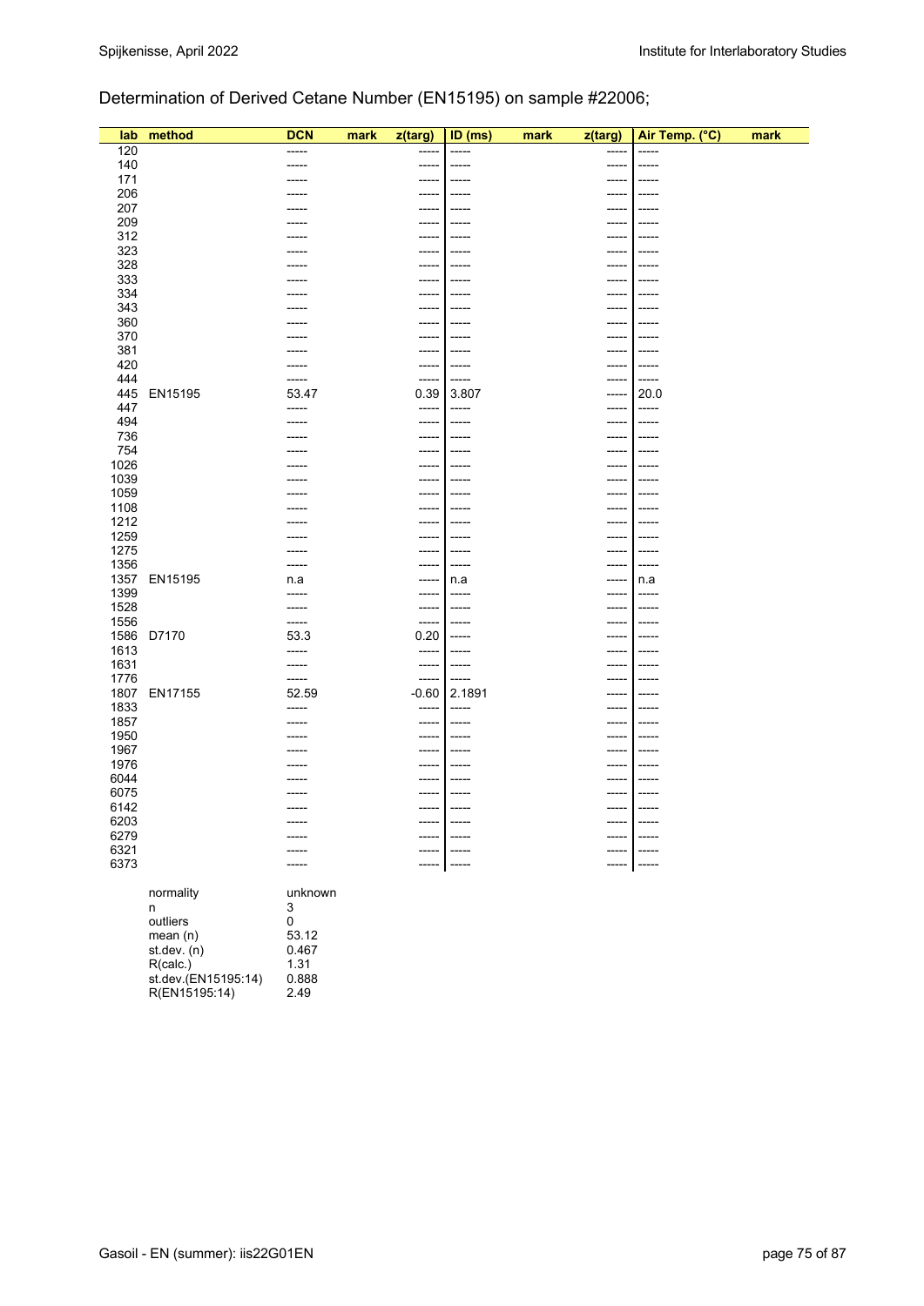## Determination of Derived Cetane Number (EN15195) on sample #22006;

| lab | method | DCN | mark | z(targ) | ID (ms) | mark | z(targ) | Air Temp. (°C) | mark |
|---|---|---|---|---|---|---|---|---|---|
| 120 | | ----- | | ----- | ----- | | ----- | ----- | |
| 140 | | ----- | | ----- | ----- | | ----- | ----- | |
| 171 | | ----- | | ----- | ----- | | ----- | ----- | |
| 206 | | ----- | | ----- | ----- | | ----- | ----- | |
| 207 | | ----- | | ----- | ----- | | ----- | ----- | |
| 209 | | ----- | | ----- | ----- | | ----- | ----- | |
| 312 | | ----- | | ----- | ----- | | ----- | ----- | |
| 323 | | ----- | | ----- | ----- | | ----- | ----- | |
| 328 | | ----- | | ----- | ----- | | ----- | ----- | |
| 333 | | ----- | | ----- | ----- | | ----- | ----- | |
| 334 | | ----- | | ----- | ----- | | ----- | ----- | |
| 343 | | ----- | | ----- | ----- | | ----- | ----- | |
| 360 | | ----- | | ----- | ----- | | ----- | ----- | |
| 370 | | ----- | | ----- | ----- | | ----- | ----- | |
| 381 | | ----- | | ----- | ----- | | ----- | ----- | |
| 420 | | ----- | | ----- | ----- | | ----- | ----- | |
| 444 | | ----- | | ----- | ----- | | ----- | ----- | |
| 445 | EN15195 | 53.47 | | 0.39 | 3.807 | | ----- | 20.0 | |
| 447 | | ----- | | ----- | ----- | | ----- | ----- | |
| 494 | | ----- | | ----- | ----- | | ----- | ----- | |
| 736 | | ----- | | ----- | ----- | | ----- | ----- | |
| 754 | | ----- | | ----- | ----- | | ----- | ----- | |
| 1026 | | ----- | | ----- | ----- | | ----- | ----- | |
| 1039 | | ----- | | ----- | ----- | | ----- | ----- | |
| 1059 | | ----- | | ----- | ----- | | ----- | ----- | |
| 1108 | | ----- | | ----- | ----- | | ----- | ----- | |
| 1212 | | ----- | | ----- | ----- | | ----- | ----- | |
| 1259 | | ----- | | ----- | ----- | | ----- | ----- | |
| 1275 | | ----- | | ----- | ----- | | ----- | ----- | |
| 1356 | | ----- | | ----- | ----- | | ----- | ----- | |
| 1357 | EN15195 | n.a | | ----- | n.a | | ----- | n.a | |
| 1399 | | ----- | | ----- | ----- | | ----- | ----- | |
| 1528 | | ----- | | ----- | ----- | | ----- | ----- | |
| 1556 | | ----- | | ----- | ----- | | ----- | ----- | |
| 1586 | D7170 | 53.3 | | 0.20 | ----- | | ----- | ----- | |
| 1613 | | ----- | | ----- | ----- | | ----- | ----- | |
| 1631 | | ----- | | ----- | ----- | | ----- | ----- | |
| 1776 | | ----- | | ----- | ----- | | ----- | ----- | |
| 1807 | EN17155 | 52.59 | | -0.60 | 2.1891 | | ----- | ----- | |
| 1833 | | ----- | | ----- | ----- | | ----- | ----- | |
| 1857 | | ----- | | ----- | ----- | | ----- | ----- | |
| 1950 | | ----- | | ----- | ----- | | ----- | ----- | |
| 1967 | | ----- | | ----- | ----- | | ----- | ----- | |
| 1976 | | ----- | | ----- | ----- | | ----- | ----- | |
| 6044 | | ----- | | ----- | ----- | | ----- | ----- | |
| 6075 | | ----- | | ----- | ----- | | ----- | ----- | |
| 6142 | | ----- | | ----- | ----- | | ----- | ----- | |
| 6203 | | ----- | | ----- | ----- | | ----- | ----- | |
| 6279 | | ----- | | ----- | ----- | | ----- | ----- | |
| 6321 | | ----- | | ----- | ----- | | ----- | ----- | |
| 6373 | | ----- | | ----- | ----- | | ----- | ----- | |

| | |
|---|---|
| normality | unknown |
| n | 3 |
| outliers | 0 |
| mean (n) | 53.12 |
| st.dev. (n) | 0.467 |
| R(calc.) | 1.31 |
| st.dev.(EN15195:14) | 0.888 |
| R(EN15195:14) | 2.49 |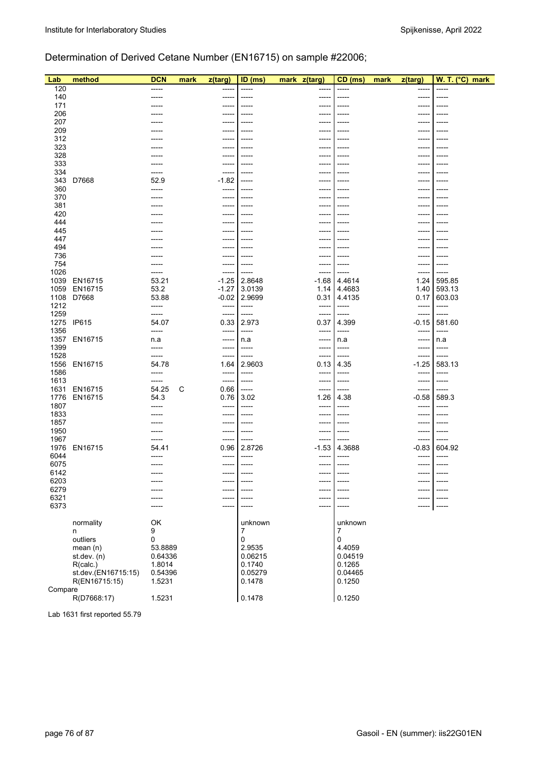## Determination of Derived Cetane Number (EN16715) on sample #22006;

| Lab | method | DCN | mark | z(targ) | ID (ms) | mark | z(targ) | CD (ms) | mark | z(targ) | W. T. (°C) | mark |
|---|---|---|---|---|---|---|---|---|---|---|---|---|
| 120 | | ----- | | ----- | ----- | | ----- | ----- | | ----- | ----- | |
| 140 | | ----- | | ----- | ----- | | ----- | ----- | | ----- | ----- | |
| 171 | | ----- | | ----- | ----- | | ----- | ----- | | ----- | ----- | |
| 206 | | ----- | | ----- | ----- | | ----- | ----- | | ----- | ----- | |
| 207 | | ----- | | ----- | ----- | | ----- | ----- | | ----- | ----- | |
| 209 | | ----- | | ----- | ----- | | ----- | ----- | | ----- | ----- | |
| 312 | | ----- | | ----- | ----- | | ----- | ----- | | ----- | ----- | |
| 323 | | ----- | | ----- | ----- | | ----- | ----- | | ----- | ----- | |
| 328 | | ----- | | ----- | ----- | | ----- | ----- | | ----- | ----- | |
| 333 | | ----- | | ----- | ----- | | ----- | ----- | | ----- | ----- | |
| 334 | | ----- | | ----- | ----- | | ----- | ----- | | ----- | ----- | |
| 343 | D7668 | 52.9 | | -1.82 | ----- | | ----- | ----- | | ----- | ----- | |
| 360 | | ----- | | ----- | ----- | | ----- | ----- | | ----- | ----- | |
| 370 | | ----- | | ----- | ----- | | ----- | ----- | | ----- | ----- | |
| 381 | | ----- | | ----- | ----- | | ----- | ----- | | ----- | ----- | |
| 420 | | ----- | | ----- | ----- | | ----- | ----- | | ----- | ----- | |
| 444 | | ----- | | ----- | ----- | | ----- | ----- | | ----- | ----- | |
| 445 | | ----- | | ----- | ----- | | ----- | ----- | | ----- | ----- | |
| 447 | | ----- | | ----- | ----- | | ----- | ----- | | ----- | ----- | |
| 494 | | ----- | | ----- | ----- | | ----- | ----- | | ----- | ----- | |
| 736 | | ----- | | ----- | ----- | | ----- | ----- | | ----- | ----- | |
| 754 | | ----- | | ----- | ----- | | ----- | ----- | | ----- | ----- | |
| 1026 | | ----- | | ----- | ----- | | ----- | ----- | | ----- | ----- | |
| 1039 | EN16715 | 53.21 | | -1.25 | 2.8648 | | -1.68 | 4.4614 | | 1.24 | 595.85 | |
| 1059 | EN16715 | 53.2 | | -1.27 | 3.0139 | | 1.14 | 4.4683 | | 1.40 | 593.13 | |
| 1108 | D7668 | 53.88 | | -0.02 | 2.9699 | | 0.31 | 4.4135 | | 0.17 | 603.03 | |
| 1212 | | ----- | | ----- | ----- | | ----- | ----- | | ----- | ----- | |
| 1259 | | ----- | | ----- | ----- | | ----- | ----- | | ----- | ----- | |
| 1275 | IP615 | 54.07 | | 0.33 | 2.973 | | 0.37 | 4.399 | | -0.15 | 581.60 | |
| 1356 | | ----- | | ----- | ----- | | ----- | ----- | | ----- | ----- | |
| 1357 | EN16715 | n.a | | ----- | n.a | | ----- | n.a | | ----- | n.a | |
| 1399 | | ----- | | ----- | ----- | | ----- | ----- | | ----- | ----- | |
| 1528 | | ----- | | ----- | ----- | | ----- | ----- | | ----- | ----- | |
| 1556 | EN16715 | 54.78 | | 1.64 | 2.9603 | | 0.13 | 4.35 | | -1.25 | 583.13 | |
| 1586 | | ----- | | ----- | ----- | | ----- | ----- | | ----- | ----- | |
| 1613 | | ----- | | ----- | ----- | | ----- | ----- | | ----- | ----- | |
| 1631 | EN16715 | 54.25 | C | 0.66 | ----- | | ----- | ----- | | ----- | ----- | |
| 1776 | EN16715 | 54.3 | | 0.76 | 3.02 | | 1.26 | 4.38 | | -0.58 | 589.3 | |
| 1807 | | ----- | | ----- | ----- | | ----- | ----- | | ----- | ----- | |
| 1833 | | ----- | | ----- | ----- | | ----- | ----- | | ----- | ----- | |
| 1857 | | ----- | | ----- | ----- | | ----- | ----- | | ----- | ----- | |
| 1950 | | ----- | | ----- | ----- | | ----- | ----- | | ----- | ----- | |
| 1967 | | ----- | | ----- | ----- | | ----- | ----- | | ----- | ----- | |
| 1976 | EN16715 | 54.41 | | 0.96 | 2.8726 | | -1.53 | 4.3688 | | -0.83 | 604.92 | |
| 6044 | | ----- | | ----- | ----- | | ----- | ----- | | ----- | ----- | |
| 6075 | | ----- | | ----- | ----- | | ----- | ----- | | ----- | ----- | |
| 6142 | | ----- | | ----- | ----- | | ----- | ----- | | ----- | ----- | |
| 6203 | | ----- | | ----- | ----- | | ----- | ----- | | ----- | ----- | |
| 6279 | | ----- | | ----- | ----- | | ----- | ----- | | ----- | ----- | |
| 6321 | | ----- | | ----- | ----- | | ----- | ----- | | ----- | ----- | |
| 6373 | | ----- | | ----- | ----- | | ----- | ----- | | ----- | ----- | |
| | | | | | | | | | | | | |
| | normality | OK | | | unknown | | | unknown | | | | |
| | n | 9 | | | 7 | | | 7 | | | | |
| | outliers | 0 | | | 0 | | | 0 | | | | |
| | mean (n) | 53.8889 | | | 2.9535 | | | 4.4059 | | | | |
| | st.dev. (n) | 0.64336 | | | 0.06215 | | | 0.04519 | | | | |
| | R(calc.) | 1.8014 | | | 0.1740 | | | 0.1265 | | | | |
| | st.dev.(EN16715:15) | 0.54396 | | | 0.05279 | | | 0.04465 | | | | |
| | R(EN16715:15) | 1.5231 | | | 0.1478 | | | 0.1250 | | | | |
| Compare | | | | | | | | | | | | |
| | R(D7668:17) | 1.5231 | | | 0.1478 | | | 0.1250 | | | | |

Lab 1631 first reported 55.79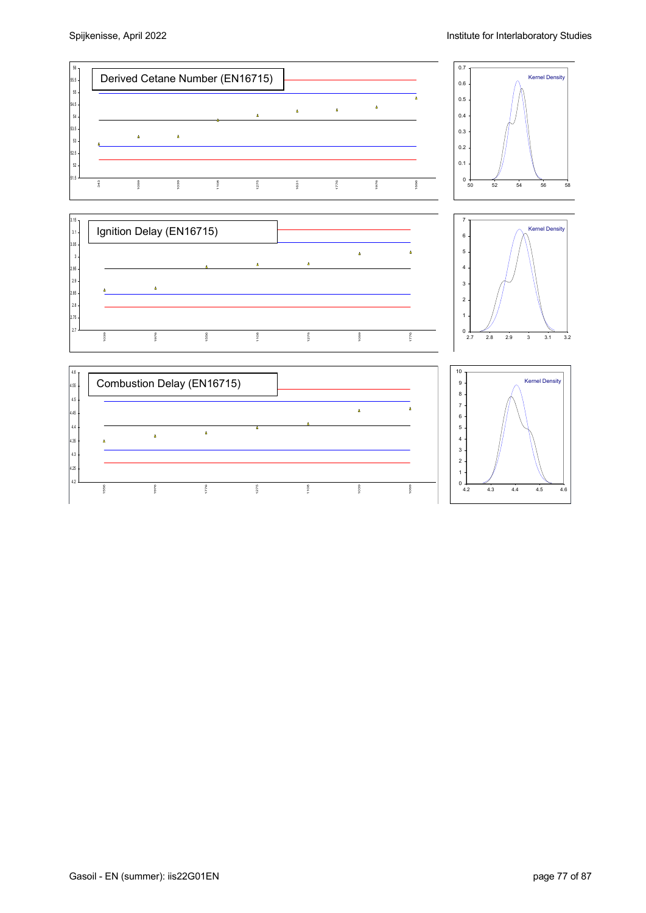Derived Cetane Number (EN16715)

Ignition Delay (EN16715)

Combustion Delay (EN16715)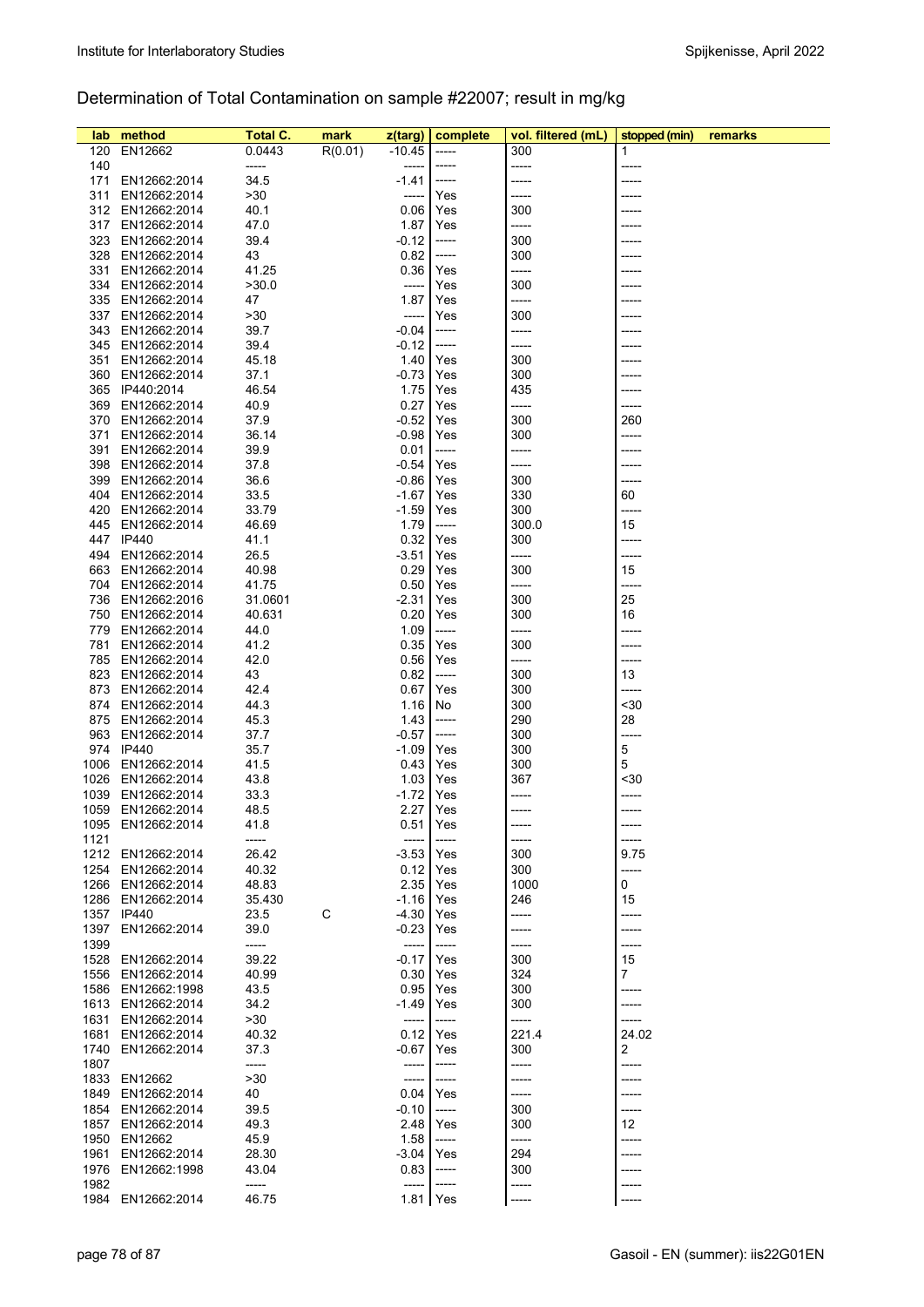## Determination of Total Contamination on sample #22007; result in mg/kg

| lab | method | Total C. | mark | z(targ) | complete | vol. filtered (mL) | stopped (min) | remarks |
|---|---|---|---|---|---|---|---|---|
| 120 | EN12662 | 0.0443 | R(0.01) | -10.45 | ----- | 300 | 1 | |
| 140 | | ----- | | ----- | ----- | ----- | ----- | |
| 171 | EN12662:2014 | 34.5 | | -1.41 | ----- | ----- | ----- | |
| 311 | EN12662:2014 | >30 | | ----- | Yes | ----- | ----- | |
| 312 | EN12662:2014 | 40.1 | | 0.06 | Yes | 300 | ----- | |
| 317 | EN12662:2014 | 47.0 | | 1.87 | Yes | ----- | ----- | |
| 323 | EN12662:2014 | 39.4 | | -0.12 | ----- | 300 | ----- | |
| 328 | EN12662:2014 | 43 | | 0.82 | ----- | 300 | ----- | |
| 331 | EN12662:2014 | 41.25 | | 0.36 | Yes | ----- | ----- | |
| 334 | EN12662:2014 | >30.0 | | ----- | Yes | 300 | ----- | |
| 335 | EN12662:2014 | 47 | | 1.87 | Yes | ----- | ----- | |
| 337 | EN12662:2014 | >30 | | ----- | Yes | 300 | ----- | |
| 343 | EN12662:2014 | 39.7 | | -0.04 | ----- | ----- | ----- | |
| 345 | EN12662:2014 | 39.4 | | -0.12 | ----- | ----- | ----- | |
| 351 | EN12662:2014 | 45.18 | | 1.40 | Yes | 300 | ----- | |
| 360 | EN12662:2014 | 37.1 | | -0.73 | Yes | 300 | ----- | |
| 365 | IP440:2014 | 46.54 | | 1.75 | Yes | 435 | ----- | |
| 369 | EN12662:2014 | 40.9 | | 0.27 | Yes | ----- | ----- | |
| 370 | EN12662:2014 | 37.9 | | -0.52 | Yes | 300 | 260 | |
| 371 | EN12662:2014 | 36.14 | | -0.98 | Yes | 300 | ----- | |
| 391 | EN12662:2014 | 39.9 | | 0.01 | ----- | ----- | ----- | |
| 398 | EN12662:2014 | 37.8 | | -0.54 | Yes | ----- | ----- | |
| 399 | EN12662:2014 | 36.6 | | -0.86 | Yes | 300 | ----- | |
| 404 | EN12662:2014 | 33.5 | | -1.67 | Yes | 330 | 60 | |
| 420 | EN12662:2014 | 33.79 | | -1.59 | Yes | 300 | ----- | |
| 445 | EN12662:2014 | 46.69 | | 1.79 | ----- | 300.0 | 15 | |
| 447 | IP440 | 41.1 | | 0.32 | Yes | 300 | ----- | |
| 494 | EN12662:2014 | 26.5 | | -3.51 | Yes | ----- | ----- | |
| 663 | EN12662:2014 | 40.98 | | 0.29 | Yes | 300 | 15 | |
| 704 | EN12662:2014 | 41.75 | | 0.50 | Yes | ----- | ----- | |
| 736 | EN12662:2016 | 31.0601 | | -2.31 | Yes | 300 | 25 | |
| 750 | EN12662:2014 | 40.631 | | 0.20 | Yes | 300 | 16 | |
| 779 | EN12662:2014 | 44.0 | | 1.09 | ----- | ----- | ----- | |
| 781 | EN12662:2014 | 41.2 | | 0.35 | Yes | 300 | ----- | |
| 785 | EN12662:2014 | 42.0 | | 0.56 | Yes | ----- | ----- | |
| 823 | EN12662:2014 | 43 | | 0.82 | ----- | 300 | 13 | |
| 873 | EN12662:2014 | 42.4 | | 0.67 | Yes | 300 | ----- | |
| 874 | EN12662:2014 | 44.3 | | 1.16 | No | 300 | <30 | |
| 875 | EN12662:2014 | 45.3 | | 1.43 | ----- | 290 | 28 | |
| 963 | EN12662:2014 | 37.7 | | -0.57 | ----- | 300 | ----- | |
| 974 | IP440 | 35.7 | | -1.09 | Yes | 300 | 5 | |
| 1006 | EN12662:2014 | 41.5 | | 0.43 | Yes | 300 | 5 | |
| 1026 | EN12662:2014 | 43.8 | | 1.03 | Yes | 367 | <30 | |
| 1039 | EN12662:2014 | 33.3 | | -1.72 | Yes | ----- | ----- | |
| 1059 | EN12662:2014 | 48.5 | | 2.27 | Yes | ----- | ----- | |
| 1095 | EN12662:2014 | 41.8 | | 0.51 | Yes | ----- | ----- | |
| 1121 | | ----- | | ----- | ----- | ----- | ----- | |
| 1212 | EN12662:2014 | 26.42 | | -3.53 | Yes | 300 | 9.75 | |
| 1254 | EN12662:2014 | 40.32 | | 0.12 | Yes | 300 | ----- | |
| 1266 | EN12662:2014 | 48.83 | | 2.35 | Yes | 1000 | 0 | |
| 1286 | EN12662:2014 | 35.430 | | -1.16 | Yes | 246 | 15 | |
| 1357 | IP440 | 23.5 | C | -4.30 | Yes | ----- | ----- | |
| 1397 | EN12662:2014 | 39.0 | | -0.23 | Yes | ----- | ----- | |
| 1399 | | ----- | | ----- | ----- | ----- | ----- | |
| 1528 | EN12662:2014 | 39.22 | | -0.17 | Yes | 300 | 15 | |
| 1556 | EN12662:2014 | 40.99 | | 0.30 | Yes | 324 | 7 | |
| 1586 | EN12662:1998 | 43.5 | | 0.95 | Yes | 300 | ----- | |
| 1613 | EN12662:2014 | 34.2 | | -1.49 | Yes | 300 | ----- | |
| 1631 | EN12662:2014 | >30 | | ----- | ----- | ----- | ----- | |
| 1681 | EN12662:2014 | 40.32 | | 0.12 | Yes | 221.4 | 24.02 | |
| 1740 | EN12662:2014 | 37.3 | | -0.67 | Yes | 300 | 2 | |
| 1807 | | ----- | | ----- | ----- | ----- | ----- | |
| 1833 | EN12662 | >30 | | ----- | ----- | ----- | ----- | |
| 1849 | EN12662:2014 | 40 | | 0.04 | Yes | ----- | ----- | |
| 1854 | EN12662:2014 | 39.5 | | -0.10 | ----- | 300 | ----- | |
| 1857 | EN12662:2014 | 49.3 | | 2.48 | Yes | 300 | 12 | |
| 1950 | EN12662 | 45.9 | | 1.58 | ----- | ----- | ----- | |
| 1961 | EN12662:2014 | 28.30 | | -3.04 | Yes | 294 | ----- | |
| 1976 | EN12662:1998 | 43.04 | | 0.83 | ----- | 300 | ----- | |
| 1982 | | ----- | | ----- | ----- | ----- | ----- | |
| 1984 | EN12662:2014 | 46.75 | | 1.81 | Yes | ----- | ----- | |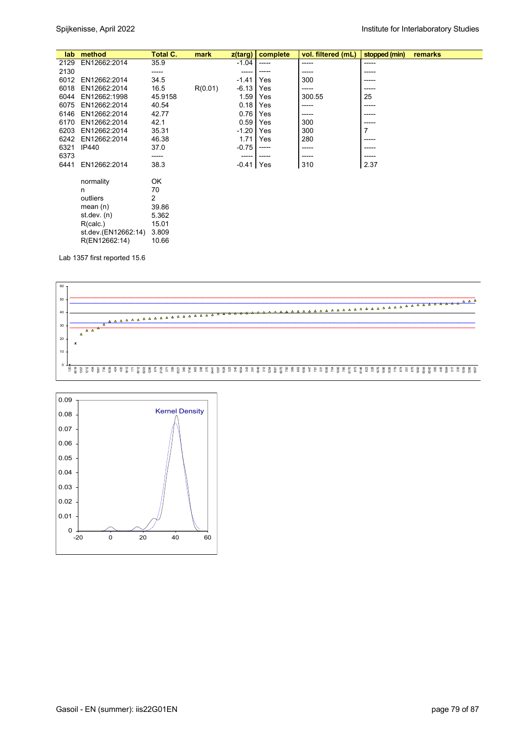| lab | method | Total C. | mark | z(targ) | complete | vol. filtered (mL) | stopped (min) | remarks |
|---|---|---|---|---|---|---|---|---|
| 2129 | EN12662:2014 | 35.9 | | -1.04 | ----- | ----- | ----- | |
| 2130 | | ----- | | ----- | ----- | ----- | ----- | |
| 6012 | EN12662:2014 | 34.5 | | -1.41 | Yes | 300 | ----- | |
| 6018 | EN12662:2014 | 16.5 | R(0.01) | -6.13 | Yes | ----- | ----- | |
| 6044 | EN12662:1998 | 45.9158 | | 1.59 | Yes | 300.55 | 25 | |
| 6075 | EN12662:2014 | 40.54 | | 0.18 | Yes | ----- | ----- | |
| 6146 | EN12662:2014 | 42.77 | | 0.76 | Yes | ----- | ----- | |
| 6170 | EN12662:2014 | 42.1 | | 0.59 | Yes | 300 | ----- | |
| 6203 | EN12662:2014 | 35.31 | | -1.20 | Yes | 300 | 7 | |
| 6242 | EN12662:2014 | 46.38 | | 1.71 | Yes | 280 | ----- | |
| 6321 | IP440 | 37.0 | | -0.75 | ----- | ----- | ----- | |
| 6373 | | ----- | | ----- | ----- | ----- | ----- | |
| 6441 | EN12662:2014 | 38.3 | | -0.41 | Yes | 310 | 2.37 | |

| | |
|---|---|
| normality | OK |
| n | 70 |
| outliers | 2 |
| mean (n) | 39.86 |
| st.dev. (n) | 5.362 |
| R(calc.) | 15.01 |
| st.dev.(EN12662:14) | 3.809 |
| R(EN12662:14) | 10.66 |

Lab 1357 first reported 15.6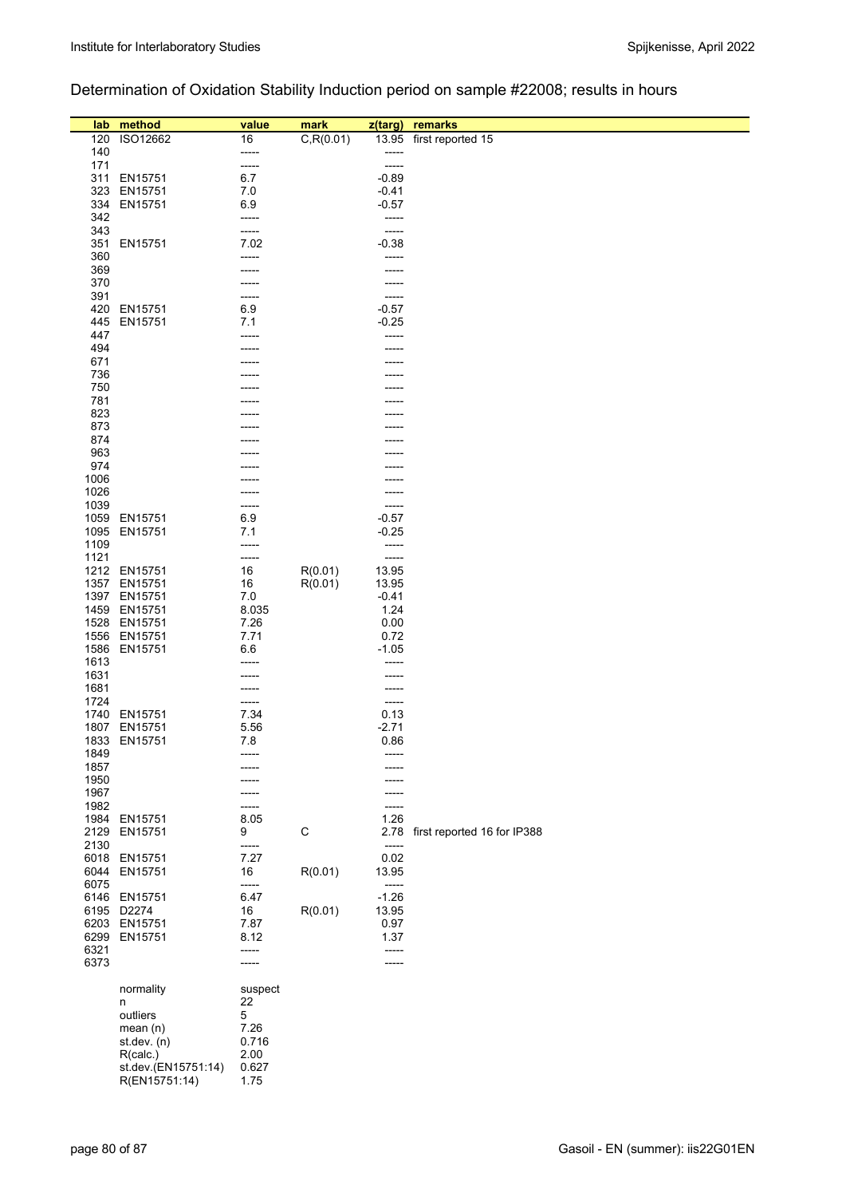## Determination of Oxidation Stability Induction period on sample #22008; results in hours

| lab | method | value | mark | z(targ) | remarks |
|---|---|---|---|---|---|
| 120 | ISO12662 | 16 | C,R(0.01) | 13.95 | first reported 15 |
| 140 | | ----- | | ----- | |
| 171 | | ----- | | ----- | |
| 311 | EN15751 | 6.7 | | -0.89 | |
| 323 | EN15751 | 7.0 | | -0.41 | |
| 334 | EN15751 | 6.9 | | -0.57 | |
| 342 | | ----- | | ----- | |
| 343 | | ----- | | ----- | |
| 351 | EN15751 | 7.02 | | -0.38 | |
| 360 | | ----- | | ----- | |
| 369 | | ----- | | ----- | |
| 370 | | ----- | | ----- | |
| 391 | | ----- | | ----- | |
| 420 | EN15751 | 6.9 | | -0.57 | |
| 445 | EN15751 | 7.1 | | -0.25 | |
| 447 | | ----- | | ----- | |
| 494 | | ----- | | ----- | |
| 671 | | ----- | | ----- | |
| 736 | | ----- | | ----- | |
| 750 | | ----- | | ----- | |
| 781 | | ----- | | ----- | |
| 823 | | ----- | | ----- | |
| 873 | | ----- | | ----- | |
| 874 | | ----- | | ----- | |
| 963 | | ----- | | ----- | |
| 974 | | ----- | | ----- | |
| 1006 | | ----- | | ----- | |
| 1026 | | ----- | | ----- | |
| 1039 | | ----- | | ----- | |
| 1059 | EN15751 | 6.9 | | -0.57 | |
| 1095 | EN15751 | 7.1 | | -0.25 | |
| 1109 | | ----- | | ----- | |
| 1121 | | ----- | | ----- | |
| 1212 | EN15751 | 16 | R(0.01) | 13.95 | |
| 1357 | EN15751 | 16 | R(0.01) | 13.95 | |
| 1397 | EN15751 | 7.0 | | -0.41 | |
| 1459 | EN15751 | 8.035 | | 1.24 | |
| 1528 | EN15751 | 7.26 | | 0.00 | |
| 1556 | EN15751 | 7.71 | | 0.72 | |
| 1586 | EN15751 | 6.6 | | -1.05 | |
| 1613 | | ----- | | ----- | |
| 1631 | | ----- | | ----- | |
| 1681 | | ----- | | ----- | |
| 1724 | | ----- | | ----- | |
| 1740 | EN15751 | 7.34 | | 0.13 | |
| 1807 | EN15751 | 5.56 | | -2.71 | |
| 1833 | EN15751 | 7.8 | | 0.86 | |
| 1849 | | ----- | | ----- | |
| 1857 | | ----- | | ----- | |
| 1950 | | ----- | | ----- | |
| 1967 | | ----- | | ----- | |
| 1982 | | ----- | | ----- | |
| 1984 | EN15751 | 8.05 | | 1.26 | |
| 2129 | EN15751 | 9 | C | 2.78 | first reported 16 for IP388 |
| 2130 | | ----- | | ----- | |
| 6018 | EN15751 | 7.27 | | 0.02 | |
| 6044 | EN15751 | 16 | R(0.01) | 13.95 | |
| 6075 | | ----- | | ----- | |
| 6146 | EN15751 | 6.47 | | -1.26 | |
| 6195 | D2274 | 16 | R(0.01) | 13.95 | |
| 6203 | EN15751 | 7.87 | | 0.97 | |
| 6299 | EN15751 | 8.12 | | 1.37 | |
| 6321 | | ----- | | ----- | |
| 6373 | | ----- | | ----- | |
| | normality | suspect | | | |
| | n | 22 | | | |
| | outliers | 5 | | | |
| | mean (n) | 7.26 | | | |
| | st.dev. (n) | 0.716 | | | |
| | R(calc.) | 2.00 | | | |
| | st.dev.(EN15751:14) | 0.627 | | | |
| | R(EN15751:14) | 1.75 | | | |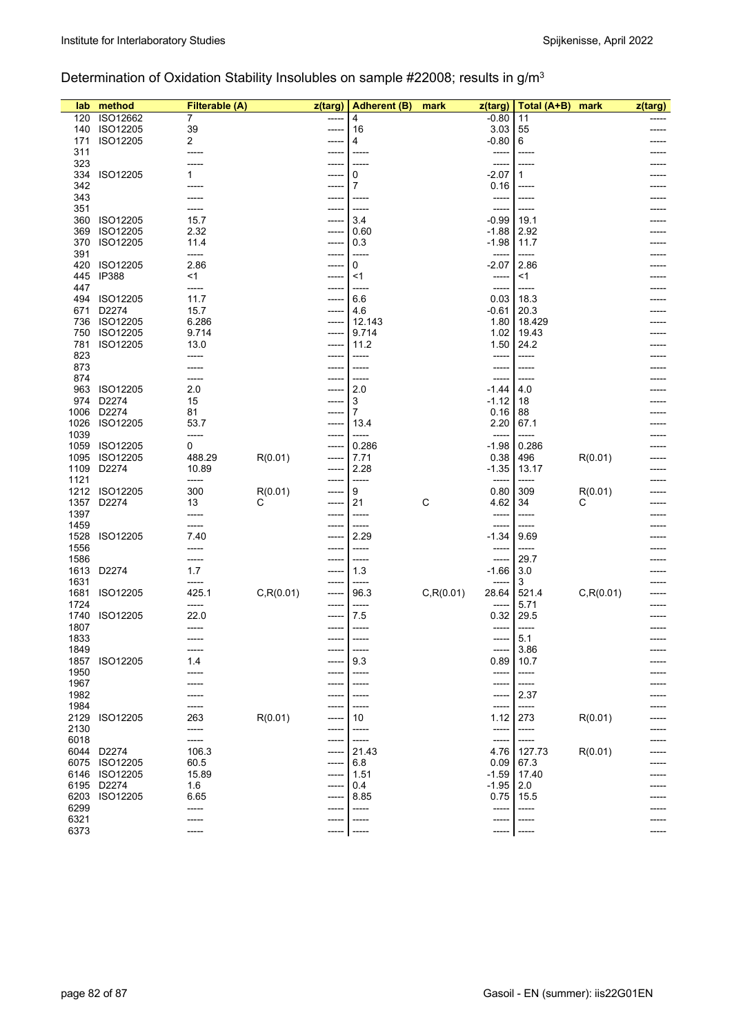## Determination of Oxidation Stability Insolubles on sample #22008; results in g/m$^3$

| lab | method | Filterable (A) | | z(targ) | Adherent (B) | mark | z(targ) | Total (A+B) | mark | z(targ) |
|---|---|---|---|---|---|---|---|---|---|---|
| 120 | ISO12662 | 7 | | ----- | 4 | | -0.80 | 11 | | ----- |
| 140 | ISO12205 | 39 | | ----- | 16 | | 3.03 | 55 | | ----- |
| 171 | ISO12205 | 2 | | ----- | 4 | | -0.80 | 6 | | ----- |
| 311 | | ----- | | ----- | ----- | | ----- | ----- | | ----- |
| 323 | | ----- | | ----- | ----- | | ----- | ----- | | ----- |
| 334 | ISO12205 | 1 | | ----- | 0 | | -2.07 | 1 | | ----- |
| 342 | | ----- | | ----- | 7 | | 0.16 | ----- | | ----- |
| 343 | | ----- | | ----- | ----- | | ----- | ----- | | ----- |
| 351 | | ----- | | ----- | ----- | | ----- | ----- | | ----- |
| 360 | ISO12205 | 15.7 | | ----- | 3.4 | | -0.99 | 19.1 | | ----- |
| 369 | ISO12205 | 2.32 | | ----- | 0.60 | | -1.88 | 2.92 | | ----- |
| 370 | ISO12205 | 11.4 | | ----- | 0.3 | | -1.98 | 11.7 | | ----- |
| 391 | | ----- | | ----- | ----- | | ----- | ----- | | ----- |
| 420 | ISO12205 | 2.86 | | ----- | 0 | | -2.07 | 2.86 | | ----- |
| 445 | IP388 | <1 | | ----- | <1 | | ----- | <1 | | ----- |
| 447 | | ----- | | ----- | ----- | | ----- | ----- | | ----- |
| 494 | ISO12205 | 11.7 | | ----- | 6.6 | | 0.03 | 18.3 | | ----- |
| 671 | D2274 | 15.7 | | ----- | 4.6 | | -0.61 | 20.3 | | ----- |
| 736 | ISO12205 | 6.286 | | ----- | 12.143 | | 1.80 | 18.429 | | ----- |
| 750 | ISO12205 | 9.714 | | ----- | 9.714 | | 1.02 | 19.43 | | ----- |
| 781 | ISO12205 | 13.0 | | ----- | 11.2 | | 1.50 | 24.2 | | ----- |
| 823 | | ----- | | ----- | ----- | | ----- | ----- | | ----- |
| 873 | | ----- | | ----- | ----- | | ----- | ----- | | ----- |
| 874 | | ----- | | ----- | ----- | | ----- | ----- | | ----- |
| 963 | ISO12205 | 2.0 | | ----- | 2.0 | | -1.44 | 4.0 | | ----- |
| 974 | D2274 | 15 | | ----- | 3 | | -1.12 | 18 | | ----- |
| 1006 | D2274 | 81 | | ----- | 7 | | 0.16 | 88 | | ----- |
| 1026 | ISO12205 | 53.7 | | ----- | 13.4 | | 2.20 | 67.1 | | ----- |
| 1039 | | ----- | | ----- | ----- | | ----- | ----- | | ----- |
| 1059 | ISO12205 | 0 | | ----- | 0.286 | | -1.98 | 0.286 | | ----- |
| 1095 | ISO12205 | 488.29 | R(0.01) | ----- | 7.71 | | 0.38 | 496 | R(0.01) | ----- |
| 1109 | D2274 | 10.89 | | ----- | 2.28 | | -1.35 | 13.17 | | ----- |
| 1121 | | ----- | | ----- | ----- | | ----- | ----- | | ----- |
| 1212 | ISO12205 | 300 | R(0.01) | ----- | 9 | | 0.80 | 309 | R(0.01) | ----- |
| 1357 | D2274 | 13 | C | ----- | 21 | C | 4.62 | 34 | C | ----- |
| 1397 | | ----- | | ----- | ----- | | ----- | ----- | | ----- |
| 1459 | | ----- | | ----- | ----- | | ----- | ----- | | ----- |
| 1528 | ISO12205 | 7.40 | | ----- | 2.29 | | -1.34 | 9.69 | | ----- |
| 1556 | | ----- | | ----- | ----- | | ----- | ----- | | ----- |
| 1586 | | ----- | | ----- | ----- | | ----- | 29.7 | | ----- |
| 1613 | D2274 | 1.7 | | ----- | 1.3 | | -1.66 | 3.0 | | ----- |
| 1631 | | ----- | | ----- | ----- | | ----- | 3 | | ----- |
| 1681 | ISO12205 | 425.1 | C,R(0.01) | ----- | 96.3 | C,R(0.01) | 28.64 | 521.4 | C,R(0.01) | ----- |
| 1724 | | ----- | | ----- | ----- | | ----- | 5.71 | | ----- |
| 1740 | ISO12205 | 22.0 | | ----- | 7.5 | | 0.32 | 29.5 | | ----- |
| 1807 | | ----- | | ----- | ----- | | ----- | ----- | | ----- |
| 1833 | | ----- | | ----- | ----- | | ----- | 5.1 | | ----- |
| 1849 | | ----- | | ----- | ----- | | ----- | 3.86 | | ----- |
| 1857 | ISO12205 | 1.4 | | ----- | 9.3 | | 0.89 | 10.7 | | ----- |
| 1950 | | ----- | | ----- | ----- | | ----- | ----- | | ----- |
| 1967 | | ----- | | ----- | ----- | | ----- | ----- | | ----- |
| 1982 | | ----- | | ----- | ----- | | ----- | 2.37 | | ----- |
| 1984 | | ----- | | ----- | ----- | | ----- | ----- | | ----- |
| 2129 | ISO12205 | 263 | R(0.01) | ----- | 10 | | 1.12 | 273 | R(0.01) | ----- |
| 2130 | | ----- | | ----- | ----- | | ----- | ----- | | ----- |
| 6018 | | ----- | | ----- | ----- | | ----- | ----- | | ----- |
| 6044 | D2274 | 106.3 | | ----- | 21.43 | | 4.76 | 127.73 | R(0.01) | ----- |
| 6075 | ISO12205 | 60.5 | | ----- | 6.8 | | 0.09 | 67.3 | | ----- |
| 6146 | ISO12205 | 15.89 | | ----- | 1.51 | | -1.59 | 17.40 | | ----- |
| 6195 | D2274 | 1.6 | | ----- | 0.4 | | -1.95 | 2.0 | | ----- |
| 6203 | ISO12205 | 6.65 | | ----- | 8.85 | | 0.75 | 15.5 | | ----- |
| 6299 | | ----- | | ----- | ----- | | ----- | ----- | | ----- |
| 6321 | | ----- | | ----- | ----- | | ----- | ----- | | ----- |
| 6373 | | ----- | | ----- | ----- | | ----- | ----- | | ----- |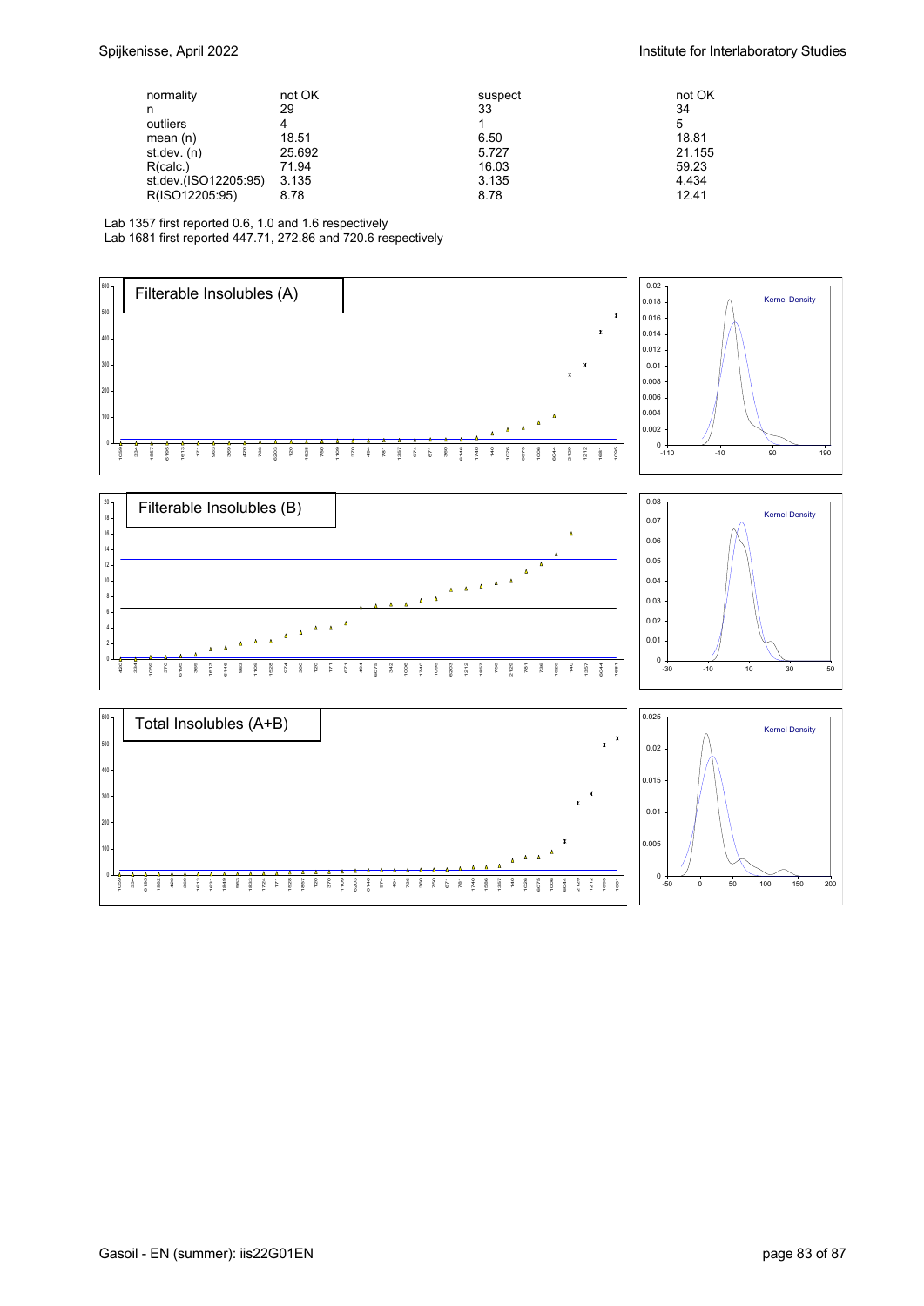| | | | |
|---|---|---|---|
| normality | not OK | suspect | not OK |
| n | 29 | 33 | 34 |
| outliers | 4 | 1 | 5 |
| mean (n) | 18.51 | 6.50 | 18.81 |
| st.dev. (n) | 25.692 | 5.727 | 21.155 |
| R(calc.) | 71.94 | 16.03 | 59.23 |
| st.dev.(ISO12205:95) | 3.135 | 3.135 | 4.434 |
| R(ISO12205:95) | 8.78 | 8.78 | 12.41 |

Lab 1357 first reported 0.6, 1.0 and 1.6 respectively
Lab 1681 first reported 447.71, 272.86 and 720.6 respectively

Filterable Insolubles (A)

Filterable Insolubles (B)

Total Insolubles (A+B)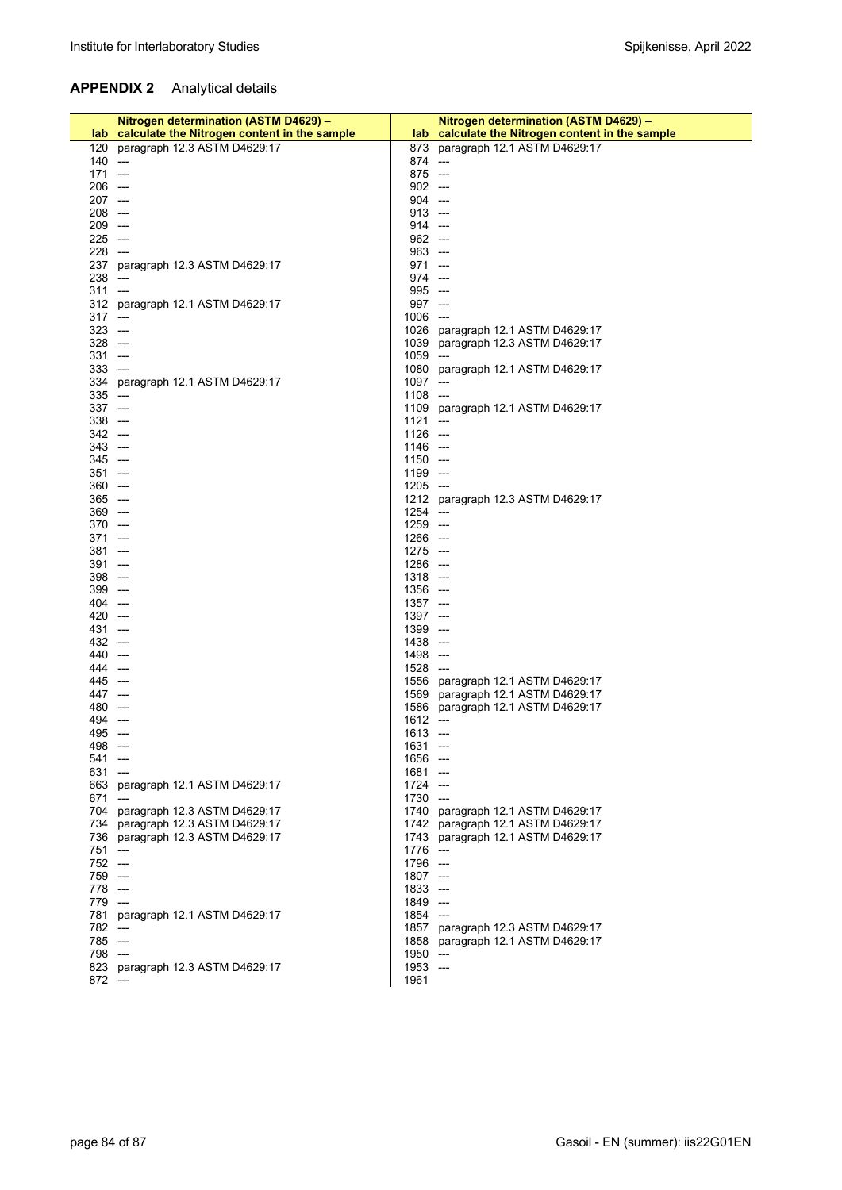## **APPENDIX 2** Analytical details

| lab | Nitrogen determination (ASTM D4629) – calculate the Nitrogen content in the sample |
|---|---|
| 120 | paragraph 12.3 ASTM D4629:17 |
| 140 | --- |
| 171 | --- |
| 206 | --- |
| 207 | --- |
| 208 | --- |
| 209 | --- |
| 225 | --- |
| 228 | --- |
| 237 | paragraph 12.3 ASTM D4629:17 |
| 238 | --- |
| 311 | --- |
| 312 | paragraph 12.1 ASTM D4629:17 |
| 317 | --- |
| 323 | --- |
| 328 | --- |
| 331 | --- |
| 333 | --- |
| 334 | paragraph 12.1 ASTM D4629:17 |
| 335 | --- |
| 337 | --- |
| 338 | --- |
| 342 | --- |
| 343 | --- |
| 345 | --- |
| 351 | --- |
| 360 | --- |
| 365 | --- |
| 369 | --- |
| 370 | --- |
| 371 | --- |
| 381 | --- |
| 391 | --- |
| 398 | --- |
| 399 | --- |
| 404 | --- |
| 420 | --- |
| 431 | --- |
| 432 | --- |
| 440 | --- |
| 444 | --- |
| 445 | --- |
| 447 | --- |
| 480 | --- |
| 494 | --- |
| 495 | --- |
| 498 | --- |
| 541 | --- |
| 631 | --- |
| 663 | paragraph 12.1 ASTM D4629:17 |
| 671 | --- |
| 704 | paragraph 12.3 ASTM D4629:17 |
| 734 | paragraph 12.3 ASTM D4629:17 |
| 736 | paragraph 12.3 ASTM D4629:17 |
| 751 | --- |
| 752 | --- |
| 759 | --- |
| 778 | --- |
| 779 | --- |
| 781 | paragraph 12.1 ASTM D4629:17 |
| 782 | --- |
| 785 | --- |
| 798 | --- |
| 823 | paragraph 12.3 ASTM D4629:17 |
| 872 | --- |
| 873 | paragraph 12.1 ASTM D4629:17 |
| 874 | --- |
| 875 | --- |
| 902 | --- |
| 904 | --- |
| 913 | --- |
| 914 | --- |
| 962 | --- |
| 963 | --- |
| 971 | --- |
| 974 | --- |
| 995 | --- |
| 997 | --- |
| 1006 | --- |
| 1026 | paragraph 12.1 ASTM D4629:17 |
| 1039 | paragraph 12.3 ASTM D4629:17 |
| 1059 | --- |
| 1080 | paragraph 12.1 ASTM D4629:17 |
| 1097 | --- |
| 1108 | --- |
| 1109 | paragraph 12.1 ASTM D4629:17 |
| 1121 | --- |
| 1126 | --- |
| 1146 | --- |
| 1150 | --- |
| 1199 | --- |
| 1205 | --- |
| 1212 | paragraph 12.3 ASTM D4629:17 |
| 1254 | --- |
| 1259 | --- |
| 1266 | --- |
| 1275 | --- |
| 1286 | --- |
| 1318 | --- |
| 1356 | --- |
| 1357 | --- |
| 1397 | --- |
| 1399 | --- |
| 1438 | --- |
| 1498 | --- |
| 1528 | --- |
| 1556 | paragraph 12.1 ASTM D4629:17 |
| 1569 | paragraph 12.1 ASTM D4629:17 |
| 1586 | paragraph 12.1 ASTM D4629:17 |
| 1612 | --- |
| 1613 | --- |
| 1631 | --- |
| 1656 | --- |
| 1681 | --- |
| 1724 | --- |
| 1730 | --- |
| 1740 | paragraph 12.1 ASTM D4629:17 |
| 1742 | paragraph 12.1 ASTM D4629:17 |
| 1743 | paragraph 12.1 ASTM D4629:17 |
| 1776 | --- |
| 1796 | --- |
| 1807 | --- |
| 1833 | --- |
| 1849 | --- |
| 1854 | --- |
| 1857 | paragraph 12.3 ASTM D4629:17 |
| 1858 | paragraph 12.1 ASTM D4629:17 |
| 1950 | --- |
| 1953 | --- |
| 1961 | |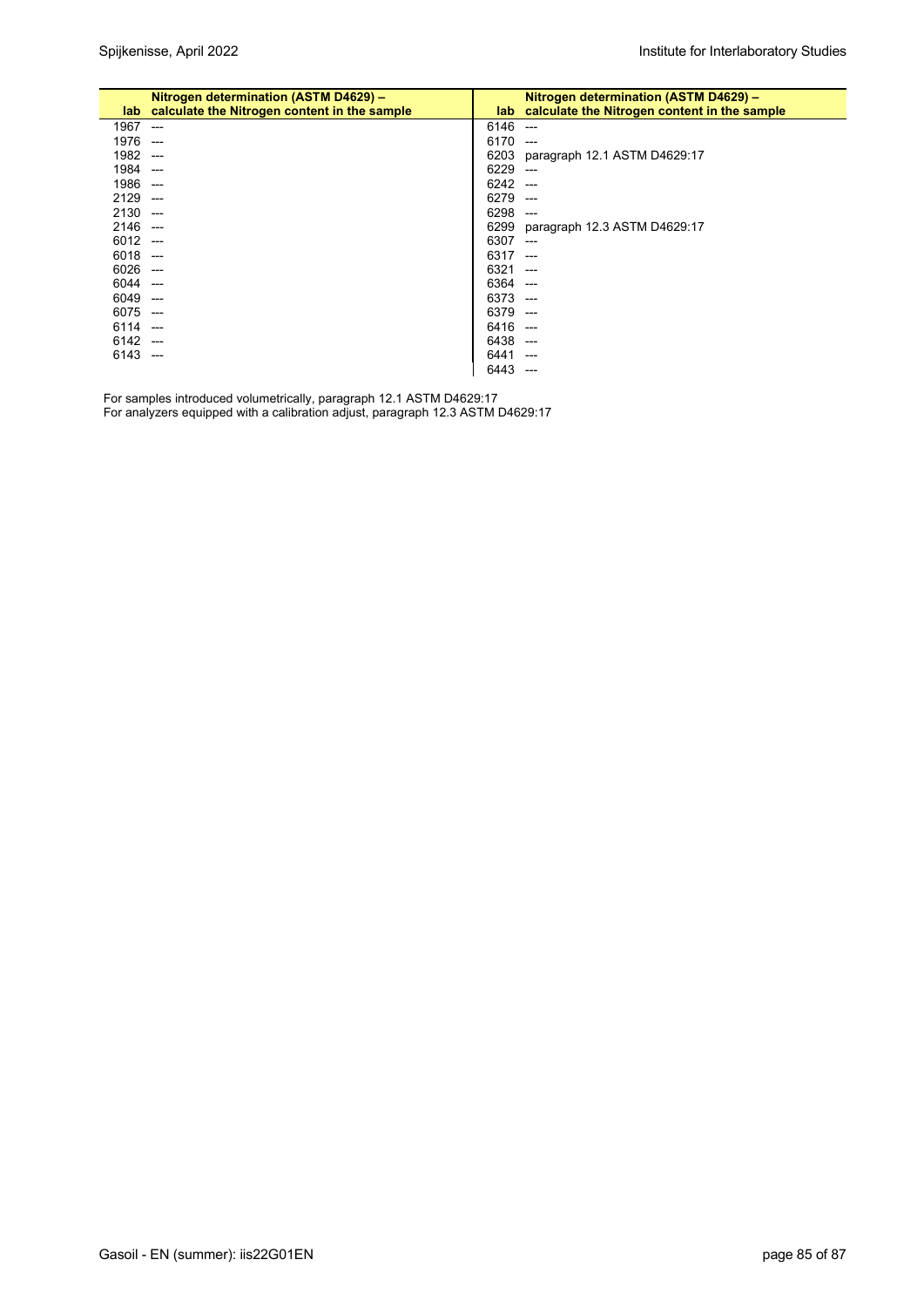| lab | Nitrogen determination (ASTM D4629) – calculate the Nitrogen content in the sample |
|---|---|
| 1967 | --- |
| 1976 | --- |
| 1982 | --- |
| 1984 | --- |
| 1986 | --- |
| 2129 | --- |
| 2130 | --- |
| 2146 | --- |
| 6012 | --- |
| 6018 | --- |
| 6026 | --- |
| 6044 | --- |
| 6049 | --- |
| 6075 | --- |
| 6114 | --- |
| 6142 | --- |
| 6143 | --- |
| 6146 | --- |
| 6170 | --- |
| 6203 | paragraph 12.1 ASTM D4629:17 |
| 6229 | --- |
| 6242 | --- |
| 6279 | --- |
| 6298 | --- |
| 6299 | paragraph 12.3 ASTM D4629:17 |
| 6307 | --- |
| 6317 | --- |
| 6321 | --- |
| 6364 | --- |
| 6373 | --- |
| 6379 | --- |
| 6416 | --- |
| 6438 | --- |
| 6441 | --- |
| 6443 | --- |

For samples introduced volumetrically, paragraph 12.1 ASTM D4629:17
For analyzers equipped with a calibration adjust, paragraph 12.3 ASTM D4629:17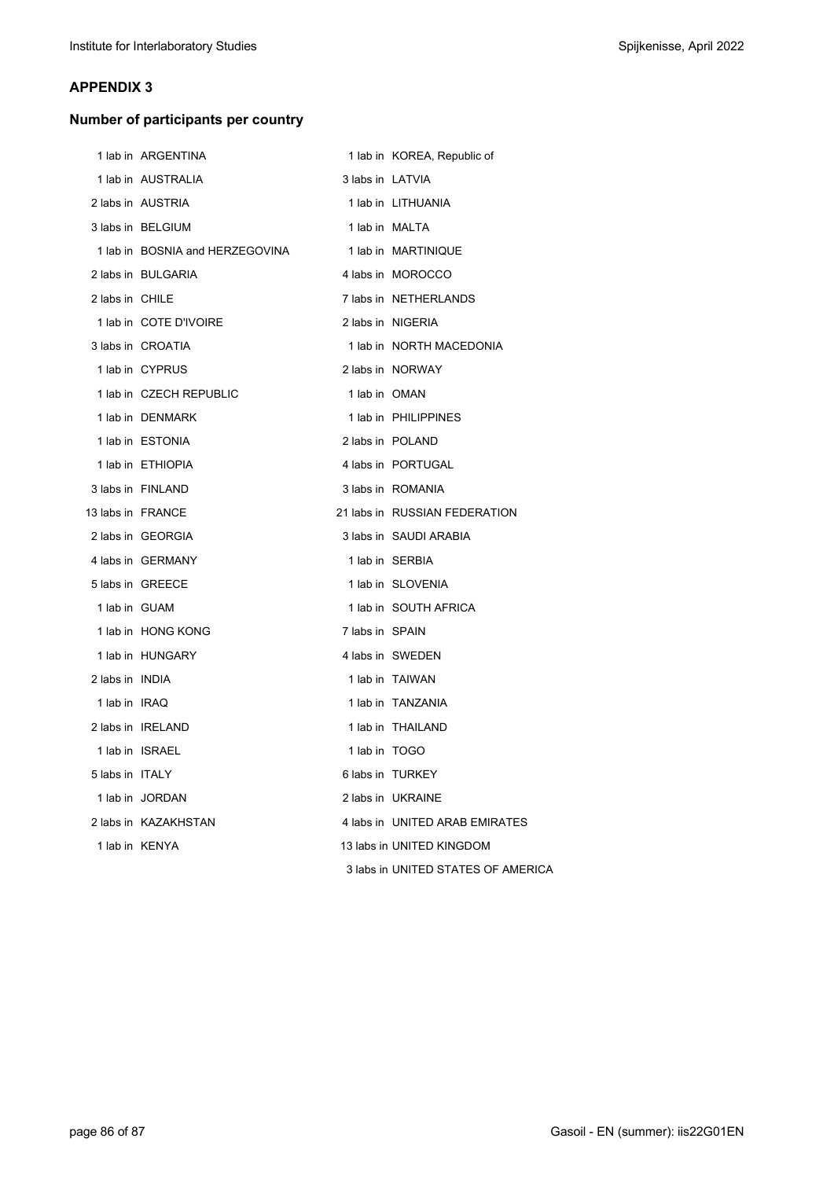## APPENDIX 3

### Number of participants per country

1 lab in ARGENTINA
1 lab in AUSTRALIA
2 labs in AUSTRIA
3 labs in BELGIUM
1 lab in BOSNIA and HERZEGOVINA
2 labs in BULGARIA
2 labs in CHILE
1 lab in COTE D'IVOIRE
3 labs in CROATIA
1 lab in CYPRUS
1 lab in CZECH REPUBLIC
1 lab in DENMARK
1 lab in ESTONIA
1 lab in ETHIOPIA
3 labs in FINLAND
13 labs in FRANCE
2 labs in GEORGIA
4 labs in GERMANY
5 labs in GREECE
1 lab in GUAM
1 lab in HONG KONG
1 lab in HUNGARY
2 labs in INDIA
1 lab in IRAQ
2 labs in IRELAND
1 lab in ISRAEL
5 labs in ITALY
1 lab in JORDAN
2 labs in KAZAKHSTAN
1 lab in KENYA
1 lab in KOREA, Republic of
3 labs in LATVIA
1 lab in LITHUANIA
1 lab in MALTA
1 lab in MARTINIQUE
4 labs in MOROCCO
7 labs in NETHERLANDS
2 labs in NIGERIA
1 lab in NORTH MACEDONIA
2 labs in NORWAY
1 lab in OMAN
1 lab in PHILIPPINES
2 labs in POLAND
4 labs in PORTUGAL
3 labs in ROMANIA
21 labs in RUSSIAN FEDERATION
3 labs in SAUDI ARABIA
1 lab in SERBIA
1 lab in SLOVENIA
1 lab in SOUTH AFRICA
7 labs in SPAIN
4 labs in SWEDEN
1 lab in TAIWAN
1 lab in TANZANIA
1 lab in THAILAND
1 lab in TOGO
6 labs in TURKEY
2 labs in UKRAINE
4 labs in UNITED ARAB EMIRATES
13 labs in UNITED KINGDOM
3 labs in UNITED STATES OF AMERICA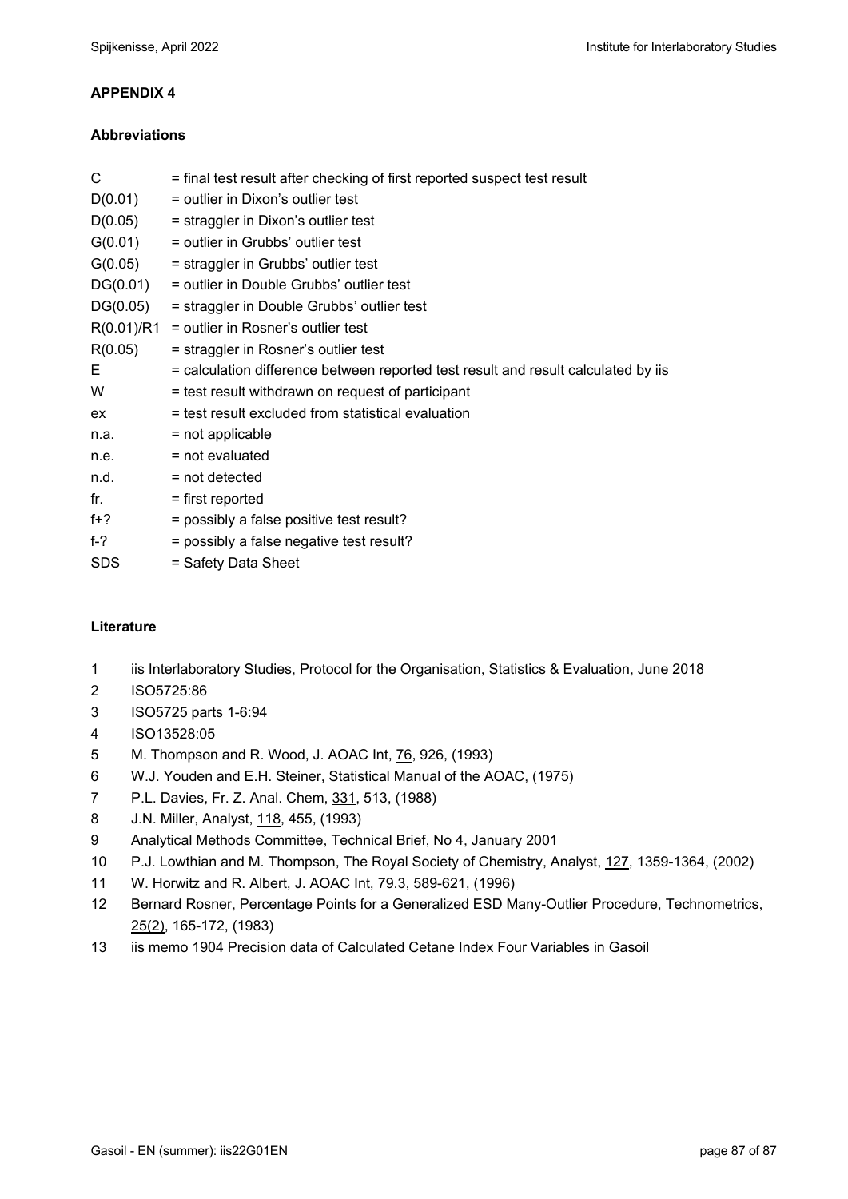**APPENDIX 4**

**Abbreviations**

| | |
|---|---|
| C | = final test result after checking of first reported suspect test result |
| D(0.01) | = outlier in Dixon's outlier test |
| D(0.05) | = straggler in Dixon's outlier test |
| G(0.01) | = outlier in Grubbs' outlier test |
| G(0.05) | = straggler in Grubbs' outlier test |
| DG(0.01) | = outlier in Double Grubbs' outlier test |
| DG(0.05) | = straggler in Double Grubbs' outlier test |
| R(0.01)/R1 | = outlier in Rosner's outlier test |
| R(0.05) | = straggler in Rosner's outlier test |
| E | = calculation difference between reported test result and result calculated by iis |
| W | = test result withdrawn on request of participant |
| ex | = test result excluded from statistical evaluation |
| n.a. | = not applicable |
| n.e. | = not evaluated |
| n.d. | = not detected |
| fr. | = first reported |
| f+? | = possibly a false positive test result? |
| f-? | = possibly a false negative test result? |
| SDS | = Safety Data Sheet |

**Literature**

1. iis Interlaboratory Studies, Protocol for the Organisation, Statistics & Evaluation, June 2018
2. ISO5725:86
3. ISO5725 parts 1-6:94
4. ISO13528:05
5. M. Thompson and R. Wood, J. AOAC Int, 76, 926, (1993)
6. W.J. Youden and E.H. Steiner, Statistical Manual of the AOAC, (1975)
7. P.L. Davies, Fr. Z. Anal. Chem, 331, 513, (1988)
8. J.N. Miller, Analyst, 118, 455, (1993)
9. Analytical Methods Committee, Technical Brief, No 4, January 2001
10. P.J. Lowthian and M. Thompson, The Royal Society of Chemistry, Analyst, 127, 1359-1364, (2002)
11. W. Horwitz and R. Albert, J. AOAC Int, 79.3, 589-621, (1996)
12. Bernard Rosner, Percentage Points for a Generalized ESD Many-Outlier Procedure, Technometrics, 25(2), 165-172, (1983)
13. iis memo 1904 Precision data of Calculated Cetane Index Four Variables in Gasoil